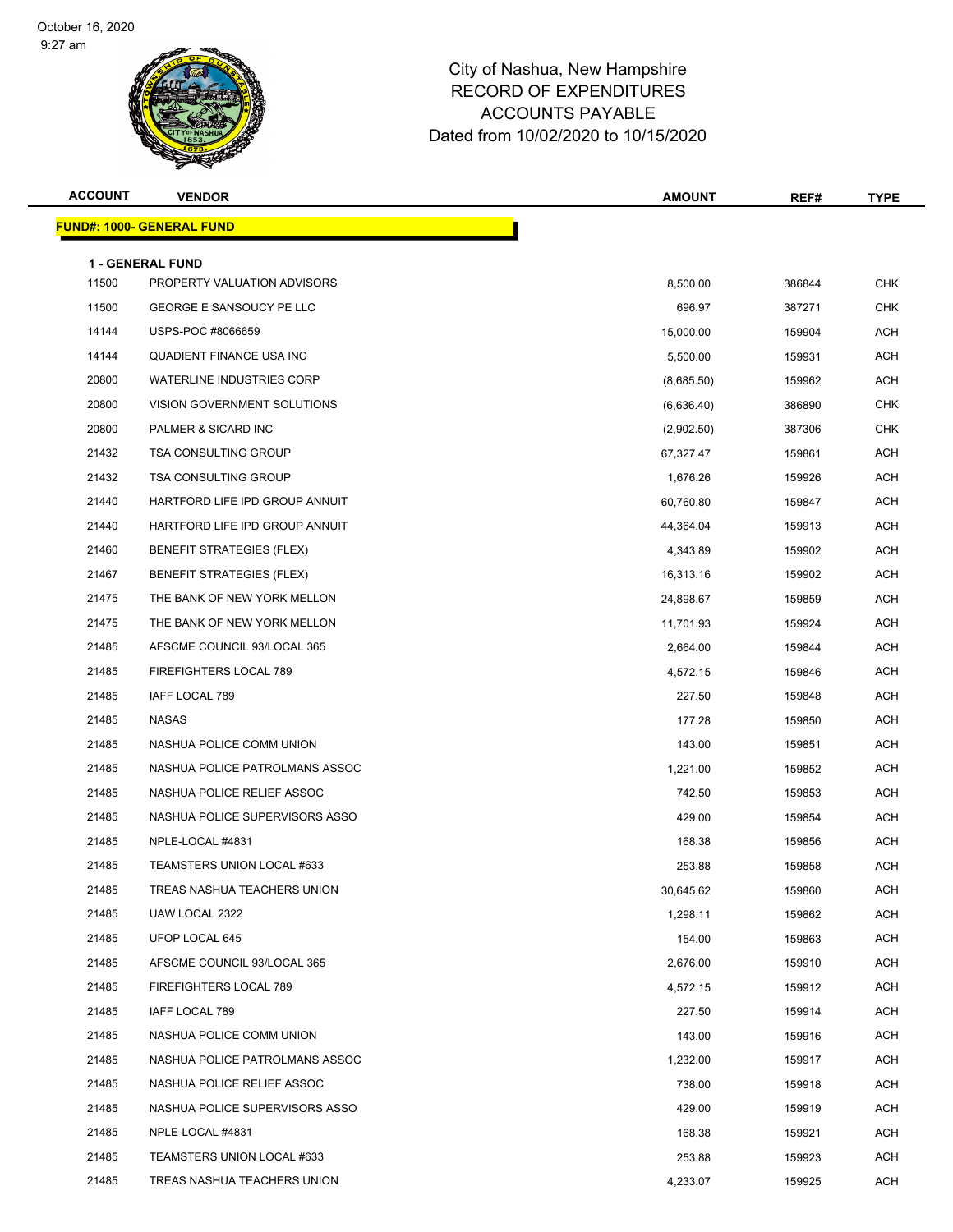October 16, 2020
9:27 am

# City of Nashua, New Hampshire
## RECORD OF EXPENDITURES
## ACCOUNTS PAYABLE
## Dated from 10/02/2020 to 10/15/2020

| ACCOUNT | VENDOR | AMOUNT | REF# | TYPE |
|---|---|---|---|---|
| **FUND#: 1000- GENERAL FUND** | | | | |
| **1 - GENERAL FUND** | | | | |
| 11500 | PROPERTY VALUATION ADVISORS | 8,500.00 | 386844 | CHK |
| 11500 | GEORGE E SANSOUCY PE LLC | 696.97 | 387271 | CHK |
| 14144 | USPS-POC #8066659 | 15,000.00 | 159904 | ACH |
| 14144 | QUADIENT FINANCE USA INC | 5,500.00 | 159931 | ACH |
| 20800 | WATERLINE INDUSTRIES CORP | (8,685.50) | 159962 | ACH |
| 20800 | VISION GOVERNMENT SOLUTIONS | (6,636.40) | 386890 | CHK |
| 20800 | PALMER & SICARD INC | (2,902.50) | 387306 | CHK |
| 21432 | TSA CONSULTING GROUP | 67,327.47 | 159861 | ACH |
| 21432 | TSA CONSULTING GROUP | 1,676.26 | 159926 | ACH |
| 21440 | HARTFORD LIFE IPD GROUP ANNUIT | 60,760.80 | 159847 | ACH |
| 21440 | HARTFORD LIFE IPD GROUP ANNUIT | 44,364.04 | 159913 | ACH |
| 21460 | BENEFIT STRATEGIES (FLEX) | 4,343.89 | 159902 | ACH |
| 21467 | BENEFIT STRATEGIES (FLEX) | 16,313.16 | 159902 | ACH |
| 21475 | THE BANK OF NEW YORK MELLON | 24,898.67 | 159859 | ACH |
| 21475 | THE BANK OF NEW YORK MELLON | 11,701.93 | 159924 | ACH |
| 21485 | AFSCME COUNCIL 93/LOCAL 365 | 2,664.00 | 159844 | ACH |
| 21485 | FIREFIGHTERS LOCAL 789 | 4,572.15 | 159846 | ACH |
| 21485 | IAFF LOCAL 789 | 227.50 | 159848 | ACH |
| 21485 | NASAS | 177.28 | 159850 | ACH |
| 21485 | NASHUA POLICE COMM UNION | 143.00 | 159851 | ACH |
| 21485 | NASHUA POLICE PATROLMANS ASSOC | 1,221.00 | 159852 | ACH |
| 21485 | NASHUA POLICE RELIEF ASSOC | 742.50 | 159853 | ACH |
| 21485 | NASHUA POLICE SUPERVISORS ASSO | 429.00 | 159854 | ACH |
| 21485 | NPLE-LOCAL #4831 | 168.38 | 159856 | ACH |
| 21485 | TEAMSTERS UNION LOCAL #633 | 253.88 | 159858 | ACH |
| 21485 | TREAS NASHUA TEACHERS UNION | 30,645.62 | 159860 | ACH |
| 21485 | UAW LOCAL 2322 | 1,298.11 | 159862 | ACH |
| 21485 | UFOP LOCAL 645 | 154.00 | 159863 | ACH |
| 21485 | AFSCME COUNCIL 93/LOCAL 365 | 2,676.00 | 159910 | ACH |
| 21485 | FIREFIGHTERS LOCAL 789 | 4,572.15 | 159912 | ACH |
| 21485 | IAFF LOCAL 789 | 227.50 | 159914 | ACH |
| 21485 | NASHUA POLICE COMM UNION | 143.00 | 159916 | ACH |
| 21485 | NASHUA POLICE PATROLMANS ASSOC | 1,232.00 | 159917 | ACH |
| 21485 | NASHUA POLICE RELIEF ASSOC | 738.00 | 159918 | ACH |
| 21485 | NASHUA POLICE SUPERVISORS ASSO | 429.00 | 159919 | ACH |
| 21485 | NPLE-LOCAL #4831 | 168.38 | 159921 | ACH |
| 21485 | TEAMSTERS UNION LOCAL #633 | 253.88 | 159923 | ACH |
| 21485 | TREAS NASHUA TEACHERS UNION | 4,233.07 | 159925 | ACH |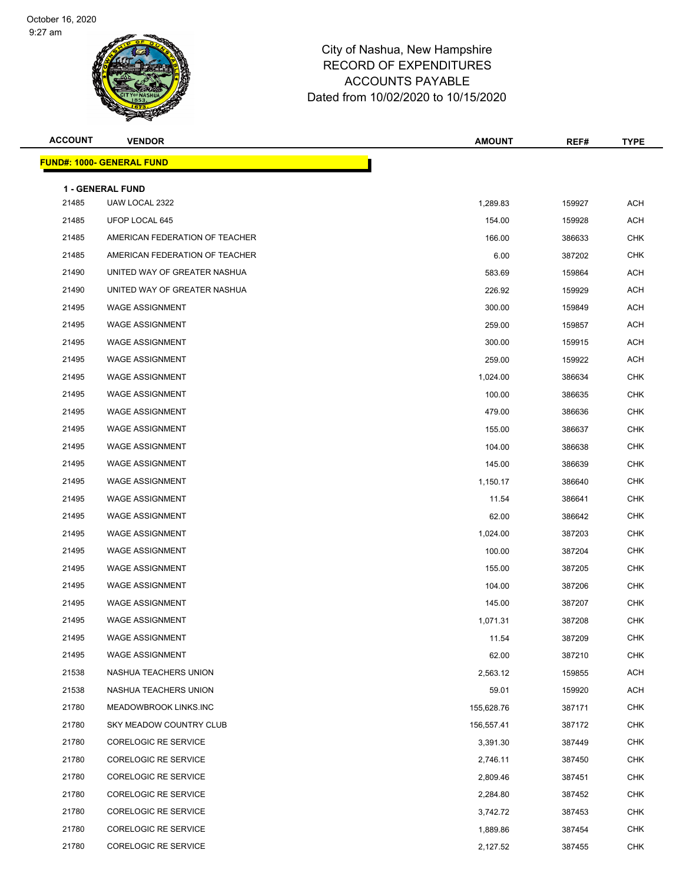October 16, 2020
9:27 am

# City of Nashua, New Hampshire
## RECORD OF EXPENDITURES
## ACCOUNTS PAYABLE
## Dated from 10/02/2020 to 10/15/2020

**FUND#: 1000- GENERAL FUND**

**1 - GENERAL FUND**

| ACCOUNT | VENDOR | AMOUNT | REF# | TYPE |
|---|---|---|---|---|
| 21485 | UAW LOCAL 2322 | 1,289.83 | 159927 | ACH |
| 21485 | UFOP LOCAL 645 | 154.00 | 159928 | ACH |
| 21485 | AMERICAN FEDERATION OF TEACHER | 166.00 | 386633 | CHK |
| 21485 | AMERICAN FEDERATION OF TEACHER | 6.00 | 387202 | CHK |
| 21490 | UNITED WAY OF GREATER NASHUA | 583.69 | 159864 | ACH |
| 21490 | UNITED WAY OF GREATER NASHUA | 226.92 | 159929 | ACH |
| 21495 | WAGE ASSIGNMENT | 300.00 | 159849 | ACH |
| 21495 | WAGE ASSIGNMENT | 259.00 | 159857 | ACH |
| 21495 | WAGE ASSIGNMENT | 300.00 | 159915 | ACH |
| 21495 | WAGE ASSIGNMENT | 259.00 | 159922 | ACH |
| 21495 | WAGE ASSIGNMENT | 1,024.00 | 386634 | CHK |
| 21495 | WAGE ASSIGNMENT | 100.00 | 386635 | CHK |
| 21495 | WAGE ASSIGNMENT | 479.00 | 386636 | CHK |
| 21495 | WAGE ASSIGNMENT | 155.00 | 386637 | CHK |
| 21495 | WAGE ASSIGNMENT | 104.00 | 386638 | CHK |
| 21495 | WAGE ASSIGNMENT | 145.00 | 386639 | CHK |
| 21495 | WAGE ASSIGNMENT | 1,150.17 | 386640 | CHK |
| 21495 | WAGE ASSIGNMENT | 11.54 | 386641 | CHK |
| 21495 | WAGE ASSIGNMENT | 62.00 | 386642 | CHK |
| 21495 | WAGE ASSIGNMENT | 1,024.00 | 387203 | CHK |
| 21495 | WAGE ASSIGNMENT | 100.00 | 387204 | CHK |
| 21495 | WAGE ASSIGNMENT | 155.00 | 387205 | CHK |
| 21495 | WAGE ASSIGNMENT | 104.00 | 387206 | CHK |
| 21495 | WAGE ASSIGNMENT | 145.00 | 387207 | CHK |
| 21495 | WAGE ASSIGNMENT | 1,071.31 | 387208 | CHK |
| 21495 | WAGE ASSIGNMENT | 11.54 | 387209 | CHK |
| 21495 | WAGE ASSIGNMENT | 62.00 | 387210 | CHK |
| 21538 | NASHUA TEACHERS UNION | 2,563.12 | 159855 | ACH |
| 21538 | NASHUA TEACHERS UNION | 59.01 | 159920 | ACH |
| 21780 | MEADOWBROOK LINKS.INC | 155,628.76 | 387171 | CHK |
| 21780 | SKY MEADOW COUNTRY CLUB | 156,557.41 | 387172 | CHK |
| 21780 | CORELOGIC RE SERVICE | 3,391.30 | 387449 | CHK |
| 21780 | CORELOGIC RE SERVICE | 2,746.11 | 387450 | CHK |
| 21780 | CORELOGIC RE SERVICE | 2,809.46 | 387451 | CHK |
| 21780 | CORELOGIC RE SERVICE | 2,284.80 | 387452 | CHK |
| 21780 | CORELOGIC RE SERVICE | 3,742.72 | 387453 | CHK |
| 21780 | CORELOGIC RE SERVICE | 1,889.86 | 387454 | CHK |
| 21780 | CORELOGIC RE SERVICE | 2,127.52 | 387455 | CHK |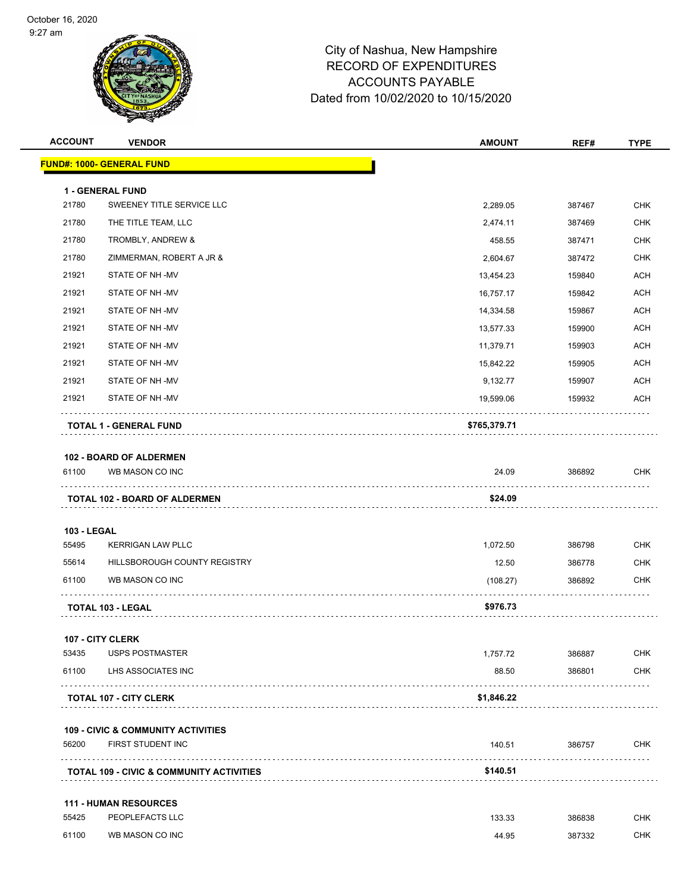City of Nashua, New Hampshire
RECORD OF EXPENDITURES
ACCOUNTS PAYABLE
Dated from 10/02/2020 to 10/15/2020

| ACCOUNT | VENDOR | AMOUNT | REF# | TYPE |
|---|---|---|---|---|
| **FUND#: 1000- GENERAL FUND** | | | | |
| **1 - GENERAL FUND** | | | | |
| 21780 | SWEENEY TITLE SERVICE LLC | 2,289.05 | 387467 | CHK |
| 21780 | THE TITLE TEAM, LLC | 2,474.11 | 387469 | CHK |
| 21780 | TROMBLY, ANDREW & | 458.55 | 387471 | CHK |
| 21780 | ZIMMERMAN, ROBERT A JR & | 2,604.67 | 387472 | CHK |
| 21921 | STATE OF NH -MV | 13,454.23 | 159840 | ACH |
| 21921 | STATE OF NH -MV | 16,757.17 | 159842 | ACH |
| 21921 | STATE OF NH -MV | 14,334.58 | 159867 | ACH |
| 21921 | STATE OF NH -MV | 13,577.33 | 159900 | ACH |
| 21921 | STATE OF NH -MV | 11,379.71 | 159903 | ACH |
| 21921 | STATE OF NH -MV | 15,842.22 | 159905 | ACH |
| 21921 | STATE OF NH -MV | 9,132.77 | 159907 | ACH |
| 21921 | STATE OF NH -MV | 19,599.06 | 159932 | ACH |
| **TOTAL 1 - GENERAL FUND** | | **$765,379.71** | | |
| **102 - BOARD OF ALDERMEN** | | | | |
| 61100 | WB MASON CO INC | 24.09 | 386892 | CHK |
| **TOTAL 102 - BOARD OF ALDERMEN** | | **$24.09** | | |
| **103 - LEGAL** | | | | |
| 55495 | KERRIGAN LAW PLLC | 1,072.50 | 386798 | CHK |
| 55614 | HILLSBOROUGH COUNTY REGISTRY | 12.50 | 386778 | CHK |
| 61100 | WB MASON CO INC | (108.27) | 386892 | CHK |
| **TOTAL 103 - LEGAL** | | **$976.73** | | |
| **107 - CITY CLERK** | | | | |
| 53435 | USPS POSTMASTER | 1,757.72 | 386887 | CHK |
| 61100 | LHS ASSOCIATES INC | 88.50 | 386801 | CHK |
| **TOTAL 107 - CITY CLERK** | | **$1,846.22** | | |
| **109 - CIVIC & COMMUNITY ACTIVITIES** | | | | |
| 56200 | FIRST STUDENT INC | 140.51 | 386757 | CHK |
| **TOTAL 109 - CIVIC & COMMUNITY ACTIVITIES** | | **$140.51** | | |
| **111 - HUMAN RESOURCES** | | | | |
| 55425 | PEOPLEFACTS LLC | 133.33 | 386838 | CHK |
| 61100 | WB MASON CO INC | 44.95 | 387332 | CHK |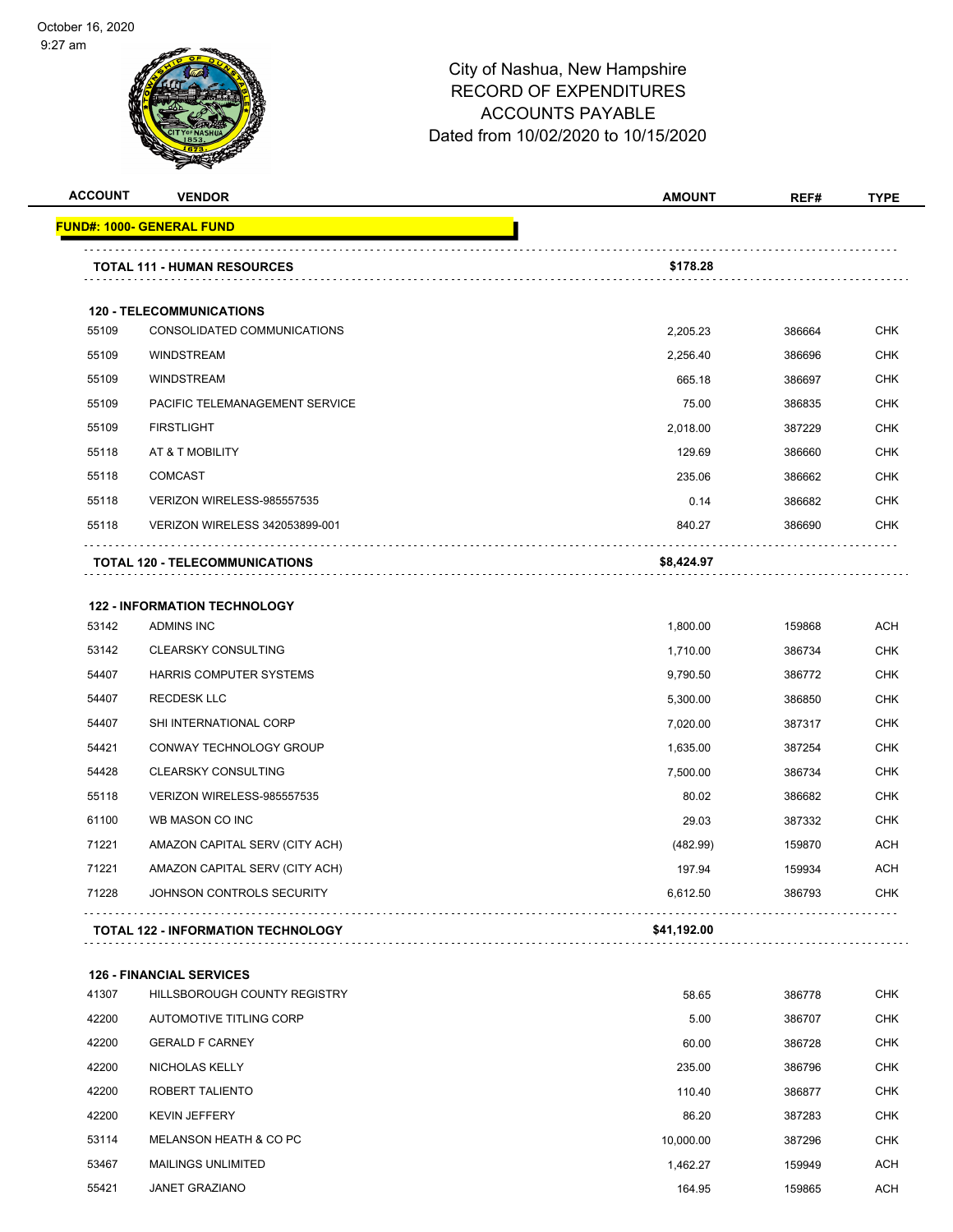October 16, 2020
9:27 am

City of Nashua, New Hampshire
RECORD OF EXPENDITURES
ACCOUNTS PAYABLE
Dated from 10/02/2020 to 10/15/2020

| ACCOUNT | VENDOR | AMOUNT | REF# | TYPE |
|---|---|---|---|---|
| **FUND#: 1000- GENERAL FUND** | | | | |
| | **TOTAL 111 - HUMAN RESOURCES** | **$178.28** | | |
| **120 - TELECOMMUNICATIONS** | | | | |
| 55109 | CONSOLIDATED COMMUNICATIONS | 2,205.23 | 386664 | CHK |
| 55109 | WINDSTREAM | 2,256.40 | 386696 | CHK |
| 55109 | WINDSTREAM | 665.18 | 386697 | CHK |
| 55109 | PACIFIC TELEMANAGEMENT SERVICE | 75.00 | 386835 | CHK |
| 55109 | FIRSTLIGHT | 2,018.00 | 387229 | CHK |
| 55118 | AT & T MOBILITY | 129.69 | 386660 | CHK |
| 55118 | COMCAST | 235.06 | 386662 | CHK |
| 55118 | VERIZON WIRELESS-985557535 | 0.14 | 386682 | CHK |
| 55118 | VERIZON WIRELESS 342053899-001 | 840.27 | 386690 | CHK |
| | **TOTAL 120 - TELECOMMUNICATIONS** | **$8,424.97** | | |
| **122 - INFORMATION TECHNOLOGY** | | | | |
| 53142 | ADMINS INC | 1,800.00 | 159868 | ACH |
| 53142 | CLEARSKY CONSULTING | 1,710.00 | 386734 | CHK |
| 54407 | HARRIS COMPUTER SYSTEMS | 9,790.50 | 386772 | CHK |
| 54407 | RECDESK LLC | 5,300.00 | 386850 | CHK |
| 54407 | SHI INTERNATIONAL CORP | 7,020.00 | 387317 | CHK |
| 54421 | CONWAY TECHNOLOGY GROUP | 1,635.00 | 387254 | CHK |
| 54428 | CLEARSKY CONSULTING | 7,500.00 | 386734 | CHK |
| 55118 | VERIZON WIRELESS-985557535 | 80.02 | 386682 | CHK |
| 61100 | WB MASON CO INC | 29.03 | 387332 | CHK |
| 71221 | AMAZON CAPITAL SERV (CITY ACH) | (482.99) | 159870 | ACH |
| 71221 | AMAZON CAPITAL SERV (CITY ACH) | 197.94 | 159934 | ACH |
| 71228 | JOHNSON CONTROLS SECURITY | 6,612.50 | 386793 | CHK |
| | **TOTAL 122 - INFORMATION TECHNOLOGY** | **$41,192.00** | | |
| **126 - FINANCIAL SERVICES** | | | | |
| 41307 | HILLSBOROUGH COUNTY REGISTRY | 58.65 | 386778 | CHK |
| 42200 | AUTOMOTIVE TITLING CORP | 5.00 | 386707 | CHK |
| 42200 | GERALD F CARNEY | 60.00 | 386728 | CHK |
| 42200 | NICHOLAS KELLY | 235.00 | 386796 | CHK |
| 42200 | ROBERT TALIENTO | 110.40 | 386877 | CHK |
| 42200 | KEVIN JEFFERY | 86.20 | 387283 | CHK |
| 53114 | MELANSON HEATH & CO PC | 10,000.00 | 387296 | CHK |
| 53467 | MAILINGS UNLIMITED | 1,462.27 | 159949 | ACH |
| 55421 | JANET GRAZIANO | 164.95 | 159865 | ACH |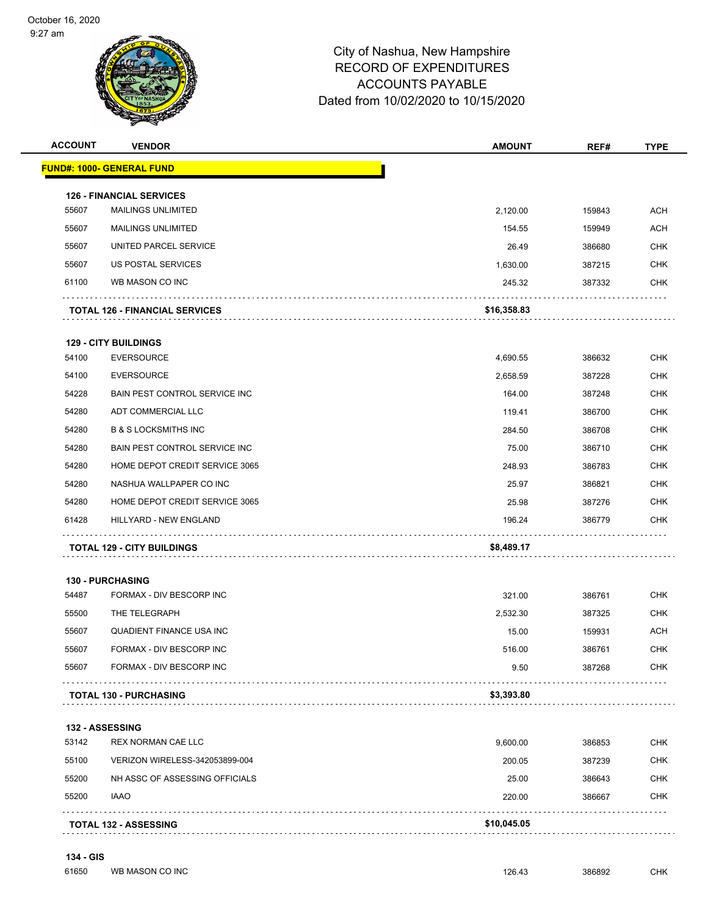City of Nashua, New Hampshire
RECORD OF EXPENDITURES
ACCOUNTS PAYABLE
Dated from 10/02/2020 to 10/15/2020

| ACCOUNT | VENDOR | AMOUNT | REF# | TYPE |
|---|---|---|---|---|
| **FUND#: 1000- GENERAL FUND** | | | | |
| **126 - FINANCIAL SERVICES** | | | | |
| 55607 | MAILINGS UNLIMITED | 2,120.00 | 159843 | ACH |
| 55607 | MAILINGS UNLIMITED | 154.55 | 159949 | ACH |
| 55607 | UNITED PARCEL SERVICE | 26.49 | 386680 | CHK |
| 55607 | US POSTAL SERVICES | 1,630.00 | 387215 | CHK |
| 61100 | WB MASON CO INC | 245.32 | 387332 | CHK |
| **TOTAL 126 - FINANCIAL SERVICES** | | **$16,358.83** | | |
| **129 - CITY BUILDINGS** | | | | |
| 54100 | EVERSOURCE | 4,690.55 | 386632 | CHK |
| 54100 | EVERSOURCE | 2,658.59 | 387228 | CHK |
| 54228 | BAIN PEST CONTROL SERVICE INC | 164.00 | 387248 | CHK |
| 54280 | ADT COMMERCIAL LLC | 119.41 | 386700 | CHK |
| 54280 | B & S LOCKSMITHS INC | 284.50 | 386708 | CHK |
| 54280 | BAIN PEST CONTROL SERVICE INC | 75.00 | 386710 | CHK |
| 54280 | HOME DEPOT CREDIT SERVICE 3065 | 248.93 | 386783 | CHK |
| 54280 | NASHUA WALLPAPER CO INC | 25.97 | 386821 | CHK |
| 54280 | HOME DEPOT CREDIT SERVICE 3065 | 25.98 | 387276 | CHK |
| 61428 | HILLYARD - NEW ENGLAND | 196.24 | 386779 | CHK |
| **TOTAL 129 - CITY BUILDINGS** | | **$8,489.17** | | |
| **130 - PURCHASING** | | | | |
| 54487 | FORMAX - DIV BESCORP INC | 321.00 | 386761 | CHK |
| 55500 | THE TELEGRAPH | 2,532.30 | 387325 | CHK |
| 55607 | QUADIENT FINANCE USA INC | 15.00 | 159931 | ACH |
| 55607 | FORMAX - DIV BESCORP INC | 516.00 | 386761 | CHK |
| 55607 | FORMAX - DIV BESCORP INC | 9.50 | 387268 | CHK |
| **TOTAL 130 - PURCHASING** | | **$3,393.80** | | |
| **132 - ASSESSING** | | | | |
| 53142 | REX NORMAN CAE LLC | 9,600.00 | 386853 | CHK |
| 55100 | VERIZON WIRELESS-342053899-004 | 200.05 | 387239 | CHK |
| 55200 | NH ASSC OF ASSESSING OFFICIALS | 25.00 | 386643 | CHK |
| 55200 | IAAO | 220.00 | 386667 | CHK |
| **TOTAL 132 - ASSESSING** | | **$10,045.05** | | |
| **134 - GIS** | | | | |
| 61650 | WB MASON CO INC | 126.43 | 386892 | CHK |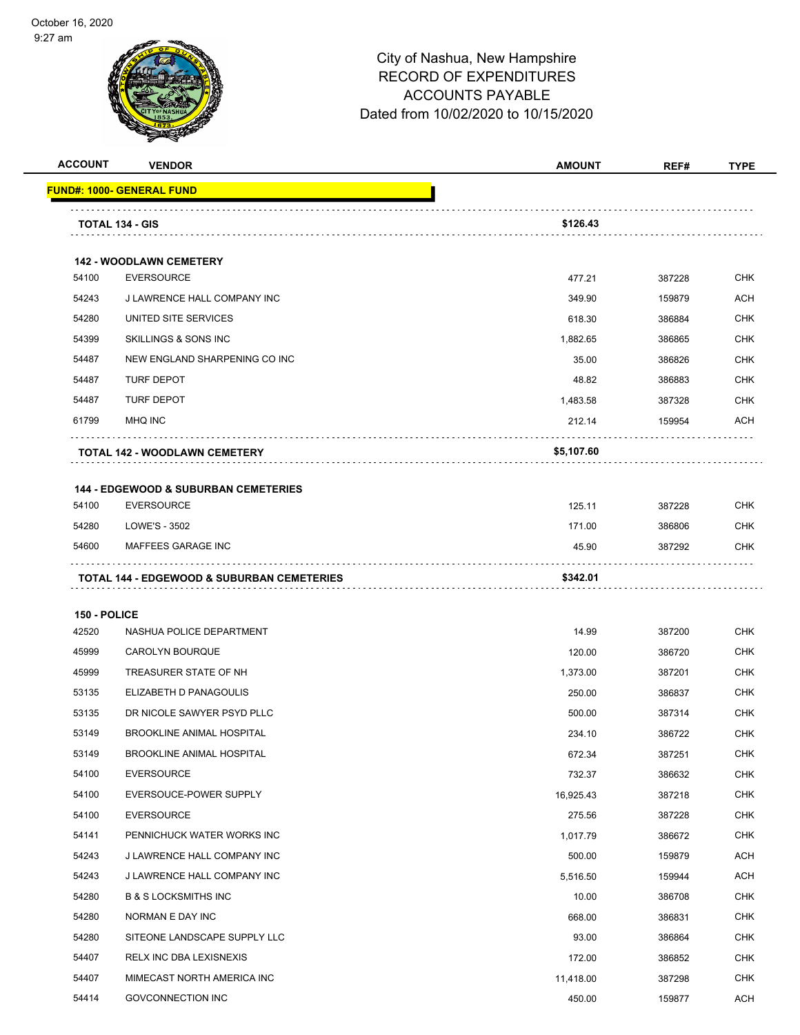City of Nashua, New Hampshire
RECORD OF EXPENDITURES
ACCOUNTS PAYABLE
Dated from 10/02/2020 to 10/15/2020

| ACCOUNT | VENDOR | AMOUNT | REF# | TYPE |
|---|---|---|---|---|
| **FUND#: 1000- GENERAL FUND** | | | | |
| **TOTAL 134 - GIS** | | **$126.43** | | |
| **142 - WOODLAWN CEMETERY** | | | | |
| 54100 | EVERSOURCE | 477.21 | 387228 | CHK |
| 54243 | J LAWRENCE HALL COMPANY INC | 349.90 | 159879 | ACH |
| 54280 | UNITED SITE SERVICES | 618.30 | 386884 | CHK |
| 54399 | SKILLINGS & SONS INC | 1,882.65 | 386865 | CHK |
| 54487 | NEW ENGLAND SHARPENING CO INC | 35.00 | 386826 | CHK |
| 54487 | TURF DEPOT | 48.82 | 386883 | CHK |
| 54487 | TURF DEPOT | 1,483.58 | 387328 | CHK |
| 61799 | MHQ INC | 212.14 | 159954 | ACH |
| **TOTAL 142 - WOODLAWN CEMETERY** | | **$5,107.60** | | |
| **144 - EDGEWOOD & SUBURBAN CEMETERIES** | | | | |
| 54100 | EVERSOURCE | 125.11 | 387228 | CHK |
| 54280 | LOWE'S - 3502 | 171.00 | 386806 | CHK |
| 54600 | MAFFEES GARAGE INC | 45.90 | 387292 | CHK |
| **TOTAL 144 - EDGEWOOD & SUBURBAN CEMETERIES** | | **$342.01** | | |
| **150 - POLICE** | | | | |
| 42520 | NASHUA POLICE DEPARTMENT | 14.99 | 387200 | CHK |
| 45999 | CAROLYN BOURQUE | 120.00 | 386720 | CHK |
| 45999 | TREASURER STATE OF NH | 1,373.00 | 387201 | CHK |
| 53135 | ELIZABETH D PANAGOULIS | 250.00 | 386837 | CHK |
| 53135 | DR NICOLE SAWYER PSYD PLLC | 500.00 | 387314 | CHK |
| 53149 | BROOKLINE ANIMAL HOSPITAL | 234.10 | 386722 | CHK |
| 53149 | BROOKLINE ANIMAL HOSPITAL | 672.34 | 387251 | CHK |
| 54100 | EVERSOURCE | 732.37 | 386632 | CHK |
| 54100 | EVERSOUCE-POWER SUPPLY | 16,925.43 | 387218 | CHK |
| 54100 | EVERSOURCE | 275.56 | 387228 | CHK |
| 54141 | PENNICHUCK WATER WORKS INC | 1,017.79 | 386672 | CHK |
| 54243 | J LAWRENCE HALL COMPANY INC | 500.00 | 159879 | ACH |
| 54243 | J LAWRENCE HALL COMPANY INC | 5,516.50 | 159944 | ACH |
| 54280 | B & S LOCKSMITHS INC | 10.00 | 386708 | CHK |
| 54280 | NORMAN E DAY INC | 668.00 | 386831 | CHK |
| 54280 | SITEONE LANDSCAPE SUPPLY LLC | 93.00 | 386864 | CHK |
| 54407 | RELX INC DBA LEXISNEXIS | 172.00 | 386852 | CHK |
| 54407 | MIMECAST NORTH AMERICA INC | 11,418.00 | 387298 | CHK |
| 54414 | GOVCONNECTION INC | 450.00 | 159877 | ACH |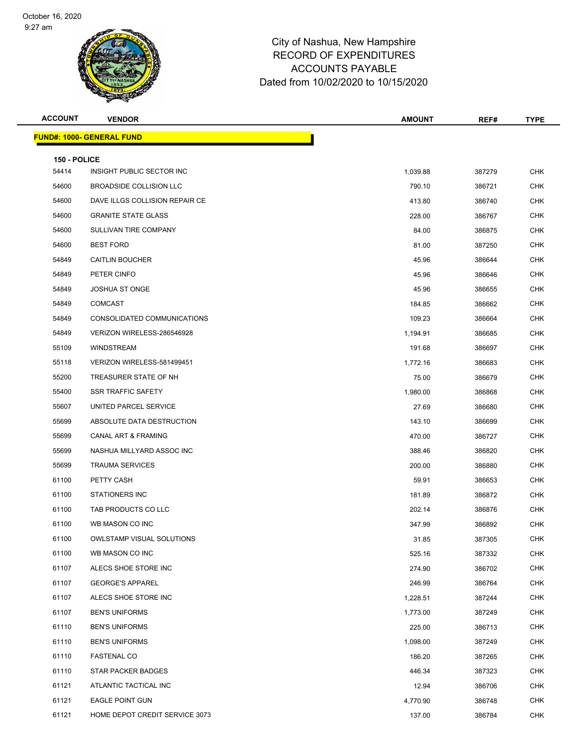October 16, 2020
9:27 am

City of Nashua, New Hampshire
RECORD OF EXPENDITURES
ACCOUNTS PAYABLE
Dated from 10/02/2020 to 10/15/2020

**FUND#: 1000- GENERAL FUND**

**150 - POLICE**

| ACCOUNT | VENDOR | AMOUNT | REF# | TYPE |
|---|---|---|---|---|
| 54414 | INSIGHT PUBLIC SECTOR INC | 1,039.88 | 387279 | CHK |
| 54600 | BROADSIDE COLLISION LLC | 790.10 | 386721 | CHK |
| 54600 | DAVE ILLGS COLLISION REPAIR CE | 413.80 | 386740 | CHK |
| 54600 | GRANITE STATE GLASS | 228.00 | 386767 | CHK |
| 54600 | SULLIVAN TIRE COMPANY | 84.00 | 386875 | CHK |
| 54600 | BEST FORD | 81.00 | 387250 | CHK |
| 54849 | CAITLIN BOUCHER | 45.96 | 386644 | CHK |
| 54849 | PETER CINFO | 45.96 | 386646 | CHK |
| 54849 | JOSHUA ST ONGE | 45.96 | 386655 | CHK |
| 54849 | COMCAST | 184.85 | 386662 | CHK |
| 54849 | CONSOLIDATED COMMUNICATIONS | 109.23 | 386664 | CHK |
| 54849 | VERIZON WIRELESS-286546928 | 1,194.91 | 386685 | CHK |
| 55109 | WINDSTREAM | 191.68 | 386697 | CHK |
| 55118 | VERIZON WIRELESS-581499451 | 1,772.16 | 386683 | CHK |
| 55200 | TREASURER STATE OF NH | 75.00 | 386679 | CHK |
| 55400 | SSR TRAFFIC SAFETY | 1,980.00 | 386868 | CHK |
| 55607 | UNITED PARCEL SERVICE | 27.69 | 386680 | CHK |
| 55699 | ABSOLUTE DATA DESTRUCTION | 143.10 | 386699 | CHK |
| 55699 | CANAL ART & FRAMING | 470.00 | 386727 | CHK |
| 55699 | NASHUA MILLYARD ASSOC INC | 388.46 | 386820 | CHK |
| 55699 | TRAUMA SERVICES | 200.00 | 386880 | CHK |
| 61100 | PETTY CASH | 59.91 | 386653 | CHK |
| 61100 | STATIONERS INC | 181.89 | 386872 | CHK |
| 61100 | TAB PRODUCTS CO LLC | 202.14 | 386876 | CHK |
| 61100 | WB MASON CO INC | 347.99 | 386892 | CHK |
| 61100 | OWLSTAMP VISUAL SOLUTIONS | 31.85 | 387305 | CHK |
| 61100 | WB MASON CO INC | 525.16 | 387332 | CHK |
| 61107 | ALECS SHOE STORE INC | 274.90 | 386702 | CHK |
| 61107 | GEORGE'S APPAREL | 246.99 | 386764 | CHK |
| 61107 | ALECS SHOE STORE INC | 1,228.51 | 387244 | CHK |
| 61107 | BEN'S UNIFORMS | 1,773.00 | 387249 | CHK |
| 61110 | BEN'S UNIFORMS | 225.00 | 386713 | CHK |
| 61110 | BEN'S UNIFORMS | 1,098.00 | 387249 | CHK |
| 61110 | FASTENAL CO | 186.20 | 387265 | CHK |
| 61110 | STAR PACKER BADGES | 446.34 | 387323 | CHK |
| 61121 | ATLANTIC TACTICAL INC | 12.94 | 386706 | CHK |
| 61121 | EAGLE POINT GUN | 4,770.90 | 386748 | CHK |
| 61121 | HOME DEPOT CREDIT SERVICE 3073 | 137.00 | 386784 | CHK |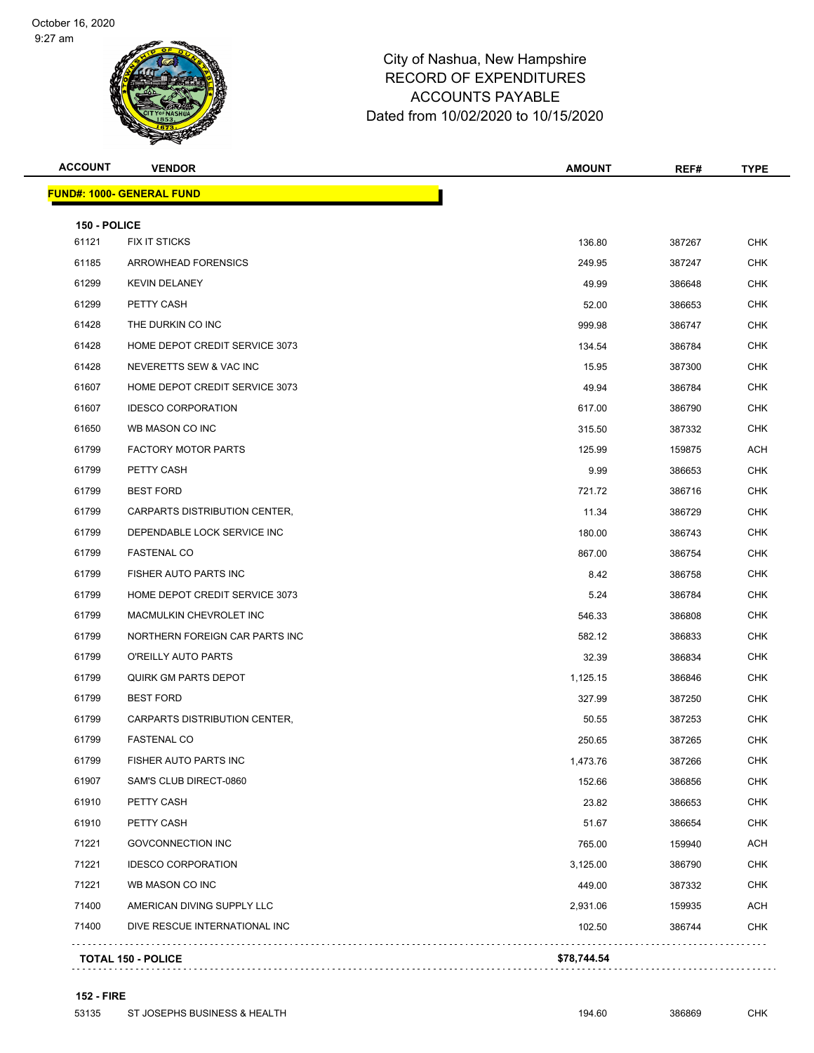City of Nashua, New Hampshire
RECORD OF EXPENDITURES
ACCOUNTS PAYABLE
Dated from 10/02/2020 to 10/15/2020

| ACCOUNT | VENDOR | AMOUNT | REF# | TYPE |
|---|---|---|---|---|
| **FUND#: 1000- GENERAL FUND** | | | | |
| **150 - POLICE** | | | | |
| 61121 | FIX IT STICKS | 136.80 | 387267 | CHK |
| 61185 | ARROWHEAD FORENSICS | 249.95 | 387247 | CHK |
| 61299 | KEVIN DELANEY | 49.99 | 386648 | CHK |
| 61299 | PETTY CASH | 52.00 | 386653 | CHK |
| 61428 | THE DURKIN CO INC | 999.98 | 386747 | CHK |
| 61428 | HOME DEPOT CREDIT SERVICE 3073 | 134.54 | 386784 | CHK |
| 61428 | NEVERETTS SEW & VAC INC | 15.95 | 387300 | CHK |
| 61607 | HOME DEPOT CREDIT SERVICE 3073 | 49.94 | 386784 | CHK |
| 61607 | IDESCO CORPORATION | 617.00 | 386790 | CHK |
| 61650 | WB MASON CO INC | 315.50 | 387332 | CHK |
| 61799 | FACTORY MOTOR PARTS | 125.99 | 159875 | ACH |
| 61799 | PETTY CASH | 9.99 | 386653 | CHK |
| 61799 | BEST FORD | 721.72 | 386716 | CHK |
| 61799 | CARPARTS DISTRIBUTION CENTER, | 11.34 | 386729 | CHK |
| 61799 | DEPENDABLE LOCK SERVICE INC | 180.00 | 386743 | CHK |
| 61799 | FASTENAL CO | 867.00 | 386754 | CHK |
| 61799 | FISHER AUTO PARTS INC | 8.42 | 386758 | CHK |
| 61799 | HOME DEPOT CREDIT SERVICE 3073 | 5.24 | 386784 | CHK |
| 61799 | MACMULKIN CHEVROLET INC | 546.33 | 386808 | CHK |
| 61799 | NORTHERN FOREIGN CAR PARTS INC | 582.12 | 386833 | CHK |
| 61799 | O'REILLY AUTO PARTS | 32.39 | 386834 | CHK |
| 61799 | QUIRK GM PARTS DEPOT | 1,125.15 | 386846 | CHK |
| 61799 | BEST FORD | 327.99 | 387250 | CHK |
| 61799 | CARPARTS DISTRIBUTION CENTER, | 50.55 | 387253 | CHK |
| 61799 | FASTENAL CO | 250.65 | 387265 | CHK |
| 61799 | FISHER AUTO PARTS INC | 1,473.76 | 387266 | CHK |
| 61907 | SAM'S CLUB DIRECT-0860 | 152.66 | 386856 | CHK |
| 61910 | PETTY CASH | 23.82 | 386653 | CHK |
| 61910 | PETTY CASH | 51.67 | 386654 | CHK |
| 71221 | GOVCONNECTION INC | 765.00 | 159940 | ACH |
| 71221 | IDESCO CORPORATION | 3,125.00 | 386790 | CHK |
| 71221 | WB MASON CO INC | 449.00 | 387332 | CHK |
| 71400 | AMERICAN DIVING SUPPLY LLC | 2,931.06 | 159935 | ACH |
| 71400 | DIVE RESCUE INTERNATIONAL INC | 102.50 | 386744 | CHK |
| **TOTAL 150 - POLICE** | | **$78,744.54** | | |
| **152 - FIRE** | | | | |
| 53135 | ST JOSEPHS BUSINESS & HEALTH | 194.60 | 386869 | CHK |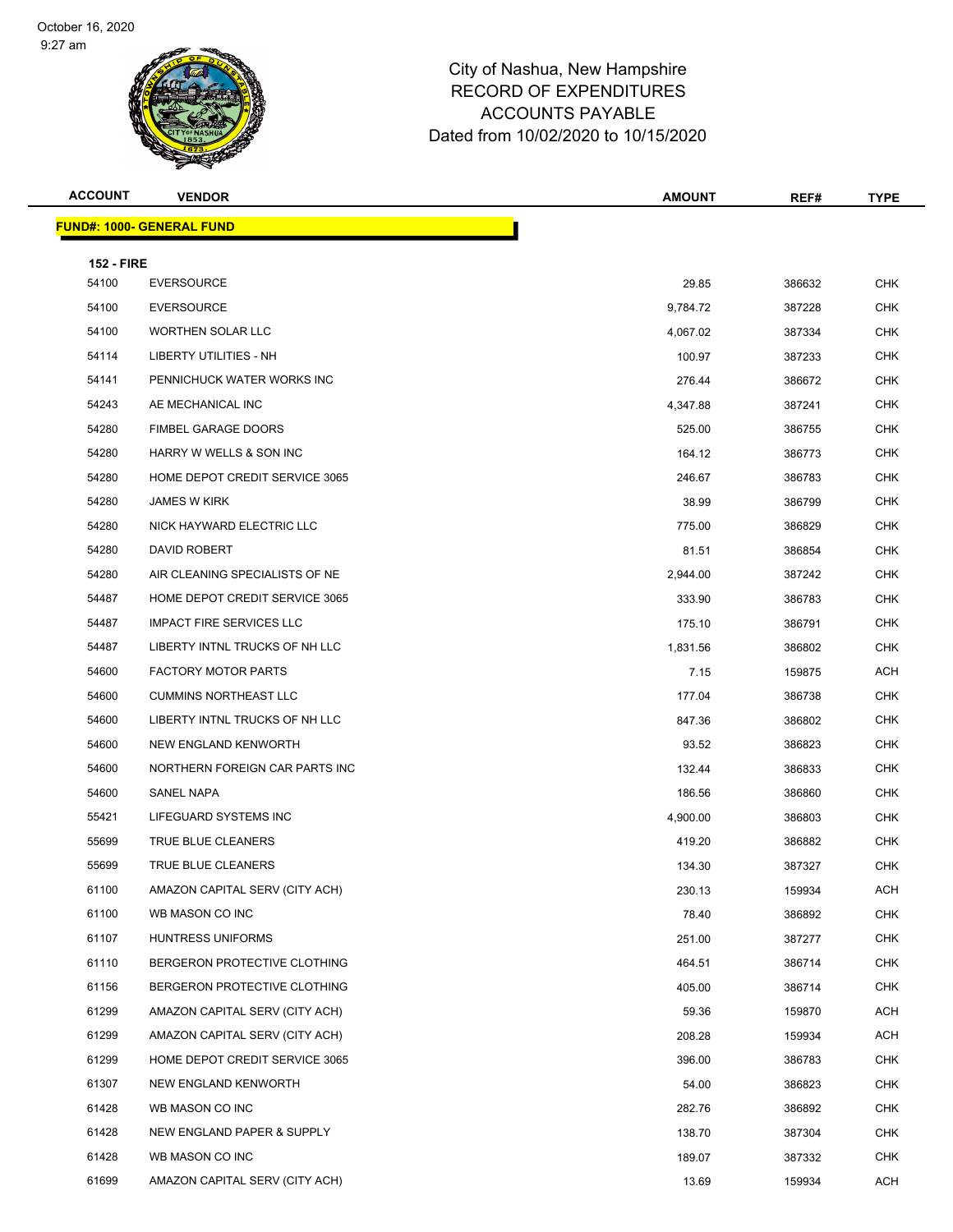City of Nashua, New Hampshire
RECORD OF EXPENDITURES
ACCOUNTS PAYABLE
Dated from 10/02/2020 to 10/15/2020

| ACCOUNT | VENDOR | AMOUNT | REF# | TYPE |
|---|---|---|---|---|
| **FUND#: 1000- GENERAL FUND** | | | | |
| **152 - FIRE** | | | | |
| 54100 | EVERSOURCE | 29.85 | 386632 | CHK |
| 54100 | EVERSOURCE | 9,784.72 | 387228 | CHK |
| 54100 | WORTHEN SOLAR LLC | 4,067.02 | 387334 | CHK |
| 54114 | LIBERTY UTILITIES - NH | 100.97 | 387233 | CHK |
| 54141 | PENNICHUCK WATER WORKS INC | 276.44 | 386672 | CHK |
| 54243 | AE MECHANICAL INC | 4,347.88 | 387241 | CHK |
| 54280 | FIMBEL GARAGE DOORS | 525.00 | 386755 | CHK |
| 54280 | HARRY W WELLS & SON INC | 164.12 | 386773 | CHK |
| 54280 | HOME DEPOT CREDIT SERVICE 3065 | 246.67 | 386783 | CHK |
| 54280 | JAMES W KIRK | 38.99 | 386799 | CHK |
| 54280 | NICK HAYWARD ELECTRIC LLC | 775.00 | 386829 | CHK |
| 54280 | DAVID ROBERT | 81.51 | 386854 | CHK |
| 54280 | AIR CLEANING SPECIALISTS OF NE | 2,944.00 | 387242 | CHK |
| 54487 | HOME DEPOT CREDIT SERVICE 3065 | 333.90 | 386783 | CHK |
| 54487 | IMPACT FIRE SERVICES LLC | 175.10 | 386791 | CHK |
| 54487 | LIBERTY INTNL TRUCKS OF NH LLC | 1,831.56 | 386802 | CHK |
| 54600 | FACTORY MOTOR PARTS | 7.15 | 159875 | ACH |
| 54600 | CUMMINS NORTHEAST LLC | 177.04 | 386738 | CHK |
| 54600 | LIBERTY INTNL TRUCKS OF NH LLC | 847.36 | 386802 | CHK |
| 54600 | NEW ENGLAND KENWORTH | 93.52 | 386823 | CHK |
| 54600 | NORTHERN FOREIGN CAR PARTS INC | 132.44 | 386833 | CHK |
| 54600 | SANEL NAPA | 186.56 | 386860 | CHK |
| 55421 | LIFEGUARD SYSTEMS INC | 4,900.00 | 386803 | CHK |
| 55699 | TRUE BLUE CLEANERS | 419.20 | 386882 | CHK |
| 55699 | TRUE BLUE CLEANERS | 134.30 | 387327 | CHK |
| 61100 | AMAZON CAPITAL SERV (CITY ACH) | 230.13 | 159934 | ACH |
| 61100 | WB MASON CO INC | 78.40 | 386892 | CHK |
| 61107 | HUNTRESS UNIFORMS | 251.00 | 387277 | CHK |
| 61110 | BERGERON PROTECTIVE CLOTHING | 464.51 | 386714 | CHK |
| 61156 | BERGERON PROTECTIVE CLOTHING | 405.00 | 386714 | CHK |
| 61299 | AMAZON CAPITAL SERV (CITY ACH) | 59.36 | 159870 | ACH |
| 61299 | AMAZON CAPITAL SERV (CITY ACH) | 208.28 | 159934 | ACH |
| 61299 | HOME DEPOT CREDIT SERVICE 3065 | 396.00 | 386783 | CHK |
| 61307 | NEW ENGLAND KENWORTH | 54.00 | 386823 | CHK |
| 61428 | WB MASON CO INC | 282.76 | 386892 | CHK |
| 61428 | NEW ENGLAND PAPER & SUPPLY | 138.70 | 387304 | CHK |
| 61428 | WB MASON CO INC | 189.07 | 387332 | CHK |
| 61699 | AMAZON CAPITAL SERV (CITY ACH) | 13.69 | 159934 | ACH |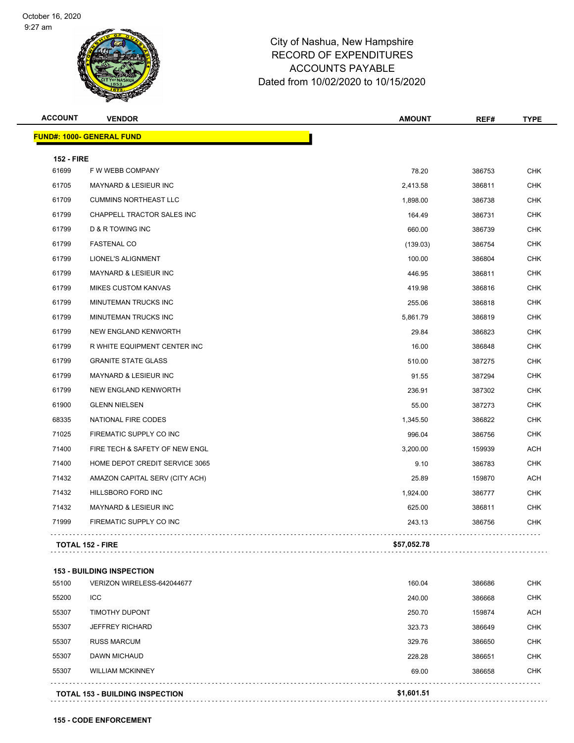# City of Nashua, New Hampshire
## RECORD OF EXPENDITURES
## ACCOUNTS PAYABLE
## Dated from 10/02/2020 to 10/15/2020

October 16, 2020
9:27 am

| ACCOUNT | VENDOR | AMOUNT | REF# | TYPE |
|---|---|---|---|---|
| **FUND#: 1000- GENERAL FUND** | | | | |
| **152 - FIRE** | | | | |
| 61699 | F W WEBB COMPANY | 78.20 | 386753 | CHK |
| 61705 | MAYNARD & LESIEUR INC | 2,413.58 | 386811 | CHK |
| 61709 | CUMMINS NORTHEAST LLC | 1,898.00 | 386738 | CHK |
| 61799 | CHAPPELL TRACTOR SALES INC | 164.49 | 386731 | CHK |
| 61799 | D & R TOWING INC | 660.00 | 386739 | CHK |
| 61799 | FASTENAL CO | (139.03) | 386754 | CHK |
| 61799 | LIONEL'S ALIGNMENT | 100.00 | 386804 | CHK |
| 61799 | MAYNARD & LESIEUR INC | 446.95 | 386811 | CHK |
| 61799 | MIKES CUSTOM KANVAS | 419.98 | 386816 | CHK |
| 61799 | MINUTEMAN TRUCKS INC | 255.06 | 386818 | CHK |
| 61799 | MINUTEMAN TRUCKS INC | 5,861.79 | 386819 | CHK |
| 61799 | NEW ENGLAND KENWORTH | 29.84 | 386823 | CHK |
| 61799 | R WHITE EQUIPMENT CENTER INC | 16.00 | 386848 | CHK |
| 61799 | GRANITE STATE GLASS | 510.00 | 387275 | CHK |
| 61799 | MAYNARD & LESIEUR INC | 91.55 | 387294 | CHK |
| 61799 | NEW ENGLAND KENWORTH | 236.91 | 387302 | CHK |
| 61900 | GLENN NIELSEN | 55.00 | 387273 | CHK |
| 68335 | NATIONAL FIRE CODES | 1,345.50 | 386822 | CHK |
| 71025 | FIREMATIC SUPPLY CO INC | 996.04 | 386756 | CHK |
| 71400 | FIRE TECH & SAFETY OF NEW ENGL | 3,200.00 | 159939 | ACH |
| 71400 | HOME DEPOT CREDIT SERVICE 3065 | 9.10 | 386783 | CHK |
| 71432 | AMAZON CAPITAL SERV (CITY ACH) | 25.89 | 159870 | ACH |
| 71432 | HILLSBORO FORD INC | 1,924.00 | 386777 | CHK |
| 71432 | MAYNARD & LESIEUR INC | 625.00 | 386811 | CHK |
| 71999 | FIREMATIC SUPPLY CO INC | 243.13 | 386756 | CHK |
| **TOTAL 152 - FIRE** | | **$57,052.78** | | |
| **153 - BUILDING INSPECTION** | | | | |
| 55100 | VERIZON WIRELESS-642044677 | 160.04 | 386686 | CHK |
| 55200 | ICC | 240.00 | 386668 | CHK |
| 55307 | TIMOTHY DUPONT | 250.70 | 159874 | ACH |
| 55307 | JEFFREY RICHARD | 323.73 | 386649 | CHK |
| 55307 | RUSS MARCUM | 329.76 | 386650 | CHK |
| 55307 | DAWN MICHAUD | 228.28 | 386651 | CHK |
| 55307 | WILLIAM MCKINNEY | 69.00 | 386658 | CHK |
| **TOTAL 153 - BUILDING INSPECTION** | | **$1,601.51** | | |

**155 - CODE ENFORCEMENT**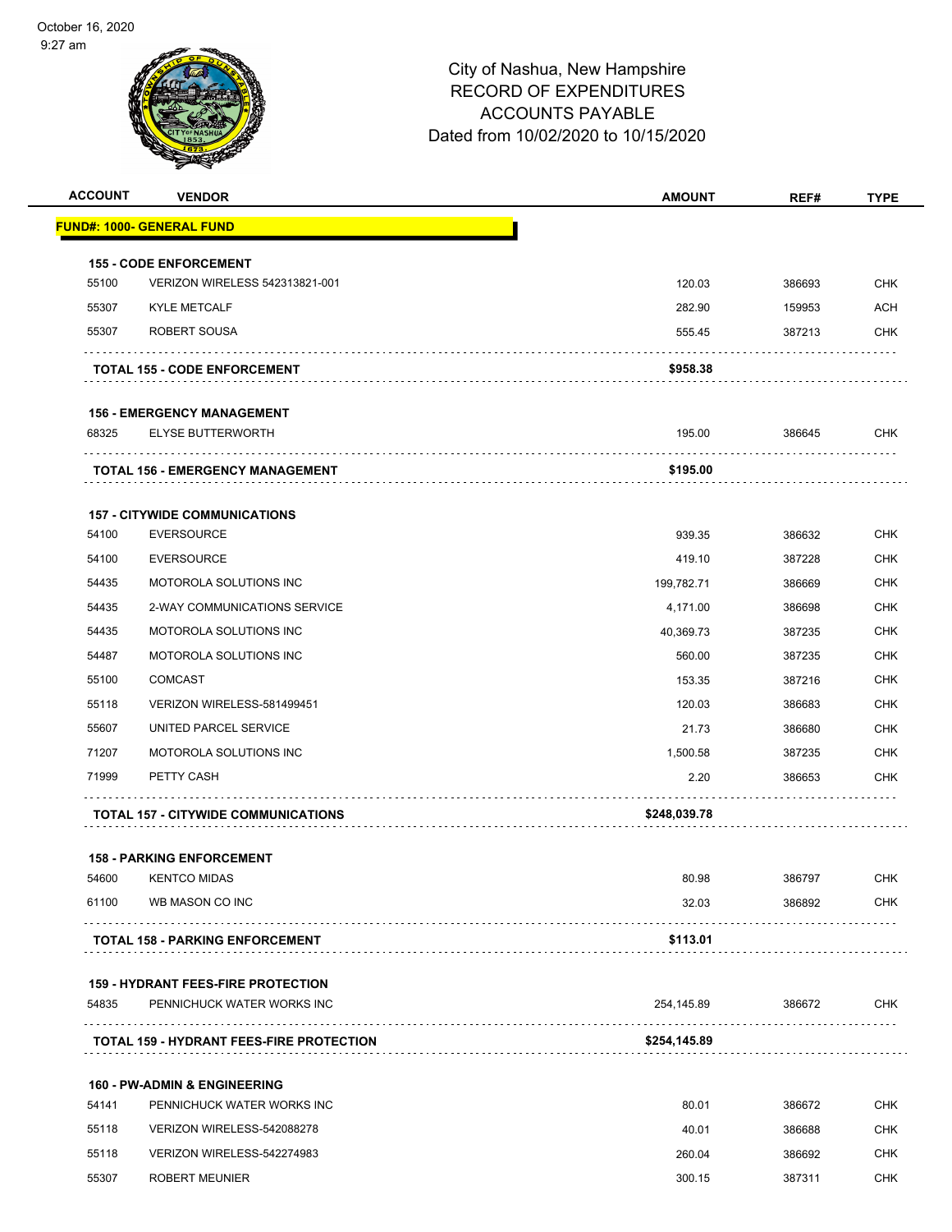City of Nashua, New Hampshire
RECORD OF EXPENDITURES
ACCOUNTS PAYABLE
Dated from 10/02/2020 to 10/15/2020

| ACCOUNT | VENDOR | AMOUNT | REF# | TYPE |
|---|---|---|---|---|
| **FUND#: 1000- GENERAL FUND** | | | | |
| **155 - CODE ENFORCEMENT** | | | | |
| 55100 | VERIZON WIRELESS 542313821-001 | 120.03 | 386693 | CHK |
| 55307 | KYLE METCALF | 282.90 | 159953 | ACH |
| 55307 | ROBERT SOUSA | 555.45 | 387213 | CHK |
| | **TOTAL 155 - CODE ENFORCEMENT** | **$958.38** | | |
| **156 - EMERGENCY MANAGEMENT** | | | | |
| 68325 | ELYSE BUTTERWORTH | 195.00 | 386645 | CHK |
| | **TOTAL 156 - EMERGENCY MANAGEMENT** | **$195.00** | | |
| **157 - CITYWIDE COMMUNICATIONS** | | | | |
| 54100 | EVERSOURCE | 939.35 | 386632 | CHK |
| 54100 | EVERSOURCE | 419.10 | 387228 | CHK |
| 54435 | MOTOROLA SOLUTIONS INC | 199,782.71 | 386669 | CHK |
| 54435 | 2-WAY COMMUNICATIONS SERVICE | 4,171.00 | 386698 | CHK |
| 54435 | MOTOROLA SOLUTIONS INC | 40,369.73 | 387235 | CHK |
| 54487 | MOTOROLA SOLUTIONS INC | 560.00 | 387235 | CHK |
| 55100 | COMCAST | 153.35 | 387216 | CHK |
| 55118 | VERIZON WIRELESS-581499451 | 120.03 | 386683 | CHK |
| 55607 | UNITED PARCEL SERVICE | 21.73 | 386680 | CHK |
| 71207 | MOTOROLA SOLUTIONS INC | 1,500.58 | 387235 | CHK |
| 71999 | PETTY CASH | 2.20 | 386653 | CHK |
| | **TOTAL 157 - CITYWIDE COMMUNICATIONS** | **$248,039.78** | | |
| **158 - PARKING ENFORCEMENT** | | | | |
| 54600 | KENTCO MIDAS | 80.98 | 386797 | CHK |
| 61100 | WB MASON CO INC | 32.03 | 386892 | CHK |
| | **TOTAL 158 - PARKING ENFORCEMENT** | **$113.01** | | |
| **159 - HYDRANT FEES-FIRE PROTECTION** | | | | |
| 54835 | PENNICHUCK WATER WORKS INC | 254,145.89 | 386672 | CHK |
| | **TOTAL 159 - HYDRANT FEES-FIRE PROTECTION** | **$254,145.89** | | |
| **160 - PW-ADMIN & ENGINEERING** | | | | |
| 54141 | PENNICHUCK WATER WORKS INC | 80.01 | 386672 | CHK |
| 55118 | VERIZON WIRELESS-542088278 | 40.01 | 386688 | CHK |
| 55118 | VERIZON WIRELESS-542274983 | 260.04 | 386692 | CHK |
| 55307 | ROBERT MEUNIER | 300.15 | 387311 | CHK |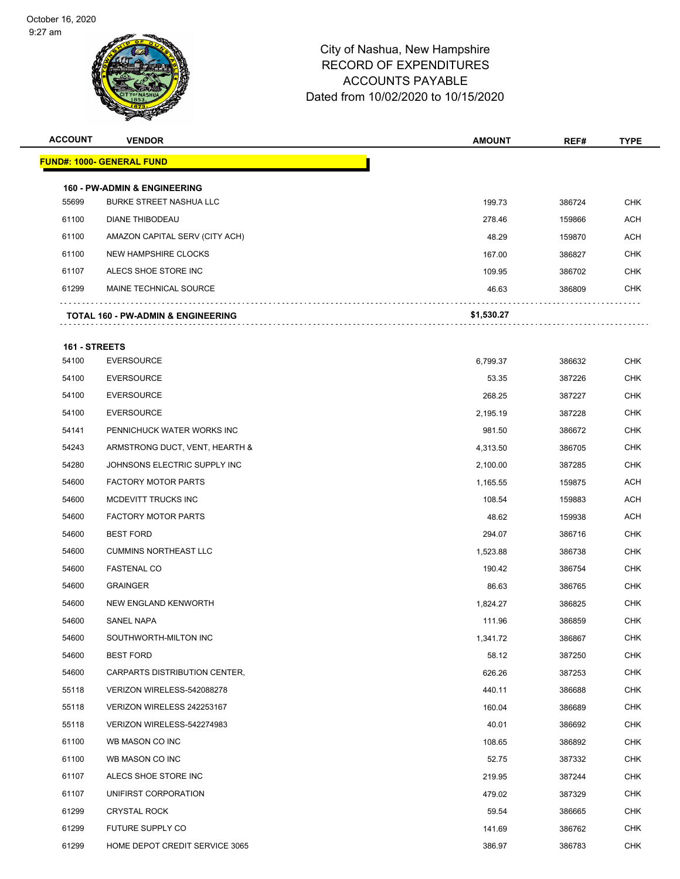City of Nashua, New Hampshire
RECORD OF EXPENDITURES
ACCOUNTS PAYABLE
Dated from 10/02/2020 to 10/15/2020

| ACCOUNT | VENDOR | AMOUNT | REF# | TYPE |
|---|---|---|---|---|
| **FUND#: 1000- GENERAL FUND** | | | | |
| **160 - PW-ADMIN & ENGINEERING** | | | | |
| 55699 | BURKE STREET NASHUA LLC | 199.73 | 386724 | CHK |
| 61100 | DIANE THIBODEAU | 278.46 | 159866 | ACH |
| 61100 | AMAZON CAPITAL SERV (CITY ACH) | 48.29 | 159870 | ACH |
| 61100 | NEW HAMPSHIRE CLOCKS | 167.00 | 386827 | CHK |
| 61107 | ALECS SHOE STORE INC | 109.95 | 386702 | CHK |
| 61299 | MAINE TECHNICAL SOURCE | 46.63 | 386809 | CHK |
| **TOTAL 160 - PW-ADMIN & ENGINEERING** | | **$1,530.27** | | |
| **161 - STREETS** | | | | |
| 54100 | EVERSOURCE | 6,799.37 | 386632 | CHK |
| 54100 | EVERSOURCE | 53.35 | 387226 | CHK |
| 54100 | EVERSOURCE | 268.25 | 387227 | CHK |
| 54100 | EVERSOURCE | 2,195.19 | 387228 | CHK |
| 54141 | PENNICHUCK WATER WORKS INC | 981.50 | 386672 | CHK |
| 54243 | ARMSTRONG DUCT, VENT, HEARTH & | 4,313.50 | 386705 | CHK |
| 54280 | JOHNSONS ELECTRIC SUPPLY INC | 2,100.00 | 387285 | CHK |
| 54600 | FACTORY MOTOR PARTS | 1,165.55 | 159875 | ACH |
| 54600 | MCDEVITT TRUCKS INC | 108.54 | 159883 | ACH |
| 54600 | FACTORY MOTOR PARTS | 48.62 | 159938 | ACH |
| 54600 | BEST FORD | 294.07 | 386716 | CHK |
| 54600 | CUMMINS NORTHEAST LLC | 1,523.88 | 386738 | CHK |
| 54600 | FASTENAL CO | 190.42 | 386754 | CHK |
| 54600 | GRAINGER | 86.63 | 386765 | CHK |
| 54600 | NEW ENGLAND KENWORTH | 1,824.27 | 386825 | CHK |
| 54600 | SANEL NAPA | 111.96 | 386859 | CHK |
| 54600 | SOUTHWORTH-MILTON INC | 1,341.72 | 386867 | CHK |
| 54600 | BEST FORD | 58.12 | 387250 | CHK |
| 54600 | CARPARTS DISTRIBUTION CENTER, | 626.26 | 387253 | CHK |
| 55118 | VERIZON WIRELESS-542088278 | 440.11 | 386688 | CHK |
| 55118 | VERIZON WIRELESS 242253167 | 160.04 | 386689 | CHK |
| 55118 | VERIZON WIRELESS-542274983 | 40.01 | 386692 | CHK |
| 61100 | WB MASON CO INC | 108.65 | 386892 | CHK |
| 61100 | WB MASON CO INC | 52.75 | 387332 | CHK |
| 61107 | ALECS SHOE STORE INC | 219.95 | 387244 | CHK |
| 61107 | UNIFIRST CORPORATION | 479.02 | 387329 | CHK |
| 61299 | CRYSTAL ROCK | 59.54 | 386665 | CHK |
| 61299 | FUTURE SUPPLY CO | 141.69 | 386762 | CHK |
| 61299 | HOME DEPOT CREDIT SERVICE 3065 | 386.97 | 386783 | CHK |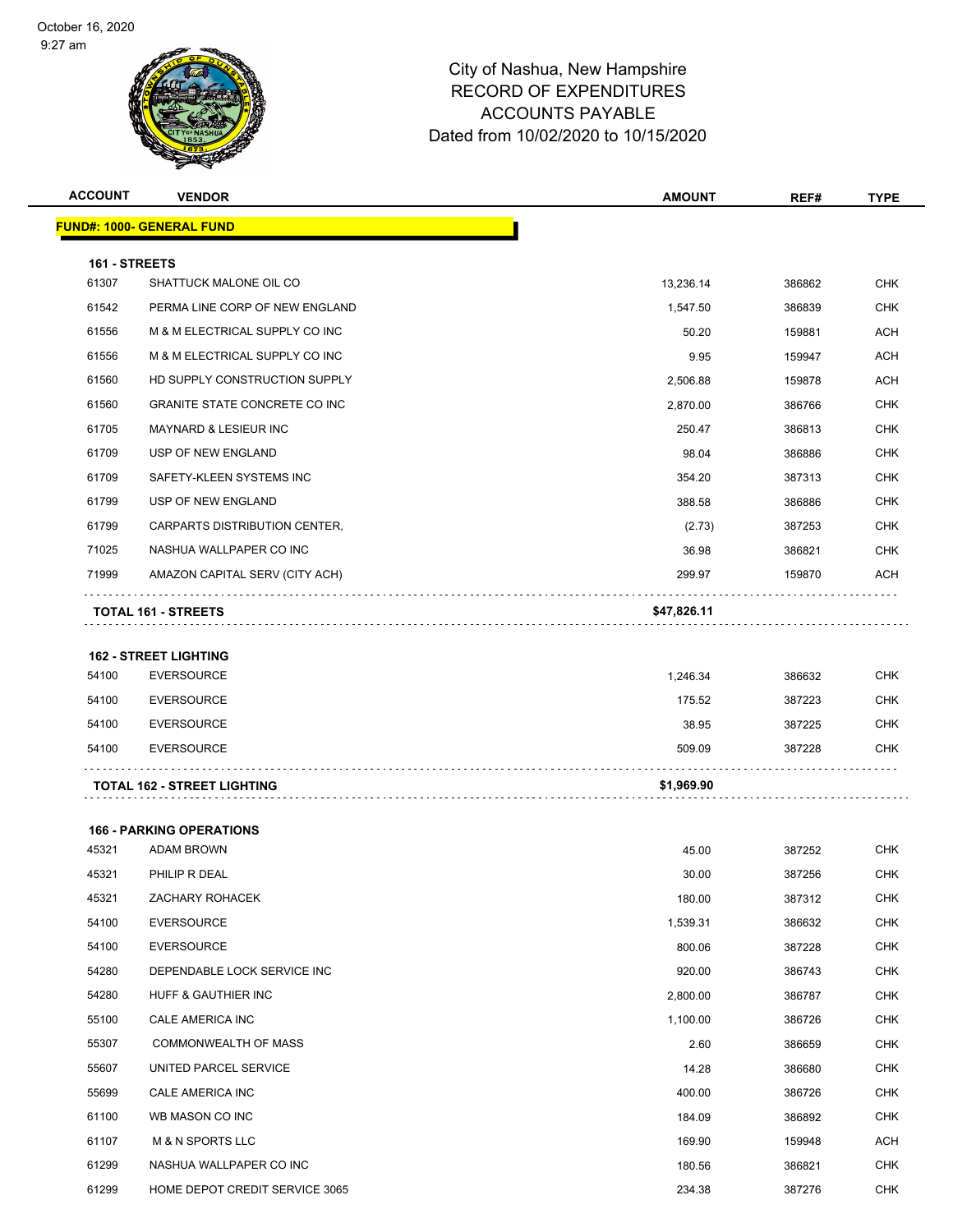City of Nashua, New Hampshire
RECORD OF EXPENDITURES
ACCOUNTS PAYABLE
Dated from 10/02/2020 to 10/15/2020

| ACCOUNT | VENDOR | AMOUNT | REF# | TYPE |
|---|---|---|---|---|
| **FUND#: 1000- GENERAL FUND** | | | | |
| **161 - STREETS** | | | | |
| 61307 | SHATTUCK MALONE OIL CO | 13,236.14 | 386862 | CHK |
| 61542 | PERMA LINE CORP OF NEW ENGLAND | 1,547.50 | 386839 | CHK |
| 61556 | M & M ELECTRICAL SUPPLY CO INC | 50.20 | 159881 | ACH |
| 61556 | M & M ELECTRICAL SUPPLY CO INC | 9.95 | 159947 | ACH |
| 61560 | HD SUPPLY CONSTRUCTION SUPPLY | 2,506.88 | 159878 | ACH |
| 61560 | GRANITE STATE CONCRETE CO INC | 2,870.00 | 386766 | CHK |
| 61705 | MAYNARD & LESIEUR INC | 250.47 | 386813 | CHK |
| 61709 | USP OF NEW ENGLAND | 98.04 | 386886 | CHK |
| 61709 | SAFETY-KLEEN SYSTEMS INC | 354.20 | 387313 | CHK |
| 61799 | USP OF NEW ENGLAND | 388.58 | 386886 | CHK |
| 61799 | CARPARTS DISTRIBUTION CENTER, | (2.73) | 387253 | CHK |
| 71025 | NASHUA WALLPAPER CO INC | 36.98 | 386821 | CHK |
| 71999 | AMAZON CAPITAL SERV (CITY ACH) | 299.97 | 159870 | ACH |
| **TOTAL 161 - STREETS** | | **$47,826.11** | | |
| **162 - STREET LIGHTING** | | | | |
| 54100 | EVERSOURCE | 1,246.34 | 386632 | CHK |
| 54100 | EVERSOURCE | 175.52 | 387223 | CHK |
| 54100 | EVERSOURCE | 38.95 | 387225 | CHK |
| 54100 | EVERSOURCE | 509.09 | 387228 | CHK |
| **TOTAL 162 - STREET LIGHTING** | | **$1,969.90** | | |
| **166 - PARKING OPERATIONS** | | | | |
| 45321 | ADAM BROWN | 45.00 | 387252 | CHK |
| 45321 | PHILIP R DEAL | 30.00 | 387256 | CHK |
| 45321 | ZACHARY ROHACEK | 180.00 | 387312 | CHK |
| 54100 | EVERSOURCE | 1,539.31 | 386632 | CHK |
| 54100 | EVERSOURCE | 800.06 | 387228 | CHK |
| 54280 | DEPENDABLE LOCK SERVICE INC | 920.00 | 386743 | CHK |
| 54280 | HUFF & GAUTHIER INC | 2,800.00 | 386787 | CHK |
| 55100 | CALE AMERICA INC | 1,100.00 | 386726 | CHK |
| 55307 | COMMONWEALTH OF MASS | 2.60 | 386659 | CHK |
| 55607 | UNITED PARCEL SERVICE | 14.28 | 386680 | CHK |
| 55699 | CALE AMERICA INC | 400.00 | 386726 | CHK |
| 61100 | WB MASON CO INC | 184.09 | 386892 | CHK |
| 61107 | M & N SPORTS LLC | 169.90 | 159948 | ACH |
| 61299 | NASHUA WALLPAPER CO INC | 180.56 | 386821 | CHK |
| 61299 | HOME DEPOT CREDIT SERVICE 3065 | 234.38 | 387276 | CHK |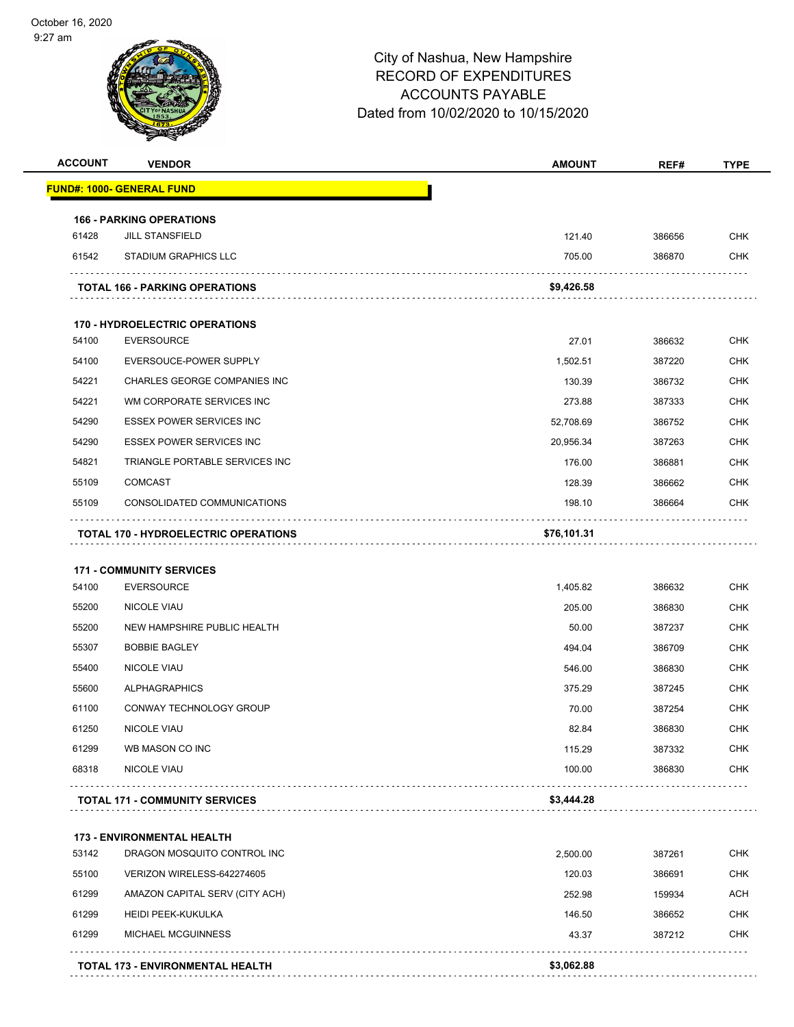October 16, 2020
9:27 am

City of Nashua, New Hampshire
RECORD OF EXPENDITURES
ACCOUNTS PAYABLE
Dated from 10/02/2020 to 10/15/2020

| ACCOUNT | VENDOR | AMOUNT | REF# | TYPE |
|---|---|---|---|---|
| **FUND#: 1000- GENERAL FUND** | | | | |
| **166 - PARKING OPERATIONS** | | | | |
| 61428 | JILL STANSFIELD | 121.40 | 386656 | CHK |
| 61542 | STADIUM GRAPHICS LLC | 705.00 | 386870 | CHK |
| | **TOTAL 166 - PARKING OPERATIONS** | **$9,426.58** | | |
| **170 - HYDROELECTRIC OPERATIONS** | | | | |
| 54100 | EVERSOURCE | 27.01 | 386632 | CHK |
| 54100 | EVERSOUCE-POWER SUPPLY | 1,502.51 | 387220 | CHK |
| 54221 | CHARLES GEORGE COMPANIES INC | 130.39 | 386732 | CHK |
| 54221 | WM CORPORATE SERVICES INC | 273.88 | 387333 | CHK |
| 54290 | ESSEX POWER SERVICES INC | 52,708.69 | 386752 | CHK |
| 54290 | ESSEX POWER SERVICES INC | 20,956.34 | 387263 | CHK |
| 54821 | TRIANGLE PORTABLE SERVICES INC | 176.00 | 386881 | CHK |
| 55109 | COMCAST | 128.39 | 386662 | CHK |
| 55109 | CONSOLIDATED COMMUNICATIONS | 198.10 | 386664 | CHK |
| | **TOTAL 170 - HYDROELECTRIC OPERATIONS** | **$76,101.31** | | |
| **171 - COMMUNITY SERVICES** | | | | |
| 54100 | EVERSOURCE | 1,405.82 | 386632 | CHK |
| 55200 | NICOLE VIAU | 205.00 | 386830 | CHK |
| 55200 | NEW HAMPSHIRE PUBLIC HEALTH | 50.00 | 387237 | CHK |
| 55307 | BOBBIE BAGLEY | 494.04 | 386709 | CHK |
| 55400 | NICOLE VIAU | 546.00 | 386830 | CHK |
| 55600 | ALPHAGRAPHICS | 375.29 | 387245 | CHK |
| 61100 | CONWAY TECHNOLOGY GROUP | 70.00 | 387254 | CHK |
| 61250 | NICOLE VIAU | 82.84 | 386830 | CHK |
| 61299 | WB MASON CO INC | 115.29 | 387332 | CHK |
| 68318 | NICOLE VIAU | 100.00 | 386830 | CHK |
| | **TOTAL 171 - COMMUNITY SERVICES** | **$3,444.28** | | |
| **173 - ENVIRONMENTAL HEALTH** | | | | |
| 53142 | DRAGON MOSQUITO CONTROL INC | 2,500.00 | 387261 | CHK |
| 55100 | VERIZON WIRELESS-642274605 | 120.03 | 386691 | CHK |
| 61299 | AMAZON CAPITAL SERV (CITY ACH) | 252.98 | 159934 | ACH |
| 61299 | HEIDI PEEK-KUKULKA | 146.50 | 386652 | CHK |
| 61299 | MICHAEL MCGUINNESS | 43.37 | 387212 | CHK |
| | **TOTAL 173 - ENVIRONMENTAL HEALTH** | **$3,062.88** | | |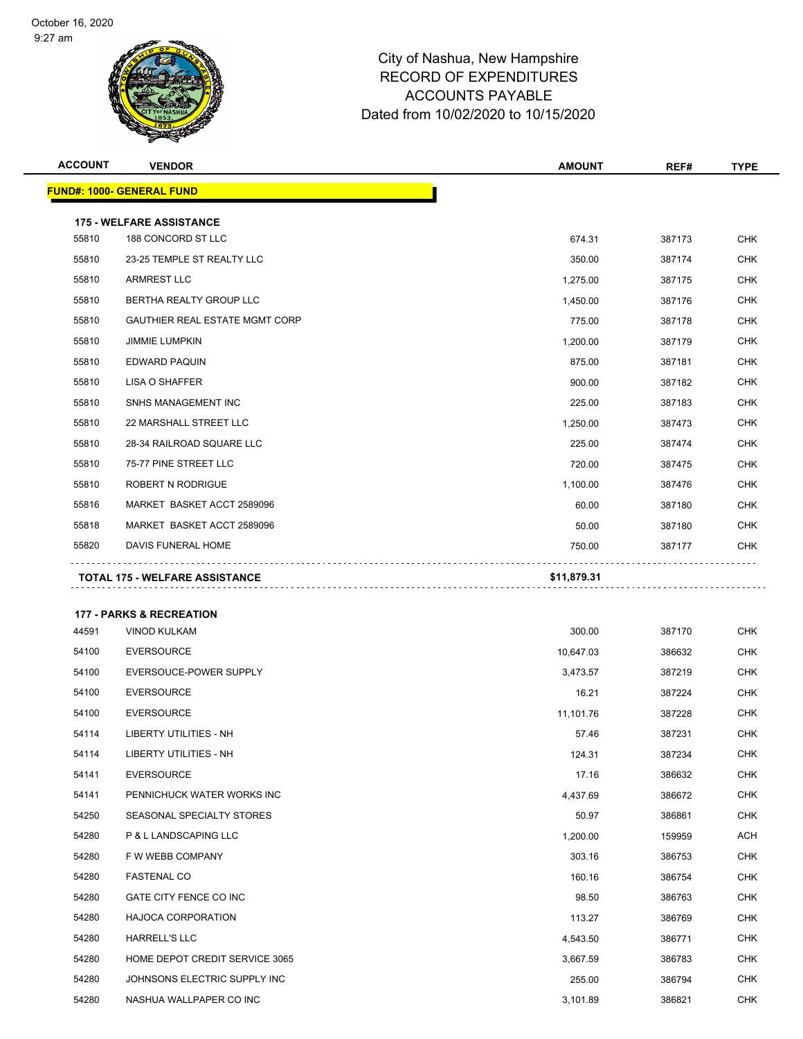# City of Nashua, New Hampshire
## RECORD OF EXPENDITURES
## ACCOUNTS PAYABLE
## Dated from 10/02/2020 to 10/15/2020

October 16, 2020
9:27 am

| ACCOUNT | VENDOR | AMOUNT | REF# | TYPE |
|---|---|---|---|---|
| **FUND#: 1000- GENERAL FUND** | | | | |
| **175 - WELFARE ASSISTANCE** | | | | |
| 55810 | 188 CONCORD ST LLC | 674.31 | 387173 | CHK |
| 55810 | 23-25 TEMPLE ST REALTY LLC | 350.00 | 387174 | CHK |
| 55810 | ARMREST LLC | 1,275.00 | 387175 | CHK |
| 55810 | BERTHA REALTY GROUP LLC | 1,450.00 | 387176 | CHK |
| 55810 | GAUTHIER REAL ESTATE MGMT CORP | 775.00 | 387178 | CHK |
| 55810 | JIMMIE LUMPKIN | 1,200.00 | 387179 | CHK |
| 55810 | EDWARD PAQUIN | 875.00 | 387181 | CHK |
| 55810 | LISA O SHAFFER | 900.00 | 387182 | CHK |
| 55810 | SNHS MANAGEMENT INC | 225.00 | 387183 | CHK |
| 55810 | 22 MARSHALL STREET LLC | 1,250.00 | 387473 | CHK |
| 55810 | 28-34 RAILROAD SQUARE LLC | 225.00 | 387474 | CHK |
| 55810 | 75-77 PINE STREET LLC | 720.00 | 387475 | CHK |
| 55810 | ROBERT N RODRIGUE | 1,100.00 | 387476 | CHK |
| 55816 | MARKET BASKET ACCT 2589096 | 60.00 | 387180 | CHK |
| 55818 | MARKET BASKET ACCT 2589096 | 50.00 | 387180 | CHK |
| 55820 | DAVIS FUNERAL HOME | 750.00 | 387177 | CHK |
| **TOTAL 175 - WELFARE ASSISTANCE** | | **$11,879.31** | | |
| **177 - PARKS & RECREATION** | | | | |
| 44591 | VINOD KULKAM | 300.00 | 387170 | CHK |
| 54100 | EVERSOURCE | 10,647.03 | 386632 | CHK |
| 54100 | EVERSOUCE-POWER SUPPLY | 3,473.57 | 387219 | CHK |
| 54100 | EVERSOURCE | 16.21 | 387224 | CHK |
| 54100 | EVERSOURCE | 11,101.76 | 387228 | CHK |
| 54114 | LIBERTY UTILITIES - NH | 57.46 | 387231 | CHK |
| 54114 | LIBERTY UTILITIES - NH | 124.31 | 387234 | CHK |
| 54141 | EVERSOURCE | 17.16 | 386632 | CHK |
| 54141 | PENNICHUCK WATER WORKS INC | 4,437.69 | 386672 | CHK |
| 54250 | SEASONAL SPECIALTY STORES | 50.97 | 386861 | CHK |
| 54280 | P & L LANDSCAPING LLC | 1,200.00 | 159959 | ACH |
| 54280 | F W WEBB COMPANY | 303.16 | 386753 | CHK |
| 54280 | FASTENAL CO | 160.16 | 386754 | CHK |
| 54280 | GATE CITY FENCE CO INC | 98.50 | 386763 | CHK |
| 54280 | HAJOCA CORPORATION | 113.27 | 386769 | CHK |
| 54280 | HARRELL'S LLC | 4,543.50 | 386771 | CHK |
| 54280 | HOME DEPOT CREDIT SERVICE 3065 | 3,667.59 | 386783 | CHK |
| 54280 | JOHNSONS ELECTRIC SUPPLY INC | 255.00 | 386794 | CHK |
| 54280 | NASHUA WALLPAPER CO INC | 3,101.89 | 386821 | CHK |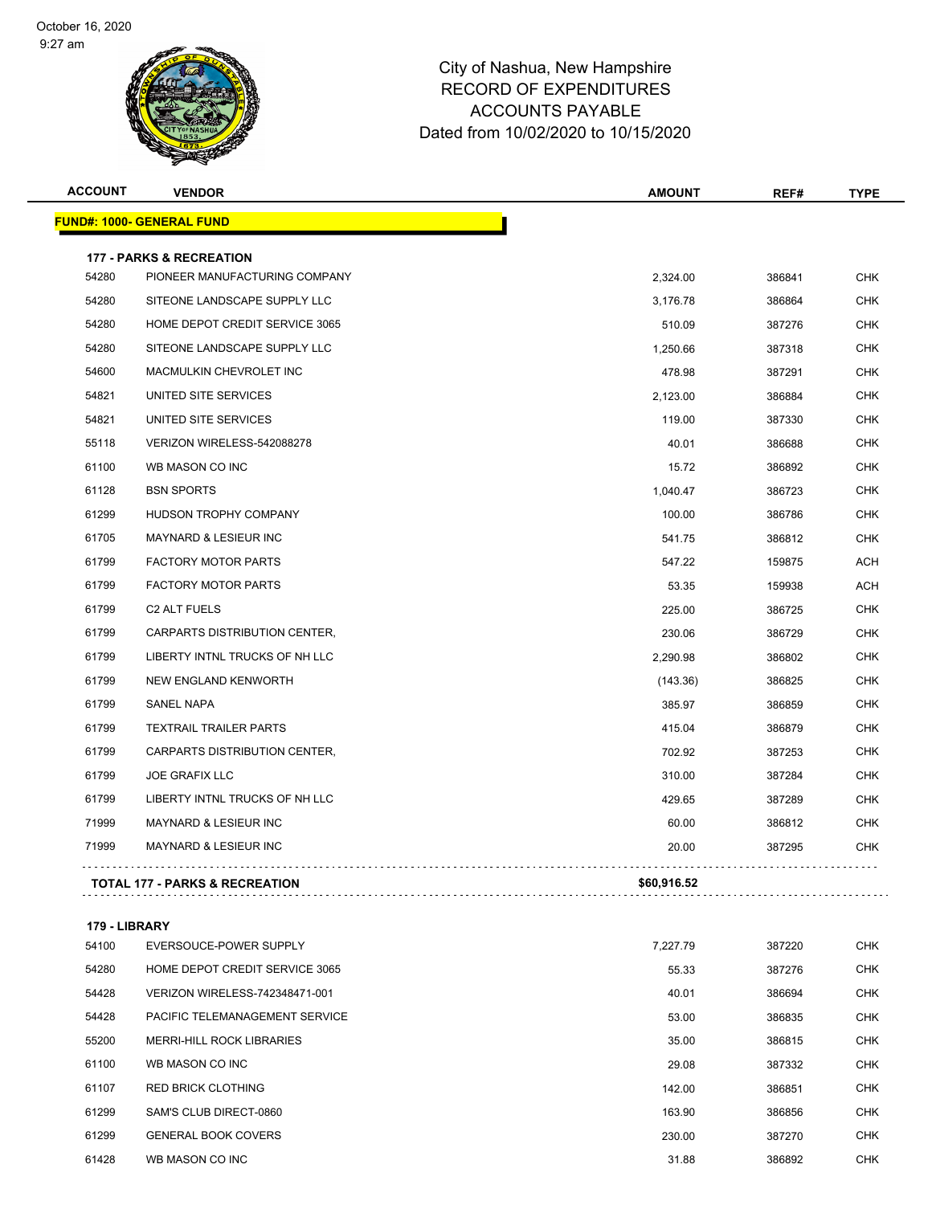City of Nashua, New Hampshire
RECORD OF EXPENDITURES
ACCOUNTS PAYABLE
Dated from 10/02/2020 to 10/15/2020

| ACCOUNT | VENDOR | AMOUNT | REF# | TYPE |
|---|---|---|---|---|
| **FUND#: 1000- GENERAL FUND** | | | | |
| **177 - PARKS & RECREATION** | | | | |
| 54280 | PIONEER MANUFACTURING COMPANY | 2,324.00 | 386841 | CHK |
| 54280 | SITEONE LANDSCAPE SUPPLY LLC | 3,176.78 | 386864 | CHK |
| 54280 | HOME DEPOT CREDIT SERVICE 3065 | 510.09 | 387276 | CHK |
| 54280 | SITEONE LANDSCAPE SUPPLY LLC | 1,250.66 | 387318 | CHK |
| 54600 | MACMULKIN CHEVROLET INC | 478.98 | 387291 | CHK |
| 54821 | UNITED SITE SERVICES | 2,123.00 | 386884 | CHK |
| 54821 | UNITED SITE SERVICES | 119.00 | 387330 | CHK |
| 55118 | VERIZON WIRELESS-542088278 | 40.01 | 386688 | CHK |
| 61100 | WB MASON CO INC | 15.72 | 386892 | CHK |
| 61128 | BSN SPORTS | 1,040.47 | 386723 | CHK |
| 61299 | HUDSON TROPHY COMPANY | 100.00 | 386786 | CHK |
| 61705 | MAYNARD & LESIEUR INC | 541.75 | 386812 | CHK |
| 61799 | FACTORY MOTOR PARTS | 547.22 | 159875 | ACH |
| 61799 | FACTORY MOTOR PARTS | 53.35 | 159938 | ACH |
| 61799 | C2 ALT FUELS | 225.00 | 386725 | CHK |
| 61799 | CARPARTS DISTRIBUTION CENTER, | 230.06 | 386729 | CHK |
| 61799 | LIBERTY INTNL TRUCKS OF NH LLC | 2,290.98 | 386802 | CHK |
| 61799 | NEW ENGLAND KENWORTH | (143.36) | 386825 | CHK |
| 61799 | SANEL NAPA | 385.97 | 386859 | CHK |
| 61799 | TEXTRAIL TRAILER PARTS | 415.04 | 386879 | CHK |
| 61799 | CARPARTS DISTRIBUTION CENTER, | 702.92 | 387253 | CHK |
| 61799 | JOE GRAFIX LLC | 310.00 | 387284 | CHK |
| 61799 | LIBERTY INTNL TRUCKS OF NH LLC | 429.65 | 387289 | CHK |
| 71999 | MAYNARD & LESIEUR INC | 60.00 | 386812 | CHK |
| 71999 | MAYNARD & LESIEUR INC | 20.00 | 387295 | CHK |
| **TOTAL 177 - PARKS & RECREATION** | | **$60,916.52** | | |
| **179 - LIBRARY** | | | | |
| 54100 | EVERSOUCE-POWER SUPPLY | 7,227.79 | 387220 | CHK |
| 54280 | HOME DEPOT CREDIT SERVICE 3065 | 55.33 | 387276 | CHK |
| 54428 | VERIZON WIRELESS-742348471-001 | 40.01 | 386694 | CHK |
| 54428 | PACIFIC TELEMANAGEMENT SERVICE | 53.00 | 386835 | CHK |
| 55200 | MERRI-HILL ROCK LIBRARIES | 35.00 | 386815 | CHK |
| 61100 | WB MASON CO INC | 29.08 | 387332 | CHK |
| 61107 | RED BRICK CLOTHING | 142.00 | 386851 | CHK |
| 61299 | SAM'S CLUB DIRECT-0860 | 163.90 | 386856 | CHK |
| 61299 | GENERAL BOOK COVERS | 230.00 | 387270 | CHK |
| 61428 | WB MASON CO INC | 31.88 | 386892 | CHK |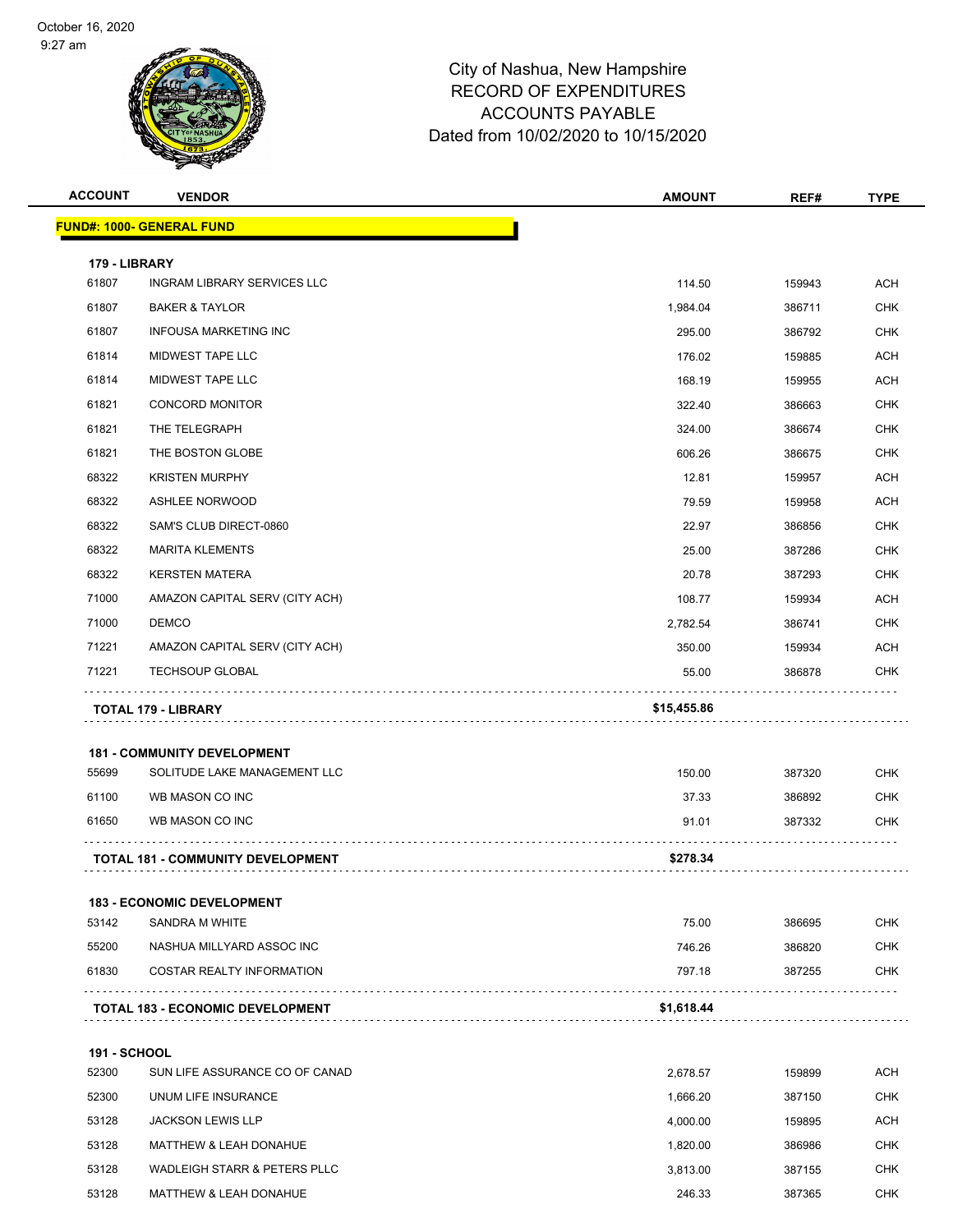City of Nashua, New Hampshire
RECORD OF EXPENDITURES
ACCOUNTS PAYABLE
Dated from 10/02/2020 to 10/15/2020

| ACCOUNT | VENDOR | AMOUNT | REF# | TYPE |
|---|---|---|---|---|
| **FUND#: 1000- GENERAL FUND** | | | | |
| **179 - LIBRARY** | | | | |
| 61807 | INGRAM LIBRARY SERVICES LLC | 114.50 | 159943 | ACH |
| 61807 | BAKER & TAYLOR | 1,984.04 | 386711 | CHK |
| 61807 | INFOUSA MARKETING INC | 295.00 | 386792 | CHK |
| 61814 | MIDWEST TAPE LLC | 176.02 | 159885 | ACH |
| 61814 | MIDWEST TAPE LLC | 168.19 | 159955 | ACH |
| 61821 | CONCORD MONITOR | 322.40 | 386663 | CHK |
| 61821 | THE TELEGRAPH | 324.00 | 386674 | CHK |
| 61821 | THE BOSTON GLOBE | 606.26 | 386675 | CHK |
| 68322 | KRISTEN MURPHY | 12.81 | 159957 | ACH |
| 68322 | ASHLEE NORWOOD | 79.59 | 159958 | ACH |
| 68322 | SAM'S CLUB DIRECT-0860 | 22.97 | 386856 | CHK |
| 68322 | MARITA KLEMENTS | 25.00 | 387286 | CHK |
| 68322 | KERSTEN MATERA | 20.78 | 387293 | CHK |
| 71000 | AMAZON CAPITAL SERV (CITY ACH) | 108.77 | 159934 | ACH |
| 71000 | DEMCO | 2,782.54 | 386741 | CHK |
| 71221 | AMAZON CAPITAL SERV (CITY ACH) | 350.00 | 159934 | ACH |
| 71221 | TECHSOUP GLOBAL | 55.00 | 386878 | CHK |
| **TOTAL 179 - LIBRARY** | | **$15,455.86** | | |
| **181 - COMMUNITY DEVELOPMENT** | | | | |
| 55699 | SOLITUDE LAKE MANAGEMENT LLC | 150.00 | 387320 | CHK |
| 61100 | WB MASON CO INC | 37.33 | 386892 | CHK |
| 61650 | WB MASON CO INC | 91.01 | 387332 | CHK |
| **TOTAL 181 - COMMUNITY DEVELOPMENT** | | **$278.34** | | |
| **183 - ECONOMIC DEVELOPMENT** | | | | |
| 53142 | SANDRA M WHITE | 75.00 | 386695 | CHK |
| 55200 | NASHUA MILLYARD ASSOC INC | 746.26 | 386820 | CHK |
| 61830 | COSTAR REALTY INFORMATION | 797.18 | 387255 | CHK |
| **TOTAL 183 - ECONOMIC DEVELOPMENT** | | **$1,618.44** | | |
| **191 - SCHOOL** | | | | |
| 52300 | SUN LIFE ASSURANCE CO OF CANAD | 2,678.57 | 159899 | ACH |
| 52300 | UNUM LIFE INSURANCE | 1,666.20 | 387150 | CHK |
| 53128 | JACKSON LEWIS LLP | 4,000.00 | 159895 | ACH |
| 53128 | MATTHEW & LEAH DONAHUE | 1,820.00 | 386986 | CHK |
| 53128 | WADLEIGH STARR & PETERS PLLC | 3,813.00 | 387155 | CHK |
| 53128 | MATTHEW & LEAH DONAHUE | 246.33 | 387365 | CHK |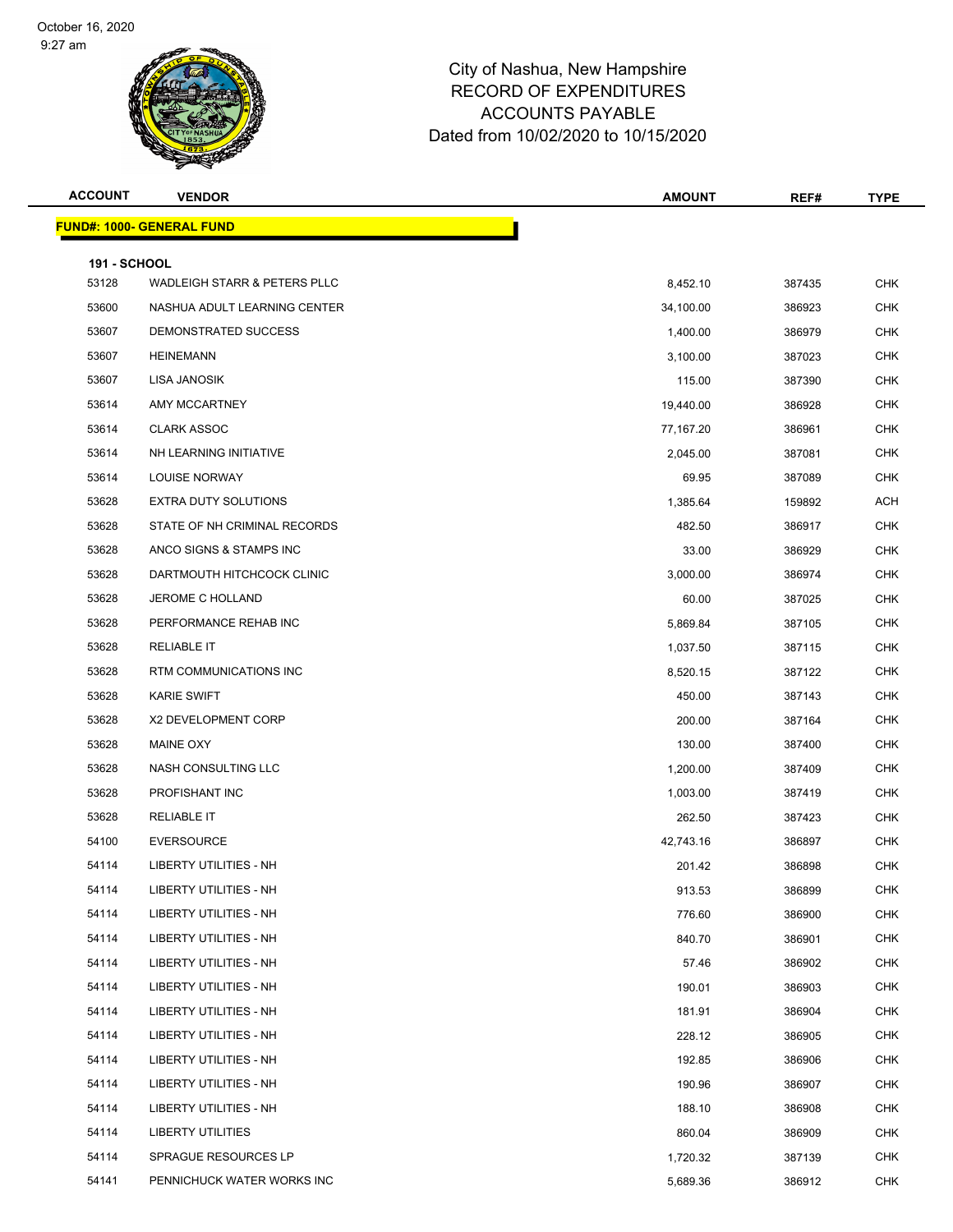October 16, 2020
9:27 am

City of Nashua, New Hampshire
RECORD OF EXPENDITURES
ACCOUNTS PAYABLE
Dated from 10/02/2020 to 10/15/2020

| ACCOUNT | VENDOR | AMOUNT | REF# | TYPE |
|---|---|---|---|---|
| **FUND#: 1000- GENERAL FUND** | | | | |
| **191 - SCHOOL** | | | | |
| 53128 | WADLEIGH STARR & PETERS PLLC | 8,452.10 | 387435 | CHK |
| 53600 | NASHUA ADULT LEARNING CENTER | 34,100.00 | 386923 | CHK |
| 53607 | DEMONSTRATED SUCCESS | 1,400.00 | 386979 | CHK |
| 53607 | HEINEMANN | 3,100.00 | 387023 | CHK |
| 53607 | LISA JANOSIK | 115.00 | 387390 | CHK |
| 53614 | AMY MCCARTNEY | 19,440.00 | 386928 | CHK |
| 53614 | CLARK ASSOC | 77,167.20 | 386961 | CHK |
| 53614 | NH LEARNING INITIATIVE | 2,045.00 | 387081 | CHK |
| 53614 | LOUISE NORWAY | 69.95 | 387089 | CHK |
| 53628 | EXTRA DUTY SOLUTIONS | 1,385.64 | 159892 | ACH |
| 53628 | STATE OF NH CRIMINAL RECORDS | 482.50 | 386917 | CHK |
| 53628 | ANCO SIGNS & STAMPS INC | 33.00 | 386929 | CHK |
| 53628 | DARTMOUTH HITCHCOCK CLINIC | 3,000.00 | 386974 | CHK |
| 53628 | JEROME C HOLLAND | 60.00 | 387025 | CHK |
| 53628 | PERFORMANCE REHAB INC | 5,869.84 | 387105 | CHK |
| 53628 | RELIABLE IT | 1,037.50 | 387115 | CHK |
| 53628 | RTM COMMUNICATIONS INC | 8,520.15 | 387122 | CHK |
| 53628 | KARIE SWIFT | 450.00 | 387143 | CHK |
| 53628 | X2 DEVELOPMENT CORP | 200.00 | 387164 | CHK |
| 53628 | MAINE OXY | 130.00 | 387400 | CHK |
| 53628 | NASH CONSULTING LLC | 1,200.00 | 387409 | CHK |
| 53628 | PROFISHANT INC | 1,003.00 | 387419 | CHK |
| 53628 | RELIABLE IT | 262.50 | 387423 | CHK |
| 54100 | EVERSOURCE | 42,743.16 | 386897 | CHK |
| 54114 | LIBERTY UTILITIES - NH | 201.42 | 386898 | CHK |
| 54114 | LIBERTY UTILITIES - NH | 913.53 | 386899 | CHK |
| 54114 | LIBERTY UTILITIES - NH | 776.60 | 386900 | CHK |
| 54114 | LIBERTY UTILITIES - NH | 840.70 | 386901 | CHK |
| 54114 | LIBERTY UTILITIES - NH | 57.46 | 386902 | CHK |
| 54114 | LIBERTY UTILITIES - NH | 190.01 | 386903 | CHK |
| 54114 | LIBERTY UTILITIES - NH | 181.91 | 386904 | CHK |
| 54114 | LIBERTY UTILITIES - NH | 228.12 | 386905 | CHK |
| 54114 | LIBERTY UTILITIES - NH | 192.85 | 386906 | CHK |
| 54114 | LIBERTY UTILITIES - NH | 190.96 | 386907 | CHK |
| 54114 | LIBERTY UTILITIES - NH | 188.10 | 386908 | CHK |
| 54114 | LIBERTY UTILITIES | 860.04 | 386909 | CHK |
| 54114 | SPRAGUE RESOURCES LP | 1,720.32 | 387139 | CHK |
| 54141 | PENNICHUCK WATER WORKS INC | 5,689.36 | 386912 | CHK |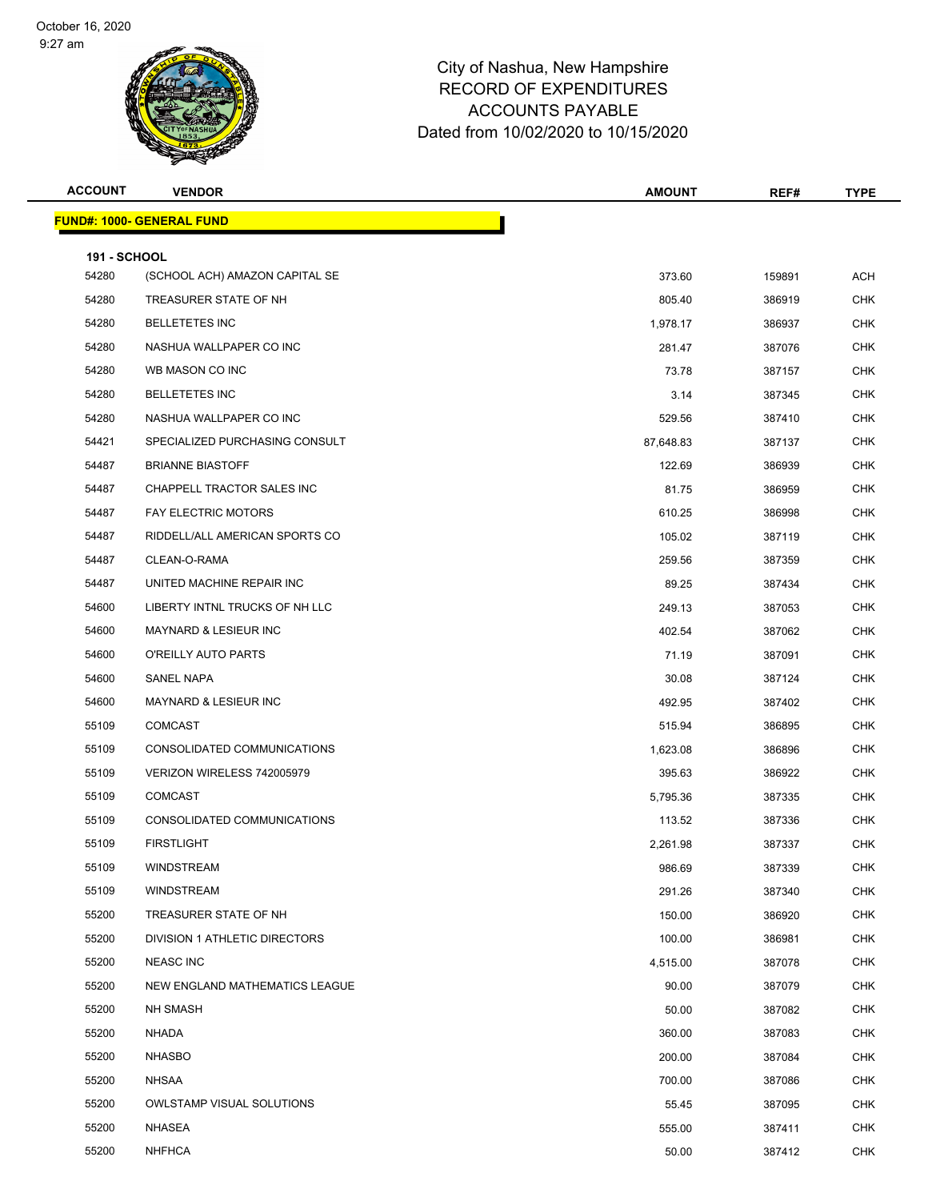October 16, 2020
9:27 am

# City of Nashua, New Hampshire
## RECORD OF EXPENDITURES
## ACCOUNTS PAYABLE
## Dated from 10/02/2020 to 10/15/2020

**FUND#: 1000- GENERAL FUND**

**191 - SCHOOL**

| ACCOUNT | VENDOR | AMOUNT | REF# | TYPE |
|---|---|---|---|---|
| 54280 | (SCHOOL ACH) AMAZON CAPITAL SE | 373.60 | 159891 | ACH |
| 54280 | TREASURER STATE OF NH | 805.40 | 386919 | CHK |
| 54280 | BELLETETES INC | 1,978.17 | 386937 | CHK |
| 54280 | NASHUA WALLPAPER CO INC | 281.47 | 387076 | CHK |
| 54280 | WB MASON CO INC | 73.78 | 387157 | CHK |
| 54280 | BELLETETES INC | 3.14 | 387345 | CHK |
| 54280 | NASHUA WALLPAPER CO INC | 529.56 | 387410 | CHK |
| 54421 | SPECIALIZED PURCHASING CONSULT | 87,648.83 | 387137 | CHK |
| 54487 | BRIANNE BIASTOFF | 122.69 | 386939 | CHK |
| 54487 | CHAPPELL TRACTOR SALES INC | 81.75 | 386959 | CHK |
| 54487 | FAY ELECTRIC MOTORS | 610.25 | 386998 | CHK |
| 54487 | RIDDELL/ALL AMERICAN SPORTS CO | 105.02 | 387119 | CHK |
| 54487 | CLEAN-O-RAMA | 259.56 | 387359 | CHK |
| 54487 | UNITED MACHINE REPAIR INC | 89.25 | 387434 | CHK |
| 54600 | LIBERTY INTNL TRUCKS OF NH LLC | 249.13 | 387053 | CHK |
| 54600 | MAYNARD & LESIEUR INC | 402.54 | 387062 | CHK |
| 54600 | O'REILLY AUTO PARTS | 71.19 | 387091 | CHK |
| 54600 | SANEL NAPA | 30.08 | 387124 | CHK |
| 54600 | MAYNARD & LESIEUR INC | 492.95 | 387402 | CHK |
| 55109 | COMCAST | 515.94 | 386895 | CHK |
| 55109 | CONSOLIDATED COMMUNICATIONS | 1,623.08 | 386896 | CHK |
| 55109 | VERIZON WIRELESS 742005979 | 395.63 | 386922 | CHK |
| 55109 | COMCAST | 5,795.36 | 387335 | CHK |
| 55109 | CONSOLIDATED COMMUNICATIONS | 113.52 | 387336 | CHK |
| 55109 | FIRSTLIGHT | 2,261.98 | 387337 | CHK |
| 55109 | WINDSTREAM | 986.69 | 387339 | CHK |
| 55109 | WINDSTREAM | 291.26 | 387340 | CHK |
| 55200 | TREASURER STATE OF NH | 150.00 | 386920 | CHK |
| 55200 | DIVISION 1 ATHLETIC DIRECTORS | 100.00 | 386981 | CHK |
| 55200 | NEASC INC | 4,515.00 | 387078 | CHK |
| 55200 | NEW ENGLAND MATHEMATICS LEAGUE | 90.00 | 387079 | CHK |
| 55200 | NH SMASH | 50.00 | 387082 | CHK |
| 55200 | NHADA | 360.00 | 387083 | CHK |
| 55200 | NHASBO | 200.00 | 387084 | CHK |
| 55200 | NHSAA | 700.00 | 387086 | CHK |
| 55200 | OWLSTAMP VISUAL SOLUTIONS | 55.45 | 387095 | CHK |
| 55200 | NHASEA | 555.00 | 387411 | CHK |
| 55200 | NHFHCA | 50.00 | 387412 | CHK |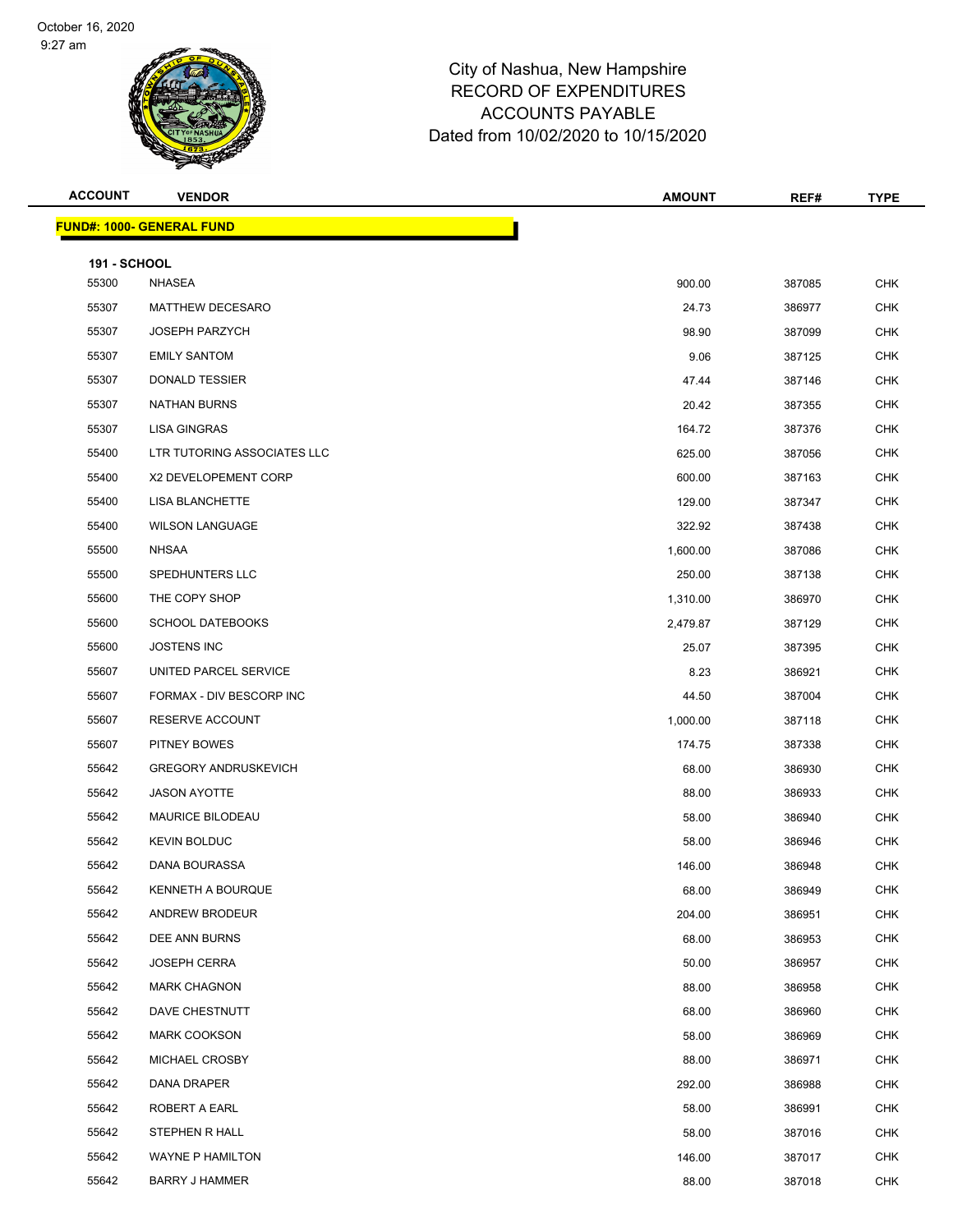# City of Nashua, New Hampshire
## RECORD OF EXPENDITURES
## ACCOUNTS PAYABLE
## Dated from 10/02/2020 to 10/15/2020

| ACCOUNT | VENDOR | AMOUNT | REF# | TYPE |
|---|---|---|---|---|

**FUND#: 1000- GENERAL FUND**

**191 - SCHOOL**

| ACCOUNT | VENDOR | AMOUNT | REF# | TYPE |
|---|---|---|---|---|
| 55300 | NHASEA | 900.00 | 387085 | CHK |
| 55307 | MATTHEW DECESARO | 24.73 | 386977 | CHK |
| 55307 | JOSEPH PARZYCH | 98.90 | 387099 | CHK |
| 55307 | EMILY SANTOM | 9.06 | 387125 | CHK |
| 55307 | DONALD TESSIER | 47.44 | 387146 | CHK |
| 55307 | NATHAN BURNS | 20.42 | 387355 | CHK |
| 55307 | LISA GINGRAS | 164.72 | 387376 | CHK |
| 55400 | LTR TUTORING ASSOCIATES LLC | 625.00 | 387056 | CHK |
| 55400 | X2 DEVELOPEMENT CORP | 600.00 | 387163 | CHK |
| 55400 | LISA BLANCHETTE | 129.00 | 387347 | CHK |
| 55400 | WILSON LANGUAGE | 322.92 | 387438 | CHK |
| 55500 | NHSAA | 1,600.00 | 387086 | CHK |
| 55500 | SPEDHUNTERS LLC | 250.00 | 387138 | CHK |
| 55600 | THE COPY SHOP | 1,310.00 | 386970 | CHK |
| 55600 | SCHOOL DATEBOOKS | 2,479.87 | 387129 | CHK |
| 55600 | JOSTENS INC | 25.07 | 387395 | CHK |
| 55607 | UNITED PARCEL SERVICE | 8.23 | 386921 | CHK |
| 55607 | FORMAX - DIV BESCORP INC | 44.50 | 387004 | CHK |
| 55607 | RESERVE ACCOUNT | 1,000.00 | 387118 | CHK |
| 55607 | PITNEY BOWES | 174.75 | 387338 | CHK |
| 55642 | GREGORY ANDRUSKEVICH | 68.00 | 386930 | CHK |
| 55642 | JASON AYOTTE | 88.00 | 386933 | CHK |
| 55642 | MAURICE BILODEAU | 58.00 | 386940 | CHK |
| 55642 | KEVIN BOLDUC | 58.00 | 386946 | CHK |
| 55642 | DANA BOURASSA | 146.00 | 386948 | CHK |
| 55642 | KENNETH A BOURQUE | 68.00 | 386949 | CHK |
| 55642 | ANDREW BRODEUR | 204.00 | 386951 | CHK |
| 55642 | DEE ANN BURNS | 68.00 | 386953 | CHK |
| 55642 | JOSEPH CERRA | 50.00 | 386957 | CHK |
| 55642 | MARK CHAGNON | 88.00 | 386958 | CHK |
| 55642 | DAVE CHESTNUTT | 68.00 | 386960 | CHK |
| 55642 | MARK COOKSON | 58.00 | 386969 | CHK |
| 55642 | MICHAEL CROSBY | 88.00 | 386971 | CHK |
| 55642 | DANA DRAPER | 292.00 | 386988 | CHK |
| 55642 | ROBERT A EARL | 58.00 | 386991 | CHK |
| 55642 | STEPHEN R HALL | 58.00 | 387016 | CHK |
| 55642 | WAYNE P HAMILTON | 146.00 | 387017 | CHK |
| 55642 | BARRY J HAMMER | 88.00 | 387018 | CHK |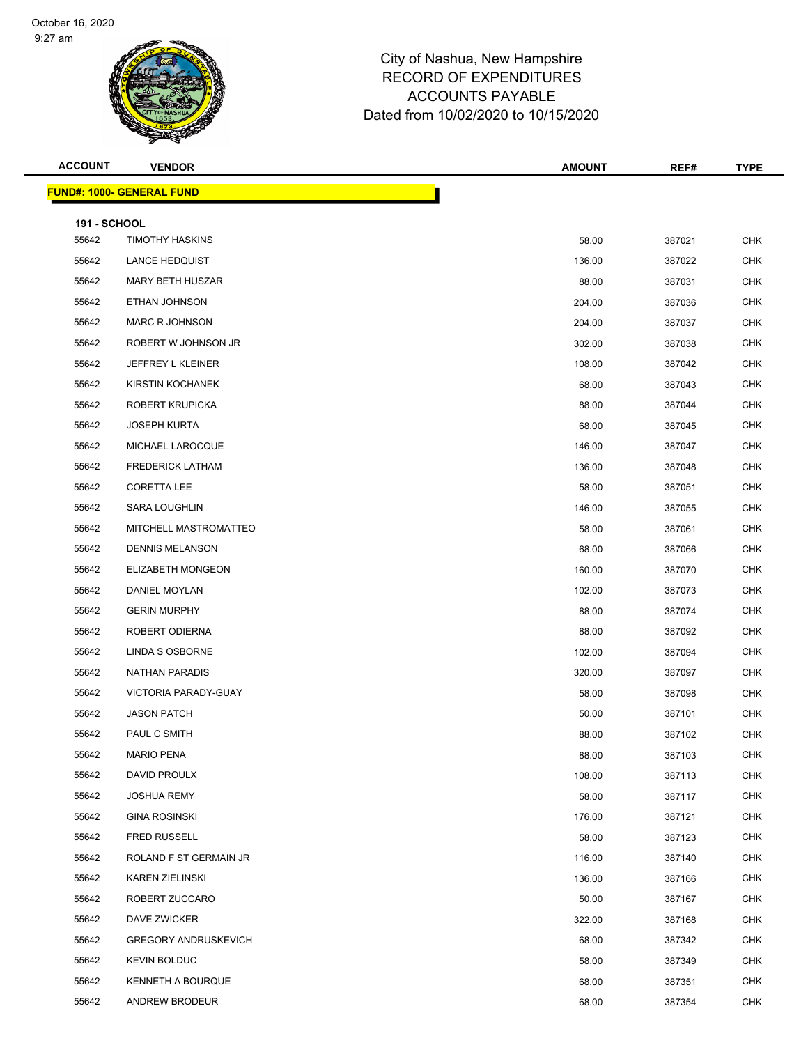# City of Nashua, New Hampshire
# RECORD OF EXPENDITURES
# ACCOUNTS PAYABLE
# Dated from 10/02/2020 to 10/15/2020

| ACCOUNT | VENDOR | AMOUNT | REF# | TYPE |
| --- | --- | --- | --- | --- |
| **FUND#: 1000- GENERAL FUND** | | | | |
| **191 - SCHOOL** | | | | |
| 55642 | TIMOTHY HASKINS | 58.00 | 387021 | CHK |
| 55642 | LANCE HEDQUIST | 136.00 | 387022 | CHK |
| 55642 | MARY BETH HUSZAR | 88.00 | 387031 | CHK |
| 55642 | ETHAN JOHNSON | 204.00 | 387036 | CHK |
| 55642 | MARC R JOHNSON | 204.00 | 387037 | CHK |
| 55642 | ROBERT W JOHNSON JR | 302.00 | 387038 | CHK |
| 55642 | JEFFREY L KLEINER | 108.00 | 387042 | CHK |
| 55642 | KIRSTIN KOCHANEK | 68.00 | 387043 | CHK |
| 55642 | ROBERT KRUPICKA | 88.00 | 387044 | CHK |
| 55642 | JOSEPH KURTA | 68.00 | 387045 | CHK |
| 55642 | MICHAEL LAROCQUE | 146.00 | 387047 | CHK |
| 55642 | FREDERICK LATHAM | 136.00 | 387048 | CHK |
| 55642 | CORETTA LEE | 58.00 | 387051 | CHK |
| 55642 | SARA LOUGHLIN | 146.00 | 387055 | CHK |
| 55642 | MITCHELL MASTROMATTEO | 58.00 | 387061 | CHK |
| 55642 | DENNIS MELANSON | 68.00 | 387066 | CHK |
| 55642 | ELIZABETH MONGEON | 160.00 | 387070 | CHK |
| 55642 | DANIEL MOYLAN | 102.00 | 387073 | CHK |
| 55642 | GERIN MURPHY | 88.00 | 387074 | CHK |
| 55642 | ROBERT ODIERNA | 88.00 | 387092 | CHK |
| 55642 | LINDA S OSBORNE | 102.00 | 387094 | CHK |
| 55642 | NATHAN PARADIS | 320.00 | 387097 | CHK |
| 55642 | VICTORIA PARADY-GUAY | 58.00 | 387098 | CHK |
| 55642 | JASON PATCH | 50.00 | 387101 | CHK |
| 55642 | PAUL C SMITH | 88.00 | 387102 | CHK |
| 55642 | MARIO PENA | 88.00 | 387103 | CHK |
| 55642 | DAVID PROULX | 108.00 | 387113 | CHK |
| 55642 | JOSHUA REMY | 58.00 | 387117 | CHK |
| 55642 | GINA ROSINSKI | 176.00 | 387121 | CHK |
| 55642 | FRED RUSSELL | 58.00 | 387123 | CHK |
| 55642 | ROLAND F ST GERMAIN JR | 116.00 | 387140 | CHK |
| 55642 | KAREN ZIELINSKI | 136.00 | 387166 | CHK |
| 55642 | ROBERT ZUCCARO | 50.00 | 387167 | CHK |
| 55642 | DAVE ZWICKER | 322.00 | 387168 | CHK |
| 55642 | GREGORY ANDRUSKEVICH | 68.00 | 387342 | CHK |
| 55642 | KEVIN BOLDUC | 58.00 | 387349 | CHK |
| 55642 | KENNETH A BOURQUE | 68.00 | 387351 | CHK |
| 55642 | ANDREW BRODEUR | 68.00 | 387354 | CHK |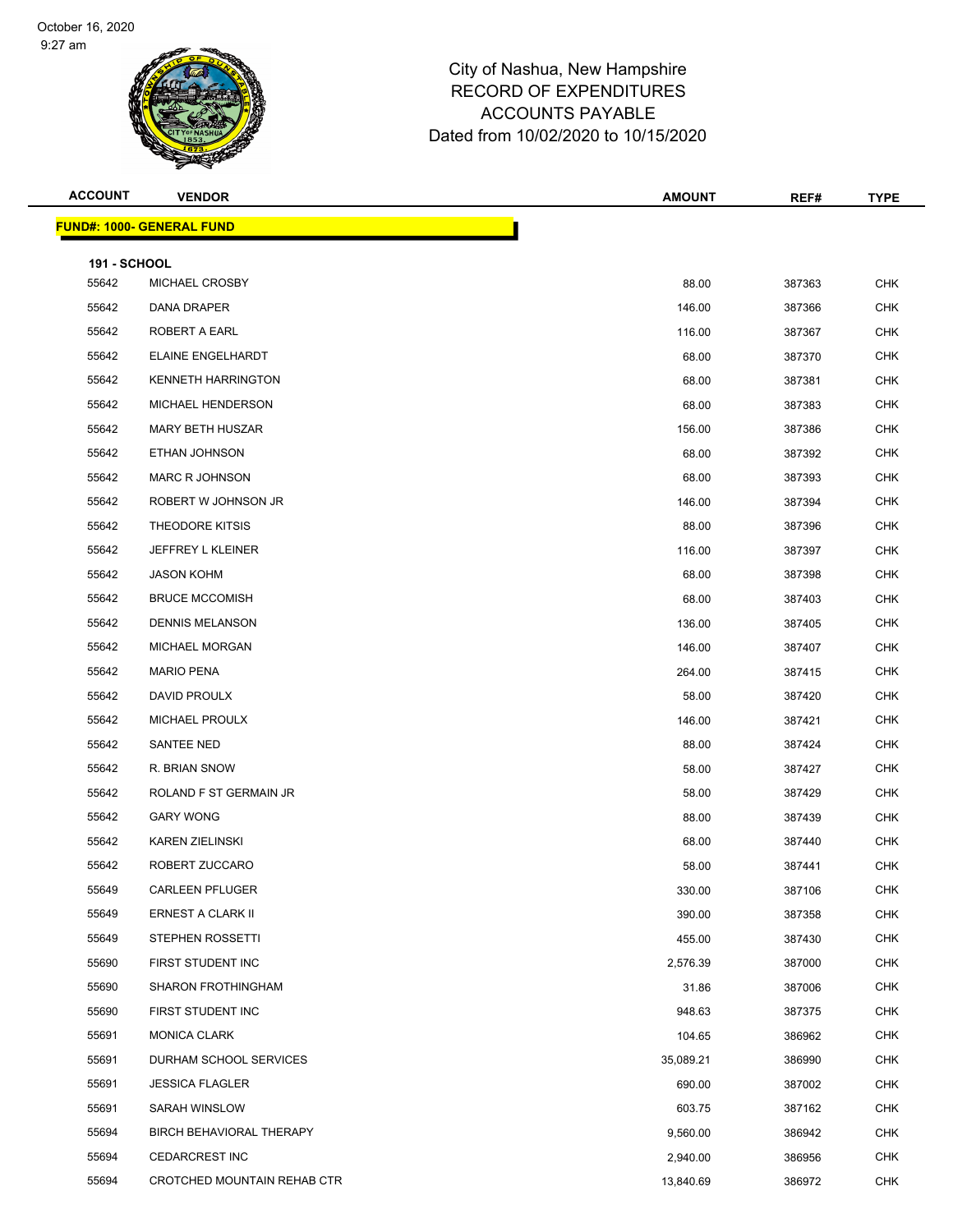City of Nashua, New Hampshire
RECORD OF EXPENDITURES
ACCOUNTS PAYABLE
Dated from 10/02/2020 to 10/15/2020

| ACCOUNT | VENDOR | AMOUNT | REF# | TYPE |
|---|---|---|---|---|

**FUND#: 1000- GENERAL FUND**

**191 - SCHOOL**

| ACCOUNT | VENDOR | AMOUNT | REF# | TYPE |
|---|---|---|---|---|
| 55642 | MICHAEL CROSBY | 88.00 | 387363 | CHK |
| 55642 | DANA DRAPER | 146.00 | 387366 | CHK |
| 55642 | ROBERT A EARL | 116.00 | 387367 | CHK |
| 55642 | ELAINE ENGELHARDT | 68.00 | 387370 | CHK |
| 55642 | KENNETH HARRINGTON | 68.00 | 387381 | CHK |
| 55642 | MICHAEL HENDERSON | 68.00 | 387383 | CHK |
| 55642 | MARY BETH HUSZAR | 156.00 | 387386 | CHK |
| 55642 | ETHAN JOHNSON | 68.00 | 387392 | CHK |
| 55642 | MARC R JOHNSON | 68.00 | 387393 | CHK |
| 55642 | ROBERT W JOHNSON JR | 146.00 | 387394 | CHK |
| 55642 | THEODORE KITSIS | 88.00 | 387396 | CHK |
| 55642 | JEFFREY L KLEINER | 116.00 | 387397 | CHK |
| 55642 | JASON KOHM | 68.00 | 387398 | CHK |
| 55642 | BRUCE MCCOMISH | 68.00 | 387403 | CHK |
| 55642 | DENNIS MELANSON | 136.00 | 387405 | CHK |
| 55642 | MICHAEL MORGAN | 146.00 | 387407 | CHK |
| 55642 | MARIO PENA | 264.00 | 387415 | CHK |
| 55642 | DAVID PROULX | 58.00 | 387420 | CHK |
| 55642 | MICHAEL PROULX | 146.00 | 387421 | CHK |
| 55642 | SANTEE NED | 88.00 | 387424 | CHK |
| 55642 | R. BRIAN SNOW | 58.00 | 387427 | CHK |
| 55642 | ROLAND F ST GERMAIN JR | 58.00 | 387429 | CHK |
| 55642 | GARY WONG | 88.00 | 387439 | CHK |
| 55642 | KAREN ZIELINSKI | 68.00 | 387440 | CHK |
| 55642 | ROBERT ZUCCARO | 58.00 | 387441 | CHK |
| 55649 | CARLEEN PFLUGER | 330.00 | 387106 | CHK |
| 55649 | ERNEST A CLARK II | 390.00 | 387358 | CHK |
| 55649 | STEPHEN ROSSETTI | 455.00 | 387430 | CHK |
| 55690 | FIRST STUDENT INC | 2,576.39 | 387000 | CHK |
| 55690 | SHARON FROTHINGHAM | 31.86 | 387006 | CHK |
| 55690 | FIRST STUDENT INC | 948.63 | 387375 | CHK |
| 55691 | MONICA CLARK | 104.65 | 386962 | CHK |
| 55691 | DURHAM SCHOOL SERVICES | 35,089.21 | 386990 | CHK |
| 55691 | JESSICA FLAGLER | 690.00 | 387002 | CHK |
| 55691 | SARAH WINSLOW | 603.75 | 387162 | CHK |
| 55694 | BIRCH BEHAVIORAL THERAPY | 9,560.00 | 386942 | CHK |
| 55694 | CEDARCREST INC | 2,940.00 | 386956 | CHK |
| 55694 | CROTCHED MOUNTAIN REHAB CTR | 13,840.69 | 386972 | CHK |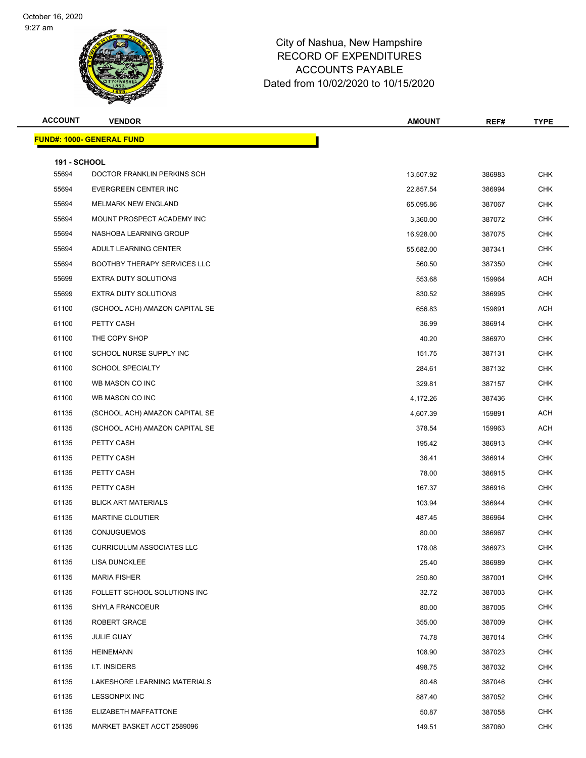October 16, 2020
9:27 am

# City of Nashua, New Hampshire
## RECORD OF EXPENDITURES
## ACCOUNTS PAYABLE
## Dated from 10/02/2020 to 10/15/2020

| ACCOUNT | VENDOR | AMOUNT | REF# | TYPE |
|---|---|---|---|---|
| **FUND#: 1000- GENERAL FUND** | | | | |
| **191 - SCHOOL** | | | | |
| 55694 | DOCTOR FRANKLIN PERKINS SCH | 13,507.92 | 386983 | CHK |
| 55694 | EVERGREEN CENTER INC | 22,857.54 | 386994 | CHK |
| 55694 | MELMARK NEW ENGLAND | 65,095.86 | 387067 | CHK |
| 55694 | MOUNT PROSPECT ACADEMY INC | 3,360.00 | 387072 | CHK |
| 55694 | NASHOBA LEARNING GROUP | 16,928.00 | 387075 | CHK |
| 55694 | ADULT LEARNING CENTER | 55,682.00 | 387341 | CHK |
| 55694 | BOOTHBY THERAPY SERVICES LLC | 560.50 | 387350 | CHK |
| 55699 | EXTRA DUTY SOLUTIONS | 553.68 | 159964 | ACH |
| 55699 | EXTRA DUTY SOLUTIONS | 830.52 | 386995 | CHK |
| 61100 | (SCHOOL ACH) AMAZON CAPITAL SE | 656.83 | 159891 | ACH |
| 61100 | PETTY CASH | 36.99 | 386914 | CHK |
| 61100 | THE COPY SHOP | 40.20 | 386970 | CHK |
| 61100 | SCHOOL NURSE SUPPLY INC | 151.75 | 387131 | CHK |
| 61100 | SCHOOL SPECIALTY | 284.61 | 387132 | CHK |
| 61100 | WB MASON CO INC | 329.81 | 387157 | CHK |
| 61100 | WB MASON CO INC | 4,172.26 | 387436 | CHK |
| 61135 | (SCHOOL ACH) AMAZON CAPITAL SE | 4,607.39 | 159891 | ACH |
| 61135 | (SCHOOL ACH) AMAZON CAPITAL SE | 378.54 | 159963 | ACH |
| 61135 | PETTY CASH | 195.42 | 386913 | CHK |
| 61135 | PETTY CASH | 36.41 | 386914 | CHK |
| 61135 | PETTY CASH | 78.00 | 386915 | CHK |
| 61135 | PETTY CASH | 167.37 | 386916 | CHK |
| 61135 | BLICK ART MATERIALS | 103.94 | 386944 | CHK |
| 61135 | MARTINE CLOUTIER | 487.45 | 386964 | CHK |
| 61135 | CONJUGUEMOS | 80.00 | 386967 | CHK |
| 61135 | CURRICULUM ASSOCIATES LLC | 178.08 | 386973 | CHK |
| 61135 | LISA DUNCKLEE | 25.40 | 386989 | CHK |
| 61135 | MARIA FISHER | 250.80 | 387001 | CHK |
| 61135 | FOLLETT SCHOOL SOLUTIONS INC | 32.72 | 387003 | CHK |
| 61135 | SHYLA FRANCOEUR | 80.00 | 387005 | CHK |
| 61135 | ROBERT GRACE | 355.00 | 387009 | CHK |
| 61135 | JULIE GUAY | 74.78 | 387014 | CHK |
| 61135 | HEINEMANN | 108.90 | 387023 | CHK |
| 61135 | I.T. INSIDERS | 498.75 | 387032 | CHK |
| 61135 | LAKESHORE LEARNING MATERIALS | 80.48 | 387046 | CHK |
| 61135 | LESSONPIX INC | 887.40 | 387052 | CHK |
| 61135 | ELIZABETH MAFFATTONE | 50.87 | 387058 | CHK |
| 61135 | MARKET BASKET ACCT 2589096 | 149.51 | 387060 | CHK |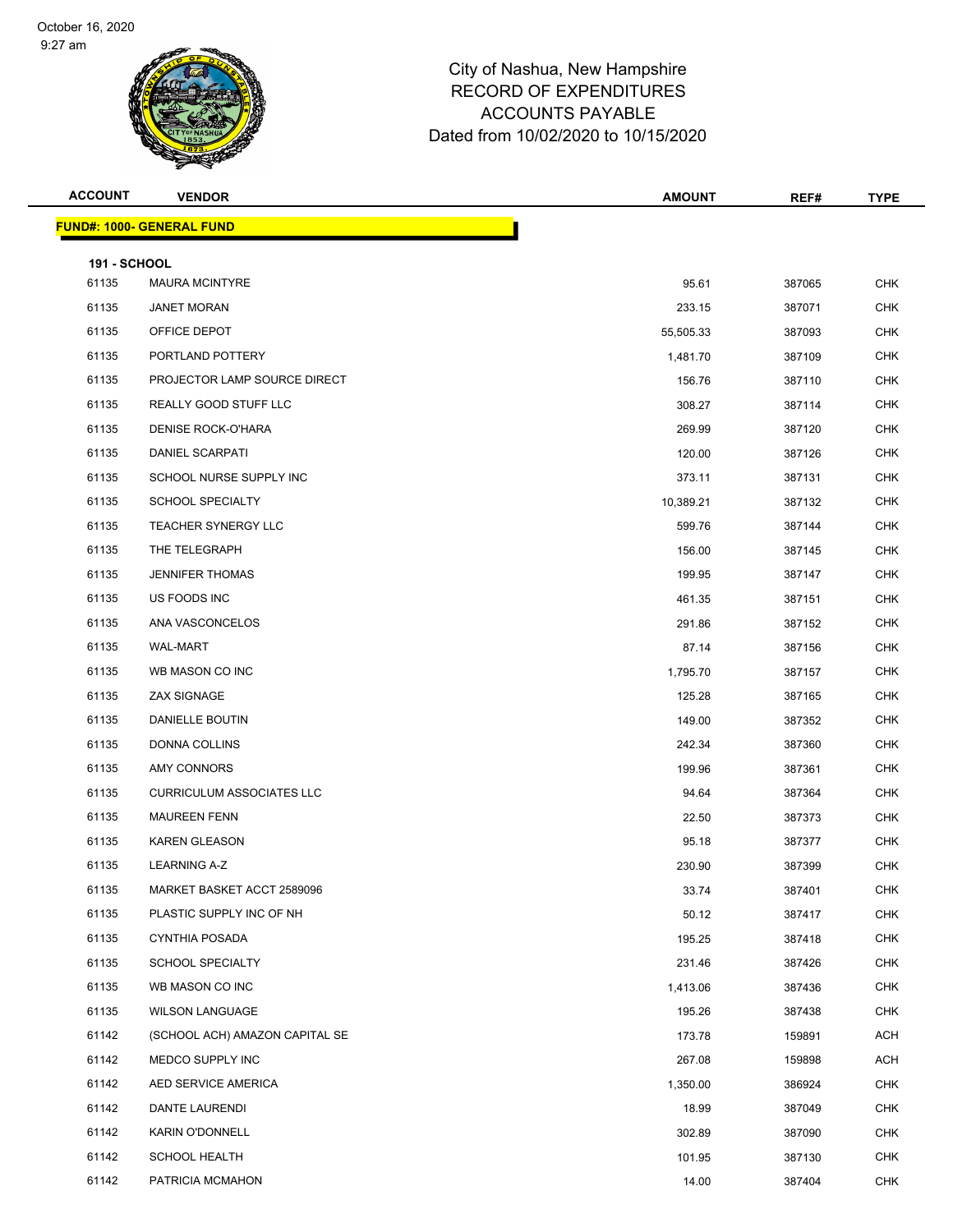City of Nashua, New Hampshire
RECORD OF EXPENDITURES
ACCOUNTS PAYABLE
Dated from 10/02/2020 to 10/15/2020

| ACCOUNT | VENDOR | AMOUNT | REF# | TYPE |
|---|---|---|---|---|
| **FUND#: 1000- GENERAL FUND** | | | | |
| **191 - SCHOOL** | | | | |
| 61135 | MAURA MCINTYRE | 95.61 | 387065 | CHK |
| 61135 | JANET MORAN | 233.15 | 387071 | CHK |
| 61135 | OFFICE DEPOT | 55,505.33 | 387093 | CHK |
| 61135 | PORTLAND POTTERY | 1,481.70 | 387109 | CHK |
| 61135 | PROJECTOR LAMP SOURCE DIRECT | 156.76 | 387110 | CHK |
| 61135 | REALLY GOOD STUFF LLC | 308.27 | 387114 | CHK |
| 61135 | DENISE ROCK-O'HARA | 269.99 | 387120 | CHK |
| 61135 | DANIEL SCARPATI | 120.00 | 387126 | CHK |
| 61135 | SCHOOL NURSE SUPPLY INC | 373.11 | 387131 | CHK |
| 61135 | SCHOOL SPECIALTY | 10,389.21 | 387132 | CHK |
| 61135 | TEACHER SYNERGY LLC | 599.76 | 387144 | CHK |
| 61135 | THE TELEGRAPH | 156.00 | 387145 | CHK |
| 61135 | JENNIFER THOMAS | 199.95 | 387147 | CHK |
| 61135 | US FOODS INC | 461.35 | 387151 | CHK |
| 61135 | ANA VASCONCELOS | 291.86 | 387152 | CHK |
| 61135 | WAL-MART | 87.14 | 387156 | CHK |
| 61135 | WB MASON CO INC | 1,795.70 | 387157 | CHK |
| 61135 | ZAX SIGNAGE | 125.28 | 387165 | CHK |
| 61135 | DANIELLE BOUTIN | 149.00 | 387352 | CHK |
| 61135 | DONNA COLLINS | 242.34 | 387360 | CHK |
| 61135 | AMY CONNORS | 199.96 | 387361 | CHK |
| 61135 | CURRICULUM ASSOCIATES LLC | 94.64 | 387364 | CHK |
| 61135 | MAUREEN FENN | 22.50 | 387373 | CHK |
| 61135 | KAREN GLEASON | 95.18 | 387377 | CHK |
| 61135 | LEARNING A-Z | 230.90 | 387399 | CHK |
| 61135 | MARKET BASKET ACCT 2589096 | 33.74 | 387401 | CHK |
| 61135 | PLASTIC SUPPLY INC OF NH | 50.12 | 387417 | CHK |
| 61135 | CYNTHIA POSADA | 195.25 | 387418 | CHK |
| 61135 | SCHOOL SPECIALTY | 231.46 | 387426 | CHK |
| 61135 | WB MASON CO INC | 1,413.06 | 387436 | CHK |
| 61135 | WILSON LANGUAGE | 195.26 | 387438 | CHK |
| 61142 | (SCHOOL ACH) AMAZON CAPITAL SE | 173.78 | 159891 | ACH |
| 61142 | MEDCO SUPPLY INC | 267.08 | 159898 | ACH |
| 61142 | AED SERVICE AMERICA | 1,350.00 | 386924 | CHK |
| 61142 | DANTE LAURENDI | 18.99 | 387049 | CHK |
| 61142 | KARIN O'DONNELL | 302.89 | 387090 | CHK |
| 61142 | SCHOOL HEALTH | 101.95 | 387130 | CHK |
| 61142 | PATRICIA MCMAHON | 14.00 | 387404 | CHK |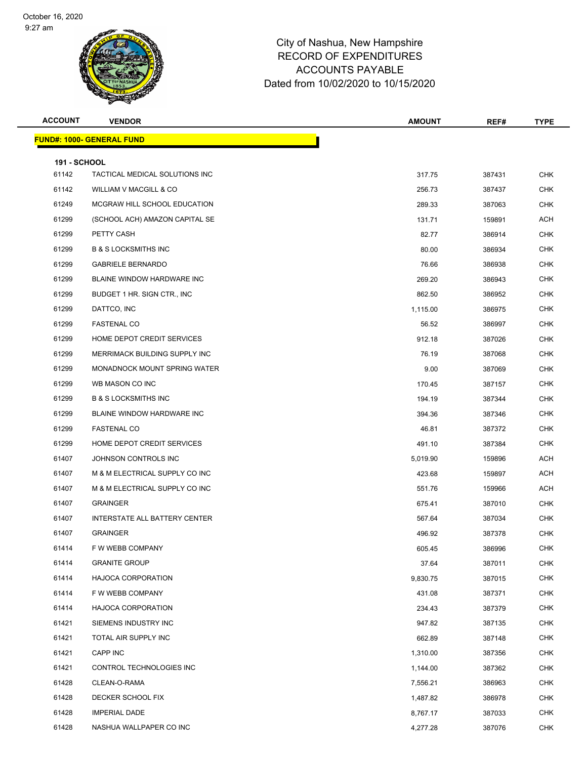# City of Nashua, New Hampshire
## RECORD OF EXPENDITURES
## ACCOUNTS PAYABLE
## Dated from 10/02/2020 to 10/15/2020

| ACCOUNT | VENDOR | AMOUNT | REF# | TYPE |
|---|---|---|---|---|
| **FUND#: 1000- GENERAL FUND** | | | | |
| **191 - SCHOOL** | | | | |
| 61142 | TACTICAL MEDICAL SOLUTIONS INC | 317.75 | 387431 | CHK |
| 61142 | WILLIAM V MACGILL & CO | 256.73 | 387437 | CHK |
| 61249 | MCGRAW HILL SCHOOL EDUCATION | 289.33 | 387063 | CHK |
| 61299 | (SCHOOL ACH) AMAZON CAPITAL SE | 131.71 | 159891 | ACH |
| 61299 | PETTY CASH | 82.77 | 386914 | CHK |
| 61299 | B & S LOCKSMITHS INC | 80.00 | 386934 | CHK |
| 61299 | GABRIELE BERNARDO | 76.66 | 386938 | CHK |
| 61299 | BLAINE WINDOW HARDWARE INC | 269.20 | 386943 | CHK |
| 61299 | BUDGET 1 HR. SIGN CTR., INC | 862.50 | 386952 | CHK |
| 61299 | DATTCO, INC | 1,115.00 | 386975 | CHK |
| 61299 | FASTENAL CO | 56.52 | 386997 | CHK |
| 61299 | HOME DEPOT CREDIT SERVICES | 912.18 | 387026 | CHK |
| 61299 | MERRIMACK BUILDING SUPPLY INC | 76.19 | 387068 | CHK |
| 61299 | MONADNOCK MOUNT SPRING WATER | 9.00 | 387069 | CHK |
| 61299 | WB MASON CO INC | 170.45 | 387157 | CHK |
| 61299 | B & S LOCKSMITHS INC | 194.19 | 387344 | CHK |
| 61299 | BLAINE WINDOW HARDWARE INC | 394.36 | 387346 | CHK |
| 61299 | FASTENAL CO | 46.81 | 387372 | CHK |
| 61299 | HOME DEPOT CREDIT SERVICES | 491.10 | 387384 | CHK |
| 61407 | JOHNSON CONTROLS INC | 5,019.90 | 159896 | ACH |
| 61407 | M & M ELECTRICAL SUPPLY CO INC | 423.68 | 159897 | ACH |
| 61407 | M & M ELECTRICAL SUPPLY CO INC | 551.76 | 159966 | ACH |
| 61407 | GRAINGER | 675.41 | 387010 | CHK |
| 61407 | INTERSTATE ALL BATTERY CENTER | 567.64 | 387034 | CHK |
| 61407 | GRAINGER | 496.92 | 387378 | CHK |
| 61414 | F W WEBB COMPANY | 605.45 | 386996 | CHK |
| 61414 | GRANITE GROUP | 37.64 | 387011 | CHK |
| 61414 | HAJOCA CORPORATION | 9,830.75 | 387015 | CHK |
| 61414 | F W WEBB COMPANY | 431.08 | 387371 | CHK |
| 61414 | HAJOCA CORPORATION | 234.43 | 387379 | CHK |
| 61421 | SIEMENS INDUSTRY INC | 947.82 | 387135 | CHK |
| 61421 | TOTAL AIR SUPPLY INC | 662.89 | 387148 | CHK |
| 61421 | CAPP INC | 1,310.00 | 387356 | CHK |
| 61421 | CONTROL TECHNOLOGIES INC | 1,144.00 | 387362 | CHK |
| 61428 | CLEAN-O-RAMA | 7,556.21 | 386963 | CHK |
| 61428 | DECKER SCHOOL FIX | 1,487.82 | 386978 | CHK |
| 61428 | IMPERIAL DADE | 8,767.17 | 387033 | CHK |
| 61428 | NASHUA WALLPAPER CO INC | 4,277.28 | 387076 | CHK |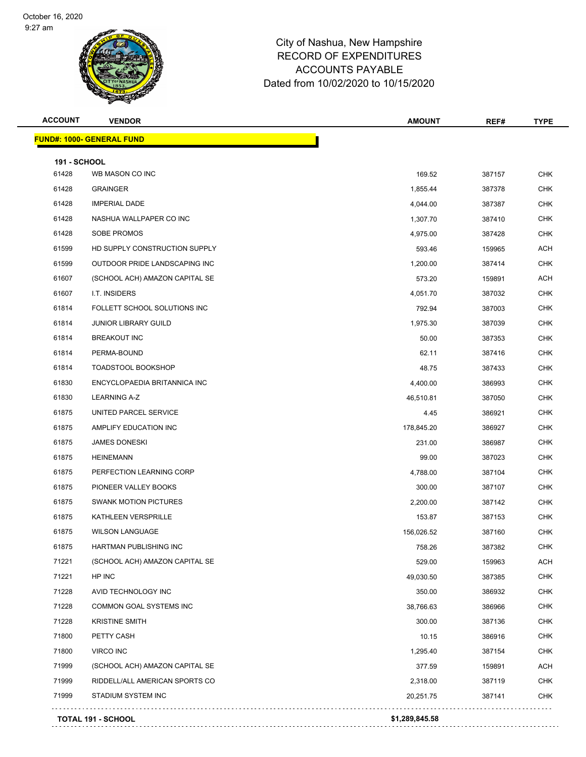City of Nashua, New Hampshire
RECORD OF EXPENDITURES
ACCOUNTS PAYABLE
Dated from 10/02/2020 to 10/15/2020

| ACCOUNT | VENDOR | AMOUNT | REF# | TYPE |
|---|---|---|---|---|
| **FUND#: 1000- GENERAL FUND** | | | | |
| **191 - SCHOOL** | | | | |
| 61428 | WB MASON CO INC | 169.52 | 387157 | CHK |
| 61428 | GRAINGER | 1,855.44 | 387378 | CHK |
| 61428 | IMPERIAL DADE | 4,044.00 | 387387 | CHK |
| 61428 | NASHUA WALLPAPER CO INC | 1,307.70 | 387410 | CHK |
| 61428 | SOBE PROMOS | 4,975.00 | 387428 | CHK |
| 61599 | HD SUPPLY CONSTRUCTION SUPPLY | 593.46 | 159965 | ACH |
| 61599 | OUTDOOR PRIDE LANDSCAPING INC | 1,200.00 | 387414 | CHK |
| 61607 | (SCHOOL ACH) AMAZON CAPITAL SE | 573.20 | 159891 | ACH |
| 61607 | I.T. INSIDERS | 4,051.70 | 387032 | CHK |
| 61814 | FOLLETT SCHOOL SOLUTIONS INC | 792.94 | 387003 | CHK |
| 61814 | JUNIOR LIBRARY GUILD | 1,975.30 | 387039 | CHK |
| 61814 | BREAKOUT INC | 50.00 | 387353 | CHK |
| 61814 | PERMA-BOUND | 62.11 | 387416 | CHK |
| 61814 | TOADSTOOL BOOKSHOP | 48.75 | 387433 | CHK |
| 61830 | ENCYCLOPAEDIA BRITANNICA INC | 4,400.00 | 386993 | CHK |
| 61830 | LEARNING A-Z | 46,510.81 | 387050 | CHK |
| 61875 | UNITED PARCEL SERVICE | 4.45 | 386921 | CHK |
| 61875 | AMPLIFY EDUCATION INC | 178,845.20 | 386927 | CHK |
| 61875 | JAMES DONESKI | 231.00 | 386987 | CHK |
| 61875 | HEINEMANN | 99.00 | 387023 | CHK |
| 61875 | PERFECTION LEARNING CORP | 4,788.00 | 387104 | CHK |
| 61875 | PIONEER VALLEY BOOKS | 300.00 | 387107 | CHK |
| 61875 | SWANK MOTION PICTURES | 2,200.00 | 387142 | CHK |
| 61875 | KATHLEEN VERSPRILLE | 153.87 | 387153 | CHK |
| 61875 | WILSON LANGUAGE | 156,026.52 | 387160 | CHK |
| 61875 | HARTMAN PUBLISHING INC | 758.26 | 387382 | CHK |
| 71221 | (SCHOOL ACH) AMAZON CAPITAL SE | 529.00 | 159963 | ACH |
| 71221 | HP INC | 49,030.50 | 387385 | CHK |
| 71228 | AVID TECHNOLOGY INC | 350.00 | 386932 | CHK |
| 71228 | COMMON GOAL SYSTEMS INC | 38,766.63 | 386966 | CHK |
| 71228 | KRISTINE SMITH | 300.00 | 387136 | CHK |
| 71800 | PETTY CASH | 10.15 | 386916 | CHK |
| 71800 | VIRCO INC | 1,295.40 | 387154 | CHK |
| 71999 | (SCHOOL ACH) AMAZON CAPITAL SE | 377.59 | 159891 | ACH |
| 71999 | RIDDELL/ALL AMERICAN SPORTS CO | 2,318.00 | 387119 | CHK |
| 71999 | STADIUM SYSTEM INC | 20,251.75 | 387141 | CHK |
| **TOTAL 191 - SCHOOL** | | **$1,289,845.58** | | |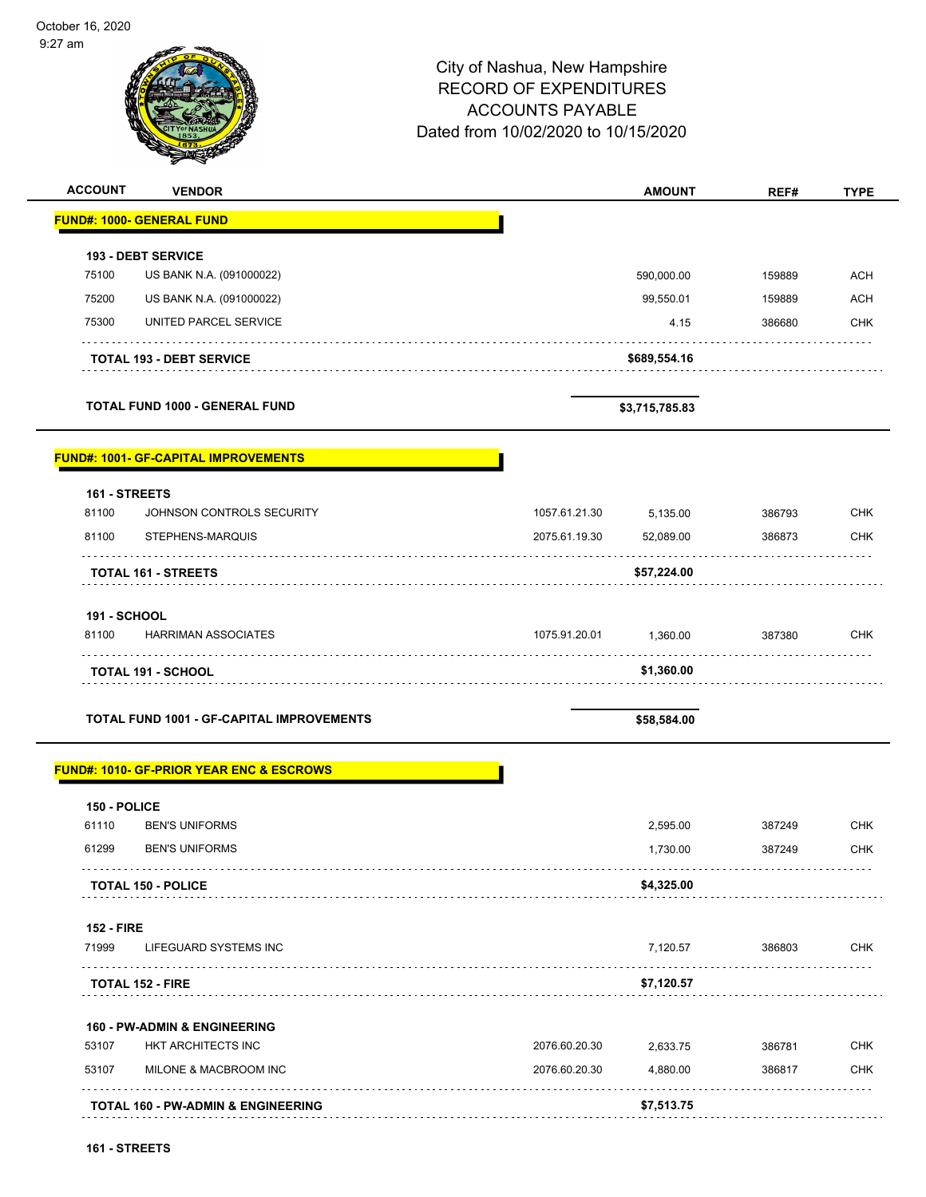October 16, 2020
9:27 am

City of Nashua, New Hampshire
RECORD OF EXPENDITURES
ACCOUNTS PAYABLE
Dated from 10/02/2020 to 10/15/2020

| ACCOUNT | VENDOR | | AMOUNT | REF# | TYPE |
|---|---|---|---|---|---|
| **FUND#: 1000- GENERAL FUND** | | | | | |
| **193 - DEBT SERVICE** | | | | | |
| 75100 | US BANK N.A. (091000022) | | 590,000.00 | 159889 | ACH |
| 75200 | US BANK N.A. (091000022) | | 99,550.01 | 159889 | ACH |
| 75300 | UNITED PARCEL SERVICE | | 4.15 | 386680 | CHK |
| | **TOTAL 193 - DEBT SERVICE** | | **$689,554.16** | | |
| | **TOTAL FUND 1000 - GENERAL FUND** | | **$3,715,785.83** | | |
| **FUND#: 1001- GF-CAPITAL IMPROVEMENTS** | | | | | |
| **161 - STREETS** | | | | | |
| 81100 | JOHNSON CONTROLS SECURITY | 1057.61.21.30 | 5,135.00 | 386793 | CHK |
| 81100 | STEPHENS-MARQUIS | 2075.61.19.30 | 52,089.00 | 386873 | CHK |
| | **TOTAL 161 - STREETS** | | **$57,224.00** | | |
| **191 - SCHOOL** | | | | | |
| 81100 | HARRIMAN ASSOCIATES | 1075.91.20.01 | 1,360.00 | 387380 | CHK |
| | **TOTAL 191 - SCHOOL** | | **$1,360.00** | | |
| | **TOTAL FUND 1001 - GF-CAPITAL IMPROVEMENTS** | | **$58,584.00** | | |
| **FUND#: 1010- GF-PRIOR YEAR ENC & ESCROWS** | | | | | |
| **150 - POLICE** | | | | | |
| 61110 | BEN'S UNIFORMS | | 2,595.00 | 387249 | CHK |
| 61299 | BEN'S UNIFORMS | | 1,730.00 | 387249 | CHK |
| | **TOTAL 150 - POLICE** | | **$4,325.00** | | |
| **152 - FIRE** | | | | | |
| 71999 | LIFEGUARD SYSTEMS INC | | 7,120.57 | 386803 | CHK |
| | **TOTAL 152 - FIRE** | | **$7,120.57** | | |
| **160 - PW-ADMIN & ENGINEERING** | | | | | |
| 53107 | HKT ARCHITECTS INC | 2076.60.20.30 | 2,633.75 | 386781 | CHK |
| 53107 | MILONE & MACBROOM INC | 2076.60.20.30 | 4,880.00 | 386817 | CHK |
| | **TOTAL 160 - PW-ADMIN & ENGINEERING** | | **$7,513.75** | | |
| **161 - STREETS** | | | | | |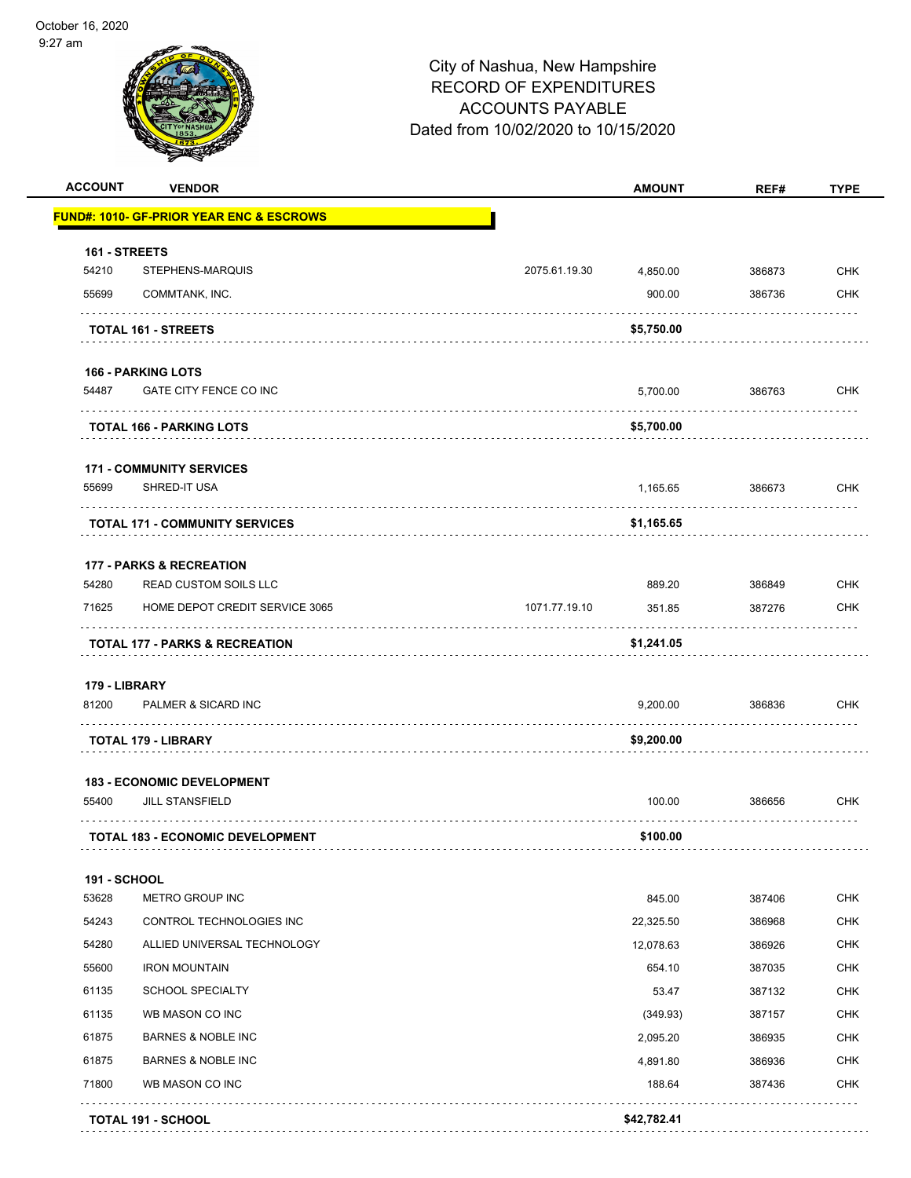October 16, 2020
9:27 am

# City of Nashua, New Hampshire
## RECORD OF EXPENDITURES
## ACCOUNTS PAYABLE
## Dated from 10/02/2020 to 10/15/2020

| ACCOUNT | VENDOR | | AMOUNT | REF# | TYPE |
|---|---|---|---|---|---|
| **FUND#: 1010- GF-PRIOR YEAR ENC & ESCROWS** | | | | | |
| **161 - STREETS** | | | | | |
| 54210 | STEPHENS-MARQUIS | 2075.61.19.30 | 4,850.00 | 386873 | CHK |
| 55699 | COMMTANK, INC. | | 900.00 | 386736 | CHK |
| | **TOTAL 161 - STREETS** | | **$5,750.00** | | |
| **166 - PARKING LOTS** | | | | | |
| 54487 | GATE CITY FENCE CO INC | | 5,700.00 | 386763 | CHK |
| | **TOTAL 166 - PARKING LOTS** | | **$5,700.00** | | |
| **171 - COMMUNITY SERVICES** | | | | | |
| 55699 | SHRED-IT USA | | 1,165.65 | 386673 | CHK |
| | **TOTAL 171 - COMMUNITY SERVICES** | | **$1,165.65** | | |
| **177 - PARKS & RECREATION** | | | | | |
| 54280 | READ CUSTOM SOILS LLC | | 889.20 | 386849 | CHK |
| 71625 | HOME DEPOT CREDIT SERVICE 3065 | 1071.77.19.10 | 351.85 | 387276 | CHK |
| | **TOTAL 177 - PARKS & RECREATION** | | **$1,241.05** | | |
| **179 - LIBRARY** | | | | | |
| 81200 | PALMER & SICARD INC | | 9,200.00 | 386836 | CHK |
| | **TOTAL 179 - LIBRARY** | | **$9,200.00** | | |
| **183 - ECONOMIC DEVELOPMENT** | | | | | |
| 55400 | JILL STANSFIELD | | 100.00 | 386656 | CHK |
| | **TOTAL 183 - ECONOMIC DEVELOPMENT** | | **$100.00** | | |
| **191 - SCHOOL** | | | | | |
| 53628 | METRO GROUP INC | | 845.00 | 387406 | CHK |
| 54243 | CONTROL TECHNOLOGIES INC | | 22,325.50 | 386968 | CHK |
| 54280 | ALLIED UNIVERSAL TECHNOLOGY | | 12,078.63 | 386926 | CHK |
| 55600 | IRON MOUNTAIN | | 654.10 | 387035 | CHK |
| 61135 | SCHOOL SPECIALTY | | 53.47 | 387132 | CHK |
| 61135 | WB MASON CO INC | | (349.93) | 387157 | CHK |
| 61875 | BARNES & NOBLE INC | | 2,095.20 | 386935 | CHK |
| 61875 | BARNES & NOBLE INC | | 4,891.80 | 386936 | CHK |
| 71800 | WB MASON CO INC | | 188.64 | 387436 | CHK |
| | **TOTAL 191 - SCHOOL** | | **$42,782.41** | | |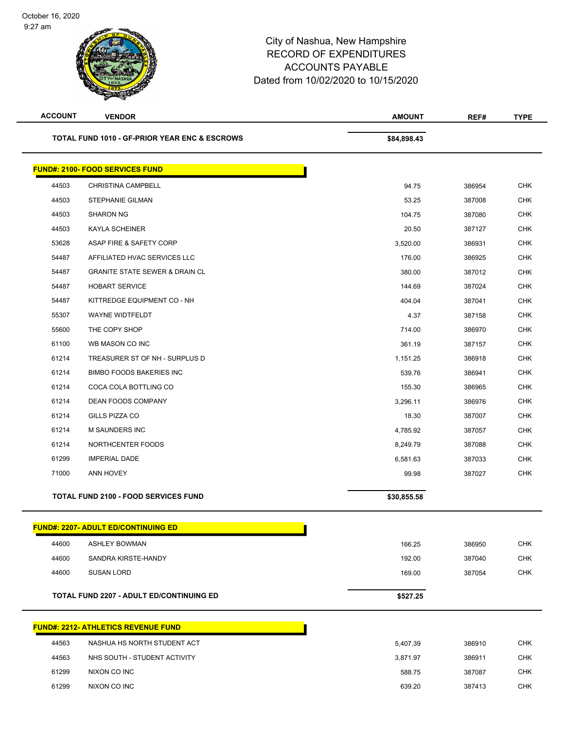October 16, 2020
9:27 am

City of Nashua, New Hampshire
RECORD OF EXPENDITURES
ACCOUNTS PAYABLE
Dated from 10/02/2020 to 10/15/2020

| ACCOUNT | VENDOR | AMOUNT | REF# | TYPE |
|---|---|---|---|---|
| | **TOTAL FUND 1010 - GF-PRIOR YEAR ENC & ESCROWS** | **$84,898.43** | | |
| | **FUND#: 2100- FOOD SERVICES FUND** | | | |
| 44503 | CHRISTINA CAMPBELL | 94.75 | 386954 | CHK |
| 44503 | STEPHANIE GILMAN | 53.25 | 387008 | CHK |
| 44503 | SHARON NG | 104.75 | 387080 | CHK |
| 44503 | KAYLA SCHEINER | 20.50 | 387127 | CHK |
| 53628 | ASAP FIRE & SAFETY CORP | 3,520.00 | 386931 | CHK |
| 54487 | AFFILIATED HVAC SERVICES LLC | 176.00 | 386925 | CHK |
| 54487 | GRANITE STATE SEWER & DRAIN CL | 380.00 | 387012 | CHK |
| 54487 | HOBART SERVICE | 144.69 | 387024 | CHK |
| 54487 | KITTREDGE EQUIPMENT CO - NH | 404.04 | 387041 | CHK |
| 55307 | WAYNE WIDTFELDT | 4.37 | 387158 | CHK |
| 55600 | THE COPY SHOP | 714.00 | 386970 | CHK |
| 61100 | WB MASON CO INC | 361.19 | 387157 | CHK |
| 61214 | TREASURER ST OF NH - SURPLUS D | 1,151.25 | 386918 | CHK |
| 61214 | BIMBO FOODS BAKERIES INC | 539.76 | 386941 | CHK |
| 61214 | COCA COLA BOTTLING CO | 155.30 | 386965 | CHK |
| 61214 | DEAN FOODS COMPANY | 3,296.11 | 386976 | CHK |
| 61214 | GILLS PIZZA CO | 18.30 | 387007 | CHK |
| 61214 | M SAUNDERS INC | 4,785.92 | 387057 | CHK |
| 61214 | NORTHCENTER FOODS | 8,249.79 | 387088 | CHK |
| 61299 | IMPERIAL DADE | 6,581.63 | 387033 | CHK |
| 71000 | ANN HOVEY | 99.98 | 387027 | CHK |
| | **TOTAL FUND 2100 - FOOD SERVICES FUND** | **$30,855.58** | | |
| | **FUND#: 2207- ADULT ED/CONTINUING ED** | | | |
| 44600 | ASHLEY BOWMAN | 166.25 | 386950 | CHK |
| 44600 | SANDRA KIRSTE-HANDY | 192.00 | 387040 | CHK |
| 44600 | SUSAN LORD | 169.00 | 387054 | CHK |
| | **TOTAL FUND 2207 - ADULT ED/CONTINUING ED** | **$527.25** | | |
| | **FUND#: 2212- ATHLETICS REVENUE FUND** | | | |
| 44563 | NASHUA HS NORTH STUDENT ACT | 5,407.39 | 386910 | CHK |
| 44563 | NHS SOUTH - STUDENT ACTIVITY | 3,871.97 | 386911 | CHK |
| 61299 | NIXON CO INC | 588.75 | 387087 | CHK |
| 61299 | NIXON CO INC | 639.20 | 387413 | CHK |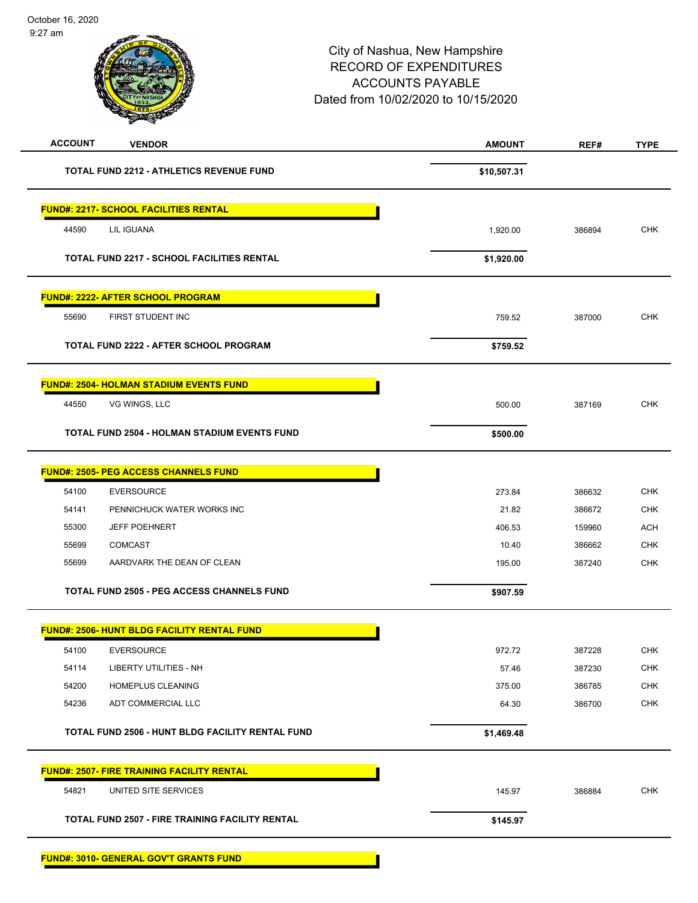October 16, 2020
9:27 am

City of Nashua, New Hampshire
RECORD OF EXPENDITURES
ACCOUNTS PAYABLE
Dated from 10/02/2020 to 10/15/2020

| ACCOUNT | VENDOR | AMOUNT | REF# | TYPE |
|---|---|---|---|---|
| | **TOTAL FUND 2212 - ATHLETICS REVENUE FUND** | **$10,507.31** | | |
| **FUND#: 2217- SCHOOL FACILITIES RENTAL** | | | | |
| 44590 | LIL IGUANA | 1,920.00 | 386894 | CHK |
| | **TOTAL FUND 2217 - SCHOOL FACILITIES RENTAL** | **$1,920.00** | | |
| **FUND#: 2222- AFTER SCHOOL PROGRAM** | | | | |
| 55690 | FIRST STUDENT INC | 759.52 | 387000 | CHK |
| | **TOTAL FUND 2222 - AFTER SCHOOL PROGRAM** | **$759.52** | | |
| **FUND#: 2504- HOLMAN STADIUM EVENTS FUND** | | | | |
| 44550 | VG WINGS, LLC | 500.00 | 387169 | CHK |
| | **TOTAL FUND 2504 - HOLMAN STADIUM EVENTS FUND** | **$500.00** | | |
| **FUND#: 2505- PEG ACCESS CHANNELS FUND** | | | | |
| 54100 | EVERSOURCE | 273.84 | 386632 | CHK |
| 54141 | PENNICHUCK WATER WORKS INC | 21.82 | 386672 | CHK |
| 55300 | JEFF POEHNERT | 406.53 | 159960 | ACH |
| 55699 | COMCAST | 10.40 | 386662 | CHK |
| 55699 | AARDVARK THE DEAN OF CLEAN | 195.00 | 387240 | CHK |
| | **TOTAL FUND 2505 - PEG ACCESS CHANNELS FUND** | **$907.59** | | |
| **FUND#: 2506- HUNT BLDG FACILITY RENTAL FUND** | | | | |
| 54100 | EVERSOURCE | 972.72 | 387228 | CHK |
| 54114 | LIBERTY UTILITIES - NH | 57.46 | 387230 | CHK |
| 54200 | HOMEPLUS CLEANING | 375.00 | 386785 | CHK |
| 54236 | ADT COMMERCIAL LLC | 64.30 | 386700 | CHK |
| | **TOTAL FUND 2506 - HUNT BLDG FACILITY RENTAL FUND** | **$1,469.48** | | |
| **FUND#: 2507- FIRE TRAINING FACILITY RENTAL** | | | | |
| 54821 | UNITED SITE SERVICES | 145.97 | 386884 | CHK |
| | **TOTAL FUND 2507 - FIRE TRAINING FACILITY RENTAL** | **$145.97** | | |
| **FUND#: 3010- GENERAL GOV'T GRANTS FUND** | | | | |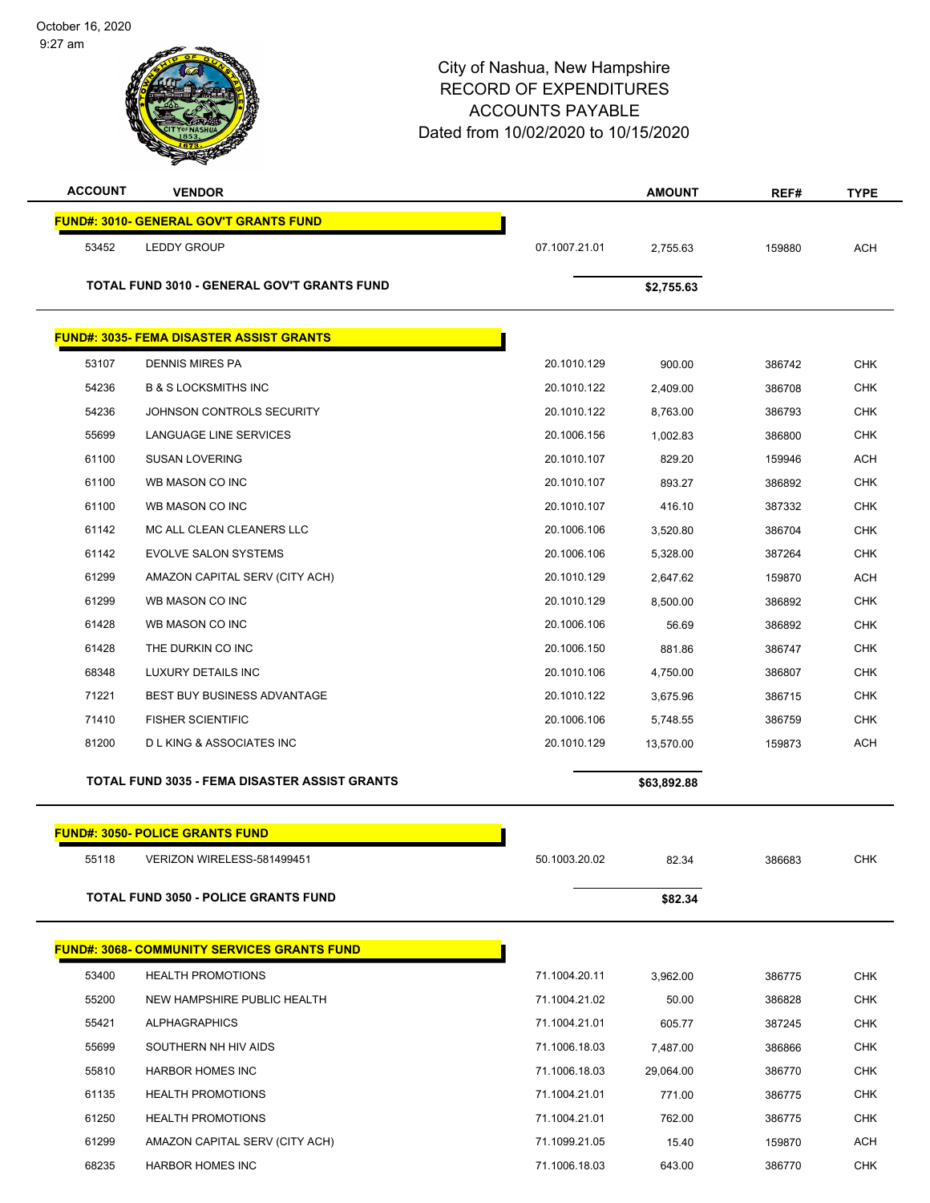# City of Nashua, New Hampshire
## RECORD OF EXPENDITURES
## ACCOUNTS PAYABLE
## Dated from 10/02/2020 to 10/15/2020

| ACCOUNT | VENDOR | | AMOUNT | REF# | TYPE |
|---|---|---|---|---|---|
| **FUND#: 3010- GENERAL GOV'T GRANTS FUND** | | | | | |
| 53452 | LEDDY GROUP | 07.1007.21.01 | 2,755.63 | 159880 | ACH |
| **TOTAL FUND 3010 - GENERAL GOV'T GRANTS FUND** | | | **$2,755.63** | | |
| **FUND#: 3035- FEMA DISASTER ASSIST GRANTS** | | | | | |
| 53107 | DENNIS MIRES PA | 20.1010.129 | 900.00 | 386742 | CHK |
| 54236 | B & S LOCKSMITHS INC | 20.1010.122 | 2,409.00 | 386708 | CHK |
| 54236 | JOHNSON CONTROLS SECURITY | 20.1010.122 | 8,763.00 | 386793 | CHK |
| 55699 | LANGUAGE LINE SERVICES | 20.1006.156 | 1,002.83 | 386800 | CHK |
| 61100 | SUSAN LOVERING | 20.1010.107 | 829.20 | 159946 | ACH |
| 61100 | WB MASON CO INC | 20.1010.107 | 893.27 | 386892 | CHK |
| 61100 | WB MASON CO INC | 20.1010.107 | 416.10 | 387332 | CHK |
| 61142 | MC ALL CLEAN CLEANERS LLC | 20.1006.106 | 3,520.80 | 386704 | CHK |
| 61142 | EVOLVE SALON SYSTEMS | 20.1006.106 | 5,328.00 | 387264 | CHK |
| 61299 | AMAZON CAPITAL SERV (CITY ACH) | 20.1010.129 | 2,647.62 | 159870 | ACH |
| 61299 | WB MASON CO INC | 20.1010.129 | 8,500.00 | 386892 | CHK |
| 61428 | WB MASON CO INC | 20.1006.106 | 56.69 | 386892 | CHK |
| 61428 | THE DURKIN CO INC | 20.1006.150 | 881.86 | 386747 | CHK |
| 68348 | LUXURY DETAILS INC | 20.1010.106 | 4,750.00 | 386807 | CHK |
| 71221 | BEST BUY BUSINESS ADVANTAGE | 20.1010.122 | 3,675.96 | 386715 | CHK |
| 71410 | FISHER SCIENTIFIC | 20.1006.106 | 5,748.55 | 386759 | CHK |
| 81200 | D L KING & ASSOCIATES INC | 20.1010.129 | 13,570.00 | 159873 | ACH |
| **TOTAL FUND 3035 - FEMA DISASTER ASSIST GRANTS** | | | **$63,892.88** | | |
| **FUND#: 3050- POLICE GRANTS FUND** | | | | | |
| 55118 | VERIZON WIRELESS-581499451 | 50.1003.20.02 | 82.34 | 386683 | CHK |
| **TOTAL FUND 3050 - POLICE GRANTS FUND** | | | **$82.34** | | |
| **FUND#: 3068- COMMUNITY SERVICES GRANTS FUND** | | | | | |
| 53400 | HEALTH PROMOTIONS | 71.1004.20.11 | 3,962.00 | 386775 | CHK |
| 55200 | NEW HAMPSHIRE PUBLIC HEALTH | 71.1004.21.02 | 50.00 | 386828 | CHK |
| 55421 | ALPHAGRAPHICS | 71.1004.21.01 | 605.77 | 387245 | CHK |
| 55699 | SOUTHERN NH HIV AIDS | 71.1006.18.03 | 7,487.00 | 386866 | CHK |
| 55810 | HARBOR HOMES INC | 71.1006.18.03 | 29,064.00 | 386770 | CHK |
| 61135 | HEALTH PROMOTIONS | 71.1004.21.01 | 771.00 | 386775 | CHK |
| 61250 | HEALTH PROMOTIONS | 71.1004.21.01 | 762.00 | 386775 | CHK |
| 61299 | AMAZON CAPITAL SERV (CITY ACH) | 71.1099.21.05 | 15.40 | 159870 | ACH |
| 68235 | HARBOR HOMES INC | 71.1006.18.03 | 643.00 | 386770 | CHK |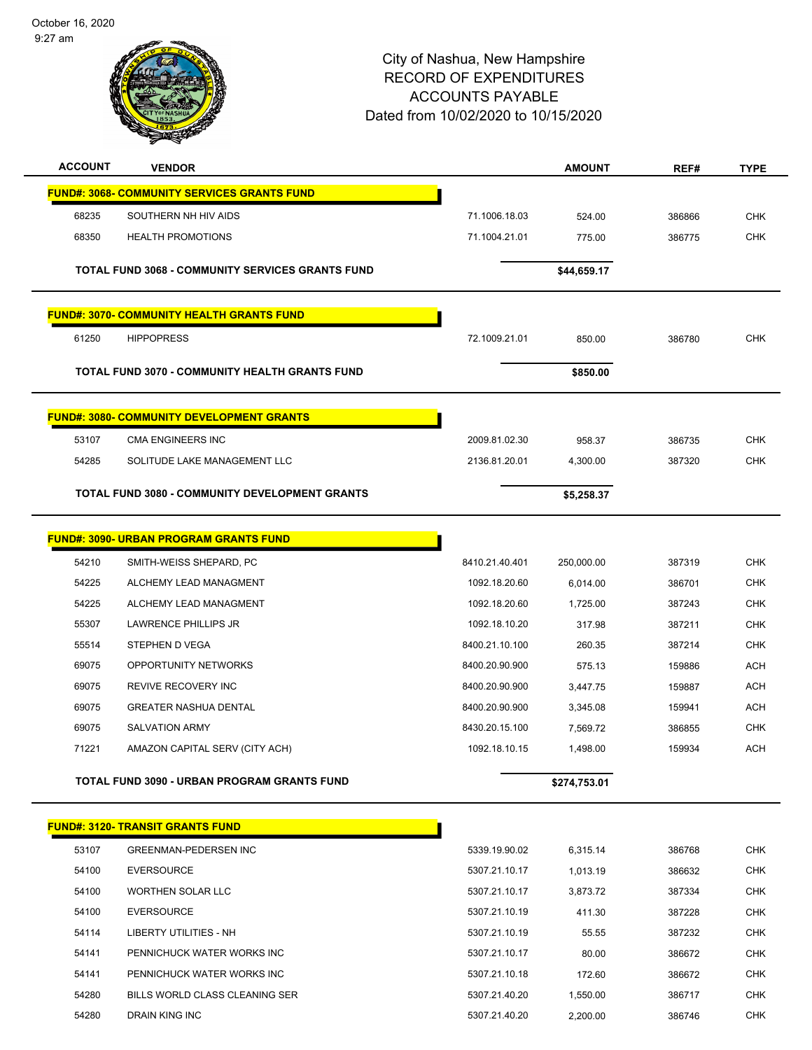October 16, 2020
9:27 am

# City of Nashua, New Hampshire
## RECORD OF EXPENDITURES
## ACCOUNTS PAYABLE
## Dated from 10/02/2020 to 10/15/2020

| ACCOUNT | VENDOR | | AMOUNT | REF# | TYPE |
|---|---|---|---|---|---|
| **FUND#: 3068- COMMUNITY SERVICES GRANTS FUND** | | | | | |
| 68235 | SOUTHERN NH HIV AIDS | 71.1006.18.03 | 524.00 | 386866 | CHK |
| 68350 | HEALTH PROMOTIONS | 71.1004.21.01 | 775.00 | 386775 | CHK |
| | **TOTAL FUND 3068 - COMMUNITY SERVICES GRANTS FUND** | | **$44,659.17** | | |
| **FUND#: 3070- COMMUNITY HEALTH GRANTS FUND** | | | | | |
| 61250 | HIPPOPRESS | 72.1009.21.01 | 850.00 | 386780 | CHK |
| | **TOTAL FUND 3070 - COMMUNITY HEALTH GRANTS FUND** | | **$850.00** | | |
| **FUND#: 3080- COMMUNITY DEVELOPMENT GRANTS** | | | | | |
| 53107 | CMA ENGINEERS INC | 2009.81.02.30 | 958.37 | 386735 | CHK |
| 54285 | SOLITUDE LAKE MANAGEMENT LLC | 2136.81.20.01 | 4,300.00 | 387320 | CHK |
| | **TOTAL FUND 3080 - COMMUNITY DEVELOPMENT GRANTS** | | **$5,258.37** | | |
| **FUND#: 3090- URBAN PROGRAM GRANTS FUND** | | | | | |
| 54210 | SMITH-WEISS SHEPARD, PC | 8410.21.40.401 | 250,000.00 | 387319 | CHK |
| 54225 | ALCHEMY LEAD MANAGMENT | 1092.18.20.60 | 6,014.00 | 386701 | CHK |
| 54225 | ALCHEMY LEAD MANAGMENT | 1092.18.20.60 | 1,725.00 | 387243 | CHK |
| 55307 | LAWRENCE PHILLIPS JR | 1092.18.10.20 | 317.98 | 387211 | CHK |
| 55514 | STEPHEN D VEGA | 8400.21.10.100 | 260.35 | 387214 | CHK |
| 69075 | OPPORTUNITY NETWORKS | 8400.20.90.900 | 575.13 | 159886 | ACH |
| 69075 | REVIVE RECOVERY INC | 8400.20.90.900 | 3,447.75 | 159887 | ACH |
| 69075 | GREATER NASHUA DENTAL | 8400.20.90.900 | 3,345.08 | 159941 | ACH |
| 69075 | SALVATION ARMY | 8430.20.15.100 | 7,569.72 | 386855 | CHK |
| 71221 | AMAZON CAPITAL SERV (CITY ACH) | 1092.18.10.15 | 1,498.00 | 159934 | ACH |
| | **TOTAL FUND 3090 - URBAN PROGRAM GRANTS FUND** | | **$274,753.01** | | |
| **FUND#: 3120- TRANSIT GRANTS FUND** | | | | | |
| 53107 | GREENMAN-PEDERSEN INC | 5339.19.90.02 | 6,315.14 | 386768 | CHK |
| 54100 | EVERSOURCE | 5307.21.10.17 | 1,013.19 | 386632 | CHK |
| 54100 | WORTHEN SOLAR LLC | 5307.21.10.17 | 3,873.72 | 387334 | CHK |
| 54100 | EVERSOURCE | 5307.21.10.19 | 411.30 | 387228 | CHK |
| 54114 | LIBERTY UTILITIES - NH | 5307.21.10.19 | 55.55 | 387232 | CHK |
| 54141 | PENNICHUCK WATER WORKS INC | 5307.21.10.17 | 80.00 | 386672 | CHK |
| 54141 | PENNICHUCK WATER WORKS INC | 5307.21.10.18 | 172.60 | 386672 | CHK |
| 54280 | BILLS WORLD CLASS CLEANING SER | 5307.21.40.20 | 1,550.00 | 386717 | CHK |
| 54280 | DRAIN KING INC | 5307.21.40.20 | 2,200.00 | 386746 | CHK |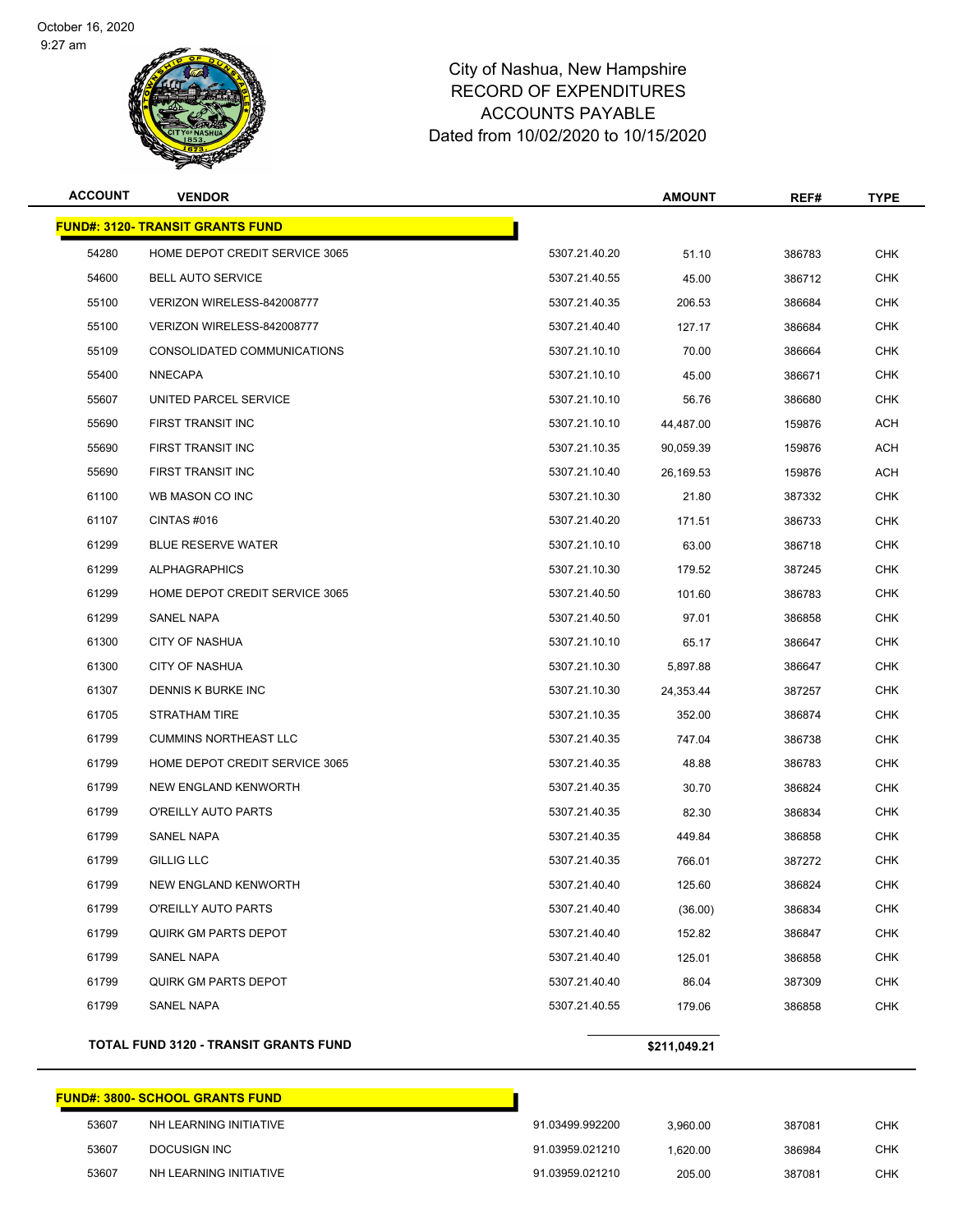October 16, 2020
9:27 am

# City of Nashua, New Hampshire
## RECORD OF EXPENDITURES
## ACCOUNTS PAYABLE
## Dated from 10/02/2020 to 10/15/2020

| ACCOUNT | VENDOR | | AMOUNT | REF# | TYPE |
|---|---|---|---|---|---|
| **FUND#: 3120- TRANSIT GRANTS FUND** | | | | | |
| 54280 | HOME DEPOT CREDIT SERVICE 3065 | 5307.21.40.20 | 51.10 | 386783 | CHK |
| 54600 | BELL AUTO SERVICE | 5307.21.40.55 | 45.00 | 386712 | CHK |
| 55100 | VERIZON WIRELESS-842008777 | 5307.21.40.35 | 206.53 | 386684 | CHK |
| 55100 | VERIZON WIRELESS-842008777 | 5307.21.40.40 | 127.17 | 386684 | CHK |
| 55109 | CONSOLIDATED COMMUNICATIONS | 5307.21.10.10 | 70.00 | 386664 | CHK |
| 55400 | NNECAPA | 5307.21.10.10 | 45.00 | 386671 | CHK |
| 55607 | UNITED PARCEL SERVICE | 5307.21.10.10 | 56.76 | 386680 | CHK |
| 55690 | FIRST TRANSIT INC | 5307.21.10.10 | 44,487.00 | 159876 | ACH |
| 55690 | FIRST TRANSIT INC | 5307.21.10.35 | 90,059.39 | 159876 | ACH |
| 55690 | FIRST TRANSIT INC | 5307.21.10.40 | 26,169.53 | 159876 | ACH |
| 61100 | WB MASON CO INC | 5307.21.10.30 | 21.80 | 387332 | CHK |
| 61107 | CINTAS #016 | 5307.21.40.20 | 171.51 | 386733 | CHK |
| 61299 | BLUE RESERVE WATER | 5307.21.10.10 | 63.00 | 386718 | CHK |
| 61299 | ALPHAGRAPHICS | 5307.21.10.30 | 179.52 | 387245 | CHK |
| 61299 | HOME DEPOT CREDIT SERVICE 3065 | 5307.21.40.50 | 101.60 | 386783 | CHK |
| 61299 | SANEL NAPA | 5307.21.40.50 | 97.01 | 386858 | CHK |
| 61300 | CITY OF NASHUA | 5307.21.10.10 | 65.17 | 386647 | CHK |
| 61300 | CITY OF NASHUA | 5307.21.10.30 | 5,897.88 | 386647 | CHK |
| 61307 | DENNIS K BURKE INC | 5307.21.10.30 | 24,353.44 | 387257 | CHK |
| 61705 | STRATHAM TIRE | 5307.21.10.35 | 352.00 | 386874 | CHK |
| 61799 | CUMMINS NORTHEAST LLC | 5307.21.40.35 | 747.04 | 386738 | CHK |
| 61799 | HOME DEPOT CREDIT SERVICE 3065 | 5307.21.40.35 | 48.88 | 386783 | CHK |
| 61799 | NEW ENGLAND KENWORTH | 5307.21.40.35 | 30.70 | 386824 | CHK |
| 61799 | O'REILLY AUTO PARTS | 5307.21.40.35 | 82.30 | 386834 | CHK |
| 61799 | SANEL NAPA | 5307.21.40.35 | 449.84 | 386858 | CHK |
| 61799 | GILLIG LLC | 5307.21.40.35 | 766.01 | 387272 | CHK |
| 61799 | NEW ENGLAND KENWORTH | 5307.21.40.40 | 125.60 | 386824 | CHK |
| 61799 | O'REILLY AUTO PARTS | 5307.21.40.40 | (36.00) | 386834 | CHK |
| 61799 | QUIRK GM PARTS DEPOT | 5307.21.40.40 | 152.82 | 386847 | CHK |
| 61799 | SANEL NAPA | 5307.21.40.40 | 125.01 | 386858 | CHK |
| 61799 | QUIRK GM PARTS DEPOT | 5307.21.40.40 | 86.04 | 387309 | CHK |
| 61799 | SANEL NAPA | 5307.21.40.55 | 179.06 | 386858 | CHK |
| **TOTAL FUND 3120 - TRANSIT GRANTS FUND** | | | **$211,049.21** | | |

| ACCOUNT | VENDOR | | AMOUNT | REF# | TYPE |
|---|---|---|---|---|---|
| **FUND#: 3800- SCHOOL GRANTS FUND** | | | | | |
| 53607 | NH LEARNING INITIATIVE | 91.03499.992200 | 3,960.00 | 387081 | CHK |
| 53607 | DOCUSIGN INC | 91.03959.021210 | 1,620.00 | 386984 | CHK |
| 53607 | NH LEARNING INITIATIVE | 91.03959.021210 | 205.00 | 387081 | CHK |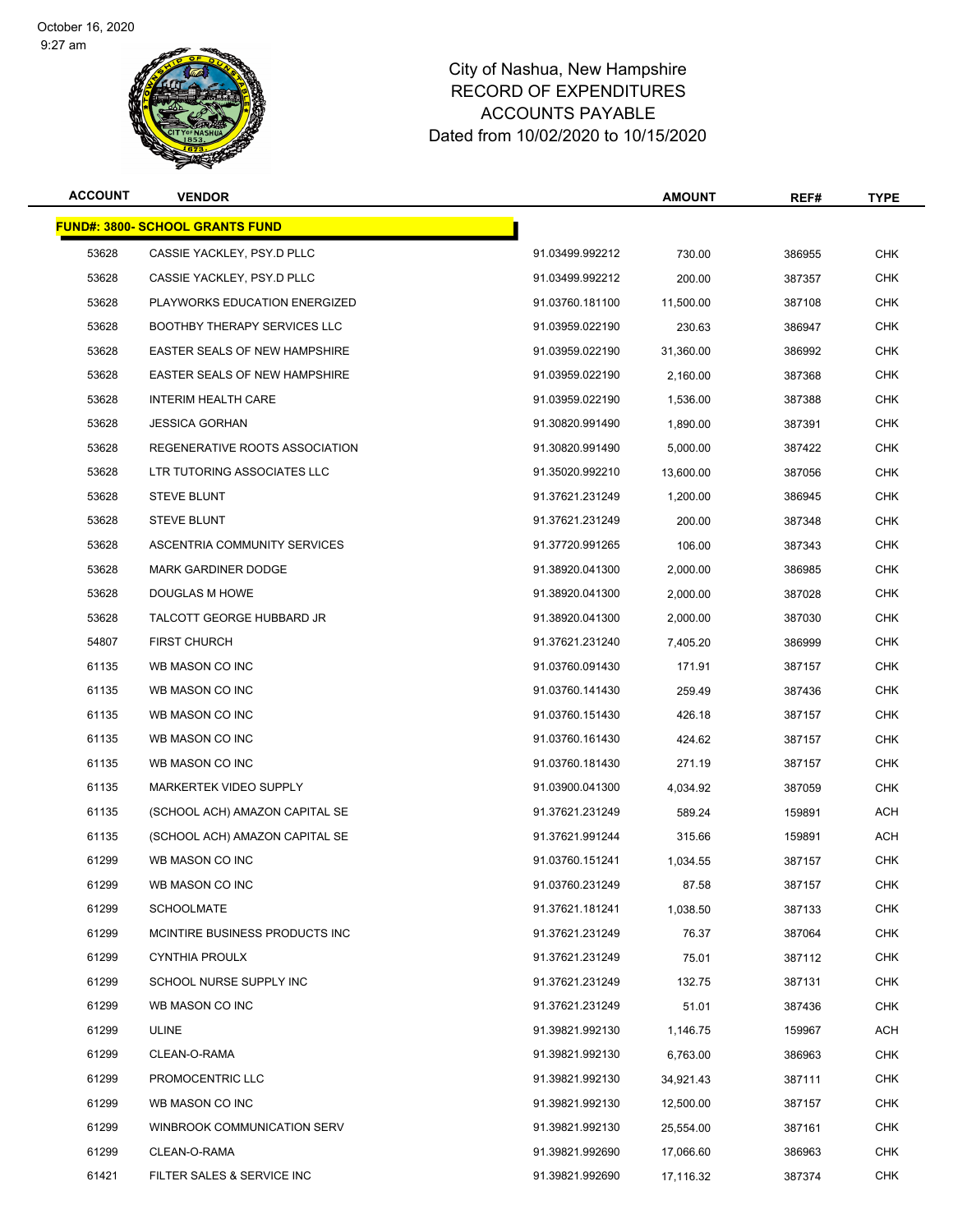City of Nashua, New Hampshire
RECORD OF EXPENDITURES
ACCOUNTS PAYABLE
Dated from 10/02/2020 to 10/15/2020

| ACCOUNT | VENDOR | | AMOUNT | REF# | TYPE |
|---|---|---|---|---|---|
| **FUND#: 3800- SCHOOL GRANTS FUND** | | | | | |
| 53628 | CASSIE YACKLEY, PSY.D PLLC | 91.03499.992212 | 730.00 | 386955 | CHK |
| 53628 | CASSIE YACKLEY, PSY.D PLLC | 91.03499.992212 | 200.00 | 387357 | CHK |
| 53628 | PLAYWORKS EDUCATION ENERGIZED | 91.03760.181100 | 11,500.00 | 387108 | CHK |
| 53628 | BOOTHBY THERAPY SERVICES LLC | 91.03959.022190 | 230.63 | 386947 | CHK |
| 53628 | EASTER SEALS OF NEW HAMPSHIRE | 91.03959.022190 | 31,360.00 | 386992 | CHK |
| 53628 | EASTER SEALS OF NEW HAMPSHIRE | 91.03959.022190 | 2,160.00 | 387368 | CHK |
| 53628 | INTERIM HEALTH CARE | 91.03959.022190 | 1,536.00 | 387388 | CHK |
| 53628 | JESSICA GORHAN | 91.30820.991490 | 1,890.00 | 387391 | CHK |
| 53628 | REGENERATIVE ROOTS ASSOCIATION | 91.30820.991490 | 5,000.00 | 387422 | CHK |
| 53628 | LTR TUTORING ASSOCIATES LLC | 91.35020.992210 | 13,600.00 | 387056 | CHK |
| 53628 | STEVE BLUNT | 91.37621.231249 | 1,200.00 | 386945 | CHK |
| 53628 | STEVE BLUNT | 91.37621.231249 | 200.00 | 387348 | CHK |
| 53628 | ASCENTRIA COMMUNITY SERVICES | 91.37720.991265 | 106.00 | 387343 | CHK |
| 53628 | MARK GARDINER DODGE | 91.38920.041300 | 2,000.00 | 386985 | CHK |
| 53628 | DOUGLAS M HOWE | 91.38920.041300 | 2,000.00 | 387028 | CHK |
| 53628 | TALCOTT GEORGE HUBBARD JR | 91.38920.041300 | 2,000.00 | 387030 | CHK |
| 54807 | FIRST CHURCH | 91.37621.231240 | 7,405.20 | 386999 | CHK |
| 61135 | WB MASON CO INC | 91.03760.091430 | 171.91 | 387157 | CHK |
| 61135 | WB MASON CO INC | 91.03760.141430 | 259.49 | 387436 | CHK |
| 61135 | WB MASON CO INC | 91.03760.151430 | 426.18 | 387157 | CHK |
| 61135 | WB MASON CO INC | 91.03760.161430 | 424.62 | 387157 | CHK |
| 61135 | WB MASON CO INC | 91.03760.181430 | 271.19 | 387157 | CHK |
| 61135 | MARKERTEK VIDEO SUPPLY | 91.03900.041300 | 4,034.92 | 387059 | CHK |
| 61135 | (SCHOOL ACH) AMAZON CAPITAL SE | 91.37621.231249 | 589.24 | 159891 | ACH |
| 61135 | (SCHOOL ACH) AMAZON CAPITAL SE | 91.37621.991244 | 315.66 | 159891 | ACH |
| 61299 | WB MASON CO INC | 91.03760.151241 | 1,034.55 | 387157 | CHK |
| 61299 | WB MASON CO INC | 91.03760.231249 | 87.58 | 387157 | CHK |
| 61299 | SCHOOLMATE | 91.37621.181241 | 1,038.50 | 387133 | CHK |
| 61299 | MCINTIRE BUSINESS PRODUCTS INC | 91.37621.231249 | 76.37 | 387064 | CHK |
| 61299 | CYNTHIA PROULX | 91.37621.231249 | 75.01 | 387112 | CHK |
| 61299 | SCHOOL NURSE SUPPLY INC | 91.37621.231249 | 132.75 | 387131 | CHK |
| 61299 | WB MASON CO INC | 91.37621.231249 | 51.01 | 387436 | CHK |
| 61299 | ULINE | 91.39821.992130 | 1,146.75 | 159967 | ACH |
| 61299 | CLEAN-O-RAMA | 91.39821.992130 | 6,763.00 | 386963 | CHK |
| 61299 | PROMOCENTRIC LLC | 91.39821.992130 | 34,921.43 | 387111 | CHK |
| 61299 | WB MASON CO INC | 91.39821.992130 | 12,500.00 | 387157 | CHK |
| 61299 | WINBROOK COMMUNICATION SERV | 91.39821.992130 | 25,554.00 | 387161 | CHK |
| 61299 | CLEAN-O-RAMA | 91.39821.992690 | 17,066.60 | 386963 | CHK |
| 61421 | FILTER SALES & SERVICE INC | 91.39821.992690 | 17,116.32 | 387374 | CHK |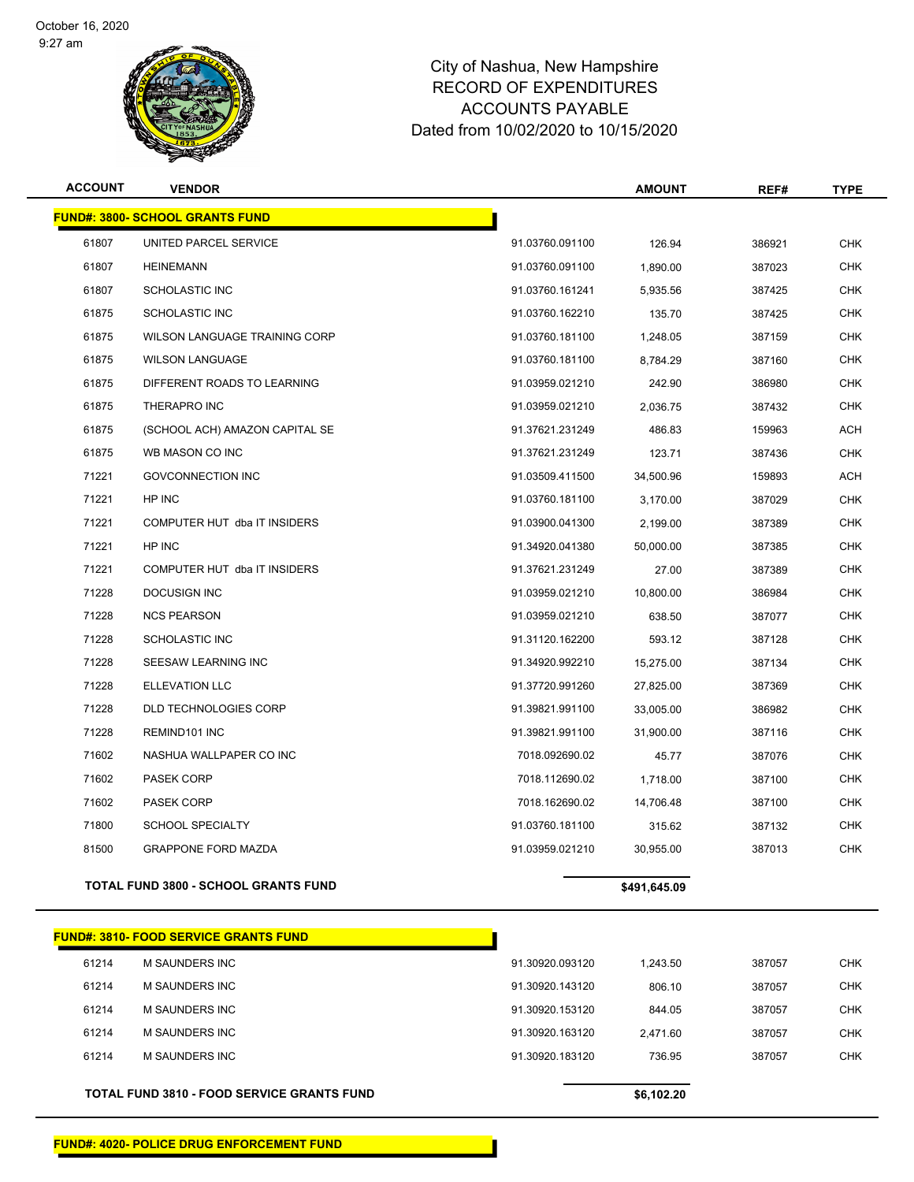October 16, 2020
9:27 am

# City of Nashua, New Hampshire
## RECORD OF EXPENDITURES
## ACCOUNTS PAYABLE
## Dated from 10/02/2020 to 10/15/2020

| ACCOUNT | VENDOR | | AMOUNT | REF# | TYPE |
|---|---|---|---|---|---|
| **FUND#: 3800- SCHOOL GRANTS FUND** | | | | | |
| 61807 | UNITED PARCEL SERVICE | 91.03760.091100 | 126.94 | 386921 | CHK |
| 61807 | HEINEMANN | 91.03760.091100 | 1,890.00 | 387023 | CHK |
| 61807 | SCHOLASTIC INC | 91.03760.161241 | 5,935.56 | 387425 | CHK |
| 61875 | SCHOLASTIC INC | 91.03760.162210 | 135.70 | 387425 | CHK |
| 61875 | WILSON LANGUAGE TRAINING CORP | 91.03760.181100 | 1,248.05 | 387159 | CHK |
| 61875 | WILSON LANGUAGE | 91.03760.181100 | 8,784.29 | 387160 | CHK |
| 61875 | DIFFERENT ROADS TO LEARNING | 91.03959.021210 | 242.90 | 386980 | CHK |
| 61875 | THERAPRO INC | 91.03959.021210 | 2,036.75 | 387432 | CHK |
| 61875 | (SCHOOL ACH) AMAZON CAPITAL SE | 91.37621.231249 | 486.83 | 159963 | ACH |
| 61875 | WB MASON CO INC | 91.37621.231249 | 123.71 | 387436 | CHK |
| 71221 | GOVCONNECTION INC | 91.03509.411500 | 34,500.96 | 159893 | ACH |
| 71221 | HP INC | 91.03760.181100 | 3,170.00 | 387029 | CHK |
| 71221 | COMPUTER HUT dba IT INSIDERS | 91.03900.041300 | 2,199.00 | 387389 | CHK |
| 71221 | HP INC | 91.34920.041380 | 50,000.00 | 387385 | CHK |
| 71221 | COMPUTER HUT dba IT INSIDERS | 91.37621.231249 | 27.00 | 387389 | CHK |
| 71228 | DOCUSIGN INC | 91.03959.021210 | 10,800.00 | 386984 | CHK |
| 71228 | NCS PEARSON | 91.03959.021210 | 638.50 | 387077 | CHK |
| 71228 | SCHOLASTIC INC | 91.31120.162200 | 593.12 | 387128 | CHK |
| 71228 | SEESAW LEARNING INC | 91.34920.992210 | 15,275.00 | 387134 | CHK |
| 71228 | ELLEVATION LLC | 91.37720.991260 | 27,825.00 | 387369 | CHK |
| 71228 | DLD TECHNOLOGIES CORP | 91.39821.991100 | 33,005.00 | 386982 | CHK |
| 71228 | REMIND101 INC | 91.39821.991100 | 31,900.00 | 387116 | CHK |
| 71602 | NASHUA WALLPAPER CO INC | 7018.092690.02 | 45.77 | 387076 | CHK |
| 71602 | PASEK CORP | 7018.112690.02 | 1,718.00 | 387100 | CHK |
| 71602 | PASEK CORP | 7018.162690.02 | 14,706.48 | 387100 | CHK |
| 71800 | SCHOOL SPECIALTY | 91.03760.181100 | 315.62 | 387132 | CHK |
| 81500 | GRAPPONE FORD MAZDA | 91.03959.021210 | 30,955.00 | 387013 | CHK |
| **TOTAL FUND 3800 - SCHOOL GRANTS FUND** | | | **$491,645.09** | | |
| **FUND#: 3810- FOOD SERVICE GRANTS FUND** | | | | | |
| 61214 | M SAUNDERS INC | 91.30920.093120 | 1,243.50 | 387057 | CHK |
| 61214 | M SAUNDERS INC | 91.30920.143120 | 806.10 | 387057 | CHK |
| 61214 | M SAUNDERS INC | 91.30920.153120 | 844.05 | 387057 | CHK |
| 61214 | M SAUNDERS INC | 91.30920.163120 | 2,471.60 | 387057 | CHK |
| 61214 | M SAUNDERS INC | 91.30920.183120 | 736.95 | 387057 | CHK |
| **TOTAL FUND 3810 - FOOD SERVICE GRANTS FUND** | | | **$6,102.20** | | |
| **FUND#: 4020- POLICE DRUG ENFORCEMENT FUND** | | | | | |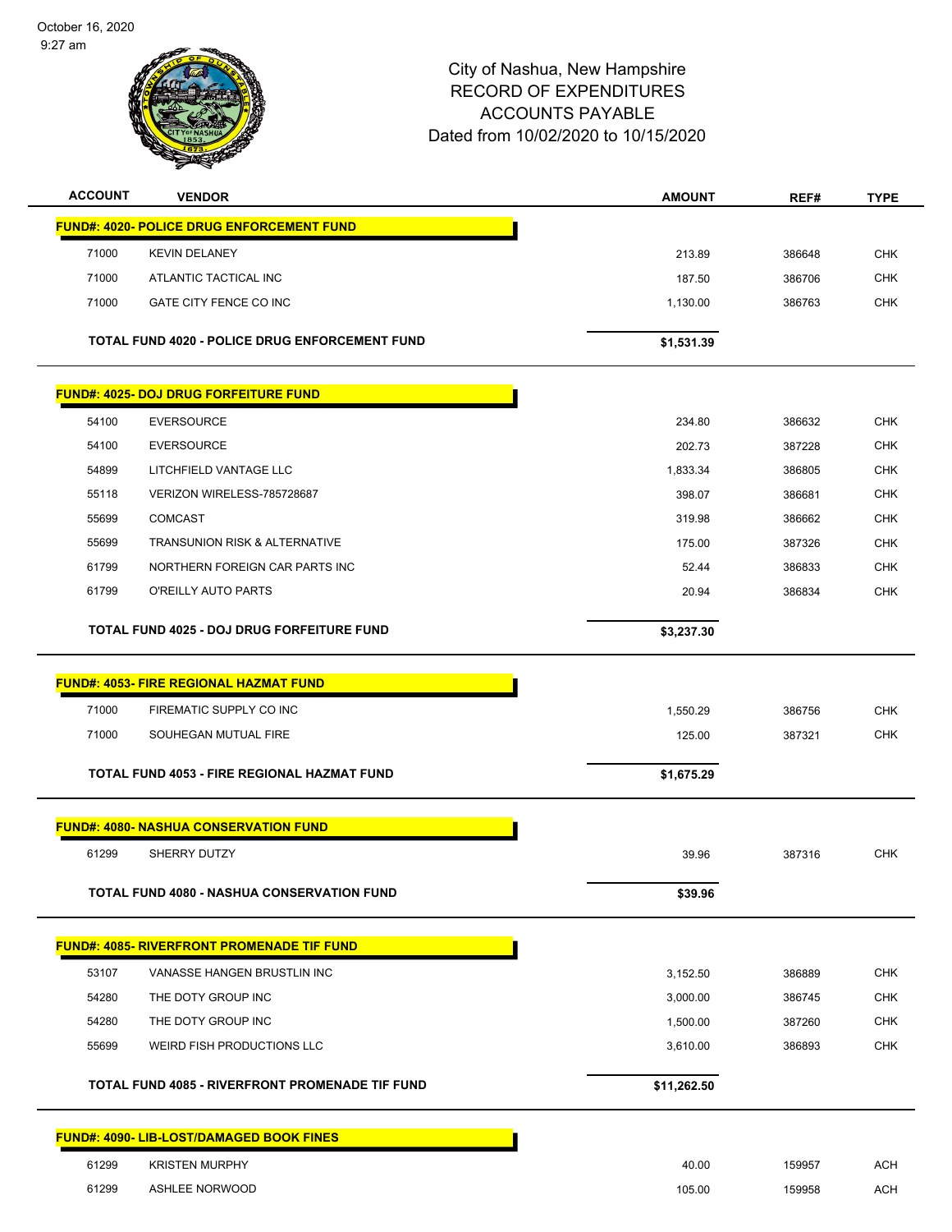# City of Nashua, New Hampshire
# RECORD OF EXPENDITURES
# ACCOUNTS PAYABLE
# Dated from 10/02/2020 to 10/15/2020

| ACCOUNT | VENDOR | AMOUNT | REF# | TYPE |
|---|---|---|---|---|
| **FUND#: 4020- POLICE DRUG ENFORCEMENT FUND** | | | | |
| 71000 | KEVIN DELANEY | 213.89 | 386648 | CHK |
| 71000 | ATLANTIC TACTICAL INC | 187.50 | 386706 | CHK |
| 71000 | GATE CITY FENCE CO INC | 1,130.00 | 386763 | CHK |
| | **TOTAL FUND 4020 - POLICE DRUG ENFORCEMENT FUND** | **$1,531.39** | | |
| **FUND#: 4025- DOJ DRUG FORFEITURE FUND** | | | | |
| 54100 | EVERSOURCE | 234.80 | 386632 | CHK |
| 54100 | EVERSOURCE | 202.73 | 387228 | CHK |
| 54899 | LITCHFIELD VANTAGE LLC | 1,833.34 | 386805 | CHK |
| 55118 | VERIZON WIRELESS-785728687 | 398.07 | 386681 | CHK |
| 55699 | COMCAST | 319.98 | 386662 | CHK |
| 55699 | TRANSUNION RISK & ALTERNATIVE | 175.00 | 387326 | CHK |
| 61799 | NORTHERN FOREIGN CAR PARTS INC | 52.44 | 386833 | CHK |
| 61799 | O'REILLY AUTO PARTS | 20.94 | 386834 | CHK |
| | **TOTAL FUND 4025 - DOJ DRUG FORFEITURE FUND** | **$3,237.30** | | |
| **FUND#: 4053- FIRE REGIONAL HAZMAT FUND** | | | | |
| 71000 | FIREMATIC SUPPLY CO INC | 1,550.29 | 386756 | CHK |
| 71000 | SOUHEGAN MUTUAL FIRE | 125.00 | 387321 | CHK |
| | **TOTAL FUND 4053 - FIRE REGIONAL HAZMAT FUND** | **$1,675.29** | | |
| **FUND#: 4080- NASHUA CONSERVATION FUND** | | | | |
| 61299 | SHERRY DUTZY | 39.96 | 387316 | CHK |
| | **TOTAL FUND 4080 - NASHUA CONSERVATION FUND** | **$39.96** | | |
| **FUND#: 4085- RIVERFRONT PROMENADE TIF FUND** | | | | |
| 53107 | VANASSE HANGEN BRUSTLIN INC | 3,152.50 | 386889 | CHK |
| 54280 | THE DOTY GROUP INC | 3,000.00 | 386745 | CHK |
| 54280 | THE DOTY GROUP INC | 1,500.00 | 387260 | CHK |
| 55699 | WEIRD FISH PRODUCTIONS LLC | 3,610.00 | 386893 | CHK |
| | **TOTAL FUND 4085 - RIVERFRONT PROMENADE TIF FUND** | **$11,262.50** | | |
| **FUND#: 4090- LIB-LOST/DAMAGED BOOK FINES** | | | | |
| 61299 | KRISTEN MURPHY | 40.00 | 159957 | ACH |
| 61299 | ASHLEE NORWOOD | 105.00 | 159958 | ACH |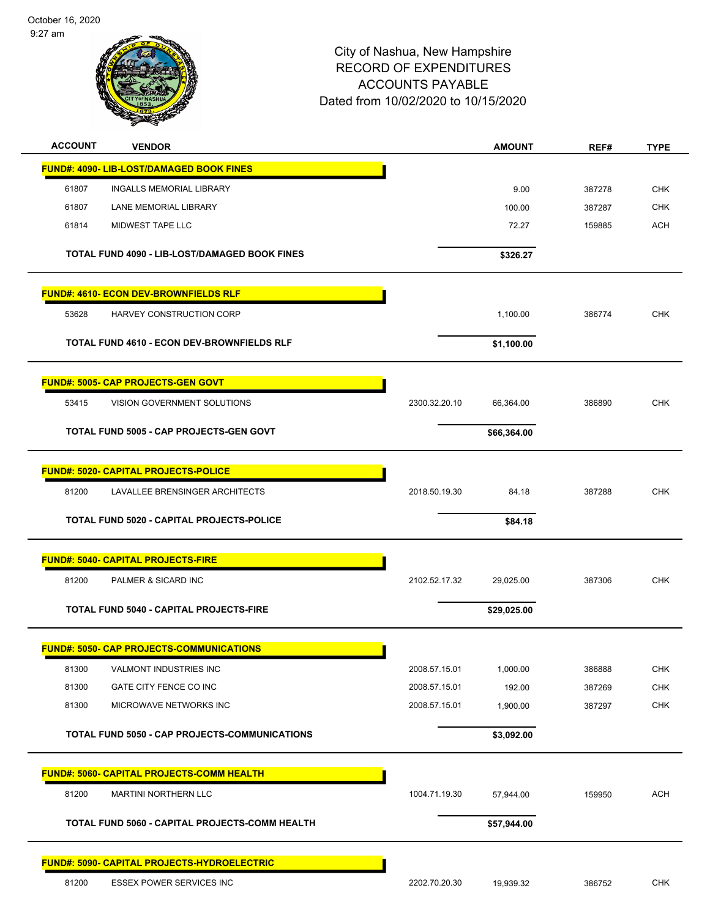October 16, 2020
9:27 am

# City of Nashua, New Hampshire
# RECORD OF EXPENDITURES
# ACCOUNTS PAYABLE
# Dated from 10/02/2020 to 10/15/2020

| ACCOUNT | VENDOR | | AMOUNT | REF# | TYPE |
|---|---|---|---|---|---|
| **FUND#: 4090- LIB-LOST/DAMAGED BOOK FINES** | | | | | |
| 61807 | INGALLS MEMORIAL LIBRARY | | 9.00 | 387278 | CHK |
| 61807 | LANE MEMORIAL LIBRARY | | 100.00 | 387287 | CHK |
| 61814 | MIDWEST TAPE LLC | | 72.27 | 159885 | ACH |
| | **TOTAL FUND 4090 - LIB-LOST/DAMAGED BOOK FINES** | | **$326.27** | | |
| **FUND#: 4610- ECON DEV-BROWNFIELDS RLF** | | | | | |
| 53628 | HARVEY CONSTRUCTION CORP | | 1,100.00 | 386774 | CHK |
| | **TOTAL FUND 4610 - ECON DEV-BROWNFIELDS RLF** | | **$1,100.00** | | |
| **FUND#: 5005- CAP PROJECTS-GEN GOVT** | | | | | |
| 53415 | VISION GOVERNMENT SOLUTIONS | 2300.32.20.10 | 66,364.00 | 386890 | CHK |
| | **TOTAL FUND 5005 - CAP PROJECTS-GEN GOVT** | | **$66,364.00** | | |
| **FUND#: 5020- CAPITAL PROJECTS-POLICE** | | | | | |
| 81200 | LAVALLEE BRENSINGER ARCHITECTS | 2018.50.19.30 | 84.18 | 387288 | CHK |
| | **TOTAL FUND 5020 - CAPITAL PROJECTS-POLICE** | | **$84.18** | | |
| **FUND#: 5040- CAPITAL PROJECTS-FIRE** | | | | | |
| 81200 | PALMER & SICARD INC | 2102.52.17.32 | 29,025.00 | 387306 | CHK |
| | **TOTAL FUND 5040 - CAPITAL PROJECTS-FIRE** | | **$29,025.00** | | |
| **FUND#: 5050- CAP PROJECTS-COMMUNICATIONS** | | | | | |
| 81300 | VALMONT INDUSTRIES INC | 2008.57.15.01 | 1,000.00 | 386888 | CHK |
| 81300 | GATE CITY FENCE CO INC | 2008.57.15.01 | 192.00 | 387269 | CHK |
| 81300 | MICROWAVE NETWORKS INC | 2008.57.15.01 | 1,900.00 | 387297 | CHK |
| | **TOTAL FUND 5050 - CAP PROJECTS-COMMUNICATIONS** | | **$3,092.00** | | |
| **FUND#: 5060- CAPITAL PROJECTS-COMM HEALTH** | | | | | |
| 81200 | MARTINI NORTHERN LLC | 1004.71.19.30 | 57,944.00 | 159950 | ACH |
| | **TOTAL FUND 5060 - CAPITAL PROJECTS-COMM HEALTH** | | **$57,944.00** | | |
| **FUND#: 5090- CAPITAL PROJECTS-HYDROELECTRIC** | | | | | |
| 81200 | ESSEX POWER SERVICES INC | 2202.70.20.30 | 19,939.32 | 386752 | CHK |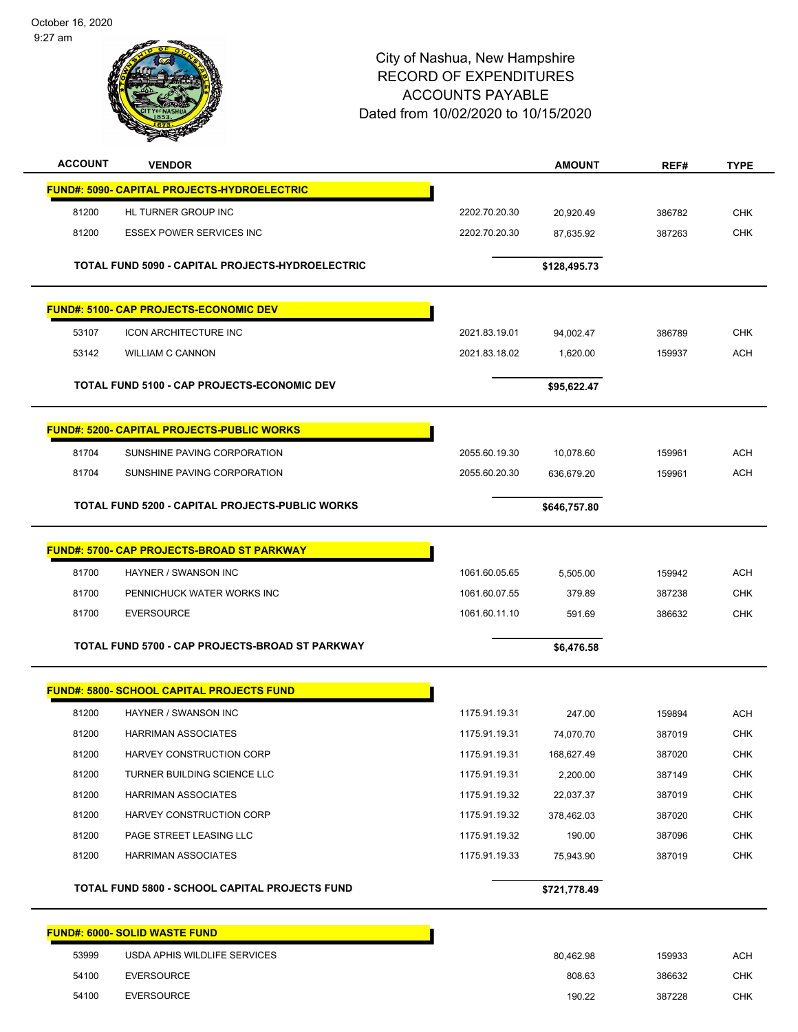October 16, 2020
9:27 am

# City of Nashua, New Hampshire
## RECORD OF EXPENDITURES
## ACCOUNTS PAYABLE
## Dated from 10/02/2020 to 10/15/2020

| ACCOUNT | VENDOR | | AMOUNT | REF# | TYPE |
|---|---|---|---|---|---|
| **FUND#: 5090- CAPITAL PROJECTS-HYDROELECTRIC** | | | | | |
| 81200 | HL TURNER GROUP INC | 2202.70.20.30 | 20,920.49 | 386782 | CHK |
| 81200 | ESSEX POWER SERVICES INC | 2202.70.20.30 | 87,635.92 | 387263 | CHK |
| | **TOTAL FUND 5090 - CAPITAL PROJECTS-HYDROELECTRIC** | | **$128,495.73** | | |
| **FUND#: 5100- CAP PROJECTS-ECONOMIC DEV** | | | | | |
| 53107 | ICON ARCHITECTURE INC | 2021.83.19.01 | 94,002.47 | 386789 | CHK |
| 53142 | WILLIAM C CANNON | 2021.83.18.02 | 1,620.00 | 159937 | ACH |
| | **TOTAL FUND 5100 - CAP PROJECTS-ECONOMIC DEV** | | **$95,622.47** | | |
| **FUND#: 5200- CAPITAL PROJECTS-PUBLIC WORKS** | | | | | |
| 81704 | SUNSHINE PAVING CORPORATION | 2055.60.19.30 | 10,078.60 | 159961 | ACH |
| 81704 | SUNSHINE PAVING CORPORATION | 2055.60.20.30 | 636,679.20 | 159961 | ACH |
| | **TOTAL FUND 5200 - CAPITAL PROJECTS-PUBLIC WORKS** | | **$646,757.80** | | |
| **FUND#: 5700- CAP PROJECTS-BROAD ST PARKWAY** | | | | | |
| 81700 | HAYNER / SWANSON INC | 1061.60.05.65 | 5,505.00 | 159942 | ACH |
| 81700 | PENNICHUCK WATER WORKS INC | 1061.60.07.55 | 379.89 | 387238 | CHK |
| 81700 | EVERSOURCE | 1061.60.11.10 | 591.69 | 386632 | CHK |
| | **TOTAL FUND 5700 - CAP PROJECTS-BROAD ST PARKWAY** | | **$6,476.58** | | |
| **FUND#: 5800- SCHOOL CAPITAL PROJECTS FUND** | | | | | |
| 81200 | HAYNER / SWANSON INC | 1175.91.19.31 | 247.00 | 159894 | ACH |
| 81200 | HARRIMAN ASSOCIATES | 1175.91.19.31 | 74,070.70 | 387019 | CHK |
| 81200 | HARVEY CONSTRUCTION CORP | 1175.91.19.31 | 168,627.49 | 387020 | CHK |
| 81200 | TURNER BUILDING SCIENCE LLC | 1175.91.19.31 | 2,200.00 | 387149 | CHK |
| 81200 | HARRIMAN ASSOCIATES | 1175.91.19.32 | 22,037.37 | 387019 | CHK |
| 81200 | HARVEY CONSTRUCTION CORP | 1175.91.19.32 | 378,462.03 | 387020 | CHK |
| 81200 | PAGE STREET LEASING LLC | 1175.91.19.32 | 190.00 | 387096 | CHK |
| 81200 | HARRIMAN ASSOCIATES | 1175.91.19.33 | 75,943.90 | 387019 | CHK |
| | **TOTAL FUND 5800 - SCHOOL CAPITAL PROJECTS FUND** | | **$721,778.49** | | |
| **FUND#: 6000- SOLID WASTE FUND** | | | | | |
| 53999 | USDA APHIS WILDLIFE SERVICES | | 80,462.98 | 159933 | ACH |
| 54100 | EVERSOURCE | | 808.63 | 386632 | CHK |
| 54100 | EVERSOURCE | | 190.22 | 387228 | CHK |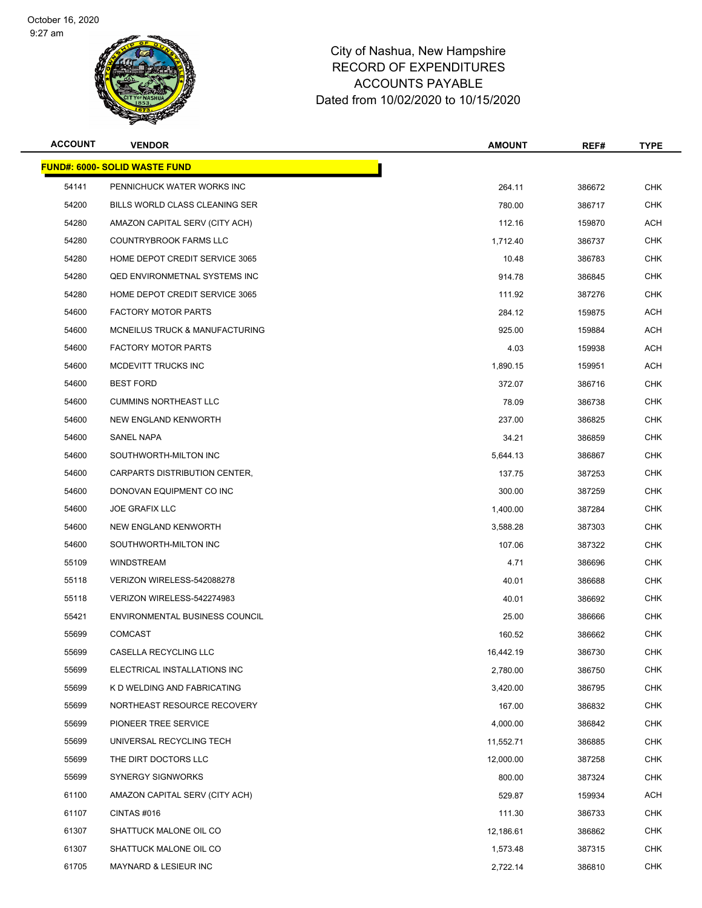City of Nashua, New Hampshire
RECORD OF EXPENDITURES
ACCOUNTS PAYABLE
Dated from 10/02/2020 to 10/15/2020

| ACCOUNT | VENDOR | AMOUNT | REF# | TYPE |
|---|---|---|---|---|
| **FUND#: 6000- SOLID WASTE FUND** | | | | |
| 54141 | PENNICHUCK WATER WORKS INC | 264.11 | 386672 | CHK |
| 54200 | BILLS WORLD CLASS CLEANING SER | 780.00 | 386717 | CHK |
| 54280 | AMAZON CAPITAL SERV (CITY ACH) | 112.16 | 159870 | ACH |
| 54280 | COUNTRYBROOK FARMS LLC | 1,712.40 | 386737 | CHK |
| 54280 | HOME DEPOT CREDIT SERVICE 3065 | 10.48 | 386783 | CHK |
| 54280 | QED ENVIRONMETNAL SYSTEMS INC | 914.78 | 386845 | CHK |
| 54280 | HOME DEPOT CREDIT SERVICE 3065 | 111.92 | 387276 | CHK |
| 54600 | FACTORY MOTOR PARTS | 284.12 | 159875 | ACH |
| 54600 | MCNEILUS TRUCK & MANUFACTURING | 925.00 | 159884 | ACH |
| 54600 | FACTORY MOTOR PARTS | 4.03 | 159938 | ACH |
| 54600 | MCDEVITT TRUCKS INC | 1,890.15 | 159951 | ACH |
| 54600 | BEST FORD | 372.07 | 386716 | CHK |
| 54600 | CUMMINS NORTHEAST LLC | 78.09 | 386738 | CHK |
| 54600 | NEW ENGLAND KENWORTH | 237.00 | 386825 | CHK |
| 54600 | SANEL NAPA | 34.21 | 386859 | CHK |
| 54600 | SOUTHWORTH-MILTON INC | 5,644.13 | 386867 | CHK |
| 54600 | CARPARTS DISTRIBUTION CENTER, | 137.75 | 387253 | CHK |
| 54600 | DONOVAN EQUIPMENT CO INC | 300.00 | 387259 | CHK |
| 54600 | JOE GRAFIX LLC | 1,400.00 | 387284 | CHK |
| 54600 | NEW ENGLAND KENWORTH | 3,588.28 | 387303 | CHK |
| 54600 | SOUTHWORTH-MILTON INC | 107.06 | 387322 | CHK |
| 55109 | WINDSTREAM | 4.71 | 386696 | CHK |
| 55118 | VERIZON WIRELESS-542088278 | 40.01 | 386688 | CHK |
| 55118 | VERIZON WIRELESS-542274983 | 40.01 | 386692 | CHK |
| 55421 | ENVIRONMENTAL BUSINESS COUNCIL | 25.00 | 386666 | CHK |
| 55699 | COMCAST | 160.52 | 386662 | CHK |
| 55699 | CASELLA RECYCLING LLC | 16,442.19 | 386730 | CHK |
| 55699 | ELECTRICAL INSTALLATIONS INC | 2,780.00 | 386750 | CHK |
| 55699 | K D WELDING AND FABRICATING | 3,420.00 | 386795 | CHK |
| 55699 | NORTHEAST RESOURCE RECOVERY | 167.00 | 386832 | CHK |
| 55699 | PIONEER TREE SERVICE | 4,000.00 | 386842 | CHK |
| 55699 | UNIVERSAL RECYCLING TECH | 11,552.71 | 386885 | CHK |
| 55699 | THE DIRT DOCTORS LLC | 12,000.00 | 387258 | CHK |
| 55699 | SYNERGY SIGNWORKS | 800.00 | 387324 | CHK |
| 61100 | AMAZON CAPITAL SERV (CITY ACH) | 529.87 | 159934 | ACH |
| 61107 | CINTAS #016 | 111.30 | 386733 | CHK |
| 61307 | SHATTUCK MALONE OIL CO | 12,186.61 | 386862 | CHK |
| 61307 | SHATTUCK MALONE OIL CO | 1,573.48 | 387315 | CHK |
| 61705 | MAYNARD & LESIEUR INC | 2,722.14 | 386810 | CHK |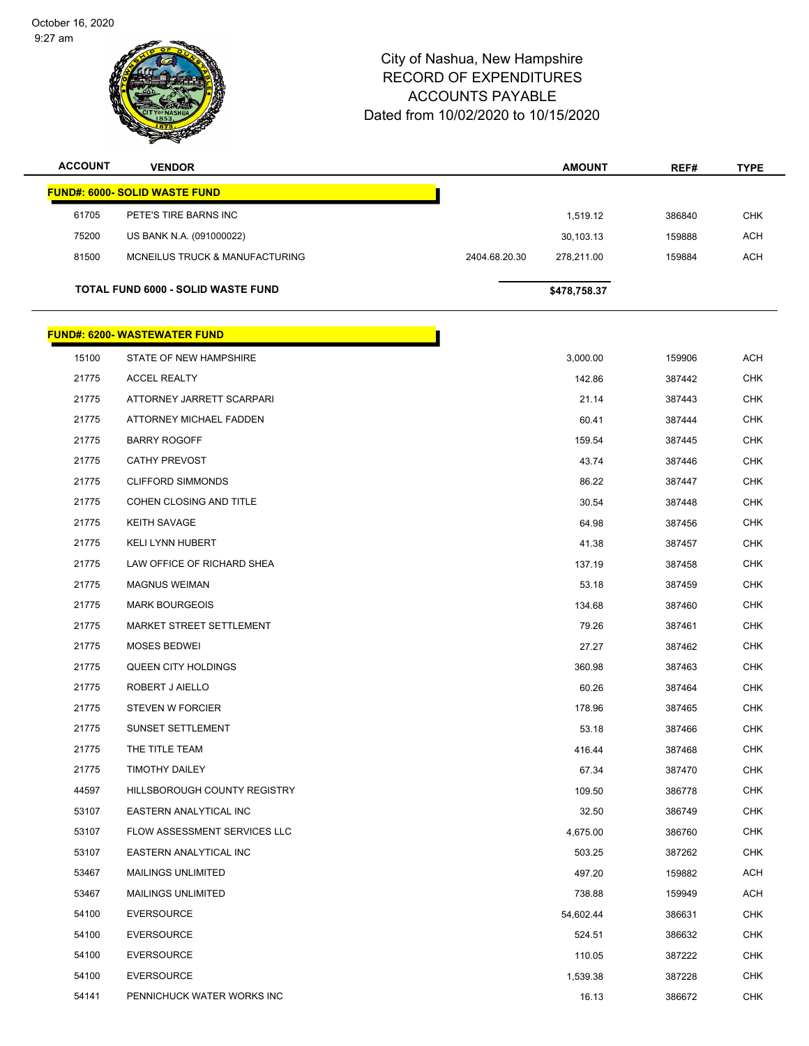# City of Nashua, New Hampshire
## RECORD OF EXPENDITURES
## ACCOUNTS PAYABLE
### Dated from 10/02/2020 to 10/15/2020

October 16, 2020
9:27 am

| ACCOUNT | VENDOR | | AMOUNT | REF# | TYPE |
|---|---|---|---|---|---|
| **FUND#: 6000- SOLID WASTE FUND** | | | | | |
| 61705 | PETE'S TIRE BARNS INC | | 1,519.12 | 386840 | CHK |
| 75200 | US BANK N.A. (091000022) | | 30,103.13 | 159888 | ACH |
| 81500 | MCNEILUS TRUCK & MANUFACTURING | 2404.68.20.30 | 278,211.00 | 159884 | ACH |
| **TOTAL FUND 6000 - SOLID WASTE FUND** | | | **$478,758.37** | | |
| **FUND#: 6200- WASTEWATER FUND** | | | | | |
| 15100 | STATE OF NEW HAMPSHIRE | | 3,000.00 | 159906 | ACH |
| 21775 | ACCEL REALTY | | 142.86 | 387442 | CHK |
| 21775 | ATTORNEY JARRETT SCARPARI | | 21.14 | 387443 | CHK |
| 21775 | ATTORNEY MICHAEL FADDEN | | 60.41 | 387444 | CHK |
| 21775 | BARRY ROGOFF | | 159.54 | 387445 | CHK |
| 21775 | CATHY PREVOST | | 43.74 | 387446 | CHK |
| 21775 | CLIFFORD SIMMONDS | | 86.22 | 387447 | CHK |
| 21775 | COHEN CLOSING AND TITLE | | 30.54 | 387448 | CHK |
| 21775 | KEITH SAVAGE | | 64.98 | 387456 | CHK |
| 21775 | KELI LYNN HUBERT | | 41.38 | 387457 | CHK |
| 21775 | LAW OFFICE OF RICHARD SHEA | | 137.19 | 387458 | CHK |
| 21775 | MAGNUS WEIMAN | | 53.18 | 387459 | CHK |
| 21775 | MARK BOURGEOIS | | 134.68 | 387460 | CHK |
| 21775 | MARKET STREET SETTLEMENT | | 79.26 | 387461 | CHK |
| 21775 | MOSES BEDWEI | | 27.27 | 387462 | CHK |
| 21775 | QUEEN CITY HOLDINGS | | 360.98 | 387463 | CHK |
| 21775 | ROBERT J AIELLO | | 60.26 | 387464 | CHK |
| 21775 | STEVEN W FORCIER | | 178.96 | 387465 | CHK |
| 21775 | SUNSET SETTLEMENT | | 53.18 | 387466 | CHK |
| 21775 | THE TITLE TEAM | | 416.44 | 387468 | CHK |
| 21775 | TIMOTHY DAILEY | | 67.34 | 387470 | CHK |
| 44597 | HILLSBOROUGH COUNTY REGISTRY | | 109.50 | 386778 | CHK |
| 53107 | EASTERN ANALYTICAL INC | | 32.50 | 386749 | CHK |
| 53107 | FLOW ASSESSMENT SERVICES LLC | | 4,675.00 | 386760 | CHK |
| 53107 | EASTERN ANALYTICAL INC | | 503.25 | 387262 | CHK |
| 53467 | MAILINGS UNLIMITED | | 497.20 | 159882 | ACH |
| 53467 | MAILINGS UNLIMITED | | 738.88 | 159949 | ACH |
| 54100 | EVERSOURCE | | 54,602.44 | 386631 | CHK |
| 54100 | EVERSOURCE | | 524.51 | 386632 | CHK |
| 54100 | EVERSOURCE | | 110.05 | 387222 | CHK |
| 54100 | EVERSOURCE | | 1,539.38 | 387228 | CHK |
| 54141 | PENNICHUCK WATER WORKS INC | | 16.13 | 386672 | CHK |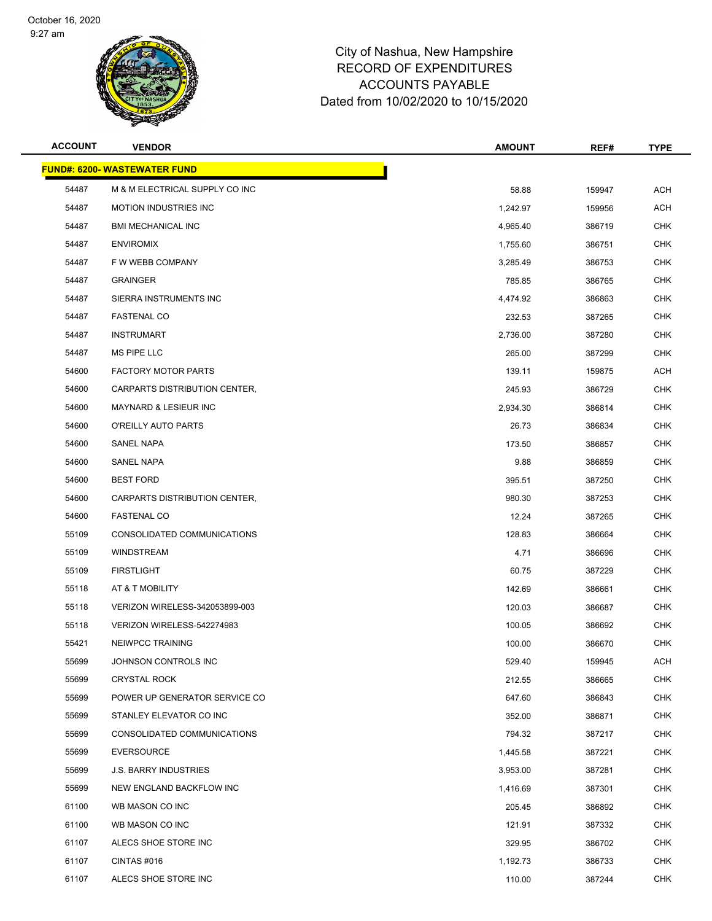# City of Nashua, New Hampshire
## RECORD OF EXPENDITURES
## ACCOUNTS PAYABLE
### Dated from 10/02/2020 to 10/15/2020

| ACCOUNT | VENDOR | AMOUNT | REF# | TYPE |
|---|---|---|---|---|
| **FUND#: 6200- WASTEWATER FUND** | | | | |
| 54487 | M & M ELECTRICAL SUPPLY CO INC | 58.88 | 159947 | ACH |
| 54487 | MOTION INDUSTRIES INC | 1,242.97 | 159956 | ACH |
| 54487 | BMI MECHANICAL INC | 4,965.40 | 386719 | CHK |
| 54487 | ENVIROMIX | 1,755.60 | 386751 | CHK |
| 54487 | F W WEBB COMPANY | 3,285.49 | 386753 | CHK |
| 54487 | GRAINGER | 785.85 | 386765 | CHK |
| 54487 | SIERRA INSTRUMENTS INC | 4,474.92 | 386863 | CHK |
| 54487 | FASTENAL CO | 232.53 | 387265 | CHK |
| 54487 | INSTRUMART | 2,736.00 | 387280 | CHK |
| 54487 | MS PIPE LLC | 265.00 | 387299 | CHK |
| 54600 | FACTORY MOTOR PARTS | 139.11 | 159875 | ACH |
| 54600 | CARPARTS DISTRIBUTION CENTER, | 245.93 | 386729 | CHK |
| 54600 | MAYNARD & LESIEUR INC | 2,934.30 | 386814 | CHK |
| 54600 | O'REILLY AUTO PARTS | 26.73 | 386834 | CHK |
| 54600 | SANEL NAPA | 173.50 | 386857 | CHK |
| 54600 | SANEL NAPA | 9.88 | 386859 | CHK |
| 54600 | BEST FORD | 395.51 | 387250 | CHK |
| 54600 | CARPARTS DISTRIBUTION CENTER, | 980.30 | 387253 | CHK |
| 54600 | FASTENAL CO | 12.24 | 387265 | CHK |
| 55109 | CONSOLIDATED COMMUNICATIONS | 128.83 | 386664 | CHK |
| 55109 | WINDSTREAM | 4.71 | 386696 | CHK |
| 55109 | FIRSTLIGHT | 60.75 | 387229 | CHK |
| 55118 | AT & T MOBILITY | 142.69 | 386661 | CHK |
| 55118 | VERIZON WIRELESS-342053899-003 | 120.03 | 386687 | CHK |
| 55118 | VERIZON WIRELESS-542274983 | 100.05 | 386692 | CHK |
| 55421 | NEIWPCC TRAINING | 100.00 | 386670 | CHK |
| 55699 | JOHNSON CONTROLS INC | 529.40 | 159945 | ACH |
| 55699 | CRYSTAL ROCK | 212.55 | 386665 | CHK |
| 55699 | POWER UP GENERATOR SERVICE CO | 647.60 | 386843 | CHK |
| 55699 | STANLEY ELEVATOR CO INC | 352.00 | 386871 | CHK |
| 55699 | CONSOLIDATED COMMUNICATIONS | 794.32 | 387217 | CHK |
| 55699 | EVERSOURCE | 1,445.58 | 387221 | CHK |
| 55699 | J.S. BARRY INDUSTRIES | 3,953.00 | 387281 | CHK |
| 55699 | NEW ENGLAND BACKFLOW INC | 1,416.69 | 387301 | CHK |
| 61100 | WB MASON CO INC | 205.45 | 386892 | CHK |
| 61100 | WB MASON CO INC | 121.91 | 387332 | CHK |
| 61107 | ALECS SHOE STORE INC | 329.95 | 386702 | CHK |
| 61107 | CINTAS #016 | 1,192.73 | 386733 | CHK |
| 61107 | ALECS SHOE STORE INC | 110.00 | 387244 | CHK |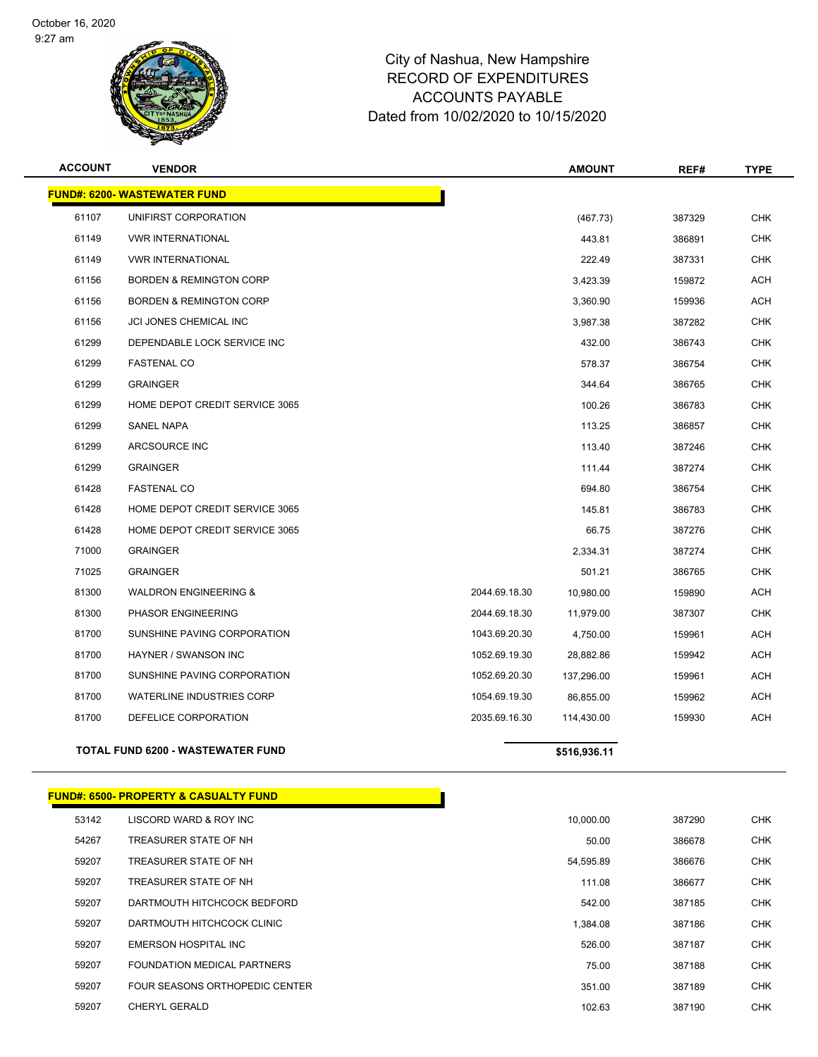# City of Nashua, New Hampshire
## RECORD OF EXPENDITURES
## ACCOUNTS PAYABLE
## Dated from 10/02/2020 to 10/15/2020

| ACCOUNT | VENDOR | | AMOUNT | REF# | TYPE |
|---|---|---|---|---|---|
| **FUND#: 6200- WASTEWATER FUND** | | | | | |
| 61107 | UNIFIRST CORPORATION | | (467.73) | 387329 | CHK |
| 61149 | VWR INTERNATIONAL | | 443.81 | 386891 | CHK |
| 61149 | VWR INTERNATIONAL | | 222.49 | 387331 | CHK |
| 61156 | BORDEN & REMINGTON CORP | | 3,423.39 | 159872 | ACH |
| 61156 | BORDEN & REMINGTON CORP | | 3,360.90 | 159936 | ACH |
| 61156 | JCI JONES CHEMICAL INC | | 3,987.38 | 387282 | CHK |
| 61299 | DEPENDABLE LOCK SERVICE INC | | 432.00 | 386743 | CHK |
| 61299 | FASTENAL CO | | 578.37 | 386754 | CHK |
| 61299 | GRAINGER | | 344.64 | 386765 | CHK |
| 61299 | HOME DEPOT CREDIT SERVICE 3065 | | 100.26 | 386783 | CHK |
| 61299 | SANEL NAPA | | 113.25 | 386857 | CHK |
| 61299 | ARCSOURCE INC | | 113.40 | 387246 | CHK |
| 61299 | GRAINGER | | 111.44 | 387274 | CHK |
| 61428 | FASTENAL CO | | 694.80 | 386754 | CHK |
| 61428 | HOME DEPOT CREDIT SERVICE 3065 | | 145.81 | 386783 | CHK |
| 61428 | HOME DEPOT CREDIT SERVICE 3065 | | 66.75 | 387276 | CHK |
| 71000 | GRAINGER | | 2,334.31 | 387274 | CHK |
| 71025 | GRAINGER | | 501.21 | 386765 | CHK |
| 81300 | WALDRON ENGINEERING & | 2044.69.18.30 | 10,980.00 | 159890 | ACH |
| 81300 | PHASOR ENGINEERING | 2044.69.18.30 | 11,979.00 | 387307 | CHK |
| 81700 | SUNSHINE PAVING CORPORATION | 1043.69.20.30 | 4,750.00 | 159961 | ACH |
| 81700 | HAYNER / SWANSON INC | 1052.69.19.30 | 28,882.86 | 159942 | ACH |
| 81700 | SUNSHINE PAVING CORPORATION | 1052.69.20.30 | 137,296.00 | 159961 | ACH |
| 81700 | WATERLINE INDUSTRIES CORP | 1054.69.19.30 | 86,855.00 | 159962 | ACH |
| 81700 | DEFELICE CORPORATION | 2035.69.16.30 | 114,430.00 | 159930 | ACH |
| **TOTAL FUND 6200 - WASTEWATER FUND** | | | **$516,936.11** | | |

| ACCOUNT | VENDOR | AMOUNT | REF# | TYPE |
|---|---|---|---|---|
| **FUND#: 6500- PROPERTY & CASUALTY FUND** | | | | |
| 53142 | LISCORD WARD & ROY INC | 10,000.00 | 387290 | CHK |
| 54267 | TREASURER STATE OF NH | 50.00 | 386678 | CHK |
| 59207 | TREASURER STATE OF NH | 54,595.89 | 386676 | CHK |
| 59207 | TREASURER STATE OF NH | 111.08 | 386677 | CHK |
| 59207 | DARTMOUTH HITCHCOCK BEDFORD | 542.00 | 387185 | CHK |
| 59207 | DARTMOUTH HITCHCOCK CLINIC | 1,384.08 | 387186 | CHK |
| 59207 | EMERSON HOSPITAL INC | 526.00 | 387187 | CHK |
| 59207 | FOUNDATION MEDICAL PARTNERS | 75.00 | 387188 | CHK |
| 59207 | FOUR SEASONS ORTHOPEDIC CENTER | 351.00 | 387189 | CHK |
| 59207 | CHERYL GERALD | 102.63 | 387190 | CHK |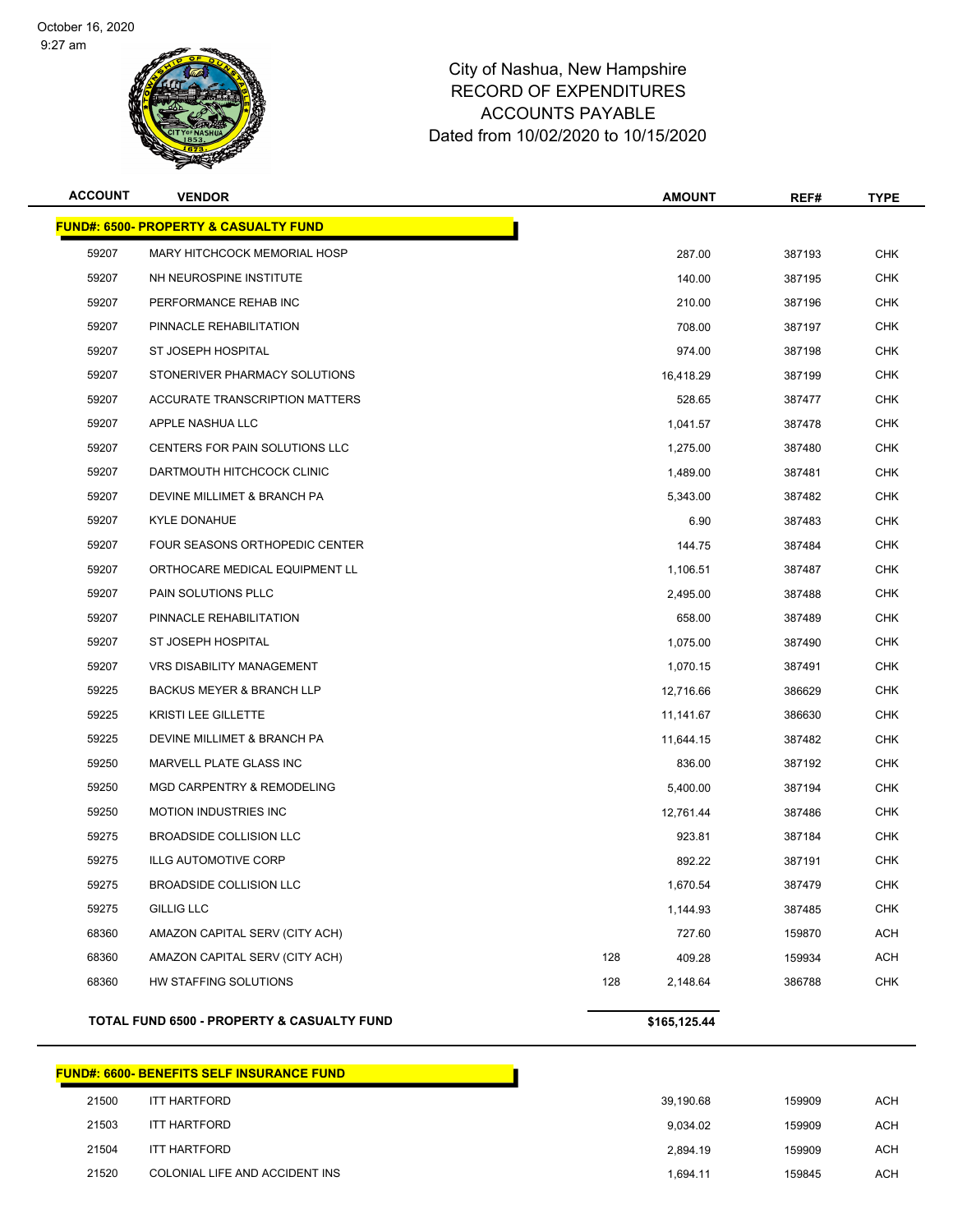# City of Nashua, New Hampshire
## RECORD OF EXPENDITURES
## ACCOUNTS PAYABLE
## Dated from 10/02/2020 to 10/15/2020

October 16, 2020
9:27 am

| ACCOUNT | VENDOR | | AMOUNT | REF# | TYPE |
|---|---|---|---|---|---|
| **FUND#: 6500- PROPERTY & CASUALTY FUND** | | | | | |
| 59207 | MARY HITCHCOCK MEMORIAL HOSP | | 287.00 | 387193 | CHK |
| 59207 | NH NEUROSPINE INSTITUTE | | 140.00 | 387195 | CHK |
| 59207 | PERFORMANCE REHAB INC | | 210.00 | 387196 | CHK |
| 59207 | PINNACLE REHABILITATION | | 708.00 | 387197 | CHK |
| 59207 | ST JOSEPH HOSPITAL | | 974.00 | 387198 | CHK |
| 59207 | STONERIVER PHARMACY SOLUTIONS | | 16,418.29 | 387199 | CHK |
| 59207 | ACCURATE TRANSCRIPTION MATTERS | | 528.65 | 387477 | CHK |
| 59207 | APPLE NASHUA LLC | | 1,041.57 | 387478 | CHK |
| 59207 | CENTERS FOR PAIN SOLUTIONS LLC | | 1,275.00 | 387480 | CHK |
| 59207 | DARTMOUTH HITCHCOCK CLINIC | | 1,489.00 | 387481 | CHK |
| 59207 | DEVINE MILLIMET & BRANCH PA | | 5,343.00 | 387482 | CHK |
| 59207 | KYLE DONAHUE | | 6.90 | 387483 | CHK |
| 59207 | FOUR SEASONS ORTHOPEDIC CENTER | | 144.75 | 387484 | CHK |
| 59207 | ORTHOCARE MEDICAL EQUIPMENT LL | | 1,106.51 | 387487 | CHK |
| 59207 | PAIN SOLUTIONS PLLC | | 2,495.00 | 387488 | CHK |
| 59207 | PINNACLE REHABILITATION | | 658.00 | 387489 | CHK |
| 59207 | ST JOSEPH HOSPITAL | | 1,075.00 | 387490 | CHK |
| 59207 | VRS DISABILITY MANAGEMENT | | 1,070.15 | 387491 | CHK |
| 59225 | BACKUS MEYER & BRANCH LLP | | 12,716.66 | 386629 | CHK |
| 59225 | KRISTI LEE GILLETTE | | 11,141.67 | 386630 | CHK |
| 59225 | DEVINE MILLIMET & BRANCH PA | | 11,644.15 | 387482 | CHK |
| 59250 | MARVELL PLATE GLASS INC | | 836.00 | 387192 | CHK |
| 59250 | MGD CARPENTRY & REMODELING | | 5,400.00 | 387194 | CHK |
| 59250 | MOTION INDUSTRIES INC | | 12,761.44 | 387486 | CHK |
| 59275 | BROADSIDE COLLISION LLC | | 923.81 | 387184 | CHK |
| 59275 | ILLG AUTOMOTIVE CORP | | 892.22 | 387191 | CHK |
| 59275 | BROADSIDE COLLISION LLC | | 1,670.54 | 387479 | CHK |
| 59275 | GILLIG LLC | | 1,144.93 | 387485 | CHK |
| 68360 | AMAZON CAPITAL SERV (CITY ACH) | | 727.60 | 159870 | ACH |
| 68360 | AMAZON CAPITAL SERV (CITY ACH) | 128 | 409.28 | 159934 | ACH |
| 68360 | HW STAFFING SOLUTIONS | 128 | 2,148.64 | 386788 | CHK |
| **TOTAL FUND 6500 - PROPERTY & CASUALTY FUND** | | | **$165,125.44** | | |
| **FUND#: 6600- BENEFITS SELF INSURANCE FUND** | | | | | |
| 21500 | ITT HARTFORD | | 39,190.68 | 159909 | ACH |
| 21503 | ITT HARTFORD | | 9,034.02 | 159909 | ACH |
| 21504 | ITT HARTFORD | | 2,894.19 | 159909 | ACH |
| 21520 | COLONIAL LIFE AND ACCIDENT INS | | 1,694.11 | 159845 | ACH |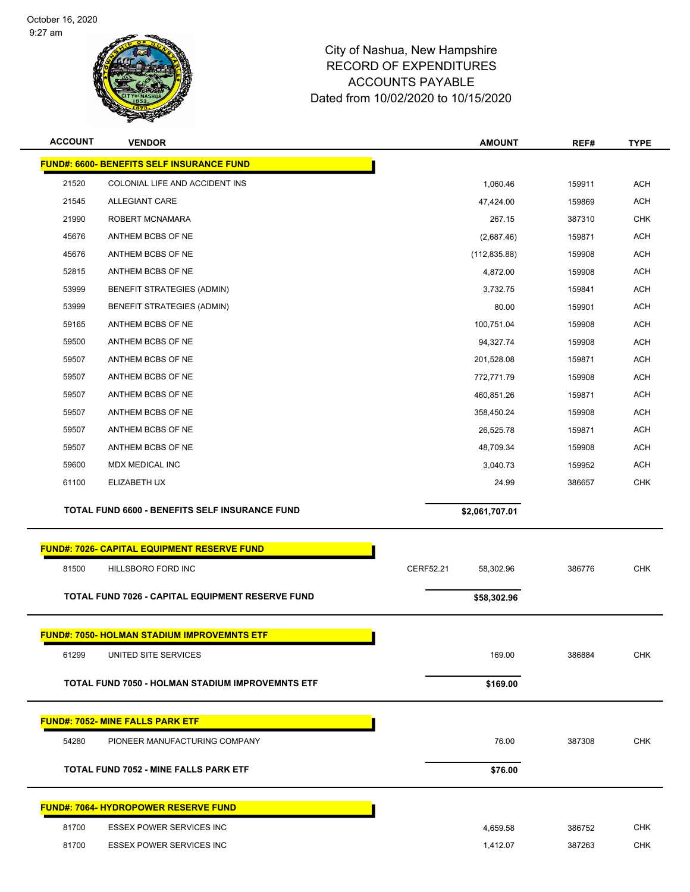October 16, 2020
9:27 am

# City of Nashua, New Hampshire
## RECORD OF EXPENDITURES
## ACCOUNTS PAYABLE
## Dated from 10/02/2020 to 10/15/2020

| ACCOUNT | VENDOR | | AMOUNT | REF# | TYPE |
|---|---|---|---|---|---|
| **FUND#: 6600- BENEFITS SELF INSURANCE FUND** | | | | | |
| 21520 | COLONIAL LIFE AND ACCIDENT INS | | 1,060.46 | 159911 | ACH |
| 21545 | ALLEGIANT CARE | | 47,424.00 | 159869 | ACH |
| 21990 | ROBERT MCNAMARA | | 267.15 | 387310 | CHK |
| 45676 | ANTHEM BCBS OF NE | | (2,687.46) | 159871 | ACH |
| 45676 | ANTHEM BCBS OF NE | | (112,835.88) | 159908 | ACH |
| 52815 | ANTHEM BCBS OF NE | | 4,872.00 | 159908 | ACH |
| 53999 | BENEFIT STRATEGIES (ADMIN) | | 3,732.75 | 159841 | ACH |
| 53999 | BENEFIT STRATEGIES (ADMIN) | | 80.00 | 159901 | ACH |
| 59165 | ANTHEM BCBS OF NE | | 100,751.04 | 159908 | ACH |
| 59500 | ANTHEM BCBS OF NE | | 94,327.74 | 159908 | ACH |
| 59507 | ANTHEM BCBS OF NE | | 201,528.08 | 159871 | ACH |
| 59507 | ANTHEM BCBS OF NE | | 772,771.79 | 159908 | ACH |
| 59507 | ANTHEM BCBS OF NE | | 460,851.26 | 159871 | ACH |
| 59507 | ANTHEM BCBS OF NE | | 358,450.24 | 159908 | ACH |
| 59507 | ANTHEM BCBS OF NE | | 26,525.78 | 159871 | ACH |
| 59507 | ANTHEM BCBS OF NE | | 48,709.34 | 159908 | ACH |
| 59600 | MDX MEDICAL INC | | 3,040.73 | 159952 | ACH |
| 61100 | ELIZABETH UX | | 24.99 | 386657 | CHK |
| **TOTAL FUND 6600 - BENEFITS SELF INSURANCE FUND** | | | **$2,061,707.01** | | |
| **FUND#: 7026- CAPITAL EQUIPMENT RESERVE FUND** | | | | | |
| 81500 | HILLSBORO FORD INC | CERF52.21 | 58,302.96 | 386776 | CHK |
| **TOTAL FUND 7026 - CAPITAL EQUIPMENT RESERVE FUND** | | | **$58,302.96** | | |
| **FUND#: 7050- HOLMAN STADIUM IMPROVEMNTS ETF** | | | | | |
| 61299 | UNITED SITE SERVICES | | 169.00 | 386884 | CHK |
| **TOTAL FUND 7050 - HOLMAN STADIUM IMPROVEMNTS ETF** | | | **$169.00** | | |
| **FUND#: 7052- MINE FALLS PARK ETF** | | | | | |
| 54280 | PIONEER MANUFACTURING COMPANY | | 76.00 | 387308 | CHK |
| **TOTAL FUND 7052 - MINE FALLS PARK ETF** | | | **$76.00** | | |
| **FUND#: 7064- HYDROPOWER RESERVE FUND** | | | | | |
| 81700 | ESSEX POWER SERVICES INC | | 4,659.58 | 386752 | CHK |
| 81700 | ESSEX POWER SERVICES INC | | 1,412.07 | 387263 | CHK |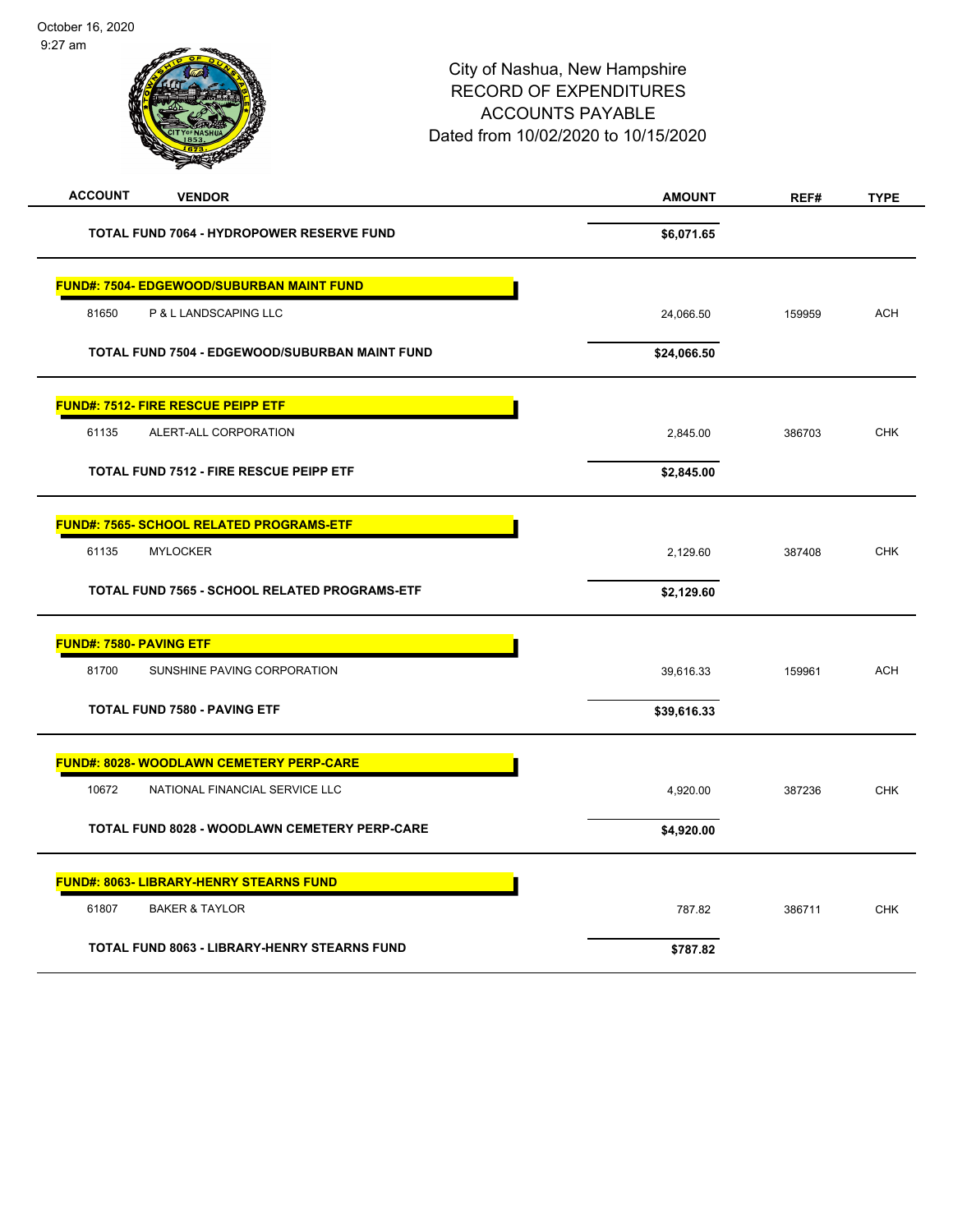City of Nashua, New Hampshire
RECORD OF EXPENDITURES
ACCOUNTS PAYABLE
Dated from 10/02/2020 to 10/15/2020

| ACCOUNT | VENDOR | AMOUNT | REF# | TYPE |
|---|---|---|---|---|
| | **TOTAL FUND 7064 - HYDROPOWER RESERVE FUND** | **$6,071.65** | | |
| **FUND#: 7504- EDGEWOOD/SUBURBAN MAINT FUND** | | | | |
| 81650 | P & L LANDSCAPING LLC | 24,066.50 | 159959 | ACH |
| | **TOTAL FUND 7504 - EDGEWOOD/SUBURBAN MAINT FUND** | **$24,066.50** | | |
| **FUND#: 7512- FIRE RESCUE PEIPP ETF** | | | | |
| 61135 | ALERT-ALL CORPORATION | 2,845.00 | 386703 | CHK |
| | **TOTAL FUND 7512 - FIRE RESCUE PEIPP ETF** | **$2,845.00** | | |
| **FUND#: 7565- SCHOOL RELATED PROGRAMS-ETF** | | | | |
| 61135 | MYLOCKER | 2,129.60 | 387408 | CHK |
| | **TOTAL FUND 7565 - SCHOOL RELATED PROGRAMS-ETF** | **$2,129.60** | | |
| **FUND#: 7580- PAVING ETF** | | | | |
| 81700 | SUNSHINE PAVING CORPORATION | 39,616.33 | 159961 | ACH |
| | **TOTAL FUND 7580 - PAVING ETF** | **$39,616.33** | | |
| **FUND#: 8028- WOODLAWN CEMETERY PERP-CARE** | | | | |
| 10672 | NATIONAL FINANCIAL SERVICE LLC | 4,920.00 | 387236 | CHK |
| | **TOTAL FUND 8028 - WOODLAWN CEMETERY PERP-CARE** | **$4,920.00** | | |
| **FUND#: 8063- LIBRARY-HENRY STEARNS FUND** | | | | |
| 61807 | BAKER & TAYLOR | 787.82 | 386711 | CHK |
| | **TOTAL FUND 8063 - LIBRARY-HENRY STEARNS FUND** | **$787.82** | | |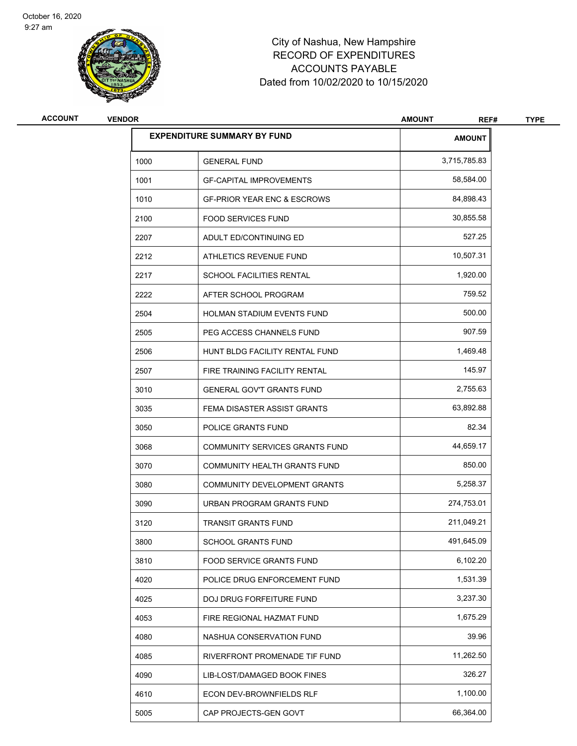City of Nashua, New Hampshire
RECORD OF EXPENDITURES
ACCOUNTS PAYABLE
Dated from 10/02/2020 to 10/15/2020

| ACCOUNT | VENDOR | AMOUNT | REF# | TYPE |
|---|---|---|---|---|

| EXPENDITURE SUMMARY BY FUND | | AMOUNT |
|---|---|---|
| 1000 | GENERAL FUND | 3,715,785.83 |
| 1001 | GF-CAPITAL IMPROVEMENTS | 58,584.00 |
| 1010 | GF-PRIOR YEAR ENC & ESCROWS | 84,898.43 |
| 2100 | FOOD SERVICES FUND | 30,855.58 |
| 2207 | ADULT ED/CONTINUING ED | 527.25 |
| 2212 | ATHLETICS REVENUE FUND | 10,507.31 |
| 2217 | SCHOOL FACILITIES RENTAL | 1,920.00 |
| 2222 | AFTER SCHOOL PROGRAM | 759.52 |
| 2504 | HOLMAN STADIUM EVENTS FUND | 500.00 |
| 2505 | PEG ACCESS CHANNELS FUND | 907.59 |
| 2506 | HUNT BLDG FACILITY RENTAL FUND | 1,469.48 |
| 2507 | FIRE TRAINING FACILITY RENTAL | 145.97 |
| 3010 | GENERAL GOV'T GRANTS FUND | 2,755.63 |
| 3035 | FEMA DISASTER ASSIST GRANTS | 63,892.88 |
| 3050 | POLICE GRANTS FUND | 82.34 |
| 3068 | COMMUNITY SERVICES GRANTS FUND | 44,659.17 |
| 3070 | COMMUNITY HEALTH GRANTS FUND | 850.00 |
| 3080 | COMMUNITY DEVELOPMENT GRANTS | 5,258.37 |
| 3090 | URBAN PROGRAM GRANTS FUND | 274,753.01 |
| 3120 | TRANSIT GRANTS FUND | 211,049.21 |
| 3800 | SCHOOL GRANTS FUND | 491,645.09 |
| 3810 | FOOD SERVICE GRANTS FUND | 6,102.20 |
| 4020 | POLICE DRUG ENFORCEMENT FUND | 1,531.39 |
| 4025 | DOJ DRUG FORFEITURE FUND | 3,237.30 |
| 4053 | FIRE REGIONAL HAZMAT FUND | 1,675.29 |
| 4080 | NASHUA CONSERVATION FUND | 39.96 |
| 4085 | RIVERFRONT PROMENADE TIF FUND | 11,262.50 |
| 4090 | LIB-LOST/DAMAGED BOOK FINES | 326.27 |
| 4610 | ECON DEV-BROWNFIELDS RLF | 1,100.00 |
| 5005 | CAP PROJECTS-GEN GOVT | 66,364.00 |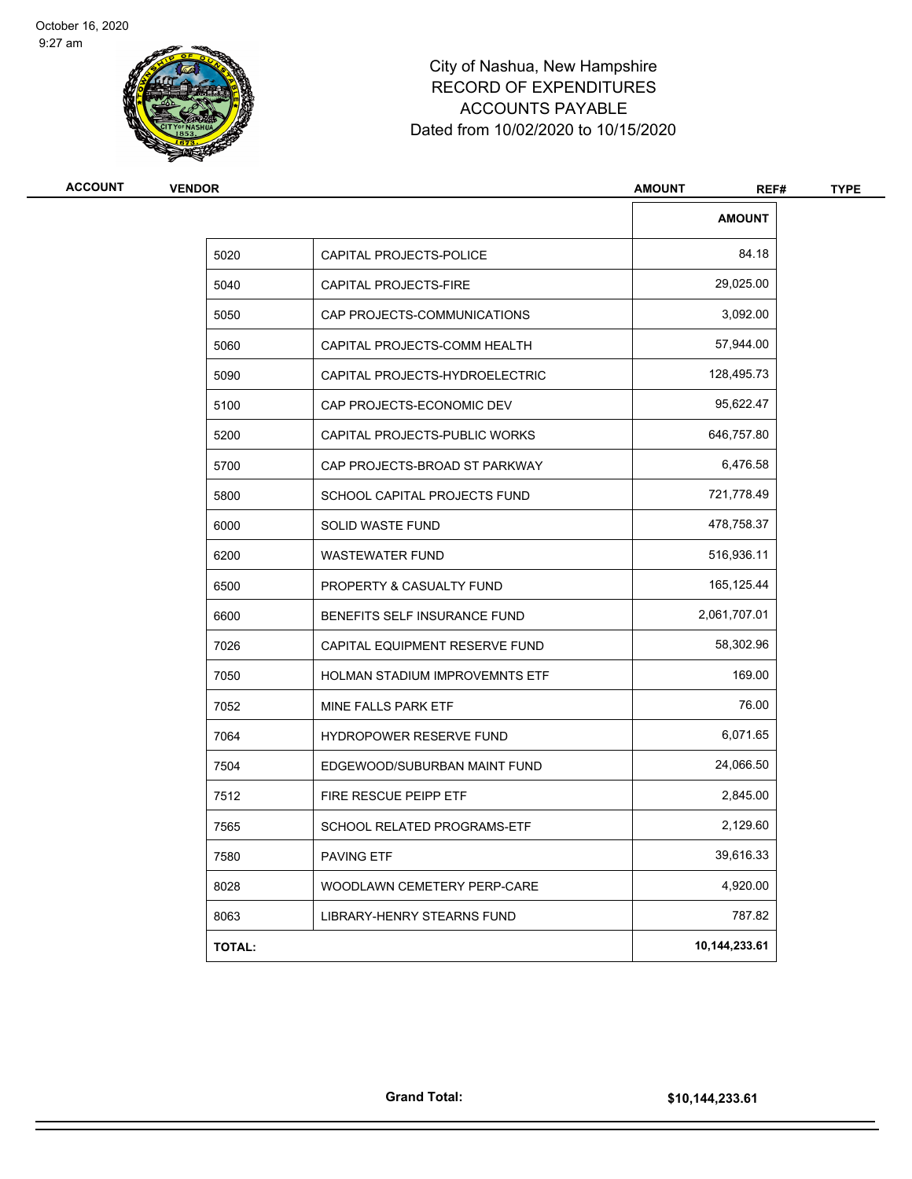October 16, 2020
9:27 am

# City of Nashua, New Hampshire
## RECORD OF EXPENDITURES
## ACCOUNTS PAYABLE
## Dated from 10/02/2020 to 10/15/2020

| ACCOUNT | VENDOR | AMOUNT | REF# | TYPE |
|---|---|---|---|---|

| | | AMOUNT |
|---|---|---|
| 5020 | CAPITAL PROJECTS-POLICE | 84.18 |
| 5040 | CAPITAL PROJECTS-FIRE | 29,025.00 |
| 5050 | CAP PROJECTS-COMMUNICATIONS | 3,092.00 |
| 5060 | CAPITAL PROJECTS-COMM HEALTH | 57,944.00 |
| 5090 | CAPITAL PROJECTS-HYDROELECTRIC | 128,495.73 |
| 5100 | CAP PROJECTS-ECONOMIC DEV | 95,622.47 |
| 5200 | CAPITAL PROJECTS-PUBLIC WORKS | 646,757.80 |
| 5700 | CAP PROJECTS-BROAD ST PARKWAY | 6,476.58 |
| 5800 | SCHOOL CAPITAL PROJECTS FUND | 721,778.49 |
| 6000 | SOLID WASTE FUND | 478,758.37 |
| 6200 | WASTEWATER FUND | 516,936.11 |
| 6500 | PROPERTY & CASUALTY FUND | 165,125.44 |
| 6600 | BENEFITS SELF INSURANCE FUND | 2,061,707.01 |
| 7026 | CAPITAL EQUIPMENT RESERVE FUND | 58,302.96 |
| 7050 | HOLMAN STADIUM IMPROVEMNTS ETF | 169.00 |
| 7052 | MINE FALLS PARK ETF | 76.00 |
| 7064 | HYDROPOWER RESERVE FUND | 6,071.65 |
| 7504 | EDGEWOOD/SUBURBAN MAINT FUND | 24,066.50 |
| 7512 | FIRE RESCUE PEIPP ETF | 2,845.00 |
| 7565 | SCHOOL RELATED PROGRAMS-ETF | 2,129.60 |
| 7580 | PAVING ETF | 39,616.33 |
| 8028 | WOODLAWN CEMETERY PERP-CARE | 4,920.00 |
| 8063 | LIBRARY-HENRY STEARNS FUND | 787.82 |
| **TOTAL:** | | **10,144,233.61** |

**Grand Total:** **$10,144,233.61**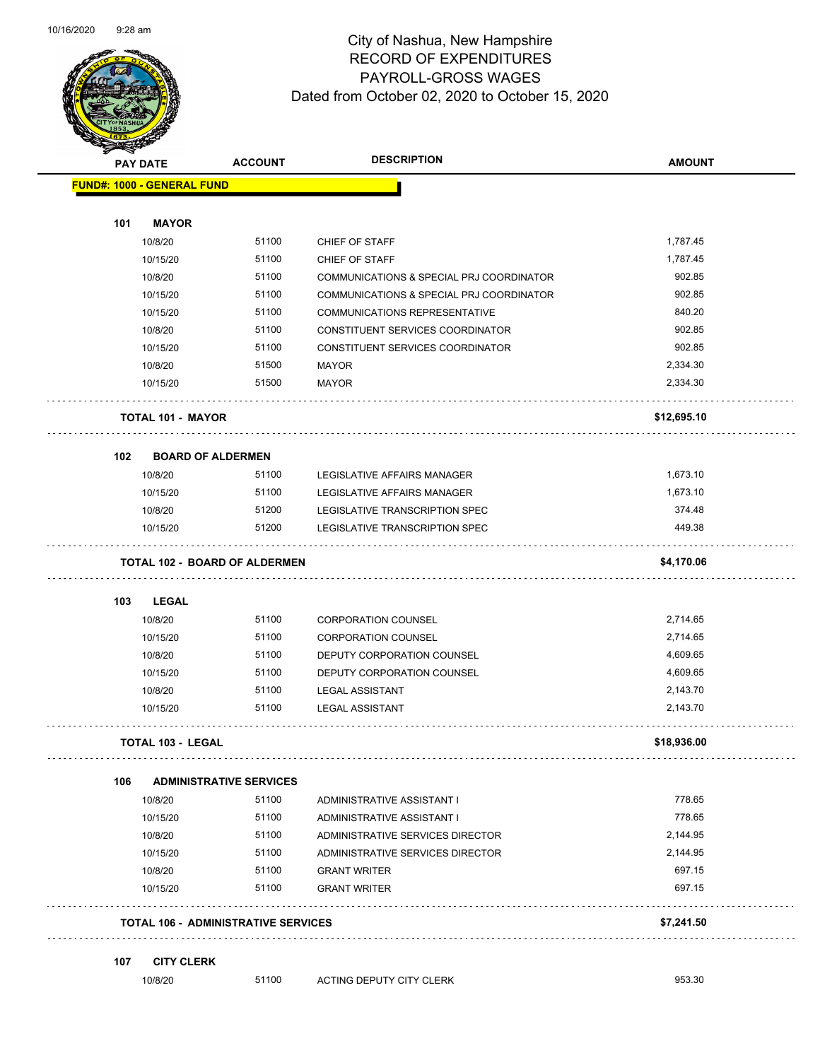City of Nashua, New Hampshire
RECORD OF EXPENDITURES
PAYROLL-GROSS WAGES
Dated from October 02, 2020 to October 15, 2020

| PAY DATE | ACCOUNT | DESCRIPTION | AMOUNT |
|---|---|---|---|
| **FUND#: 1000 - GENERAL FUND** | | | |
| **101 MAYOR** | | | |
| 10/8/20 | 51100 | CHIEF OF STAFF | 1,787.45 |
| 10/15/20 | 51100 | CHIEF OF STAFF | 1,787.45 |
| 10/8/20 | 51100 | COMMUNICATIONS & SPECIAL PRJ COORDINATOR | 902.85 |
| 10/15/20 | 51100 | COMMUNICATIONS & SPECIAL PRJ COORDINATOR | 902.85 |
| 10/15/20 | 51100 | COMMUNICATIONS REPRESENTATIVE | 840.20 |
| 10/8/20 | 51100 | CONSTITUENT SERVICES COORDINATOR | 902.85 |
| 10/15/20 | 51100 | CONSTITUENT SERVICES COORDINATOR | 902.85 |
| 10/8/20 | 51500 | MAYOR | 2,334.30 |
| 10/15/20 | 51500 | MAYOR | 2,334.30 |
| **TOTAL 101 - MAYOR** | | | **$12,695.10** |
| **102 BOARD OF ALDERMEN** | | | |
| 10/8/20 | 51100 | LEGISLATIVE AFFAIRS MANAGER | 1,673.10 |
| 10/15/20 | 51100 | LEGISLATIVE AFFAIRS MANAGER | 1,673.10 |
| 10/8/20 | 51200 | LEGISLATIVE TRANSCRIPTION SPEC | 374.48 |
| 10/15/20 | 51200 | LEGISLATIVE TRANSCRIPTION SPEC | 449.38 |
| **TOTAL 102 - BOARD OF ALDERMEN** | | | **$4,170.06** |
| **103 LEGAL** | | | |
| 10/8/20 | 51100 | CORPORATION COUNSEL | 2,714.65 |
| 10/15/20 | 51100 | CORPORATION COUNSEL | 2,714.65 |
| 10/8/20 | 51100 | DEPUTY CORPORATION COUNSEL | 4,609.65 |
| 10/15/20 | 51100 | DEPUTY CORPORATION COUNSEL | 4,609.65 |
| 10/8/20 | 51100 | LEGAL ASSISTANT | 2,143.70 |
| 10/15/20 | 51100 | LEGAL ASSISTANT | 2,143.70 |
| **TOTAL 103 - LEGAL** | | | **$18,936.00** |
| **106 ADMINISTRATIVE SERVICES** | | | |
| 10/8/20 | 51100 | ADMINISTRATIVE ASSISTANT I | 778.65 |
| 10/15/20 | 51100 | ADMINISTRATIVE ASSISTANT I | 778.65 |
| 10/8/20 | 51100 | ADMINISTRATIVE SERVICES DIRECTOR | 2,144.95 |
| 10/15/20 | 51100 | ADMINISTRATIVE SERVICES DIRECTOR | 2,144.95 |
| 10/8/20 | 51100 | GRANT WRITER | 697.15 |
| 10/15/20 | 51100 | GRANT WRITER | 697.15 |
| **TOTAL 106 - ADMINISTRATIVE SERVICES** | | | **$7,241.50** |
| **107 CITY CLERK** | | | |
| 10/8/20 | 51100 | ACTING DEPUTY CITY CLERK | 953.30 |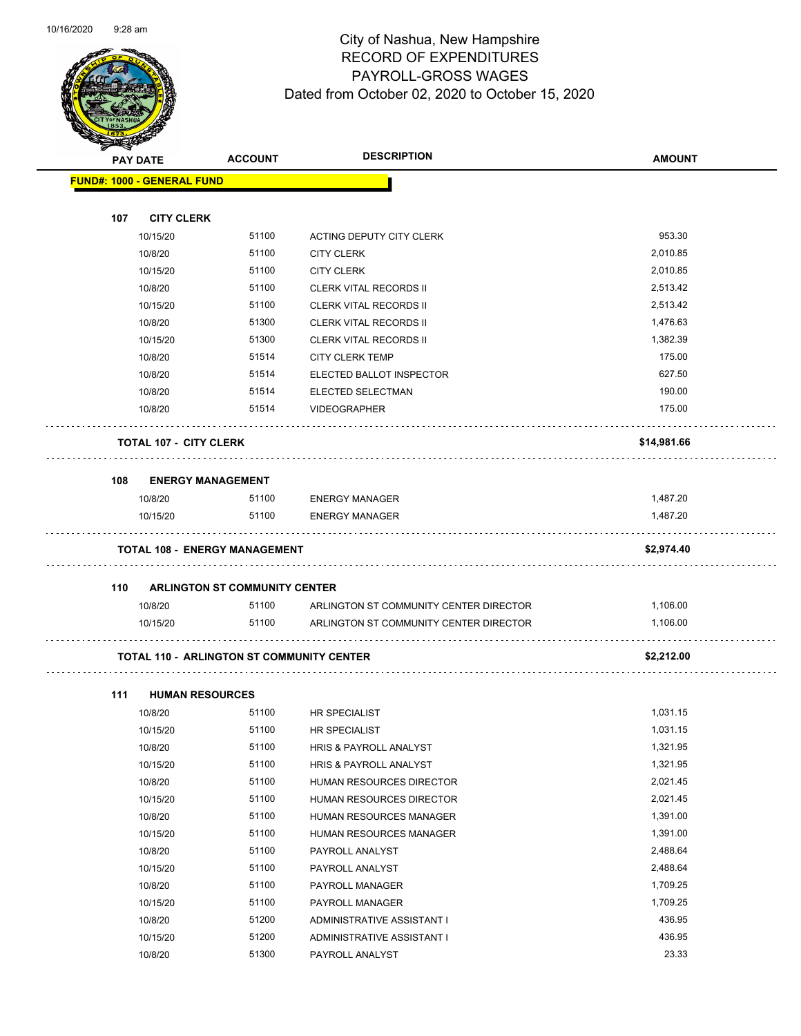# City of Nashua, New Hampshire
## RECORD OF EXPENDITURES
## PAYROLL-GROSS WAGES
### Dated from October 02, 2020 to October 15, 2020

| PAY DATE | ACCOUNT | DESCRIPTION | AMOUNT |
|---|---|---|---|
| **FUND#: 1000 - GENERAL FUND** | | | |
| **107 CITY CLERK** | | | |
| 10/15/20 | 51100 | ACTING DEPUTY CITY CLERK | 953.30 |
| 10/8/20 | 51100 | CITY CLERK | 2,010.85 |
| 10/15/20 | 51100 | CITY CLERK | 2,010.85 |
| 10/8/20 | 51100 | CLERK VITAL RECORDS II | 2,513.42 |
| 10/15/20 | 51100 | CLERK VITAL RECORDS II | 2,513.42 |
| 10/8/20 | 51300 | CLERK VITAL RECORDS II | 1,476.63 |
| 10/15/20 | 51300 | CLERK VITAL RECORDS II | 1,382.39 |
| 10/8/20 | 51514 | CITY CLERK TEMP | 175.00 |
| 10/8/20 | 51514 | ELECTED BALLOT INSPECTOR | 627.50 |
| 10/8/20 | 51514 | ELECTED SELECTMAN | 190.00 |
| 10/8/20 | 51514 | VIDEOGRAPHER | 175.00 |
| **TOTAL 107 - CITY CLERK** | | | **$14,981.66** |
| **108 ENERGY MANAGEMENT** | | | |
| 10/8/20 | 51100 | ENERGY MANAGER | 1,487.20 |
| 10/15/20 | 51100 | ENERGY MANAGER | 1,487.20 |
| **TOTAL 108 - ENERGY MANAGEMENT** | | | **$2,974.40** |
| **110 ARLINGTON ST COMMUNITY CENTER** | | | |
| 10/8/20 | 51100 | ARLINGTON ST COMMUNITY CENTER DIRECTOR | 1,106.00 |
| 10/15/20 | 51100 | ARLINGTON ST COMMUNITY CENTER DIRECTOR | 1,106.00 |
| **TOTAL 110 - ARLINGTON ST COMMUNITY CENTER** | | | **$2,212.00** |
| **111 HUMAN RESOURCES** | | | |
| 10/8/20 | 51100 | HR SPECIALIST | 1,031.15 |
| 10/15/20 | 51100 | HR SPECIALIST | 1,031.15 |
| 10/8/20 | 51100 | HRIS & PAYROLL ANALYST | 1,321.95 |
| 10/15/20 | 51100 | HRIS & PAYROLL ANALYST | 1,321.95 |
| 10/8/20 | 51100 | HUMAN RESOURCES DIRECTOR | 2,021.45 |
| 10/15/20 | 51100 | HUMAN RESOURCES DIRECTOR | 2,021.45 |
| 10/8/20 | 51100 | HUMAN RESOURCES MANAGER | 1,391.00 |
| 10/15/20 | 51100 | HUMAN RESOURCES MANAGER | 1,391.00 |
| 10/8/20 | 51100 | PAYROLL ANALYST | 2,488.64 |
| 10/15/20 | 51100 | PAYROLL ANALYST | 2,488.64 |
| 10/8/20 | 51100 | PAYROLL MANAGER | 1,709.25 |
| 10/15/20 | 51100 | PAYROLL MANAGER | 1,709.25 |
| 10/8/20 | 51200 | ADMINISTRATIVE ASSISTANT I | 436.95 |
| 10/15/20 | 51200 | ADMINISTRATIVE ASSISTANT I | 436.95 |
| 10/8/20 | 51300 | PAYROLL ANALYST | 23.33 |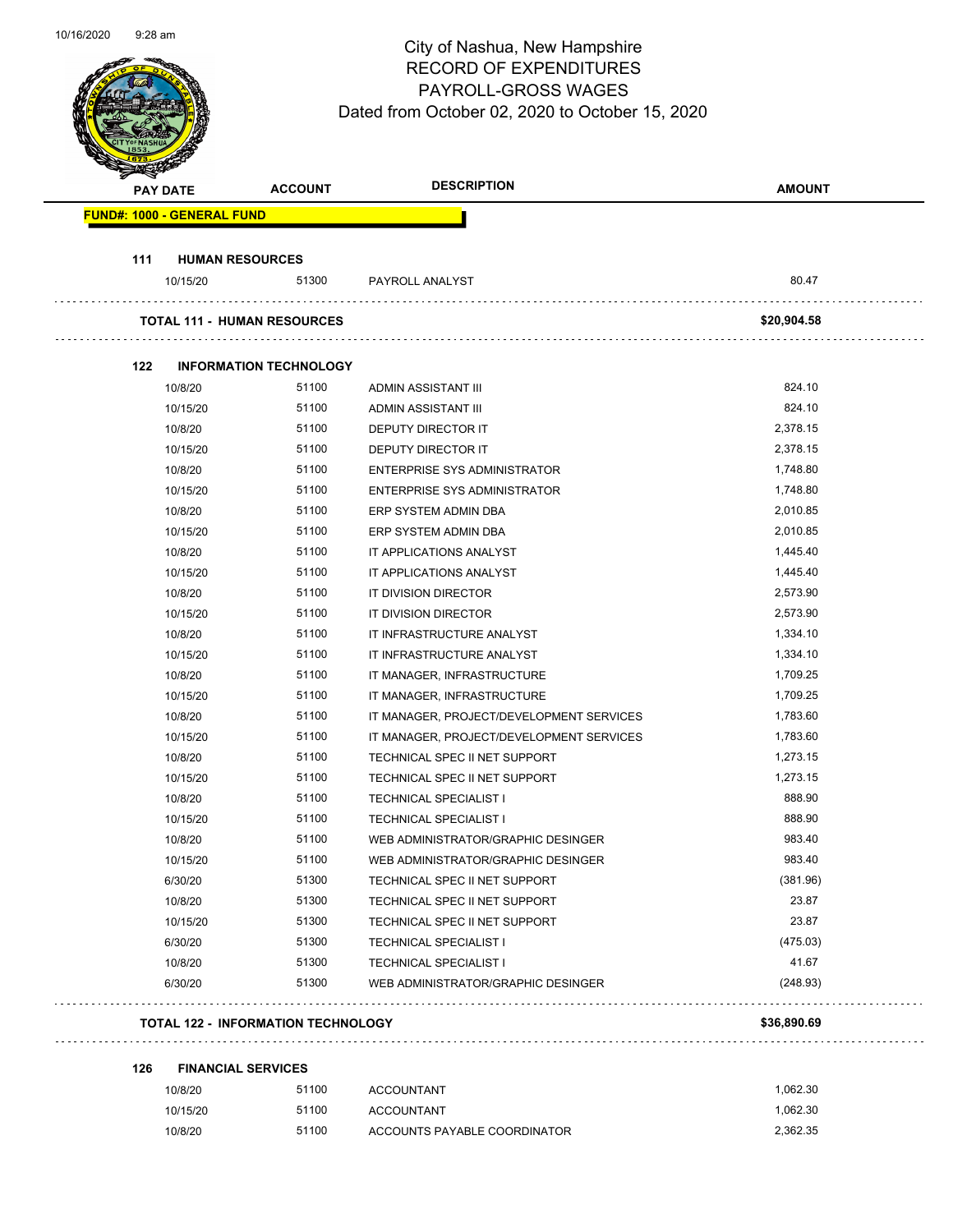# City of Nashua, New Hampshire
## RECORD OF EXPENDITURES
## PAYROLL-GROSS WAGES
### Dated from October 02, 2020 to October 15, 2020

| PAY DATE | ACCOUNT | DESCRIPTION | AMOUNT |
|---|---|---|---|
| **FUND#: 1000 - GENERAL FUND** | | | |
| **111 HUMAN RESOURCES** | | | |
| 10/15/20 | 51300 | PAYROLL ANALYST | 80.47 |
| **TOTAL 111 - HUMAN RESOURCES** | | | **$20,904.58** |
| **122 INFORMATION TECHNOLOGY** | | | |
| 10/8/20 | 51100 | ADMIN ASSISTANT III | 824.10 |
| 10/15/20 | 51100 | ADMIN ASSISTANT III | 824.10 |
| 10/8/20 | 51100 | DEPUTY DIRECTOR IT | 2,378.15 |
| 10/15/20 | 51100 | DEPUTY DIRECTOR IT | 2,378.15 |
| 10/8/20 | 51100 | ENTERPRISE SYS ADMINISTRATOR | 1,748.80 |
| 10/15/20 | 51100 | ENTERPRISE SYS ADMINISTRATOR | 1,748.80 |
| 10/8/20 | 51100 | ERP SYSTEM ADMIN DBA | 2,010.85 |
| 10/15/20 | 51100 | ERP SYSTEM ADMIN DBA | 2,010.85 |
| 10/8/20 | 51100 | IT APPLICATIONS ANALYST | 1,445.40 |
| 10/15/20 | 51100 | IT APPLICATIONS ANALYST | 1,445.40 |
| 10/8/20 | 51100 | IT DIVISION DIRECTOR | 2,573.90 |
| 10/15/20 | 51100 | IT DIVISION DIRECTOR | 2,573.90 |
| 10/8/20 | 51100 | IT INFRASTRUCTURE ANALYST | 1,334.10 |
| 10/15/20 | 51100 | IT INFRASTRUCTURE ANALYST | 1,334.10 |
| 10/8/20 | 51100 | IT MANAGER, INFRASTRUCTURE | 1,709.25 |
| 10/15/20 | 51100 | IT MANAGER, INFRASTRUCTURE | 1,709.25 |
| 10/8/20 | 51100 | IT MANAGER, PROJECT/DEVELOPMENT SERVICES | 1,783.60 |
| 10/15/20 | 51100 | IT MANAGER, PROJECT/DEVELOPMENT SERVICES | 1,783.60 |
| 10/8/20 | 51100 | TECHNICAL SPEC II NET SUPPORT | 1,273.15 |
| 10/15/20 | 51100 | TECHNICAL SPEC II NET SUPPORT | 1,273.15 |
| 10/8/20 | 51100 | TECHNICAL SPECIALIST I | 888.90 |
| 10/15/20 | 51100 | TECHNICAL SPECIALIST I | 888.90 |
| 10/8/20 | 51100 | WEB ADMINISTRATOR/GRAPHIC DESINGER | 983.40 |
| 10/15/20 | 51100 | WEB ADMINISTRATOR/GRAPHIC DESINGER | 983.40 |
| 6/30/20 | 51300 | TECHNICAL SPEC II NET SUPPORT | (381.96) |
| 10/8/20 | 51300 | TECHNICAL SPEC II NET SUPPORT | 23.87 |
| 10/15/20 | 51300 | TECHNICAL SPEC II NET SUPPORT | 23.87 |
| 6/30/20 | 51300 | TECHNICAL SPECIALIST I | (475.03) |
| 10/8/20 | 51300 | TECHNICAL SPECIALIST I | 41.67 |
| 6/30/20 | 51300 | WEB ADMINISTRATOR/GRAPHIC DESINGER | (248.93) |
| **TOTAL 122 - INFORMATION TECHNOLOGY** | | | **$36,890.69** |
| **126 FINANCIAL SERVICES** | | | |
| 10/8/20 | 51100 | ACCOUNTANT | 1,062.30 |
| 10/15/20 | 51100 | ACCOUNTANT | 1,062.30 |
| 10/8/20 | 51100 | ACCOUNTS PAYABLE COORDINATOR | 2,362.35 |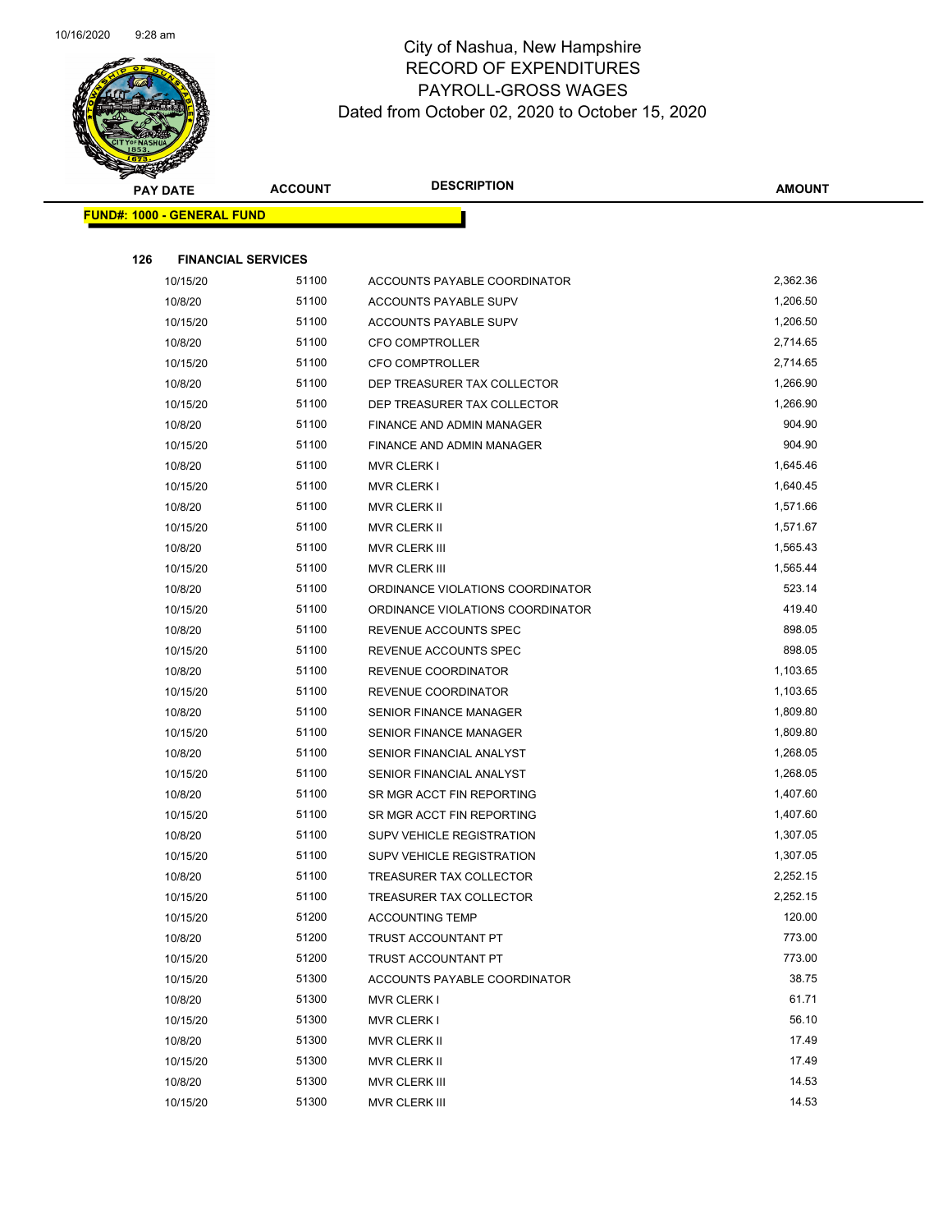# City of Nashua, New Hampshire
## RECORD OF EXPENDITURES
## PAYROLL-GROSS WAGES
## Dated from October 02, 2020 to October 15, 2020

| PAY DATE | ACCOUNT | DESCRIPTION | AMOUNT |
|---|---|---|---|
| **FUND#: 1000 - GENERAL FUND** | | | |
| **126 FINANCIAL SERVICES** | | | |
| 10/15/20 | 51100 | ACCOUNTS PAYABLE COORDINATOR | 2,362.36 |
| 10/8/20 | 51100 | ACCOUNTS PAYABLE SUPV | 1,206.50 |
| 10/15/20 | 51100 | ACCOUNTS PAYABLE SUPV | 1,206.50 |
| 10/8/20 | 51100 | CFO COMPTROLLER | 2,714.65 |
| 10/15/20 | 51100 | CFO COMPTROLLER | 2,714.65 |
| 10/8/20 | 51100 | DEP TREASURER TAX COLLECTOR | 1,266.90 |
| 10/15/20 | 51100 | DEP TREASURER TAX COLLECTOR | 1,266.90 |
| 10/8/20 | 51100 | FINANCE AND ADMIN MANAGER | 904.90 |
| 10/15/20 | 51100 | FINANCE AND ADMIN MANAGER | 904.90 |
| 10/8/20 | 51100 | MVR CLERK I | 1,645.46 |
| 10/15/20 | 51100 | MVR CLERK I | 1,640.45 |
| 10/8/20 | 51100 | MVR CLERK II | 1,571.66 |
| 10/15/20 | 51100 | MVR CLERK II | 1,571.67 |
| 10/8/20 | 51100 | MVR CLERK III | 1,565.43 |
| 10/15/20 | 51100 | MVR CLERK III | 1,565.44 |
| 10/8/20 | 51100 | ORDINANCE VIOLATIONS COORDINATOR | 523.14 |
| 10/15/20 | 51100 | ORDINANCE VIOLATIONS COORDINATOR | 419.40 |
| 10/8/20 | 51100 | REVENUE ACCOUNTS SPEC | 898.05 |
| 10/15/20 | 51100 | REVENUE ACCOUNTS SPEC | 898.05 |
| 10/8/20 | 51100 | REVENUE COORDINATOR | 1,103.65 |
| 10/15/20 | 51100 | REVENUE COORDINATOR | 1,103.65 |
| 10/8/20 | 51100 | SENIOR FINANCE MANAGER | 1,809.80 |
| 10/15/20 | 51100 | SENIOR FINANCE MANAGER | 1,809.80 |
| 10/8/20 | 51100 | SENIOR FINANCIAL ANALYST | 1,268.05 |
| 10/15/20 | 51100 | SENIOR FINANCIAL ANALYST | 1,268.05 |
| 10/8/20 | 51100 | SR MGR ACCT FIN REPORTING | 1,407.60 |
| 10/15/20 | 51100 | SR MGR ACCT FIN REPORTING | 1,407.60 |
| 10/8/20 | 51100 | SUPV VEHICLE REGISTRATION | 1,307.05 |
| 10/15/20 | 51100 | SUPV VEHICLE REGISTRATION | 1,307.05 |
| 10/8/20 | 51100 | TREASURER TAX COLLECTOR | 2,252.15 |
| 10/15/20 | 51100 | TREASURER TAX COLLECTOR | 2,252.15 |
| 10/15/20 | 51200 | ACCOUNTING TEMP | 120.00 |
| 10/8/20 | 51200 | TRUST ACCOUNTANT PT | 773.00 |
| 10/15/20 | 51200 | TRUST ACCOUNTANT PT | 773.00 |
| 10/15/20 | 51300 | ACCOUNTS PAYABLE COORDINATOR | 38.75 |
| 10/8/20 | 51300 | MVR CLERK I | 61.71 |
| 10/15/20 | 51300 | MVR CLERK I | 56.10 |
| 10/8/20 | 51300 | MVR CLERK II | 17.49 |
| 10/15/20 | 51300 | MVR CLERK II | 17.49 |
| 10/8/20 | 51300 | MVR CLERK III | 14.53 |
| 10/15/20 | 51300 | MVR CLERK III | 14.53 |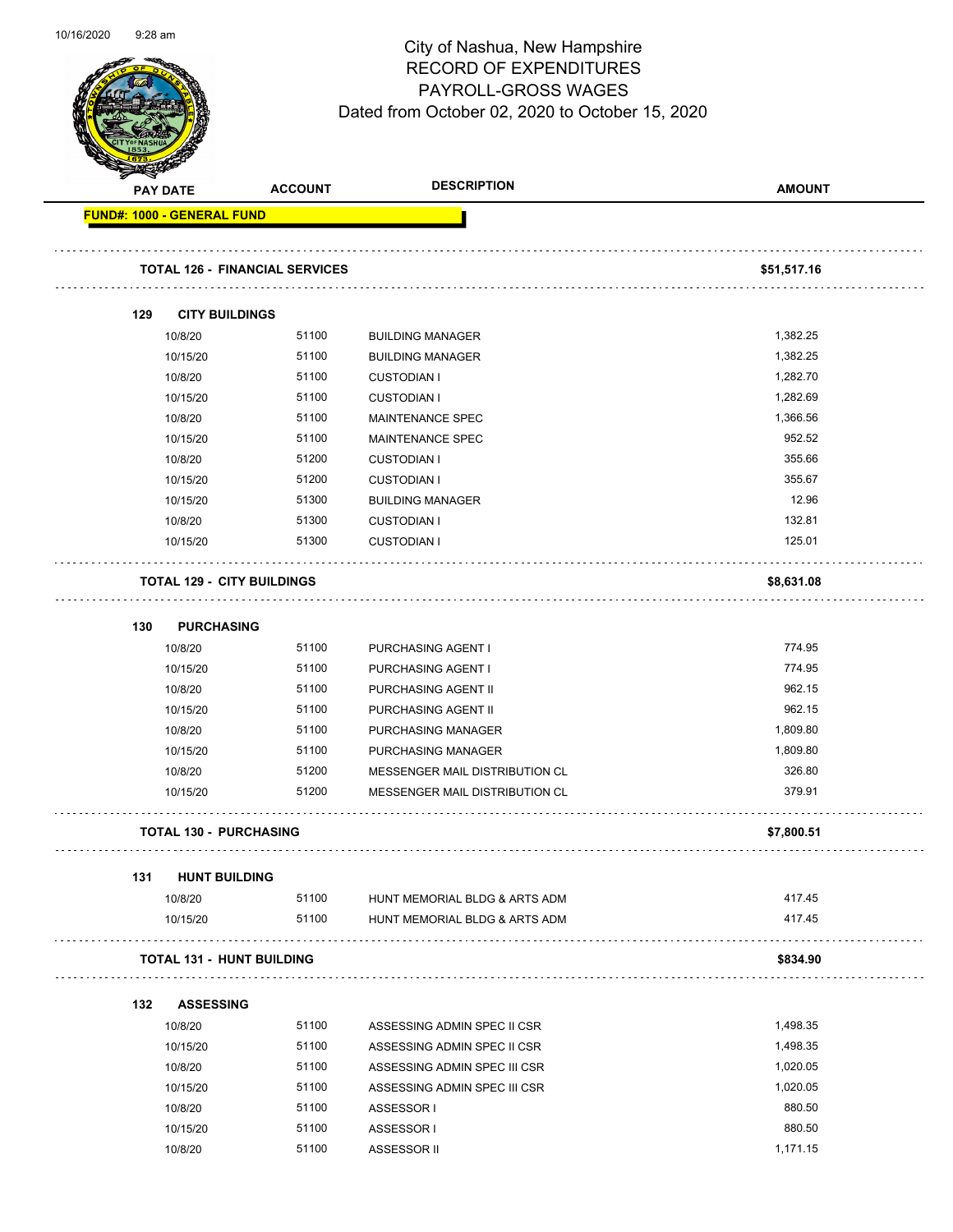# City of Nashua, New Hampshire
# RECORD OF EXPENDITURES
# PAYROLL-GROSS WAGES
# Dated from October 02, 2020 to October 15, 2020

| PAY DATE | ACCOUNT | DESCRIPTION | AMOUNT |
|---|---|---|---|
| **FUND#: 1000 - GENERAL FUND** | | | |
| **TOTAL 126 - FINANCIAL SERVICES** | | | **$51,517.16** |
| **129 CITY BUILDINGS** | | | |
| 10/8/20 | 51100 | BUILDING MANAGER | 1,382.25 |
| 10/15/20 | 51100 | BUILDING MANAGER | 1,382.25 |
| 10/8/20 | 51100 | CUSTODIAN I | 1,282.70 |
| 10/15/20 | 51100 | CUSTODIAN I | 1,282.69 |
| 10/8/20 | 51100 | MAINTENANCE SPEC | 1,366.56 |
| 10/15/20 | 51100 | MAINTENANCE SPEC | 952.52 |
| 10/8/20 | 51200 | CUSTODIAN I | 355.66 |
| 10/15/20 | 51200 | CUSTODIAN I | 355.67 |
| 10/15/20 | 51300 | BUILDING MANAGER | 12.96 |
| 10/8/20 | 51300 | CUSTODIAN I | 132.81 |
| 10/15/20 | 51300 | CUSTODIAN I | 125.01 |
| **TOTAL 129 - CITY BUILDINGS** | | | **$8,631.08** |
| **130 PURCHASING** | | | |
| 10/8/20 | 51100 | PURCHASING AGENT I | 774.95 |
| 10/15/20 | 51100 | PURCHASING AGENT I | 774.95 |
| 10/8/20 | 51100 | PURCHASING AGENT II | 962.15 |
| 10/15/20 | 51100 | PURCHASING AGENT II | 962.15 |
| 10/8/20 | 51100 | PURCHASING MANAGER | 1,809.80 |
| 10/15/20 | 51100 | PURCHASING MANAGER | 1,809.80 |
| 10/8/20 | 51200 | MESSENGER MAIL DISTRIBUTION CL | 326.80 |
| 10/15/20 | 51200 | MESSENGER MAIL DISTRIBUTION CL | 379.91 |
| **TOTAL 130 - PURCHASING** | | | **$7,800.51** |
| **131 HUNT BUILDING** | | | |
| 10/8/20 | 51100 | HUNT MEMORIAL BLDG & ARTS ADM | 417.45 |
| 10/15/20 | 51100 | HUNT MEMORIAL BLDG & ARTS ADM | 417.45 |
| **TOTAL 131 - HUNT BUILDING** | | | **$834.90** |
| **132 ASSESSING** | | | |
| 10/8/20 | 51100 | ASSESSING ADMIN SPEC II CSR | 1,498.35 |
| 10/15/20 | 51100 | ASSESSING ADMIN SPEC II CSR | 1,498.35 |
| 10/8/20 | 51100 | ASSESSING ADMIN SPEC III CSR | 1,020.05 |
| 10/15/20 | 51100 | ASSESSING ADMIN SPEC III CSR | 1,020.05 |
| 10/8/20 | 51100 | ASSESSOR I | 880.50 |
| 10/15/20 | 51100 | ASSESSOR I | 880.50 |
| 10/8/20 | 51100 | ASSESSOR II | 1,171.15 |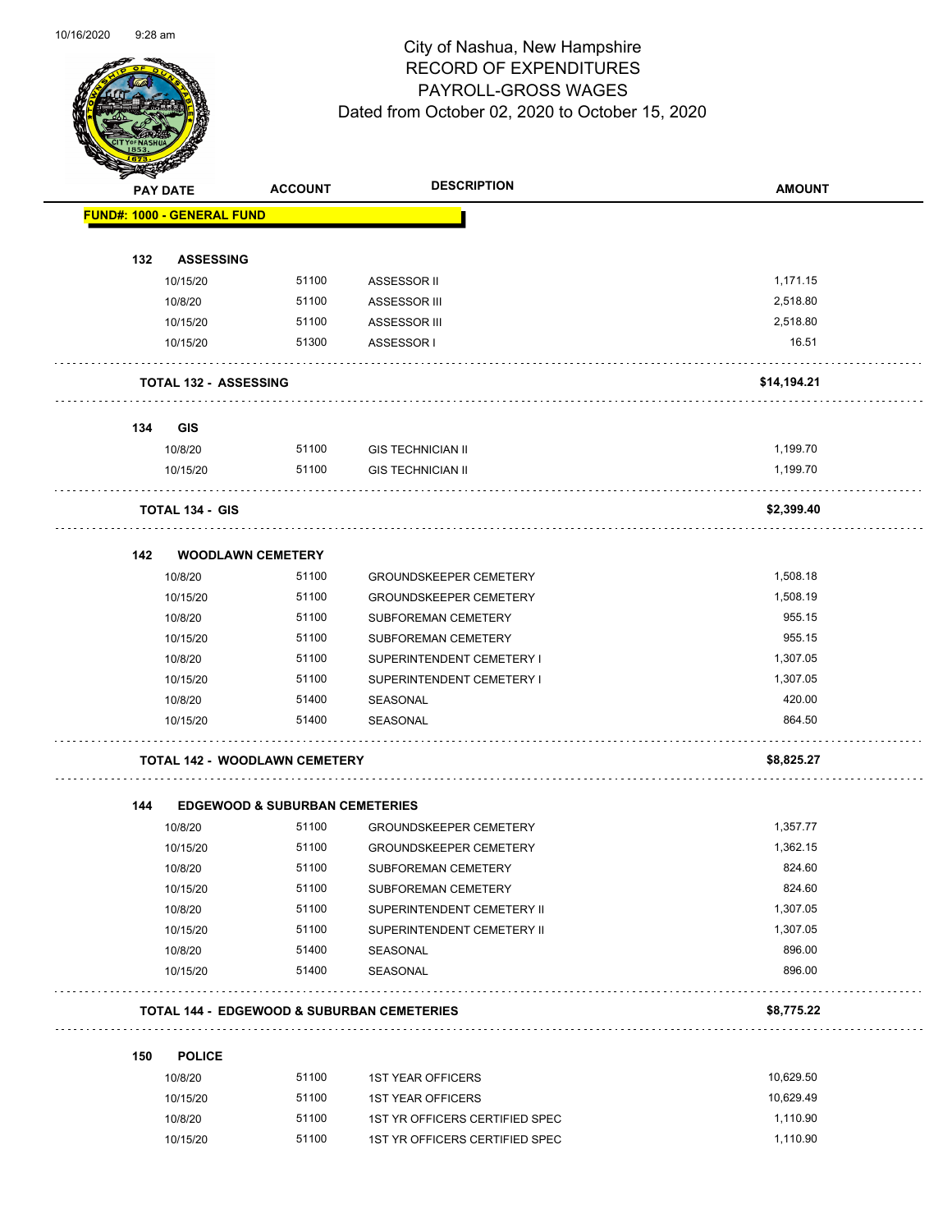# City of Nashua, New Hampshire
## RECORD OF EXPENDITURES
## PAYROLL-GROSS WAGES
### Dated from October 02, 2020 to October 15, 2020

| PAY DATE | ACCOUNT | DESCRIPTION | AMOUNT |
|---|---|---|---|
| **FUND#: 1000 - GENERAL FUND** | | | |
| **132 ASSESSING** | | | |
| 10/15/20 | 51100 | ASSESSOR II | 1,171.15 |
| 10/8/20 | 51100 | ASSESSOR III | 2,518.80 |
| 10/15/20 | 51100 | ASSESSOR III | 2,518.80 |
| 10/15/20 | 51300 | ASSESSOR I | 16.51 |
| **TOTAL 132 - ASSESSING** | | | **$14,194.21** |
| **134 GIS** | | | |
| 10/8/20 | 51100 | GIS TECHNICIAN II | 1,199.70 |
| 10/15/20 | 51100 | GIS TECHNICIAN II | 1,199.70 |
| **TOTAL 134 - GIS** | | | **$2,399.40** |
| **142 WOODLAWN CEMETERY** | | | |
| 10/8/20 | 51100 | GROUNDSKEEPER CEMETERY | 1,508.18 |
| 10/15/20 | 51100 | GROUNDSKEEPER CEMETERY | 1,508.19 |
| 10/8/20 | 51100 | SUBFOREMAN CEMETERY | 955.15 |
| 10/15/20 | 51100 | SUBFOREMAN CEMETERY | 955.15 |
| 10/8/20 | 51100 | SUPERINTENDENT CEMETERY I | 1,307.05 |
| 10/15/20 | 51100 | SUPERINTENDENT CEMETERY I | 1,307.05 |
| 10/8/20 | 51400 | SEASONAL | 420.00 |
| 10/15/20 | 51400 | SEASONAL | 864.50 |
| **TOTAL 142 - WOODLAWN CEMETERY** | | | **$8,825.27** |
| **144 EDGEWOOD & SUBURBAN CEMETERIES** | | | |
| 10/8/20 | 51100 | GROUNDSKEEPER CEMETERY | 1,357.77 |
| 10/15/20 | 51100 | GROUNDSKEEPER CEMETERY | 1,362.15 |
| 10/8/20 | 51100 | SUBFOREMAN CEMETERY | 824.60 |
| 10/15/20 | 51100 | SUBFOREMAN CEMETERY | 824.60 |
| 10/8/20 | 51100 | SUPERINTENDENT CEMETERY II | 1,307.05 |
| 10/15/20 | 51100 | SUPERINTENDENT CEMETERY II | 1,307.05 |
| 10/8/20 | 51400 | SEASONAL | 896.00 |
| 10/15/20 | 51400 | SEASONAL | 896.00 |
| **TOTAL 144 - EDGEWOOD & SUBURBAN CEMETERIES** | | | **$8,775.22** |
| **150 POLICE** | | | |
| 10/8/20 | 51100 | 1ST YEAR OFFICERS | 10,629.50 |
| 10/15/20 | 51100 | 1ST YEAR OFFICERS | 10,629.49 |
| 10/8/20 | 51100 | 1ST YR OFFICERS CERTIFIED SPEC | 1,110.90 |
| 10/15/20 | 51100 | 1ST YR OFFICERS CERTIFIED SPEC | 1,110.90 |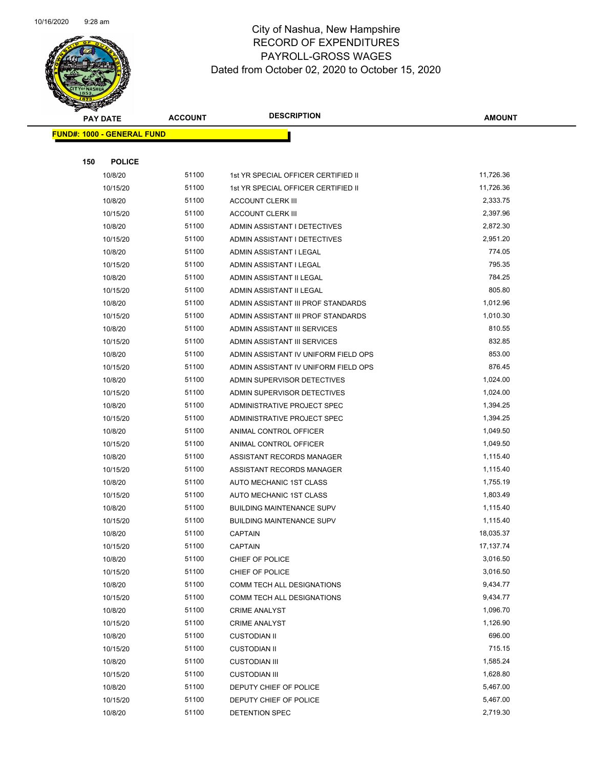# City of Nashua, New Hampshire
# RECORD OF EXPENDITURES
# PAYROLL-GROSS WAGES
## Dated from October 02, 2020 to October 15, 2020

**FUND#: 1000 - GENERAL FUND**

**150 POLICE**

| PAY DATE | ACCOUNT | DESCRIPTION | AMOUNT |
|---|---|---|---|
| 10/8/20 | 51100 | 1st YR SPECIAL OFFICER CERTIFIED II | 11,726.36 |
| 10/15/20 | 51100 | 1st YR SPECIAL OFFICER CERTIFIED II | 11,726.36 |
| 10/8/20 | 51100 | ACCOUNT CLERK III | 2,333.75 |
| 10/15/20 | 51100 | ACCOUNT CLERK III | 2,397.96 |
| 10/8/20 | 51100 | ADMIN ASSISTANT I DETECTIVES | 2,872.30 |
| 10/15/20 | 51100 | ADMIN ASSISTANT I DETECTIVES | 2,951.20 |
| 10/8/20 | 51100 | ADMIN ASSISTANT I LEGAL | 774.05 |
| 10/15/20 | 51100 | ADMIN ASSISTANT I LEGAL | 795.35 |
| 10/8/20 | 51100 | ADMIN ASSISTANT II LEGAL | 784.25 |
| 10/15/20 | 51100 | ADMIN ASSISTANT II LEGAL | 805.80 |
| 10/8/20 | 51100 | ADMIN ASSISTANT III PROF STANDARDS | 1,012.96 |
| 10/15/20 | 51100 | ADMIN ASSISTANT III PROF STANDARDS | 1,010.30 |
| 10/8/20 | 51100 | ADMIN ASSISTANT III SERVICES | 810.55 |
| 10/15/20 | 51100 | ADMIN ASSISTANT III SERVICES | 832.85 |
| 10/8/20 | 51100 | ADMIN ASSISTANT IV UNIFORM FIELD OPS | 853.00 |
| 10/15/20 | 51100 | ADMIN ASSISTANT IV UNIFORM FIELD OPS | 876.45 |
| 10/8/20 | 51100 | ADMIN SUPERVISOR DETECTIVES | 1,024.00 |
| 10/15/20 | 51100 | ADMIN SUPERVISOR DETECTIVES | 1,024.00 |
| 10/8/20 | 51100 | ADMINISTRATIVE PROJECT SPEC | 1,394.25 |
| 10/15/20 | 51100 | ADMINISTRATIVE PROJECT SPEC | 1,394.25 |
| 10/8/20 | 51100 | ANIMAL CONTROL OFFICER | 1,049.50 |
| 10/15/20 | 51100 | ANIMAL CONTROL OFFICER | 1,049.50 |
| 10/8/20 | 51100 | ASSISTANT RECORDS MANAGER | 1,115.40 |
| 10/15/20 | 51100 | ASSISTANT RECORDS MANAGER | 1,115.40 |
| 10/8/20 | 51100 | AUTO MECHANIC 1ST CLASS | 1,755.19 |
| 10/15/20 | 51100 | AUTO MECHANIC 1ST CLASS | 1,803.49 |
| 10/8/20 | 51100 | BUILDING MAINTENANCE SUPV | 1,115.40 |
| 10/15/20 | 51100 | BUILDING MAINTENANCE SUPV | 1,115.40 |
| 10/8/20 | 51100 | CAPTAIN | 18,035.37 |
| 10/15/20 | 51100 | CAPTAIN | 17,137.74 |
| 10/8/20 | 51100 | CHIEF OF POLICE | 3,016.50 |
| 10/15/20 | 51100 | CHIEF OF POLICE | 3,016.50 |
| 10/8/20 | 51100 | COMM TECH ALL DESIGNATIONS | 9,434.77 |
| 10/15/20 | 51100 | COMM TECH ALL DESIGNATIONS | 9,434.77 |
| 10/8/20 | 51100 | CRIME ANALYST | 1,096.70 |
| 10/15/20 | 51100 | CRIME ANALYST | 1,126.90 |
| 10/8/20 | 51100 | CUSTODIAN II | 696.00 |
| 10/15/20 | 51100 | CUSTODIAN II | 715.15 |
| 10/8/20 | 51100 | CUSTODIAN III | 1,585.24 |
| 10/15/20 | 51100 | CUSTODIAN III | 1,628.80 |
| 10/8/20 | 51100 | DEPUTY CHIEF OF POLICE | 5,467.00 |
| 10/15/20 | 51100 | DEPUTY CHIEF OF POLICE | 5,467.00 |
| 10/8/20 | 51100 | DETENTION SPEC | 2,719.30 |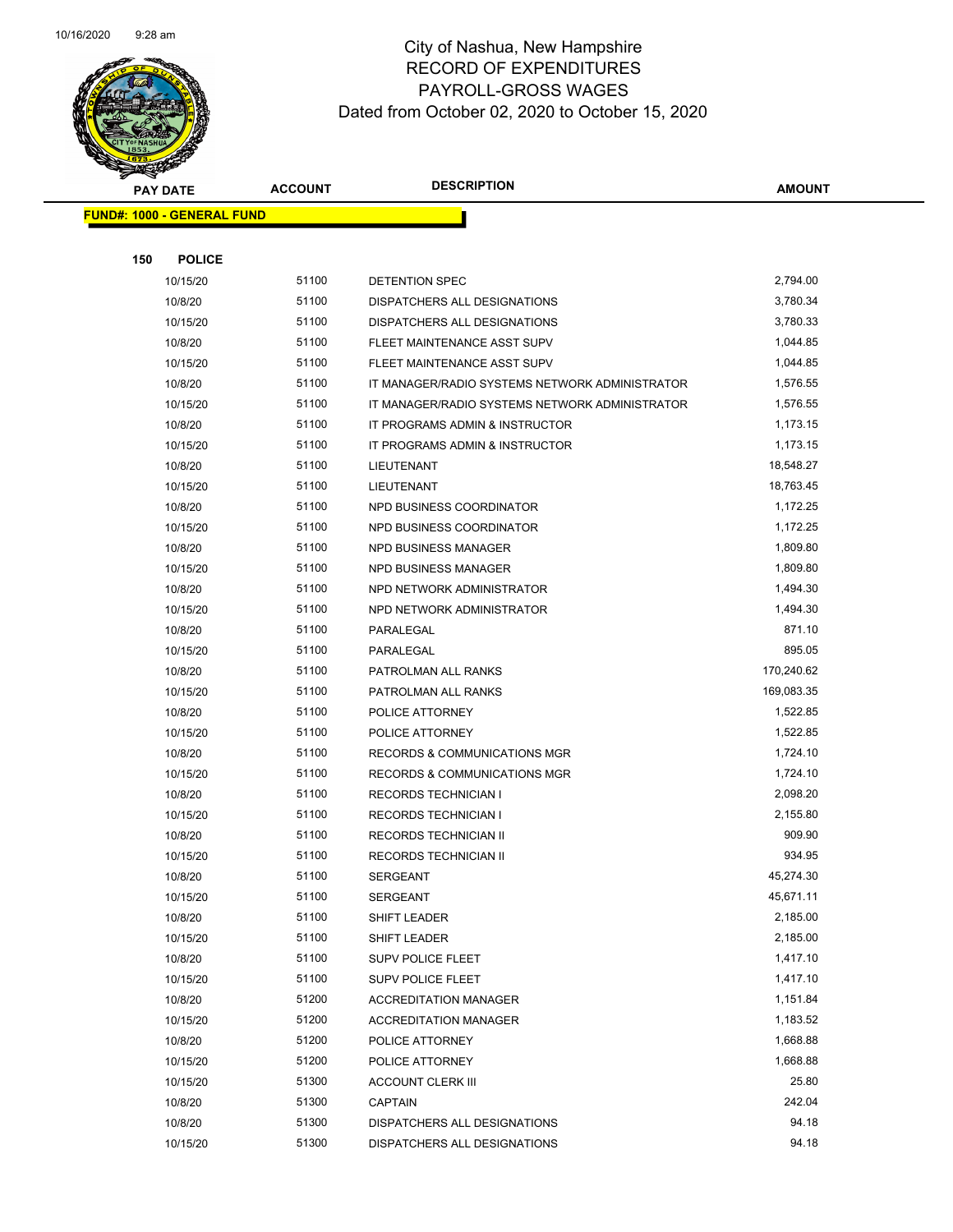City of Nashua, New Hampshire
RECORD OF EXPENDITURES
PAYROLL-GROSS WAGES
Dated from October 02, 2020 to October 15, 2020

**FUND#: 1000 - GENERAL FUND**

**150 POLICE**

| PAY DATE | ACCOUNT | DESCRIPTION | AMOUNT |
|---|---|---|---|
| 10/15/20 | 51100 | DETENTION SPEC | 2,794.00 |
| 10/8/20 | 51100 | DISPATCHERS ALL DESIGNATIONS | 3,780.34 |
| 10/15/20 | 51100 | DISPATCHERS ALL DESIGNATIONS | 3,780.33 |
| 10/8/20 | 51100 | FLEET MAINTENANCE ASST SUPV | 1,044.85 |
| 10/15/20 | 51100 | FLEET MAINTENANCE ASST SUPV | 1,044.85 |
| 10/8/20 | 51100 | IT MANAGER/RADIO SYSTEMS NETWORK ADMINISTRATOR | 1,576.55 |
| 10/15/20 | 51100 | IT MANAGER/RADIO SYSTEMS NETWORK ADMINISTRATOR | 1,576.55 |
| 10/8/20 | 51100 | IT PROGRAMS ADMIN & INSTRUCTOR | 1,173.15 |
| 10/15/20 | 51100 | IT PROGRAMS ADMIN & INSTRUCTOR | 1,173.15 |
| 10/8/20 | 51100 | LIEUTENANT | 18,548.27 |
| 10/15/20 | 51100 | LIEUTENANT | 18,763.45 |
| 10/8/20 | 51100 | NPD BUSINESS COORDINATOR | 1,172.25 |
| 10/15/20 | 51100 | NPD BUSINESS COORDINATOR | 1,172.25 |
| 10/8/20 | 51100 | NPD BUSINESS MANAGER | 1,809.80 |
| 10/15/20 | 51100 | NPD BUSINESS MANAGER | 1,809.80 |
| 10/8/20 | 51100 | NPD NETWORK ADMINISTRATOR | 1,494.30 |
| 10/15/20 | 51100 | NPD NETWORK ADMINISTRATOR | 1,494.30 |
| 10/8/20 | 51100 | PARALEGAL | 871.10 |
| 10/15/20 | 51100 | PARALEGAL | 895.05 |
| 10/8/20 | 51100 | PATROLMAN ALL RANKS | 170,240.62 |
| 10/15/20 | 51100 | PATROLMAN ALL RANKS | 169,083.35 |
| 10/8/20 | 51100 | POLICE ATTORNEY | 1,522.85 |
| 10/15/20 | 51100 | POLICE ATTORNEY | 1,522.85 |
| 10/8/20 | 51100 | RECORDS & COMMUNICATIONS MGR | 1,724.10 |
| 10/15/20 | 51100 | RECORDS & COMMUNICATIONS MGR | 1,724.10 |
| 10/8/20 | 51100 | RECORDS TECHNICIAN I | 2,098.20 |
| 10/15/20 | 51100 | RECORDS TECHNICIAN I | 2,155.80 |
| 10/8/20 | 51100 | RECORDS TECHNICIAN II | 909.90 |
| 10/15/20 | 51100 | RECORDS TECHNICIAN II | 934.95 |
| 10/8/20 | 51100 | SERGEANT | 45,274.30 |
| 10/15/20 | 51100 | SERGEANT | 45,671.11 |
| 10/8/20 | 51100 | SHIFT LEADER | 2,185.00 |
| 10/15/20 | 51100 | SHIFT LEADER | 2,185.00 |
| 10/8/20 | 51100 | SUPV POLICE FLEET | 1,417.10 |
| 10/15/20 | 51100 | SUPV POLICE FLEET | 1,417.10 |
| 10/8/20 | 51200 | ACCREDITATION MANAGER | 1,151.84 |
| 10/15/20 | 51200 | ACCREDITATION MANAGER | 1,183.52 |
| 10/8/20 | 51200 | POLICE ATTORNEY | 1,668.88 |
| 10/15/20 | 51200 | POLICE ATTORNEY | 1,668.88 |
| 10/15/20 | 51300 | ACCOUNT CLERK III | 25.80 |
| 10/8/20 | 51300 | CAPTAIN | 242.04 |
| 10/8/20 | 51300 | DISPATCHERS ALL DESIGNATIONS | 94.18 |
| 10/15/20 | 51300 | DISPATCHERS ALL DESIGNATIONS | 94.18 |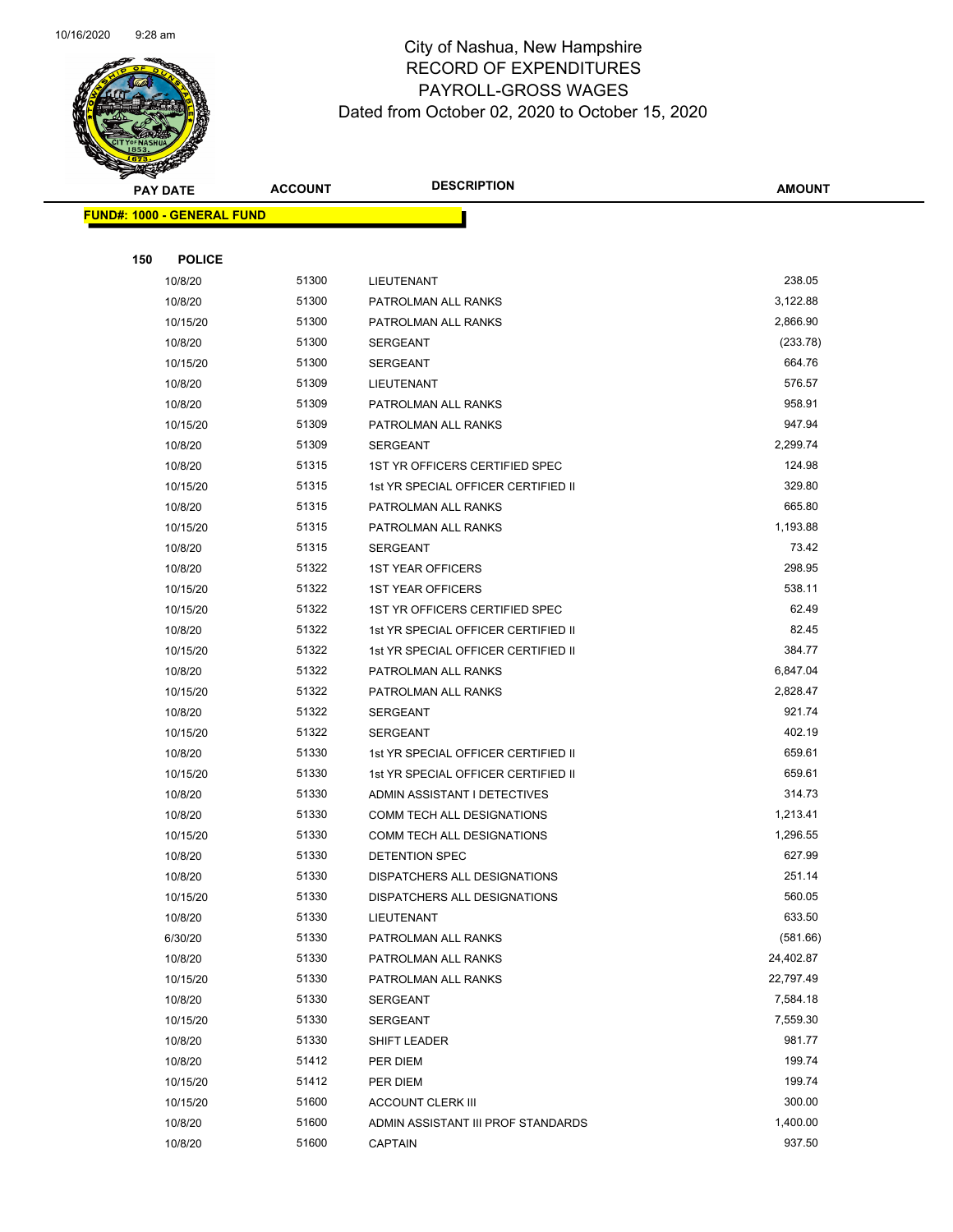# City of Nashua, New Hampshire
## RECORD OF EXPENDITURES
## PAYROLL-GROSS WAGES
## Dated from October 02, 2020 to October 15, 2020

| PAY DATE | ACCOUNT | DESCRIPTION | AMOUNT |
|---|---|---|---|
| **FUND#: 1000 - GENERAL FUND** | | | |
| **150 POLICE** | | | |
| 10/8/20 | 51300 | LIEUTENANT | 238.05 |
| 10/8/20 | 51300 | PATROLMAN ALL RANKS | 3,122.88 |
| 10/15/20 | 51300 | PATROLMAN ALL RANKS | 2,866.90 |
| 10/8/20 | 51300 | SERGEANT | (233.78) |
| 10/15/20 | 51300 | SERGEANT | 664.76 |
| 10/8/20 | 51309 | LIEUTENANT | 576.57 |
| 10/8/20 | 51309 | PATROLMAN ALL RANKS | 958.91 |
| 10/15/20 | 51309 | PATROLMAN ALL RANKS | 947.94 |
| 10/8/20 | 51309 | SERGEANT | 2,299.74 |
| 10/8/20 | 51315 | 1ST YR OFFICERS CERTIFIED SPEC | 124.98 |
| 10/15/20 | 51315 | 1st YR SPECIAL OFFICER CERTIFIED II | 329.80 |
| 10/8/20 | 51315 | PATROLMAN ALL RANKS | 665.80 |
| 10/15/20 | 51315 | PATROLMAN ALL RANKS | 1,193.88 |
| 10/8/20 | 51315 | SERGEANT | 73.42 |
| 10/8/20 | 51322 | 1ST YEAR OFFICERS | 298.95 |
| 10/15/20 | 51322 | 1ST YEAR OFFICERS | 538.11 |
| 10/15/20 | 51322 | 1ST YR OFFICERS CERTIFIED SPEC | 62.49 |
| 10/8/20 | 51322 | 1st YR SPECIAL OFFICER CERTIFIED II | 82.45 |
| 10/15/20 | 51322 | 1st YR SPECIAL OFFICER CERTIFIED II | 384.77 |
| 10/8/20 | 51322 | PATROLMAN ALL RANKS | 6,847.04 |
| 10/15/20 | 51322 | PATROLMAN ALL RANKS | 2,828.47 |
| 10/8/20 | 51322 | SERGEANT | 921.74 |
| 10/15/20 | 51322 | SERGEANT | 402.19 |
| 10/8/20 | 51330 | 1st YR SPECIAL OFFICER CERTIFIED II | 659.61 |
| 10/15/20 | 51330 | 1st YR SPECIAL OFFICER CERTIFIED II | 659.61 |
| 10/8/20 | 51330 | ADMIN ASSISTANT I DETECTIVES | 314.73 |
| 10/8/20 | 51330 | COMM TECH ALL DESIGNATIONS | 1,213.41 |
| 10/15/20 | 51330 | COMM TECH ALL DESIGNATIONS | 1,296.55 |
| 10/8/20 | 51330 | DETENTION SPEC | 627.99 |
| 10/8/20 | 51330 | DISPATCHERS ALL DESIGNATIONS | 251.14 |
| 10/15/20 | 51330 | DISPATCHERS ALL DESIGNATIONS | 560.05 |
| 10/8/20 | 51330 | LIEUTENANT | 633.50 |
| 6/30/20 | 51330 | PATROLMAN ALL RANKS | (581.66) |
| 10/8/20 | 51330 | PATROLMAN ALL RANKS | 24,402.87 |
| 10/15/20 | 51330 | PATROLMAN ALL RANKS | 22,797.49 |
| 10/8/20 | 51330 | SERGEANT | 7,584.18 |
| 10/15/20 | 51330 | SERGEANT | 7,559.30 |
| 10/8/20 | 51330 | SHIFT LEADER | 981.77 |
| 10/8/20 | 51412 | PER DIEM | 199.74 |
| 10/15/20 | 51412 | PER DIEM | 199.74 |
| 10/15/20 | 51600 | ACCOUNT CLERK III | 300.00 |
| 10/8/20 | 51600 | ADMIN ASSISTANT III PROF STANDARDS | 1,400.00 |
| 10/8/20 | 51600 | CAPTAIN | 937.50 |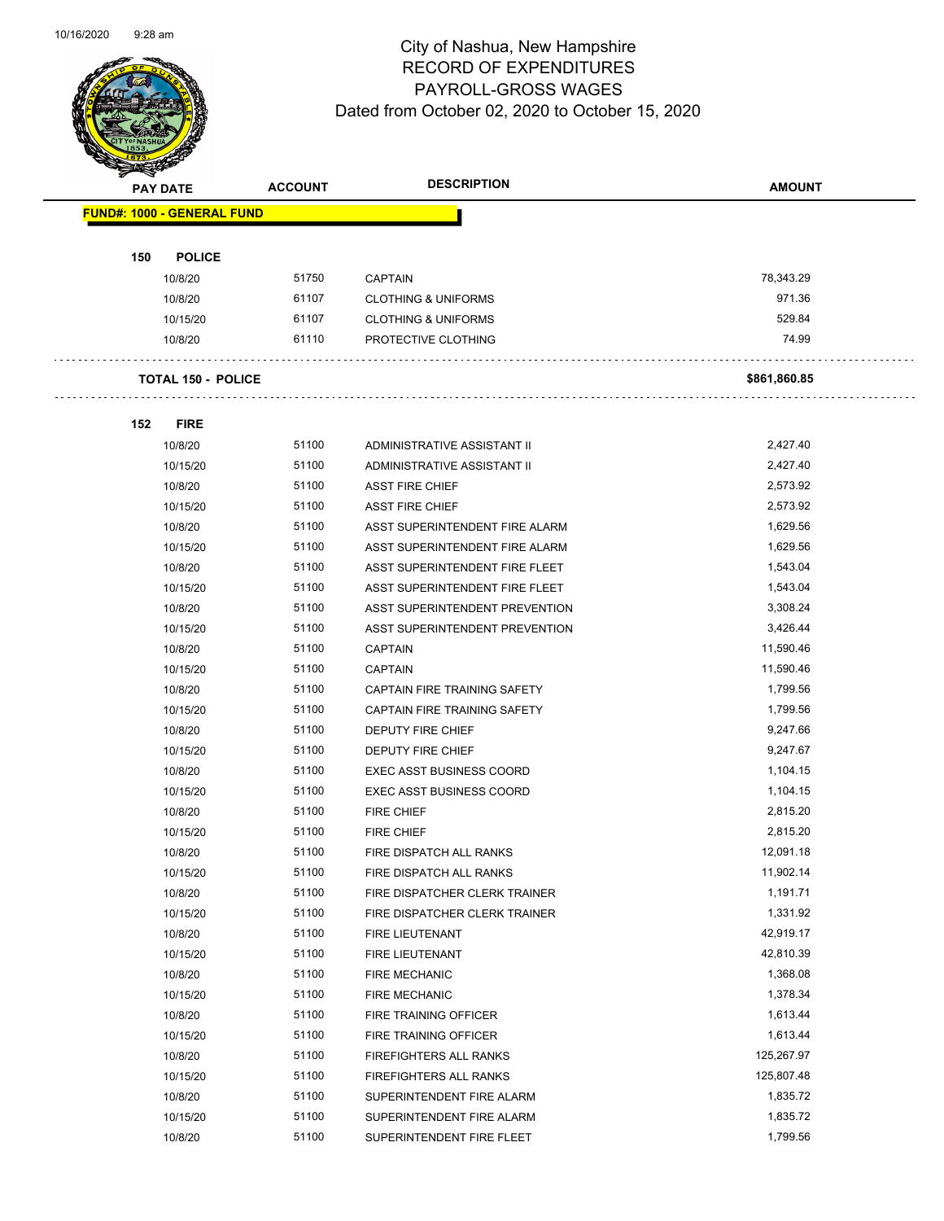# City of Nashua, New Hampshire
## RECORD OF EXPENDITURES
## PAYROLL-GROSS WAGES
### Dated from October 02, 2020 to October 15, 2020

| PAY DATE | ACCOUNT | DESCRIPTION | AMOUNT |
|---|---|---|---|
| **FUND#: 1000 - GENERAL FUND** | | | |
| **150 POLICE** | | | |
| 10/8/20 | 51750 | CAPTAIN | 78,343.29 |
| 10/8/20 | 61107 | CLOTHING & UNIFORMS | 971.36 |
| 10/15/20 | 61107 | CLOTHING & UNIFORMS | 529.84 |
| 10/8/20 | 61110 | PROTECTIVE CLOTHING | 74.99 |
| **TOTAL 150 - POLICE** | | | **$861,860.85** |
| **152 FIRE** | | | |
| 10/8/20 | 51100 | ADMINISTRATIVE ASSISTANT II | 2,427.40 |
| 10/15/20 | 51100 | ADMINISTRATIVE ASSISTANT II | 2,427.40 |
| 10/8/20 | 51100 | ASST FIRE CHIEF | 2,573.92 |
| 10/15/20 | 51100 | ASST FIRE CHIEF | 2,573.92 |
| 10/8/20 | 51100 | ASST SUPERINTENDENT FIRE ALARM | 1,629.56 |
| 10/15/20 | 51100 | ASST SUPERINTENDENT FIRE ALARM | 1,629.56 |
| 10/8/20 | 51100 | ASST SUPERINTENDENT FIRE FLEET | 1,543.04 |
| 10/15/20 | 51100 | ASST SUPERINTENDENT FIRE FLEET | 1,543.04 |
| 10/8/20 | 51100 | ASST SUPERINTENDENT PREVENTION | 3,308.24 |
| 10/15/20 | 51100 | ASST SUPERINTENDENT PREVENTION | 3,426.44 |
| 10/8/20 | 51100 | CAPTAIN | 11,590.46 |
| 10/15/20 | 51100 | CAPTAIN | 11,590.46 |
| 10/8/20 | 51100 | CAPTAIN FIRE TRAINING SAFETY | 1,799.56 |
| 10/15/20 | 51100 | CAPTAIN FIRE TRAINING SAFETY | 1,799.56 |
| 10/8/20 | 51100 | DEPUTY FIRE CHIEF | 9,247.66 |
| 10/15/20 | 51100 | DEPUTY FIRE CHIEF | 9,247.67 |
| 10/8/20 | 51100 | EXEC ASST BUSINESS COORD | 1,104.15 |
| 10/15/20 | 51100 | EXEC ASST BUSINESS COORD | 1,104.15 |
| 10/8/20 | 51100 | FIRE CHIEF | 2,815.20 |
| 10/15/20 | 51100 | FIRE CHIEF | 2,815.20 |
| 10/8/20 | 51100 | FIRE DISPATCH ALL RANKS | 12,091.18 |
| 10/15/20 | 51100 | FIRE DISPATCH ALL RANKS | 11,902.14 |
| 10/8/20 | 51100 | FIRE DISPATCHER CLERK TRAINER | 1,191.71 |
| 10/15/20 | 51100 | FIRE DISPATCHER CLERK TRAINER | 1,331.92 |
| 10/8/20 | 51100 | FIRE LIEUTENANT | 42,919.17 |
| 10/15/20 | 51100 | FIRE LIEUTENANT | 42,810.39 |
| 10/8/20 | 51100 | FIRE MECHANIC | 1,368.08 |
| 10/15/20 | 51100 | FIRE MECHANIC | 1,378.34 |
| 10/8/20 | 51100 | FIRE TRAINING OFFICER | 1,613.44 |
| 10/15/20 | 51100 | FIRE TRAINING OFFICER | 1,613.44 |
| 10/8/20 | 51100 | FIREFIGHTERS ALL RANKS | 125,267.97 |
| 10/15/20 | 51100 | FIREFIGHTERS ALL RANKS | 125,807.48 |
| 10/8/20 | 51100 | SUPERINTENDENT FIRE ALARM | 1,835.72 |
| 10/15/20 | 51100 | SUPERINTENDENT FIRE ALARM | 1,835.72 |
| 10/8/20 | 51100 | SUPERINTENDENT FIRE FLEET | 1,799.56 |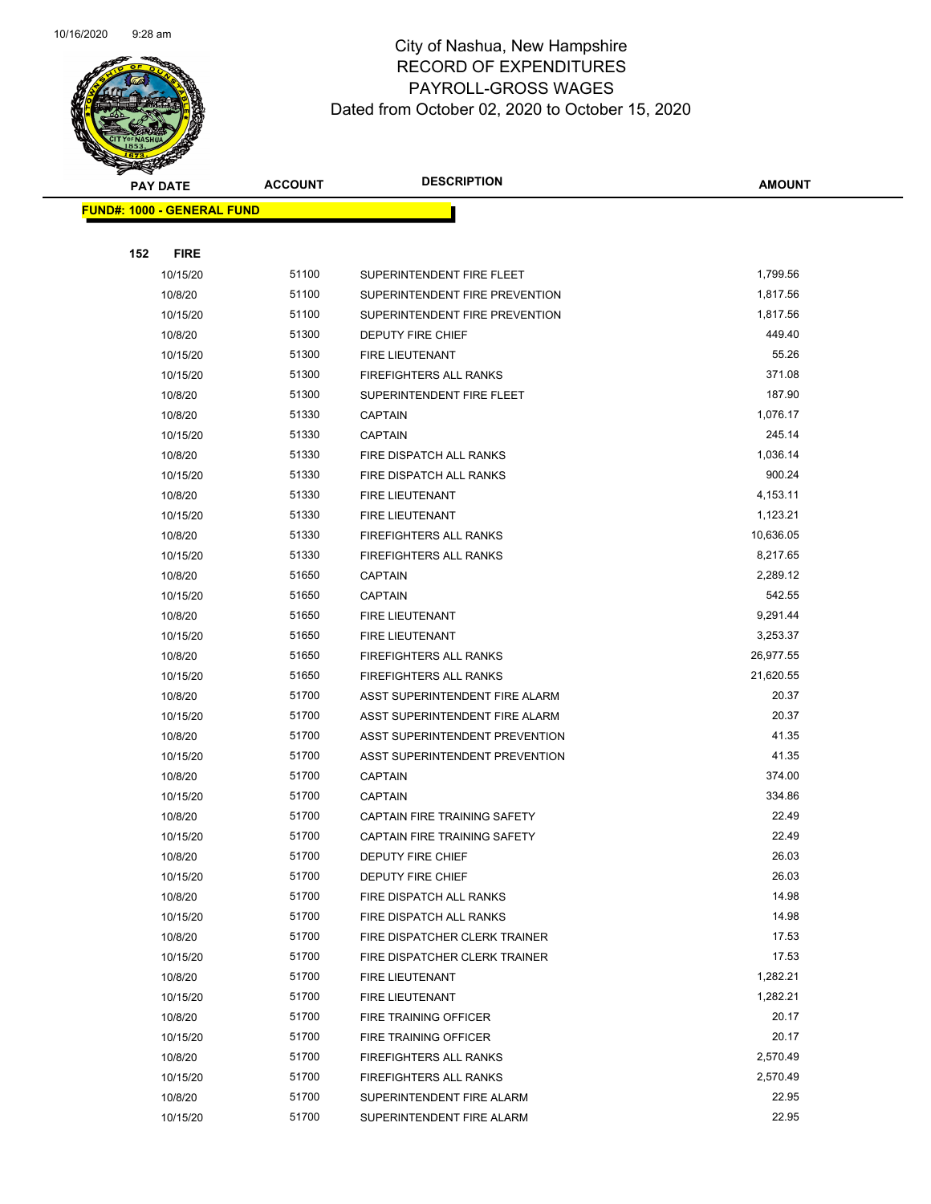# City of Nashua, New Hampshire
## RECORD OF EXPENDITURES
## PAYROLL-GROSS WAGES
### Dated from October 02, 2020 to October 15, 2020

**FUND#: 1000 - GENERAL FUND**

**152 FIRE**

| PAY DATE | ACCOUNT | DESCRIPTION | AMOUNT |
|---|---|---|---|
| 10/15/20 | 51100 | SUPERINTENDENT FIRE FLEET | 1,799.56 |
| 10/8/20 | 51100 | SUPERINTENDENT FIRE PREVENTION | 1,817.56 |
| 10/15/20 | 51100 | SUPERINTENDENT FIRE PREVENTION | 1,817.56 |
| 10/8/20 | 51300 | DEPUTY FIRE CHIEF | 449.40 |
| 10/15/20 | 51300 | FIRE LIEUTENANT | 55.26 |
| 10/15/20 | 51300 | FIREFIGHTERS ALL RANKS | 371.08 |
| 10/8/20 | 51300 | SUPERINTENDENT FIRE FLEET | 187.90 |
| 10/8/20 | 51330 | CAPTAIN | 1,076.17 |
| 10/15/20 | 51330 | CAPTAIN | 245.14 |
| 10/8/20 | 51330 | FIRE DISPATCH ALL RANKS | 1,036.14 |
| 10/15/20 | 51330 | FIRE DISPATCH ALL RANKS | 900.24 |
| 10/8/20 | 51330 | FIRE LIEUTENANT | 4,153.11 |
| 10/15/20 | 51330 | FIRE LIEUTENANT | 1,123.21 |
| 10/8/20 | 51330 | FIREFIGHTERS ALL RANKS | 10,636.05 |
| 10/15/20 | 51330 | FIREFIGHTERS ALL RANKS | 8,217.65 |
| 10/8/20 | 51650 | CAPTAIN | 2,289.12 |
| 10/15/20 | 51650 | CAPTAIN | 542.55 |
| 10/8/20 | 51650 | FIRE LIEUTENANT | 9,291.44 |
| 10/15/20 | 51650 | FIRE LIEUTENANT | 3,253.37 |
| 10/8/20 | 51650 | FIREFIGHTERS ALL RANKS | 26,977.55 |
| 10/15/20 | 51650 | FIREFIGHTERS ALL RANKS | 21,620.55 |
| 10/8/20 | 51700 | ASST SUPERINTENDENT FIRE ALARM | 20.37 |
| 10/15/20 | 51700 | ASST SUPERINTENDENT FIRE ALARM | 20.37 |
| 10/8/20 | 51700 | ASST SUPERINTENDENT PREVENTION | 41.35 |
| 10/15/20 | 51700 | ASST SUPERINTENDENT PREVENTION | 41.35 |
| 10/8/20 | 51700 | CAPTAIN | 374.00 |
| 10/15/20 | 51700 | CAPTAIN | 334.86 |
| 10/8/20 | 51700 | CAPTAIN FIRE TRAINING SAFETY | 22.49 |
| 10/15/20 | 51700 | CAPTAIN FIRE TRAINING SAFETY | 22.49 |
| 10/8/20 | 51700 | DEPUTY FIRE CHIEF | 26.03 |
| 10/15/20 | 51700 | DEPUTY FIRE CHIEF | 26.03 |
| 10/8/20 | 51700 | FIRE DISPATCH ALL RANKS | 14.98 |
| 10/15/20 | 51700 | FIRE DISPATCH ALL RANKS | 14.98 |
| 10/8/20 | 51700 | FIRE DISPATCHER CLERK TRAINER | 17.53 |
| 10/15/20 | 51700 | FIRE DISPATCHER CLERK TRAINER | 17.53 |
| 10/8/20 | 51700 | FIRE LIEUTENANT | 1,282.21 |
| 10/15/20 | 51700 | FIRE LIEUTENANT | 1,282.21 |
| 10/8/20 | 51700 | FIRE TRAINING OFFICER | 20.17 |
| 10/15/20 | 51700 | FIRE TRAINING OFFICER | 20.17 |
| 10/8/20 | 51700 | FIREFIGHTERS ALL RANKS | 2,570.49 |
| 10/15/20 | 51700 | FIREFIGHTERS ALL RANKS | 2,570.49 |
| 10/8/20 | 51700 | SUPERINTENDENT FIRE ALARM | 22.95 |
| 10/15/20 | 51700 | SUPERINTENDENT FIRE ALARM | 22.95 |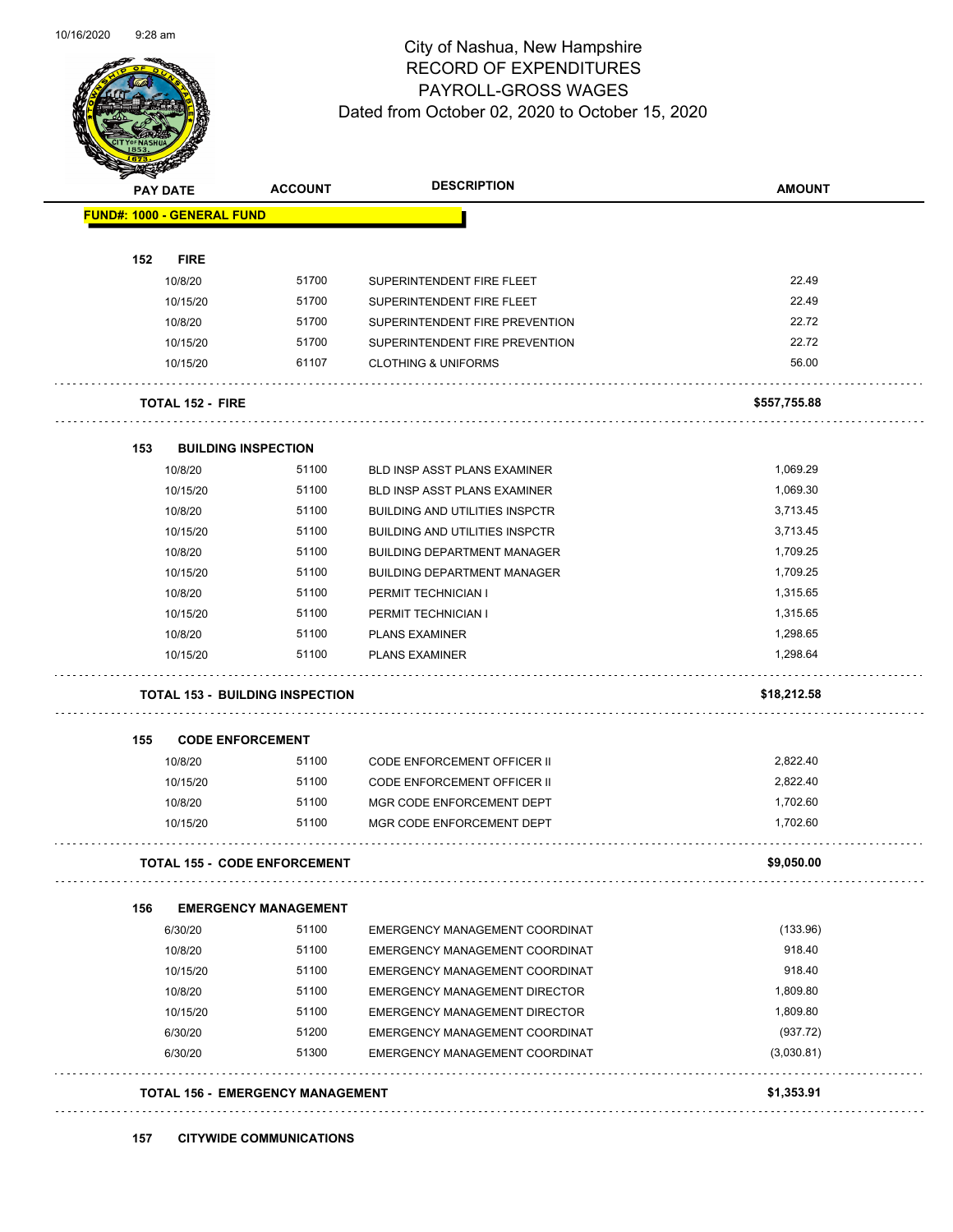City of Nashua, New Hampshire
RECORD OF EXPENDITURES
PAYROLL-GROSS WAGES
Dated from October 02, 2020 to October 15, 2020

| PAY DATE | ACCOUNT | DESCRIPTION | AMOUNT |
|---|---|---|---|
| **FUND#: 1000 - GENERAL FUND** | | | |
| **152 FIRE** | | | |
| 10/8/20 | 51700 | SUPERINTENDENT FIRE FLEET | 22.49 |
| 10/15/20 | 51700 | SUPERINTENDENT FIRE FLEET | 22.49 |
| 10/8/20 | 51700 | SUPERINTENDENT FIRE PREVENTION | 22.72 |
| 10/15/20 | 51700 | SUPERINTENDENT FIRE PREVENTION | 22.72 |
| 10/15/20 | 61107 | CLOTHING & UNIFORMS | 56.00 |
| **TOTAL 152 - FIRE** | | | **$557,755.88** |
| **153 BUILDING INSPECTION** | | | |
| 10/8/20 | 51100 | BLD INSP ASST PLANS EXAMINER | 1,069.29 |
| 10/15/20 | 51100 | BLD INSP ASST PLANS EXAMINER | 1,069.30 |
| 10/8/20 | 51100 | BUILDING AND UTILITIES INSPCTR | 3,713.45 |
| 10/15/20 | 51100 | BUILDING AND UTILITIES INSPCTR | 3,713.45 |
| 10/8/20 | 51100 | BUILDING DEPARTMENT MANAGER | 1,709.25 |
| 10/15/20 | 51100 | BUILDING DEPARTMENT MANAGER | 1,709.25 |
| 10/8/20 | 51100 | PERMIT TECHNICIAN I | 1,315.65 |
| 10/15/20 | 51100 | PERMIT TECHNICIAN I | 1,315.65 |
| 10/8/20 | 51100 | PLANS EXAMINER | 1,298.65 |
| 10/15/20 | 51100 | PLANS EXAMINER | 1,298.64 |
| **TOTAL 153 - BUILDING INSPECTION** | | | **$18,212.58** |
| **155 CODE ENFORCEMENT** | | | |
| 10/8/20 | 51100 | CODE ENFORCEMENT OFFICER II | 2,822.40 |
| 10/15/20 | 51100 | CODE ENFORCEMENT OFFICER II | 2,822.40 |
| 10/8/20 | 51100 | MGR CODE ENFORCEMENT DEPT | 1,702.60 |
| 10/15/20 | 51100 | MGR CODE ENFORCEMENT DEPT | 1,702.60 |
| **TOTAL 155 - CODE ENFORCEMENT** | | | **$9,050.00** |
| **156 EMERGENCY MANAGEMENT** | | | |
| 6/30/20 | 51100 | EMERGENCY MANAGEMENT COORDINAT | (133.96) |
| 10/8/20 | 51100 | EMERGENCY MANAGEMENT COORDINAT | 918.40 |
| 10/15/20 | 51100 | EMERGENCY MANAGEMENT COORDINAT | 918.40 |
| 10/8/20 | 51100 | EMERGENCY MANAGEMENT DIRECTOR | 1,809.80 |
| 10/15/20 | 51100 | EMERGENCY MANAGEMENT DIRECTOR | 1,809.80 |
| 6/30/20 | 51200 | EMERGENCY MANAGEMENT COORDINAT | (937.72) |
| 6/30/20 | 51300 | EMERGENCY MANAGEMENT COORDINAT | (3,030.81) |
| **TOTAL 156 - EMERGENCY MANAGEMENT** | | | **$1,353.91** |
| **157 CITYWIDE COMMUNICATIONS** | | | |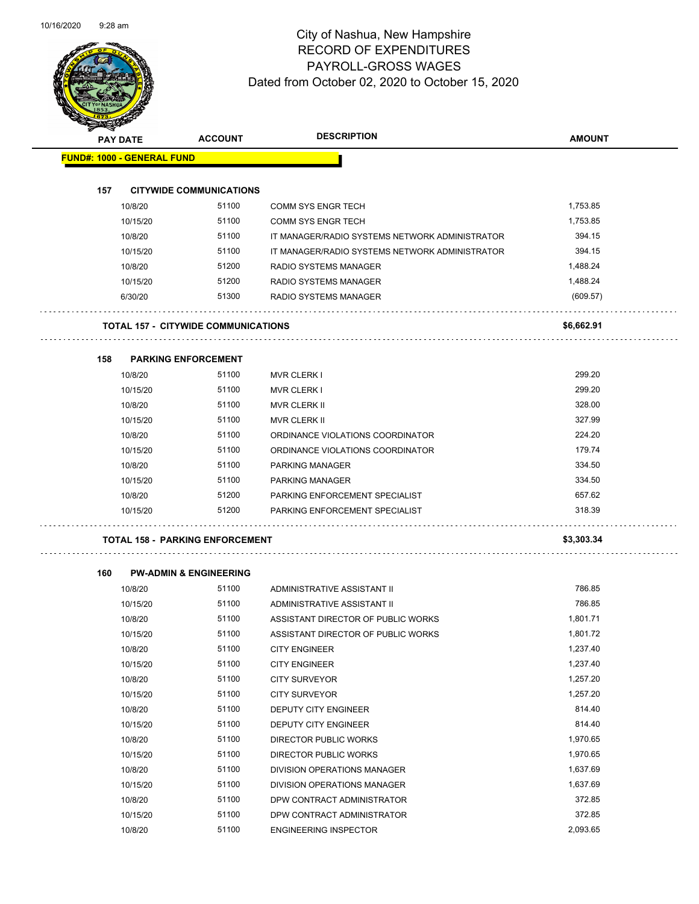# City of Nashua, New Hampshire
## RECORD OF EXPENDITURES
## PAYROLL-GROSS WAGES
## Dated from October 02, 2020 to October 15, 2020

| PAY DATE | ACCOUNT | DESCRIPTION | AMOUNT |
|---|---|---|---|
| **FUND#: 1000 - GENERAL FUND** | | | |
| **157 CITYWIDE COMMUNICATIONS** | | | |
| 10/8/20 | 51100 | COMM SYS ENGR TECH | 1,753.85 |
| 10/15/20 | 51100 | COMM SYS ENGR TECH | 1,753.85 |
| 10/8/20 | 51100 | IT MANAGER/RADIO SYSTEMS NETWORK ADMINISTRATOR | 394.15 |
| 10/15/20 | 51100 | IT MANAGER/RADIO SYSTEMS NETWORK ADMINISTRATOR | 394.15 |
| 10/8/20 | 51200 | RADIO SYSTEMS MANAGER | 1,488.24 |
| 10/15/20 | 51200 | RADIO SYSTEMS MANAGER | 1,488.24 |
| 6/30/20 | 51300 | RADIO SYSTEMS MANAGER | (609.57) |
| **TOTAL 157 - CITYWIDE COMMUNICATIONS** | | | **$6,662.91** |
| **158 PARKING ENFORCEMENT** | | | |
| 10/8/20 | 51100 | MVR CLERK I | 299.20 |
| 10/15/20 | 51100 | MVR CLERK I | 299.20 |
| 10/8/20 | 51100 | MVR CLERK II | 328.00 |
| 10/15/20 | 51100 | MVR CLERK II | 327.99 |
| 10/8/20 | 51100 | ORDINANCE VIOLATIONS COORDINATOR | 224.20 |
| 10/15/20 | 51100 | ORDINANCE VIOLATIONS COORDINATOR | 179.74 |
| 10/8/20 | 51100 | PARKING MANAGER | 334.50 |
| 10/15/20 | 51100 | PARKING MANAGER | 334.50 |
| 10/8/20 | 51200 | PARKING ENFORCEMENT SPECIALIST | 657.62 |
| 10/15/20 | 51200 | PARKING ENFORCEMENT SPECIALIST | 318.39 |
| **TOTAL 158 - PARKING ENFORCEMENT** | | | **$3,303.34** |
| **160 PW-ADMIN & ENGINEERING** | | | |
| 10/8/20 | 51100 | ADMINISTRATIVE ASSISTANT II | 786.85 |
| 10/15/20 | 51100 | ADMINISTRATIVE ASSISTANT II | 786.85 |
| 10/8/20 | 51100 | ASSISTANT DIRECTOR OF PUBLIC WORKS | 1,801.71 |
| 10/15/20 | 51100 | ASSISTANT DIRECTOR OF PUBLIC WORKS | 1,801.72 |
| 10/8/20 | 51100 | CITY ENGINEER | 1,237.40 |
| 10/15/20 | 51100 | CITY ENGINEER | 1,237.40 |
| 10/8/20 | 51100 | CITY SURVEYOR | 1,257.20 |
| 10/15/20 | 51100 | CITY SURVEYOR | 1,257.20 |
| 10/8/20 | 51100 | DEPUTY CITY ENGINEER | 814.40 |
| 10/15/20 | 51100 | DEPUTY CITY ENGINEER | 814.40 |
| 10/8/20 | 51100 | DIRECTOR PUBLIC WORKS | 1,970.65 |
| 10/15/20 | 51100 | DIRECTOR PUBLIC WORKS | 1,970.65 |
| 10/8/20 | 51100 | DIVISION OPERATIONS MANAGER | 1,637.69 |
| 10/15/20 | 51100 | DIVISION OPERATIONS MANAGER | 1,637.69 |
| 10/8/20 | 51100 | DPW CONTRACT ADMINISTRATOR | 372.85 |
| 10/15/20 | 51100 | DPW CONTRACT ADMINISTRATOR | 372.85 |
| 10/8/20 | 51100 | ENGINEERING INSPECTOR | 2,093.65 |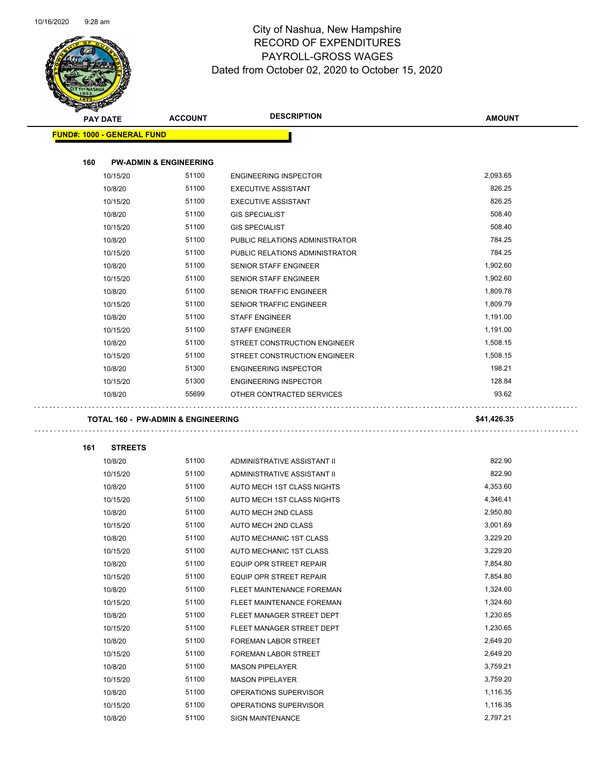# City of Nashua, New Hampshire
## RECORD OF EXPENDITURES
## PAYROLL-GROSS WAGES
### Dated from October 02, 2020 to October 15, 2020

| PAY DATE | ACCOUNT | DESCRIPTION | AMOUNT |
|---|---|---|---|
| **FUND#: 1000 - GENERAL FUND** | | | |
| **160 PW-ADMIN & ENGINEERING** | | | |
| 10/15/20 | 51100 | ENGINEERING INSPECTOR | 2,093.65 |
| 10/8/20 | 51100 | EXECUTIVE ASSISTANT | 826.25 |
| 10/15/20 | 51100 | EXECUTIVE ASSISTANT | 826.25 |
| 10/8/20 | 51100 | GIS SPECIALIST | 508.40 |
| 10/15/20 | 51100 | GIS SPECIALIST | 508.40 |
| 10/8/20 | 51100 | PUBLIC RELATIONS ADMINISTRATOR | 784.25 |
| 10/15/20 | 51100 | PUBLIC RELATIONS ADMINISTRATOR | 784.25 |
| 10/8/20 | 51100 | SENIOR STAFF ENGINEER | 1,902.60 |
| 10/15/20 | 51100 | SENIOR STAFF ENGINEER | 1,902.60 |
| 10/8/20 | 51100 | SENIOR TRAFFIC ENGINEER | 1,809.78 |
| 10/15/20 | 51100 | SENIOR TRAFFIC ENGINEER | 1,809.79 |
| 10/8/20 | 51100 | STAFF ENGINEER | 1,191.00 |
| 10/15/20 | 51100 | STAFF ENGINEER | 1,191.00 |
| 10/8/20 | 51100 | STREET CONSTRUCTION ENGINEER | 1,508.15 |
| 10/15/20 | 51100 | STREET CONSTRUCTION ENGINEER | 1,508.15 |
| 10/8/20 | 51300 | ENGINEERING INSPECTOR | 198.21 |
| 10/15/20 | 51300 | ENGINEERING INSPECTOR | 128.84 |
| 10/8/20 | 55699 | OTHER CONTRACTED SERVICES | 93.62 |
| **TOTAL 160 - PW-ADMIN & ENGINEERING** | | | **$41,426.35** |
| **161 STREETS** | | | |
| 10/8/20 | 51100 | ADMINISTRATIVE ASSISTANT II | 822.90 |
| 10/15/20 | 51100 | ADMINISTRATIVE ASSISTANT II | 822.90 |
| 10/8/20 | 51100 | AUTO MECH 1ST CLASS NIGHTS | 4,353.60 |
| 10/15/20 | 51100 | AUTO MECH 1ST CLASS NIGHTS | 4,346.41 |
| 10/8/20 | 51100 | AUTO MECH 2ND CLASS | 2,950.80 |
| 10/15/20 | 51100 | AUTO MECH 2ND CLASS | 3,001.69 |
| 10/8/20 | 51100 | AUTO MECHANIC 1ST CLASS | 3,229.20 |
| 10/15/20 | 51100 | AUTO MECHANIC 1ST CLASS | 3,229.20 |
| 10/8/20 | 51100 | EQUIP OPR STREET REPAIR | 7,854.80 |
| 10/15/20 | 51100 | EQUIP OPR STREET REPAIR | 7,854.80 |
| 10/8/20 | 51100 | FLEET MAINTENANCE FOREMAN | 1,324.60 |
| 10/15/20 | 51100 | FLEET MAINTENANCE FOREMAN | 1,324.60 |
| 10/8/20 | 51100 | FLEET MANAGER STREET DEPT | 1,230.65 |
| 10/15/20 | 51100 | FLEET MANAGER STREET DEPT | 1,230.65 |
| 10/8/20 | 51100 | FOREMAN LABOR STREET | 2,649.20 |
| 10/15/20 | 51100 | FOREMAN LABOR STREET | 2,649.20 |
| 10/8/20 | 51100 | MASON PIPELAYER | 3,759.21 |
| 10/15/20 | 51100 | MASON PIPELAYER | 3,759.20 |
| 10/8/20 | 51100 | OPERATIONS SUPERVISOR | 1,116.35 |
| 10/15/20 | 51100 | OPERATIONS SUPERVISOR | 1,116.35 |
| 10/8/20 | 51100 | SIGN MAINTENANCE | 2,797.21 |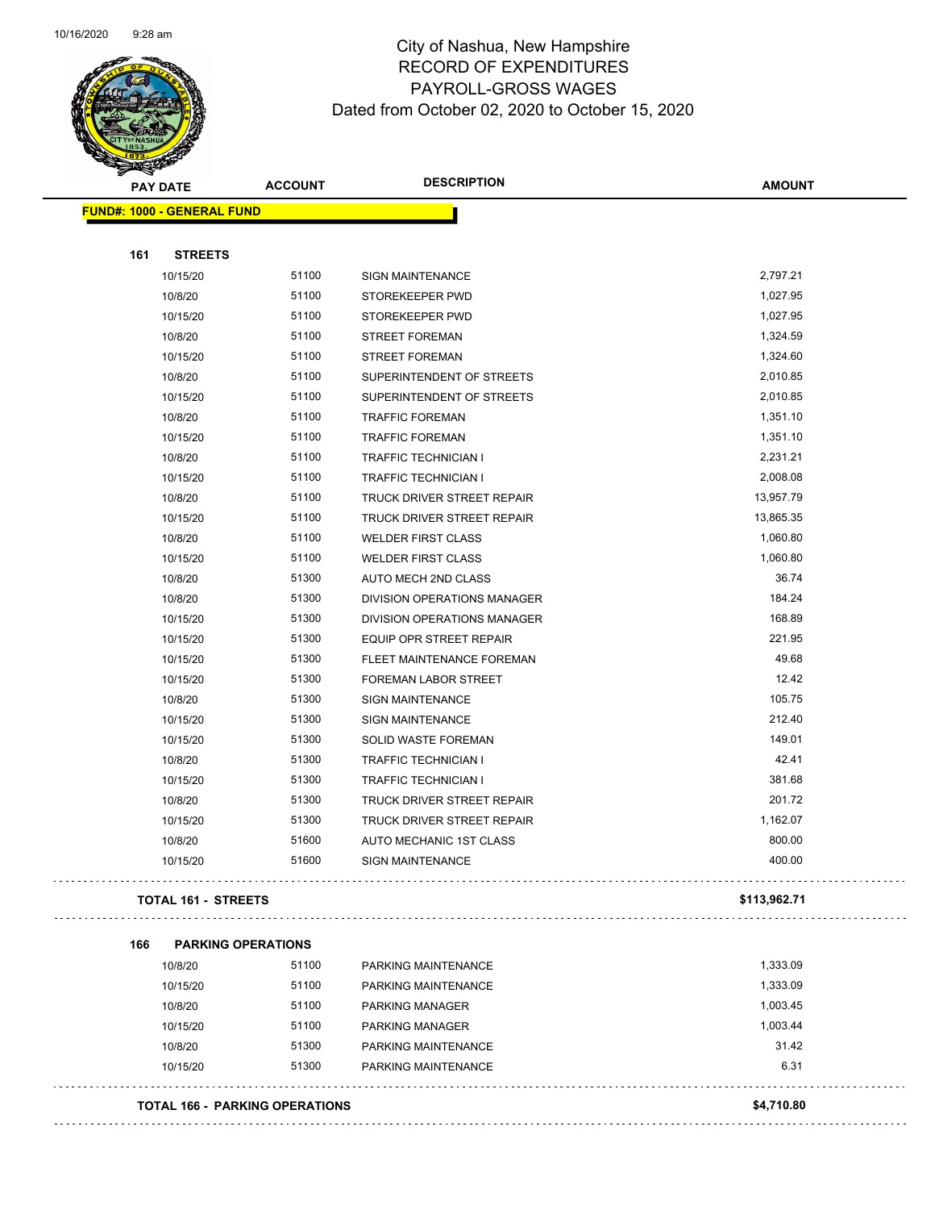# City of Nashua, New Hampshire
## RECORD OF EXPENDITURES
## PAYROLL-GROSS WAGES
### Dated from October 02, 2020 to October 15, 2020

| PAY DATE | ACCOUNT | DESCRIPTION | AMOUNT |
|---|---|---|---|
| **FUND#: 1000 - GENERAL FUND** | | | |
| **161 STREETS** | | | |
| 10/15/20 | 51100 | SIGN MAINTENANCE | 2,797.21 |
| 10/8/20 | 51100 | STOREKEEPER PWD | 1,027.95 |
| 10/15/20 | 51100 | STOREKEEPER PWD | 1,027.95 |
| 10/8/20 | 51100 | STREET FOREMAN | 1,324.59 |
| 10/15/20 | 51100 | STREET FOREMAN | 1,324.60 |
| 10/8/20 | 51100 | SUPERINTENDENT OF STREETS | 2,010.85 |
| 10/15/20 | 51100 | SUPERINTENDENT OF STREETS | 2,010.85 |
| 10/8/20 | 51100 | TRAFFIC FOREMAN | 1,351.10 |
| 10/15/20 | 51100 | TRAFFIC FOREMAN | 1,351.10 |
| 10/8/20 | 51100 | TRAFFIC TECHNICIAN I | 2,231.21 |
| 10/15/20 | 51100 | TRAFFIC TECHNICIAN I | 2,008.08 |
| 10/8/20 | 51100 | TRUCK DRIVER STREET REPAIR | 13,957.79 |
| 10/15/20 | 51100 | TRUCK DRIVER STREET REPAIR | 13,865.35 |
| 10/8/20 | 51100 | WELDER FIRST CLASS | 1,060.80 |
| 10/15/20 | 51100 | WELDER FIRST CLASS | 1,060.80 |
| 10/8/20 | 51300 | AUTO MECH 2ND CLASS | 36.74 |
| 10/8/20 | 51300 | DIVISION OPERATIONS MANAGER | 184.24 |
| 10/15/20 | 51300 | DIVISION OPERATIONS MANAGER | 168.89 |
| 10/15/20 | 51300 | EQUIP OPR STREET REPAIR | 221.95 |
| 10/15/20 | 51300 | FLEET MAINTENANCE FOREMAN | 49.68 |
| 10/15/20 | 51300 | FOREMAN LABOR STREET | 12.42 |
| 10/8/20 | 51300 | SIGN MAINTENANCE | 105.75 |
| 10/15/20 | 51300 | SIGN MAINTENANCE | 212.40 |
| 10/15/20 | 51300 | SOLID WASTE FOREMAN | 149.01 |
| 10/8/20 | 51300 | TRAFFIC TECHNICIAN I | 42.41 |
| 10/15/20 | 51300 | TRAFFIC TECHNICIAN I | 381.68 |
| 10/8/20 | 51300 | TRUCK DRIVER STREET REPAIR | 201.72 |
| 10/15/20 | 51300 | TRUCK DRIVER STREET REPAIR | 1,162.07 |
| 10/8/20 | 51600 | AUTO MECHANIC 1ST CLASS | 800.00 |
| 10/15/20 | 51600 | SIGN MAINTENANCE | 400.00 |
| **TOTAL 161 - STREETS** | | | **$113,962.71** |
| **166 PARKING OPERATIONS** | | | |
| 10/8/20 | 51100 | PARKING MAINTENANCE | 1,333.09 |
| 10/15/20 | 51100 | PARKING MAINTENANCE | 1,333.09 |
| 10/8/20 | 51100 | PARKING MANAGER | 1,003.45 |
| 10/15/20 | 51100 | PARKING MANAGER | 1,003.44 |
| 10/8/20 | 51300 | PARKING MAINTENANCE | 31.42 |
| 10/15/20 | 51300 | PARKING MAINTENANCE | 6.31 |
| **TOTAL 166 - PARKING OPERATIONS** | | | **$4,710.80** |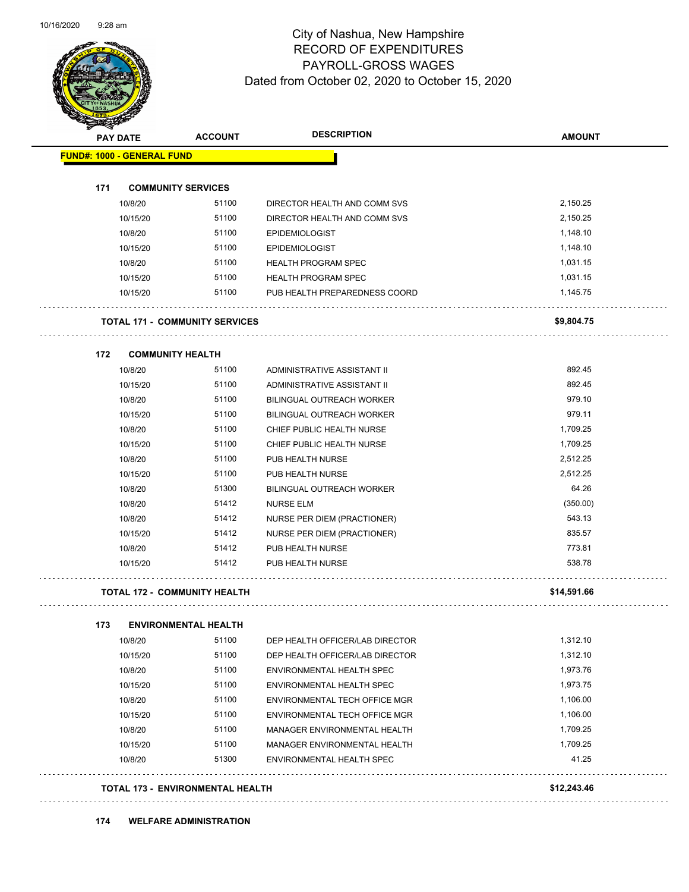# City of Nashua, New Hampshire
## RECORD OF EXPENDITURES
## PAYROLL-GROSS WAGES
## Dated from October 02, 2020 to October 15, 2020

| PAY DATE | ACCOUNT | DESCRIPTION | AMOUNT |
|---|---|---|---|
| **FUND#: 1000 - GENERAL FUND** | | | |
| **171 COMMUNITY SERVICES** | | | |
| 10/8/20 | 51100 | DIRECTOR HEALTH AND COMM SVS | 2,150.25 |
| 10/15/20 | 51100 | DIRECTOR HEALTH AND COMM SVS | 2,150.25 |
| 10/8/20 | 51100 | EPIDEMIOLOGIST | 1,148.10 |
| 10/15/20 | 51100 | EPIDEMIOLOGIST | 1,148.10 |
| 10/8/20 | 51100 | HEALTH PROGRAM SPEC | 1,031.15 |
| 10/15/20 | 51100 | HEALTH PROGRAM SPEC | 1,031.15 |
| 10/15/20 | 51100 | PUB HEALTH PREPAREDNESS COORD | 1,145.75 |
| **TOTAL 171 - COMMUNITY SERVICES** | | | **$9,804.75** |
| **172 COMMUNITY HEALTH** | | | |
| 10/8/20 | 51100 | ADMINISTRATIVE ASSISTANT II | 892.45 |
| 10/15/20 | 51100 | ADMINISTRATIVE ASSISTANT II | 892.45 |
| 10/8/20 | 51100 | BILINGUAL OUTREACH WORKER | 979.10 |
| 10/15/20 | 51100 | BILINGUAL OUTREACH WORKER | 979.11 |
| 10/8/20 | 51100 | CHIEF PUBLIC HEALTH NURSE | 1,709.25 |
| 10/15/20 | 51100 | CHIEF PUBLIC HEALTH NURSE | 1,709.25 |
| 10/8/20 | 51100 | PUB HEALTH NURSE | 2,512.25 |
| 10/15/20 | 51100 | PUB HEALTH NURSE | 2,512.25 |
| 10/8/20 | 51300 | BILINGUAL OUTREACH WORKER | 64.26 |
| 10/8/20 | 51412 | NURSE ELM | (350.00) |
| 10/8/20 | 51412 | NURSE PER DIEM (PRACTIONER) | 543.13 |
| 10/15/20 | 51412 | NURSE PER DIEM (PRACTIONER) | 835.57 |
| 10/8/20 | 51412 | PUB HEALTH NURSE | 773.81 |
| 10/15/20 | 51412 | PUB HEALTH NURSE | 538.78 |
| **TOTAL 172 - COMMUNITY HEALTH** | | | **$14,591.66** |
| **173 ENVIRONMENTAL HEALTH** | | | |
| 10/8/20 | 51100 | DEP HEALTH OFFICER/LAB DIRECTOR | 1,312.10 |
| 10/15/20 | 51100 | DEP HEALTH OFFICER/LAB DIRECTOR | 1,312.10 |
| 10/8/20 | 51100 | ENVIRONMENTAL HEALTH SPEC | 1,973.76 |
| 10/15/20 | 51100 | ENVIRONMENTAL HEALTH SPEC | 1,973.75 |
| 10/8/20 | 51100 | ENVIRONMENTAL TECH OFFICE MGR | 1,106.00 |
| 10/15/20 | 51100 | ENVIRONMENTAL TECH OFFICE MGR | 1,106.00 |
| 10/8/20 | 51100 | MANAGER ENVIRONMENTAL HEALTH | 1,709.25 |
| 10/15/20 | 51100 | MANAGER ENVIRONMENTAL HEALTH | 1,709.25 |
| 10/8/20 | 51300 | ENVIRONMENTAL HEALTH SPEC | 41.25 |
| **TOTAL 173 - ENVIRONMENTAL HEALTH** | | | **$12,243.46** |
| **174 WELFARE ADMINISTRATION** | | | |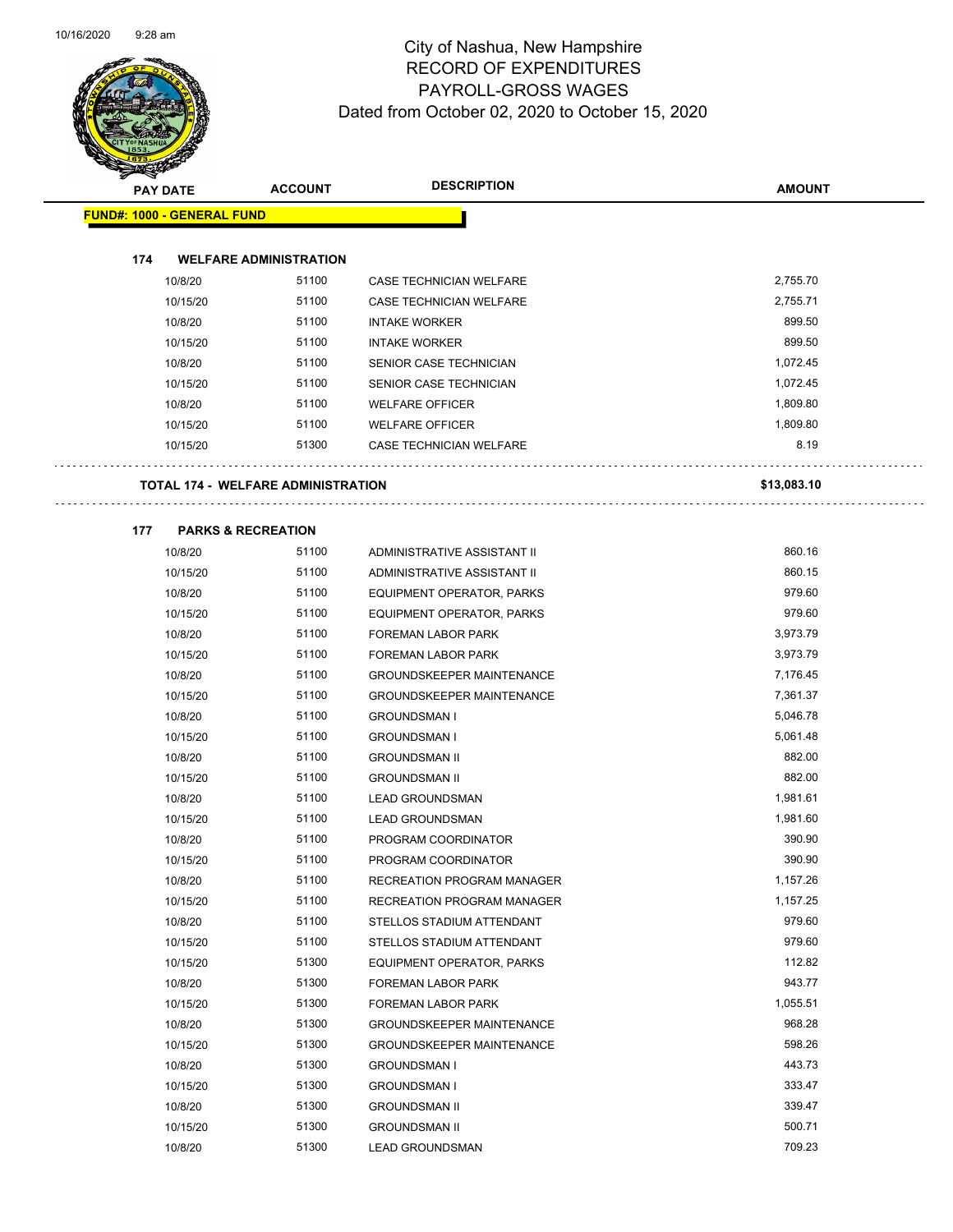# City of Nashua, New Hampshire
## RECORD OF EXPENDITURES
## PAYROLL-GROSS WAGES
## Dated from October 02, 2020 to October 15, 2020

| PAY DATE | ACCOUNT | DESCRIPTION | AMOUNT |
|---|---|---|---|
| **FUND#: 1000 - GENERAL FUND** | | | |
| **174 WELFARE ADMINISTRATION** | | | |
| 10/8/20 | 51100 | CASE TECHNICIAN WELFARE | 2,755.70 |
| 10/15/20 | 51100 | CASE TECHNICIAN WELFARE | 2,755.71 |
| 10/8/20 | 51100 | INTAKE WORKER | 899.50 |
| 10/15/20 | 51100 | INTAKE WORKER | 899.50 |
| 10/8/20 | 51100 | SENIOR CASE TECHNICIAN | 1,072.45 |
| 10/15/20 | 51100 | SENIOR CASE TECHNICIAN | 1,072.45 |
| 10/8/20 | 51100 | WELFARE OFFICER | 1,809.80 |
| 10/15/20 | 51100 | WELFARE OFFICER | 1,809.80 |
| 10/15/20 | 51300 | CASE TECHNICIAN WELFARE | 8.19 |
| **TOTAL 174 - WELFARE ADMINISTRATION** | | | **$13,083.10** |
| **177 PARKS & RECREATION** | | | |
| 10/8/20 | 51100 | ADMINISTRATIVE ASSISTANT II | 860.16 |
| 10/15/20 | 51100 | ADMINISTRATIVE ASSISTANT II | 860.15 |
| 10/8/20 | 51100 | EQUIPMENT OPERATOR, PARKS | 979.60 |
| 10/15/20 | 51100 | EQUIPMENT OPERATOR, PARKS | 979.60 |
| 10/8/20 | 51100 | FOREMAN LABOR PARK | 3,973.79 |
| 10/15/20 | 51100 | FOREMAN LABOR PARK | 3,973.79 |
| 10/8/20 | 51100 | GROUNDSKEEPER MAINTENANCE | 7,176.45 |
| 10/15/20 | 51100 | GROUNDSKEEPER MAINTENANCE | 7,361.37 |
| 10/8/20 | 51100 | GROUNDSMAN I | 5,046.78 |
| 10/15/20 | 51100 | GROUNDSMAN I | 5,061.48 |
| 10/8/20 | 51100 | GROUNDSMAN II | 882.00 |
| 10/15/20 | 51100 | GROUNDSMAN II | 882.00 |
| 10/8/20 | 51100 | LEAD GROUNDSMAN | 1,981.61 |
| 10/15/20 | 51100 | LEAD GROUNDSMAN | 1,981.60 |
| 10/8/20 | 51100 | PROGRAM COORDINATOR | 390.90 |
| 10/15/20 | 51100 | PROGRAM COORDINATOR | 390.90 |
| 10/8/20 | 51100 | RECREATION PROGRAM MANAGER | 1,157.26 |
| 10/15/20 | 51100 | RECREATION PROGRAM MANAGER | 1,157.25 |
| 10/8/20 | 51100 | STELLOS STADIUM ATTENDANT | 979.60 |
| 10/15/20 | 51100 | STELLOS STADIUM ATTENDANT | 979.60 |
| 10/15/20 | 51300 | EQUIPMENT OPERATOR, PARKS | 112.82 |
| 10/8/20 | 51300 | FOREMAN LABOR PARK | 943.77 |
| 10/15/20 | 51300 | FOREMAN LABOR PARK | 1,055.51 |
| 10/8/20 | 51300 | GROUNDSKEEPER MAINTENANCE | 968.28 |
| 10/15/20 | 51300 | GROUNDSKEEPER MAINTENANCE | 598.26 |
| 10/8/20 | 51300 | GROUNDSMAN I | 443.73 |
| 10/15/20 | 51300 | GROUNDSMAN I | 333.47 |
| 10/8/20 | 51300 | GROUNDSMAN II | 339.47 |
| 10/15/20 | 51300 | GROUNDSMAN II | 500.71 |
| 10/8/20 | 51300 | LEAD GROUNDSMAN | 709.23 |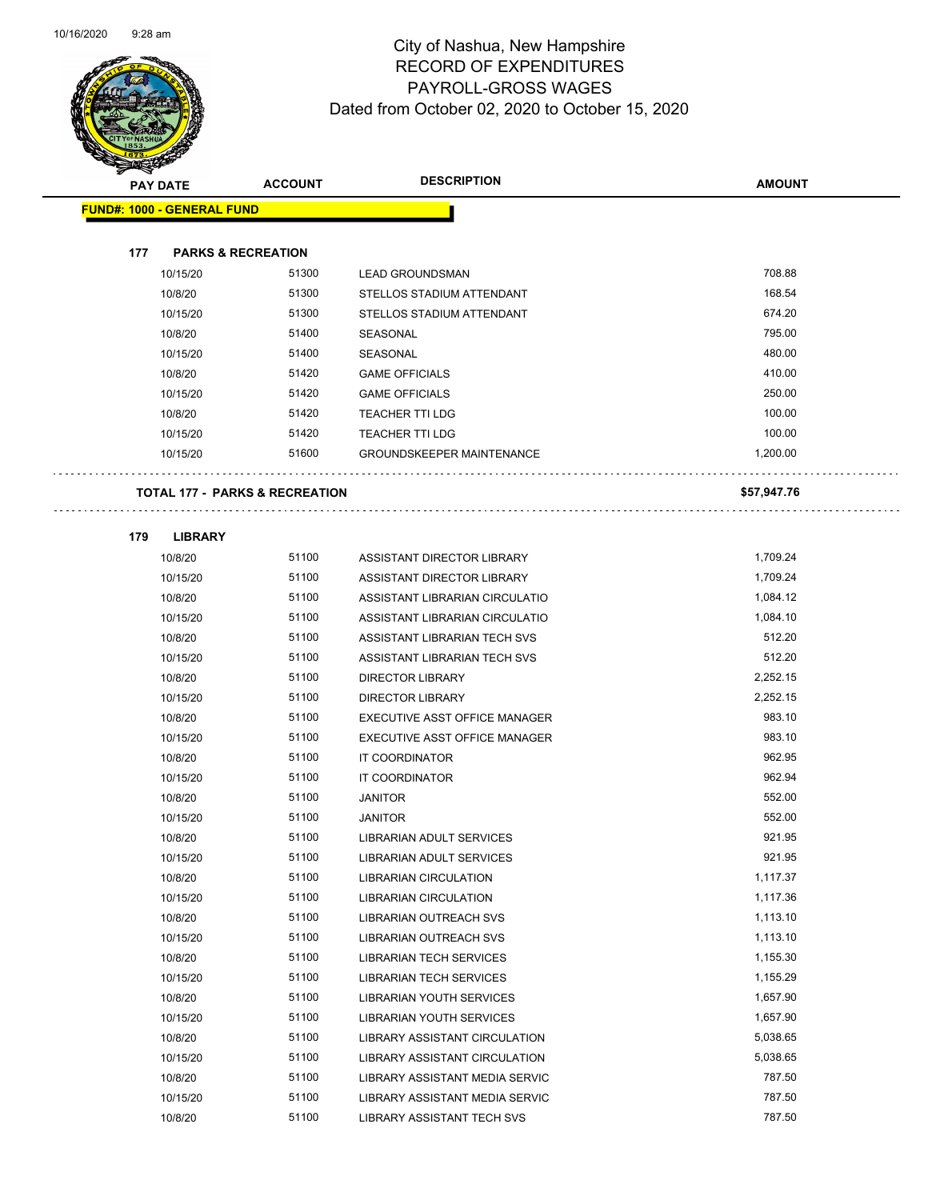# City of Nashua, New Hampshire
## RECORD OF EXPENDITURES
## PAYROLL-GROSS WAGES
## Dated from October 02, 2020 to October 15, 2020

| PAY DATE | ACCOUNT | DESCRIPTION | AMOUNT |
|---|---|---|---|
| **FUND#: 1000 - GENERAL FUND** | | | |
| **177 PARKS & RECREATION** | | | |
| 10/15/20 | 51300 | LEAD GROUNDSMAN | 708.88 |
| 10/8/20 | 51300 | STELLOS STADIUM ATTENDANT | 168.54 |
| 10/15/20 | 51300 | STELLOS STADIUM ATTENDANT | 674.20 |
| 10/8/20 | 51400 | SEASONAL | 795.00 |
| 10/15/20 | 51400 | SEASONAL | 480.00 |
| 10/8/20 | 51420 | GAME OFFICIALS | 410.00 |
| 10/15/20 | 51420 | GAME OFFICIALS | 250.00 |
| 10/8/20 | 51420 | TEACHER TTI LDG | 100.00 |
| 10/15/20 | 51420 | TEACHER TTI LDG | 100.00 |
| 10/15/20 | 51600 | GROUNDSKEEPER MAINTENANCE | 1,200.00 |
| **TOTAL 177 - PARKS & RECREATION** | | | **$57,947.76** |
| **179 LIBRARY** | | | |
| 10/8/20 | 51100 | ASSISTANT DIRECTOR LIBRARY | 1,709.24 |
| 10/15/20 | 51100 | ASSISTANT DIRECTOR LIBRARY | 1,709.24 |
| 10/8/20 | 51100 | ASSISTANT LIBRARIAN CIRCULATIO | 1,084.12 |
| 10/15/20 | 51100 | ASSISTANT LIBRARIAN CIRCULATIO | 1,084.10 |
| 10/8/20 | 51100 | ASSISTANT LIBRARIAN TECH SVS | 512.20 |
| 10/15/20 | 51100 | ASSISTANT LIBRARIAN TECH SVS | 512.20 |
| 10/8/20 | 51100 | DIRECTOR LIBRARY | 2,252.15 |
| 10/15/20 | 51100 | DIRECTOR LIBRARY | 2,252.15 |
| 10/8/20 | 51100 | EXECUTIVE ASST OFFICE MANAGER | 983.10 |
| 10/15/20 | 51100 | EXECUTIVE ASST OFFICE MANAGER | 983.10 |
| 10/8/20 | 51100 | IT COORDINATOR | 962.95 |
| 10/15/20 | 51100 | IT COORDINATOR | 962.94 |
| 10/8/20 | 51100 | JANITOR | 552.00 |
| 10/15/20 | 51100 | JANITOR | 552.00 |
| 10/8/20 | 51100 | LIBRARIAN ADULT SERVICES | 921.95 |
| 10/15/20 | 51100 | LIBRARIAN ADULT SERVICES | 921.95 |
| 10/8/20 | 51100 | LIBRARIAN CIRCULATION | 1,117.37 |
| 10/15/20 | 51100 | LIBRARIAN CIRCULATION | 1,117.36 |
| 10/8/20 | 51100 | LIBRARIAN OUTREACH SVS | 1,113.10 |
| 10/15/20 | 51100 | LIBRARIAN OUTREACH SVS | 1,113.10 |
| 10/8/20 | 51100 | LIBRARIAN TECH SERVICES | 1,155.30 |
| 10/15/20 | 51100 | LIBRARIAN TECH SERVICES | 1,155.29 |
| 10/8/20 | 51100 | LIBRARIAN YOUTH SERVICES | 1,657.90 |
| 10/15/20 | 51100 | LIBRARIAN YOUTH SERVICES | 1,657.90 |
| 10/8/20 | 51100 | LIBRARY ASSISTANT CIRCULATION | 5,038.65 |
| 10/15/20 | 51100 | LIBRARY ASSISTANT CIRCULATION | 5,038.65 |
| 10/8/20 | 51100 | LIBRARY ASSISTANT MEDIA SERVIC | 787.50 |
| 10/15/20 | 51100 | LIBRARY ASSISTANT MEDIA SERVIC | 787.50 |
| 10/8/20 | 51100 | LIBRARY ASSISTANT TECH SVS | 787.50 |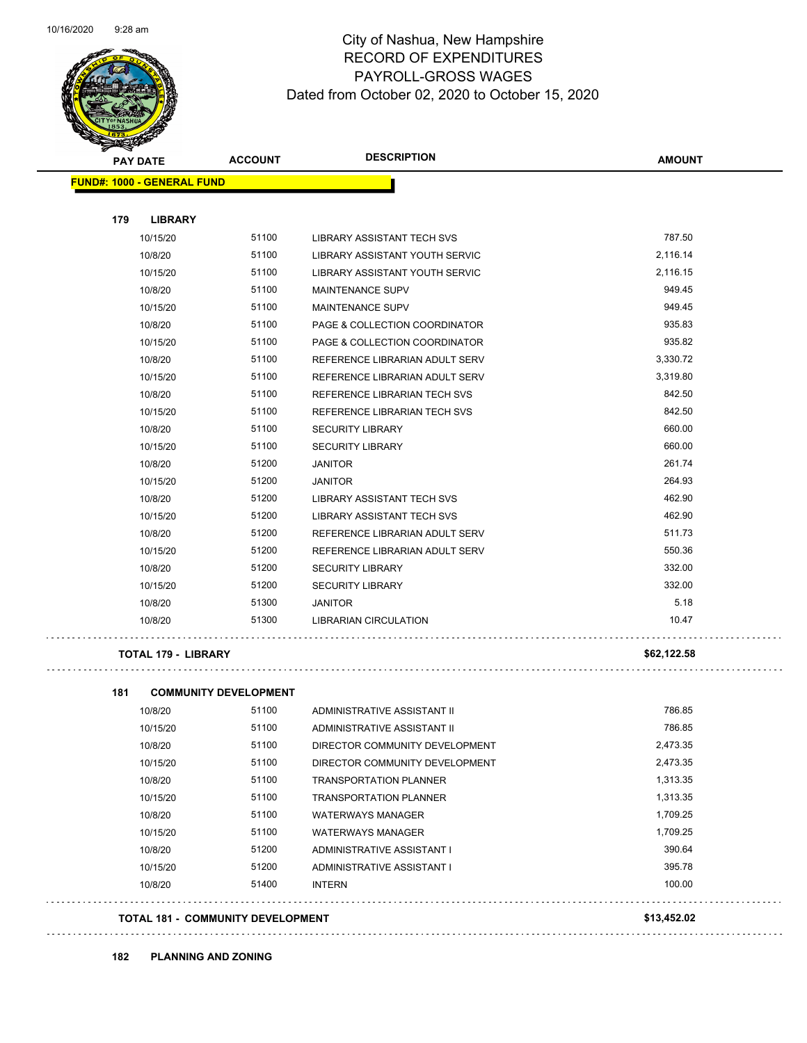City of Nashua, New Hampshire
RECORD OF EXPENDITURES
PAYROLL-GROSS WAGES
Dated from October 02, 2020 to October 15, 2020

| PAY DATE | ACCOUNT | DESCRIPTION | AMOUNT |
|---|---|---|---|
| **FUND#: 1000 - GENERAL FUND** | | | |
| **179 LIBRARY** | | | |
| 10/15/20 | 51100 | LIBRARY ASSISTANT TECH SVS | 787.50 |
| 10/8/20 | 51100 | LIBRARY ASSISTANT YOUTH SERVIC | 2,116.14 |
| 10/15/20 | 51100 | LIBRARY ASSISTANT YOUTH SERVIC | 2,116.15 |
| 10/8/20 | 51100 | MAINTENANCE SUPV | 949.45 |
| 10/15/20 | 51100 | MAINTENANCE SUPV | 949.45 |
| 10/8/20 | 51100 | PAGE & COLLECTION COORDINATOR | 935.83 |
| 10/15/20 | 51100 | PAGE & COLLECTION COORDINATOR | 935.82 |
| 10/8/20 | 51100 | REFERENCE LIBRARIAN ADULT SERV | 3,330.72 |
| 10/15/20 | 51100 | REFERENCE LIBRARIAN ADULT SERV | 3,319.80 |
| 10/8/20 | 51100 | REFERENCE LIBRARIAN TECH SVS | 842.50 |
| 10/15/20 | 51100 | REFERENCE LIBRARIAN TECH SVS | 842.50 |
| 10/8/20 | 51100 | SECURITY LIBRARY | 660.00 |
| 10/15/20 | 51100 | SECURITY LIBRARY | 660.00 |
| 10/8/20 | 51200 | JANITOR | 261.74 |
| 10/15/20 | 51200 | JANITOR | 264.93 |
| 10/8/20 | 51200 | LIBRARY ASSISTANT TECH SVS | 462.90 |
| 10/15/20 | 51200 | LIBRARY ASSISTANT TECH SVS | 462.90 |
| 10/8/20 | 51200 | REFERENCE LIBRARIAN ADULT SERV | 511.73 |
| 10/15/20 | 51200 | REFERENCE LIBRARIAN ADULT SERV | 550.36 |
| 10/8/20 | 51200 | SECURITY LIBRARY | 332.00 |
| 10/15/20 | 51200 | SECURITY LIBRARY | 332.00 |
| 10/8/20 | 51300 | JANITOR | 5.18 |
| 10/8/20 | 51300 | LIBRARIAN CIRCULATION | 10.47 |
| **TOTAL 179 - LIBRARY** | | | **$62,122.58** |
| **181 COMMUNITY DEVELOPMENT** | | | |
| 10/8/20 | 51100 | ADMINISTRATIVE ASSISTANT II | 786.85 |
| 10/15/20 | 51100 | ADMINISTRATIVE ASSISTANT II | 786.85 |
| 10/8/20 | 51100 | DIRECTOR COMMUNITY DEVELOPMENT | 2,473.35 |
| 10/15/20 | 51100 | DIRECTOR COMMUNITY DEVELOPMENT | 2,473.35 |
| 10/8/20 | 51100 | TRANSPORTATION PLANNER | 1,313.35 |
| 10/15/20 | 51100 | TRANSPORTATION PLANNER | 1,313.35 |
| 10/8/20 | 51100 | WATERWAYS MANAGER | 1,709.25 |
| 10/15/20 | 51100 | WATERWAYS MANAGER | 1,709.25 |
| 10/8/20 | 51200 | ADMINISTRATIVE ASSISTANT I | 390.64 |
| 10/15/20 | 51200 | ADMINISTRATIVE ASSISTANT I | 395.78 |
| 10/8/20 | 51400 | INTERN | 100.00 |
| **TOTAL 181 - COMMUNITY DEVELOPMENT** | | | **$13,452.02** |
| **182 PLANNING AND ZONING** | | | |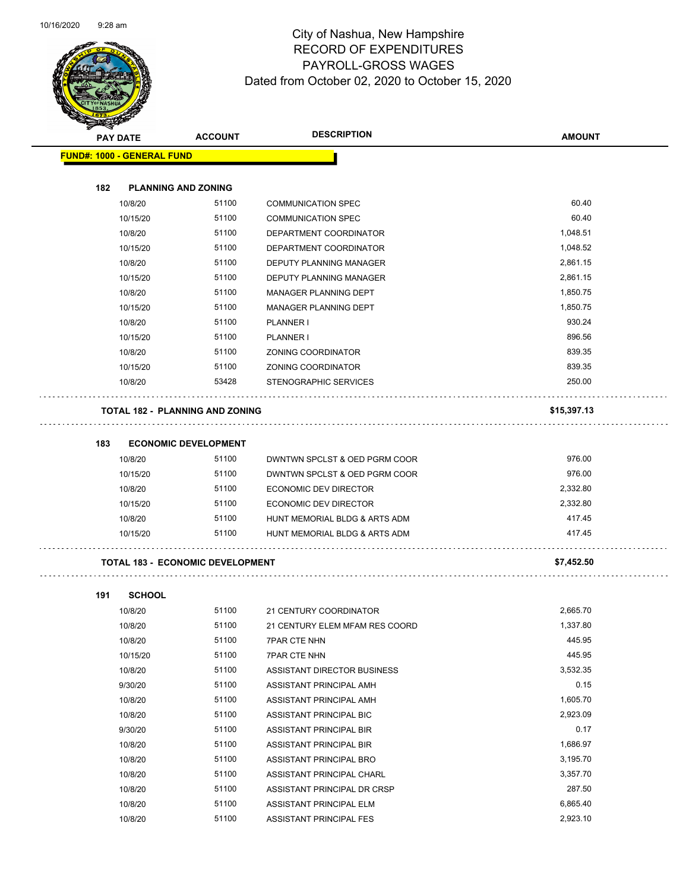City of Nashua, New Hampshire
RECORD OF EXPENDITURES
PAYROLL-GROSS WAGES
Dated from October 02, 2020 to October 15, 2020

| PAY DATE | ACCOUNT | DESCRIPTION | AMOUNT |
|---|---|---|---|
| **FUND#: 1000 - GENERAL FUND** | | | |
| **182 PLANNING AND ZONING** | | | |
| 10/8/20 | 51100 | COMMUNICATION SPEC | 60.40 |
| 10/15/20 | 51100 | COMMUNICATION SPEC | 60.40 |
| 10/8/20 | 51100 | DEPARTMENT COORDINATOR | 1,048.51 |
| 10/15/20 | 51100 | DEPARTMENT COORDINATOR | 1,048.52 |
| 10/8/20 | 51100 | DEPUTY PLANNING MANAGER | 2,861.15 |
| 10/15/20 | 51100 | DEPUTY PLANNING MANAGER | 2,861.15 |
| 10/8/20 | 51100 | MANAGER PLANNING DEPT | 1,850.75 |
| 10/15/20 | 51100 | MANAGER PLANNING DEPT | 1,850.75 |
| 10/8/20 | 51100 | PLANNER I | 930.24 |
| 10/15/20 | 51100 | PLANNER I | 896.56 |
| 10/8/20 | 51100 | ZONING COORDINATOR | 839.35 |
| 10/15/20 | 51100 | ZONING COORDINATOR | 839.35 |
| 10/8/20 | 53428 | STENOGRAPHIC SERVICES | 250.00 |
| **TOTAL 182 - PLANNING AND ZONING** | | | **$15,397.13** |
| **183 ECONOMIC DEVELOPMENT** | | | |
| 10/8/20 | 51100 | DWNTWN SPCLST & OED PGRM COOR | 976.00 |
| 10/15/20 | 51100 | DWNTWN SPCLST & OED PGRM COOR | 976.00 |
| 10/8/20 | 51100 | ECONOMIC DEV DIRECTOR | 2,332.80 |
| 10/15/20 | 51100 | ECONOMIC DEV DIRECTOR | 2,332.80 |
| 10/8/20 | 51100 | HUNT MEMORIAL BLDG & ARTS ADM | 417.45 |
| 10/15/20 | 51100 | HUNT MEMORIAL BLDG & ARTS ADM | 417.45 |
| **TOTAL 183 - ECONOMIC DEVELOPMENT** | | | **$7,452.50** |
| **191 SCHOOL** | | | |
| 10/8/20 | 51100 | 21 CENTURY COORDINATOR | 2,665.70 |
| 10/8/20 | 51100 | 21 CENTURY ELEM MFAM RES COORD | 1,337.80 |
| 10/8/20 | 51100 | 7PAR CTE NHN | 445.95 |
| 10/15/20 | 51100 | 7PAR CTE NHN | 445.95 |
| 10/8/20 | 51100 | ASSISTANT DIRECTOR BUSINESS | 3,532.35 |
| 9/30/20 | 51100 | ASSISTANT PRINCIPAL AMH | 0.15 |
| 10/8/20 | 51100 | ASSISTANT PRINCIPAL AMH | 1,605.70 |
| 10/8/20 | 51100 | ASSISTANT PRINCIPAL BIC | 2,923.09 |
| 9/30/20 | 51100 | ASSISTANT PRINCIPAL BIR | 0.17 |
| 10/8/20 | 51100 | ASSISTANT PRINCIPAL BIR | 1,686.97 |
| 10/8/20 | 51100 | ASSISTANT PRINCIPAL BRO | 3,195.70 |
| 10/8/20 | 51100 | ASSISTANT PRINCIPAL CHARL | 3,357.70 |
| 10/8/20 | 51100 | ASSISTANT PRINCIPAL DR CRSP | 287.50 |
| 10/8/20 | 51100 | ASSISTANT PRINCIPAL ELM | 6,865.40 |
| 10/8/20 | 51100 | ASSISTANT PRINCIPAL FES | 2,923.10 |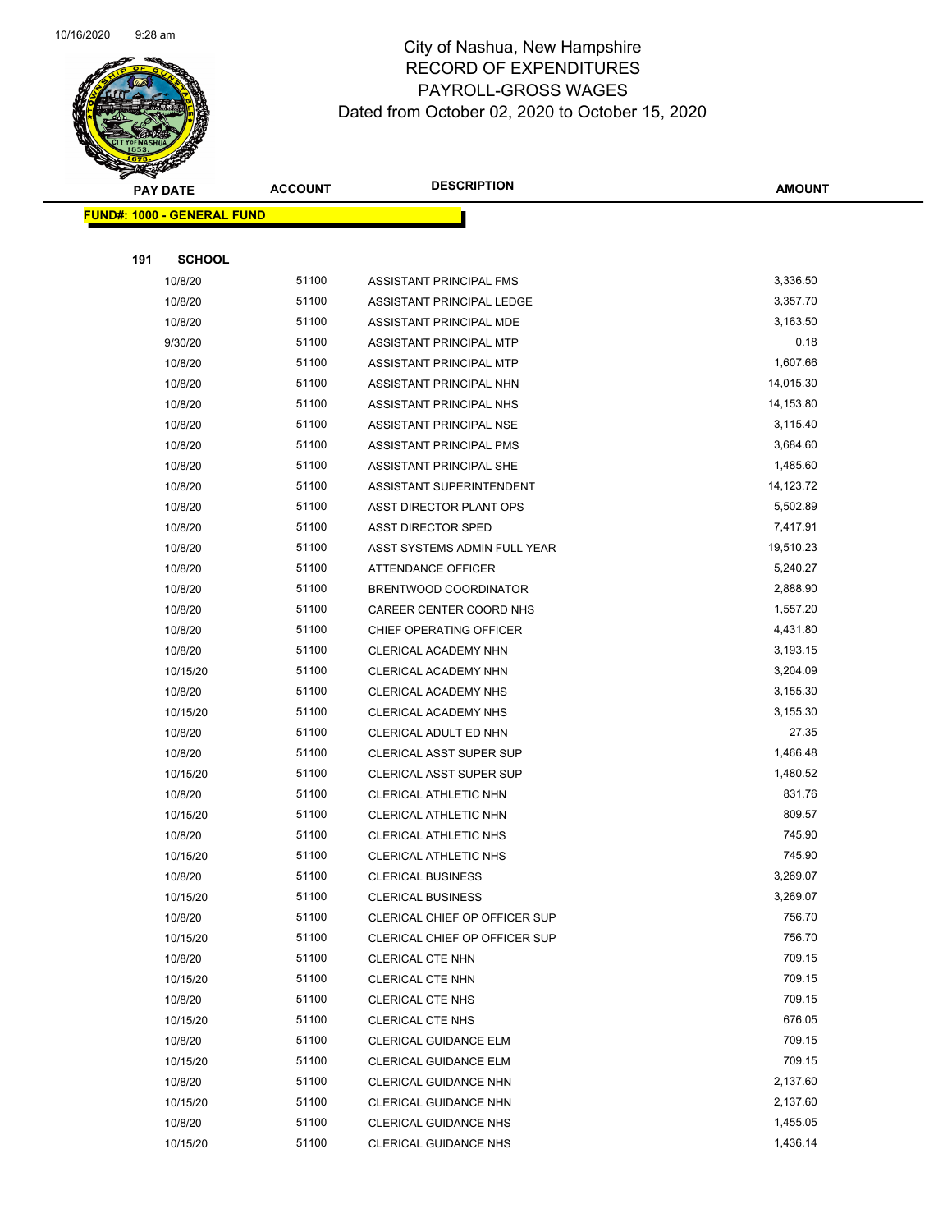# City of Nashua, New Hampshire
## RECORD OF EXPENDITURES
## PAYROLL-GROSS WAGES
### Dated from October 02, 2020 to October 15, 2020

**FUND#: 1000 - GENERAL FUND**

**191 SCHOOL**

| PAY DATE | ACCOUNT | DESCRIPTION | AMOUNT |
|---|---|---|---|
| 10/8/20 | 51100 | ASSISTANT PRINCIPAL FMS | 3,336.50 |
| 10/8/20 | 51100 | ASSISTANT PRINCIPAL LEDGE | 3,357.70 |
| 10/8/20 | 51100 | ASSISTANT PRINCIPAL MDE | 3,163.50 |
| 9/30/20 | 51100 | ASSISTANT PRINCIPAL MTP | 0.18 |
| 10/8/20 | 51100 | ASSISTANT PRINCIPAL MTP | 1,607.66 |
| 10/8/20 | 51100 | ASSISTANT PRINCIPAL NHN | 14,015.30 |
| 10/8/20 | 51100 | ASSISTANT PRINCIPAL NHS | 14,153.80 |
| 10/8/20 | 51100 | ASSISTANT PRINCIPAL NSE | 3,115.40 |
| 10/8/20 | 51100 | ASSISTANT PRINCIPAL PMS | 3,684.60 |
| 10/8/20 | 51100 | ASSISTANT PRINCIPAL SHE | 1,485.60 |
| 10/8/20 | 51100 | ASSISTANT SUPERINTENDENT | 14,123.72 |
| 10/8/20 | 51100 | ASST DIRECTOR PLANT OPS | 5,502.89 |
| 10/8/20 | 51100 | ASST DIRECTOR SPED | 7,417.91 |
| 10/8/20 | 51100 | ASST SYSTEMS ADMIN FULL YEAR | 19,510.23 |
| 10/8/20 | 51100 | ATTENDANCE OFFICER | 5,240.27 |
| 10/8/20 | 51100 | BRENTWOOD COORDINATOR | 2,888.90 |
| 10/8/20 | 51100 | CAREER CENTER COORD NHS | 1,557.20 |
| 10/8/20 | 51100 | CHIEF OPERATING OFFICER | 4,431.80 |
| 10/8/20 | 51100 | CLERICAL ACADEMY NHN | 3,193.15 |
| 10/15/20 | 51100 | CLERICAL ACADEMY NHN | 3,204.09 |
| 10/8/20 | 51100 | CLERICAL ACADEMY NHS | 3,155.30 |
| 10/15/20 | 51100 | CLERICAL ACADEMY NHS | 3,155.30 |
| 10/8/20 | 51100 | CLERICAL ADULT ED NHN | 27.35 |
| 10/8/20 | 51100 | CLERICAL ASST SUPER SUP | 1,466.48 |
| 10/15/20 | 51100 | CLERICAL ASST SUPER SUP | 1,480.52 |
| 10/8/20 | 51100 | CLERICAL ATHLETIC NHN | 831.76 |
| 10/15/20 | 51100 | CLERICAL ATHLETIC NHN | 809.57 |
| 10/8/20 | 51100 | CLERICAL ATHLETIC NHS | 745.90 |
| 10/15/20 | 51100 | CLERICAL ATHLETIC NHS | 745.90 |
| 10/8/20 | 51100 | CLERICAL BUSINESS | 3,269.07 |
| 10/15/20 | 51100 | CLERICAL BUSINESS | 3,269.07 |
| 10/8/20 | 51100 | CLERICAL CHIEF OP OFFICER SUP | 756.70 |
| 10/15/20 | 51100 | CLERICAL CHIEF OP OFFICER SUP | 756.70 |
| 10/8/20 | 51100 | CLERICAL CTE NHN | 709.15 |
| 10/15/20 | 51100 | CLERICAL CTE NHN | 709.15 |
| 10/8/20 | 51100 | CLERICAL CTE NHS | 709.15 |
| 10/15/20 | 51100 | CLERICAL CTE NHS | 676.05 |
| 10/8/20 | 51100 | CLERICAL GUIDANCE ELM | 709.15 |
| 10/15/20 | 51100 | CLERICAL GUIDANCE ELM | 709.15 |
| 10/8/20 | 51100 | CLERICAL GUIDANCE NHN | 2,137.60 |
| 10/15/20 | 51100 | CLERICAL GUIDANCE NHN | 2,137.60 |
| 10/8/20 | 51100 | CLERICAL GUIDANCE NHS | 1,455.05 |
| 10/15/20 | 51100 | CLERICAL GUIDANCE NHS | 1,436.14 |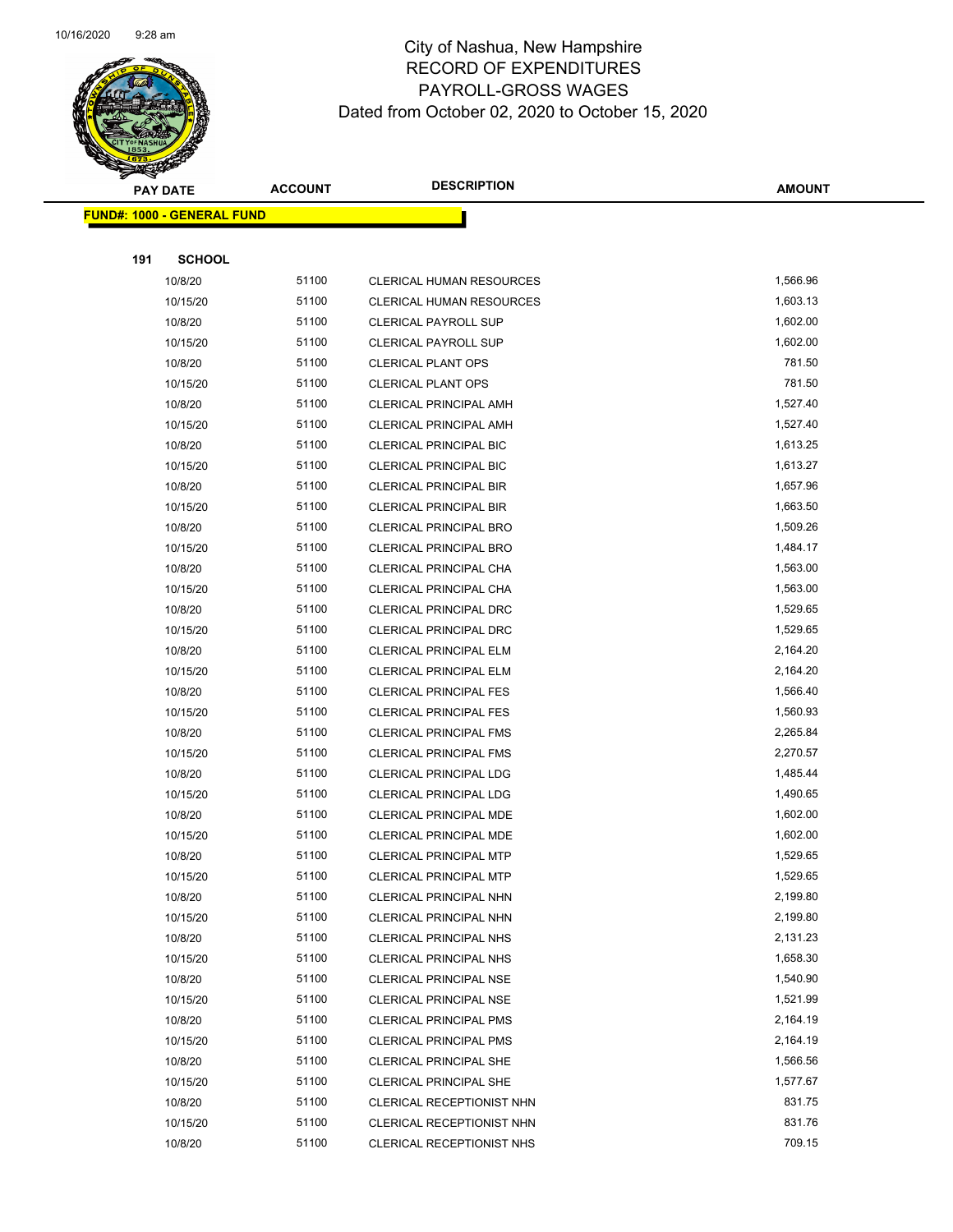# City of Nashua, New Hampshire
## RECORD OF EXPENDITURES
## PAYROLL-GROSS WAGES
### Dated from October 02, 2020 to October 15, 2020

**FUND#: 1000 - GENERAL FUND**

**191 SCHOOL**

| PAY DATE | ACCOUNT | DESCRIPTION | AMOUNT |
|---|---|---|---|
| 10/8/20 | 51100 | CLERICAL HUMAN RESOURCES | 1,566.96 |
| 10/15/20 | 51100 | CLERICAL HUMAN RESOURCES | 1,603.13 |
| 10/8/20 | 51100 | CLERICAL PAYROLL SUP | 1,602.00 |
| 10/15/20 | 51100 | CLERICAL PAYROLL SUP | 1,602.00 |
| 10/8/20 | 51100 | CLERICAL PLANT OPS | 781.50 |
| 10/15/20 | 51100 | CLERICAL PLANT OPS | 781.50 |
| 10/8/20 | 51100 | CLERICAL PRINCIPAL AMH | 1,527.40 |
| 10/15/20 | 51100 | CLERICAL PRINCIPAL AMH | 1,527.40 |
| 10/8/20 | 51100 | CLERICAL PRINCIPAL BIC | 1,613.25 |
| 10/15/20 | 51100 | CLERICAL PRINCIPAL BIC | 1,613.27 |
| 10/8/20 | 51100 | CLERICAL PRINCIPAL BIR | 1,657.96 |
| 10/15/20 | 51100 | CLERICAL PRINCIPAL BIR | 1,663.50 |
| 10/8/20 | 51100 | CLERICAL PRINCIPAL BRO | 1,509.26 |
| 10/15/20 | 51100 | CLERICAL PRINCIPAL BRO | 1,484.17 |
| 10/8/20 | 51100 | CLERICAL PRINCIPAL CHA | 1,563.00 |
| 10/15/20 | 51100 | CLERICAL PRINCIPAL CHA | 1,563.00 |
| 10/8/20 | 51100 | CLERICAL PRINCIPAL DRC | 1,529.65 |
| 10/15/20 | 51100 | CLERICAL PRINCIPAL DRC | 1,529.65 |
| 10/8/20 | 51100 | CLERICAL PRINCIPAL ELM | 2,164.20 |
| 10/15/20 | 51100 | CLERICAL PRINCIPAL ELM | 2,164.20 |
| 10/8/20 | 51100 | CLERICAL PRINCIPAL FES | 1,566.40 |
| 10/15/20 | 51100 | CLERICAL PRINCIPAL FES | 1,560.93 |
| 10/8/20 | 51100 | CLERICAL PRINCIPAL FMS | 2,265.84 |
| 10/15/20 | 51100 | CLERICAL PRINCIPAL FMS | 2,270.57 |
| 10/8/20 | 51100 | CLERICAL PRINCIPAL LDG | 1,485.44 |
| 10/15/20 | 51100 | CLERICAL PRINCIPAL LDG | 1,490.65 |
| 10/8/20 | 51100 | CLERICAL PRINCIPAL MDE | 1,602.00 |
| 10/15/20 | 51100 | CLERICAL PRINCIPAL MDE | 1,602.00 |
| 10/8/20 | 51100 | CLERICAL PRINCIPAL MTP | 1,529.65 |
| 10/15/20 | 51100 | CLERICAL PRINCIPAL MTP | 1,529.65 |
| 10/8/20 | 51100 | CLERICAL PRINCIPAL NHN | 2,199.80 |
| 10/15/20 | 51100 | CLERICAL PRINCIPAL NHN | 2,199.80 |
| 10/8/20 | 51100 | CLERICAL PRINCIPAL NHS | 2,131.23 |
| 10/15/20 | 51100 | CLERICAL PRINCIPAL NHS | 1,658.30 |
| 10/8/20 | 51100 | CLERICAL PRINCIPAL NSE | 1,540.90 |
| 10/15/20 | 51100 | CLERICAL PRINCIPAL NSE | 1,521.99 |
| 10/8/20 | 51100 | CLERICAL PRINCIPAL PMS | 2,164.19 |
| 10/15/20 | 51100 | CLERICAL PRINCIPAL PMS | 2,164.19 |
| 10/8/20 | 51100 | CLERICAL PRINCIPAL SHE | 1,566.56 |
| 10/15/20 | 51100 | CLERICAL PRINCIPAL SHE | 1,577.67 |
| 10/8/20 | 51100 | CLERICAL RECEPTIONIST NHN | 831.75 |
| 10/15/20 | 51100 | CLERICAL RECEPTIONIST NHN | 831.76 |
| 10/8/20 | 51100 | CLERICAL RECEPTIONIST NHS | 709.15 |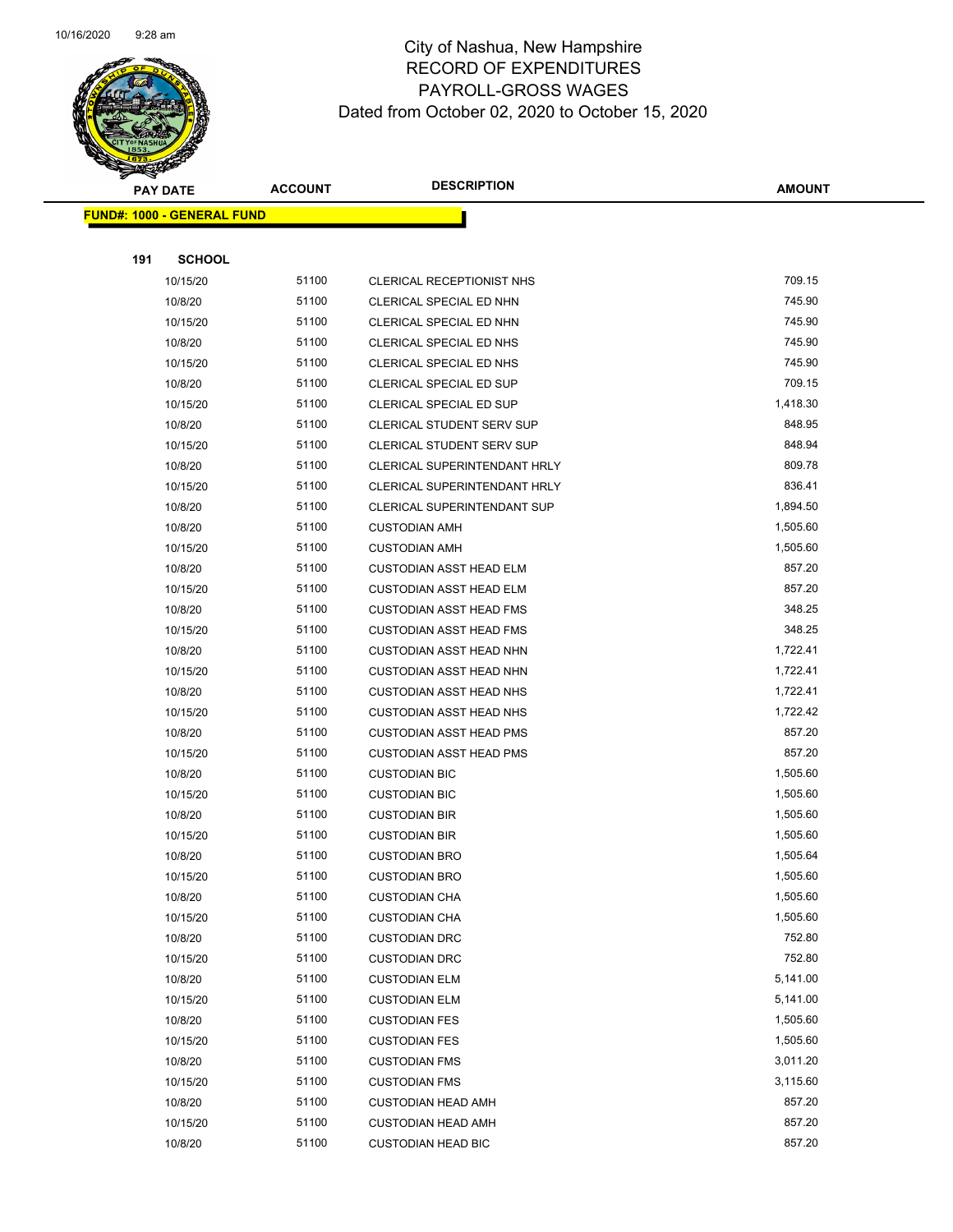# City of Nashua, New Hampshire
## RECORD OF EXPENDITURES
## PAYROLL-GROSS WAGES
## Dated from October 02, 2020 to October 15, 2020

**FUND#: 1000 - GENERAL FUND**

**191 SCHOOL**

| PAY DATE | ACCOUNT | DESCRIPTION | AMOUNT |
|---|---|---|---|
| 10/15/20 | 51100 | CLERICAL RECEPTIONIST NHS | 709.15 |
| 10/8/20 | 51100 | CLERICAL SPECIAL ED NHN | 745.90 |
| 10/15/20 | 51100 | CLERICAL SPECIAL ED NHN | 745.90 |
| 10/8/20 | 51100 | CLERICAL SPECIAL ED NHS | 745.90 |
| 10/15/20 | 51100 | CLERICAL SPECIAL ED NHS | 745.90 |
| 10/8/20 | 51100 | CLERICAL SPECIAL ED SUP | 709.15 |
| 10/15/20 | 51100 | CLERICAL SPECIAL ED SUP | 1,418.30 |
| 10/8/20 | 51100 | CLERICAL STUDENT SERV SUP | 848.95 |
| 10/15/20 | 51100 | CLERICAL STUDENT SERV SUP | 848.94 |
| 10/8/20 | 51100 | CLERICAL SUPERINTENDANT HRLY | 809.78 |
| 10/15/20 | 51100 | CLERICAL SUPERINTENDANT HRLY | 836.41 |
| 10/8/20 | 51100 | CLERICAL SUPERINTENDANT SUP | 1,894.50 |
| 10/8/20 | 51100 | CUSTODIAN AMH | 1,505.60 |
| 10/15/20 | 51100 | CUSTODIAN AMH | 1,505.60 |
| 10/8/20 | 51100 | CUSTODIAN ASST HEAD ELM | 857.20 |
| 10/15/20 | 51100 | CUSTODIAN ASST HEAD ELM | 857.20 |
| 10/8/20 | 51100 | CUSTODIAN ASST HEAD FMS | 348.25 |
| 10/15/20 | 51100 | CUSTODIAN ASST HEAD FMS | 348.25 |
| 10/8/20 | 51100 | CUSTODIAN ASST HEAD NHN | 1,722.41 |
| 10/15/20 | 51100 | CUSTODIAN ASST HEAD NHN | 1,722.41 |
| 10/8/20 | 51100 | CUSTODIAN ASST HEAD NHS | 1,722.41 |
| 10/15/20 | 51100 | CUSTODIAN ASST HEAD NHS | 1,722.42 |
| 10/8/20 | 51100 | CUSTODIAN ASST HEAD PMS | 857.20 |
| 10/15/20 | 51100 | CUSTODIAN ASST HEAD PMS | 857.20 |
| 10/8/20 | 51100 | CUSTODIAN BIC | 1,505.60 |
| 10/15/20 | 51100 | CUSTODIAN BIC | 1,505.60 |
| 10/8/20 | 51100 | CUSTODIAN BIR | 1,505.60 |
| 10/15/20 | 51100 | CUSTODIAN BIR | 1,505.60 |
| 10/8/20 | 51100 | CUSTODIAN BRO | 1,505.64 |
| 10/15/20 | 51100 | CUSTODIAN BRO | 1,505.60 |
| 10/8/20 | 51100 | CUSTODIAN CHA | 1,505.60 |
| 10/15/20 | 51100 | CUSTODIAN CHA | 1,505.60 |
| 10/8/20 | 51100 | CUSTODIAN DRC | 752.80 |
| 10/15/20 | 51100 | CUSTODIAN DRC | 752.80 |
| 10/8/20 | 51100 | CUSTODIAN ELM | 5,141.00 |
| 10/15/20 | 51100 | CUSTODIAN ELM | 5,141.00 |
| 10/8/20 | 51100 | CUSTODIAN FES | 1,505.60 |
| 10/15/20 | 51100 | CUSTODIAN FES | 1,505.60 |
| 10/8/20 | 51100 | CUSTODIAN FMS | 3,011.20 |
| 10/15/20 | 51100 | CUSTODIAN FMS | 3,115.60 |
| 10/8/20 | 51100 | CUSTODIAN HEAD AMH | 857.20 |
| 10/15/20 | 51100 | CUSTODIAN HEAD AMH | 857.20 |
| 10/8/20 | 51100 | CUSTODIAN HEAD BIC | 857.20 |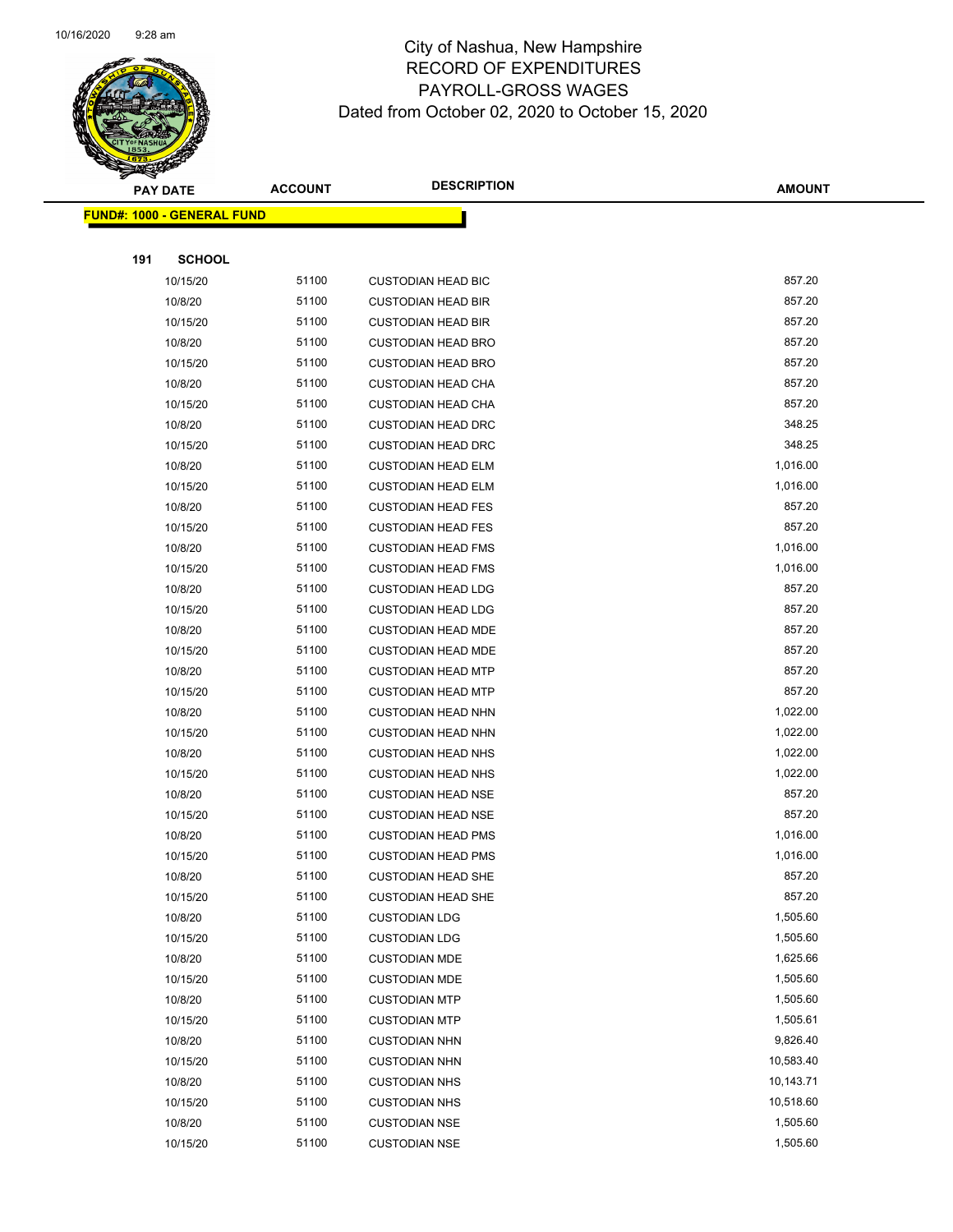# City of Nashua, New Hampshire
## RECORD OF EXPENDITURES
## PAYROLL-GROSS WAGES
### Dated from October 02, 2020 to October 15, 2020

| PAY DATE | ACCOUNT | DESCRIPTION | AMOUNT |
|---|---|---|---|

**FUND#: 1000 - GENERAL FUND**

**191 SCHOOL**

| PAY DATE | ACCOUNT | DESCRIPTION | AMOUNT |
|---|---|---|---|
| 10/15/20 | 51100 | CUSTODIAN HEAD BIC | 857.20 |
| 10/8/20 | 51100 | CUSTODIAN HEAD BIR | 857.20 |
| 10/15/20 | 51100 | CUSTODIAN HEAD BIR | 857.20 |
| 10/8/20 | 51100 | CUSTODIAN HEAD BRO | 857.20 |
| 10/15/20 | 51100 | CUSTODIAN HEAD BRO | 857.20 |
| 10/8/20 | 51100 | CUSTODIAN HEAD CHA | 857.20 |
| 10/15/20 | 51100 | CUSTODIAN HEAD CHA | 857.20 |
| 10/8/20 | 51100 | CUSTODIAN HEAD DRC | 348.25 |
| 10/15/20 | 51100 | CUSTODIAN HEAD DRC | 348.25 |
| 10/8/20 | 51100 | CUSTODIAN HEAD ELM | 1,016.00 |
| 10/15/20 | 51100 | CUSTODIAN HEAD ELM | 1,016.00 |
| 10/8/20 | 51100 | CUSTODIAN HEAD FES | 857.20 |
| 10/15/20 | 51100 | CUSTODIAN HEAD FES | 857.20 |
| 10/8/20 | 51100 | CUSTODIAN HEAD FMS | 1,016.00 |
| 10/15/20 | 51100 | CUSTODIAN HEAD FMS | 1,016.00 |
| 10/8/20 | 51100 | CUSTODIAN HEAD LDG | 857.20 |
| 10/15/20 | 51100 | CUSTODIAN HEAD LDG | 857.20 |
| 10/8/20 | 51100 | CUSTODIAN HEAD MDE | 857.20 |
| 10/15/20 | 51100 | CUSTODIAN HEAD MDE | 857.20 |
| 10/8/20 | 51100 | CUSTODIAN HEAD MTP | 857.20 |
| 10/15/20 | 51100 | CUSTODIAN HEAD MTP | 857.20 |
| 10/8/20 | 51100 | CUSTODIAN HEAD NHN | 1,022.00 |
| 10/15/20 | 51100 | CUSTODIAN HEAD NHN | 1,022.00 |
| 10/8/20 | 51100 | CUSTODIAN HEAD NHS | 1,022.00 |
| 10/15/20 | 51100 | CUSTODIAN HEAD NHS | 1,022.00 |
| 10/8/20 | 51100 | CUSTODIAN HEAD NSE | 857.20 |
| 10/15/20 | 51100 | CUSTODIAN HEAD NSE | 857.20 |
| 10/8/20 | 51100 | CUSTODIAN HEAD PMS | 1,016.00 |
| 10/15/20 | 51100 | CUSTODIAN HEAD PMS | 1,016.00 |
| 10/8/20 | 51100 | CUSTODIAN HEAD SHE | 857.20 |
| 10/15/20 | 51100 | CUSTODIAN HEAD SHE | 857.20 |
| 10/8/20 | 51100 | CUSTODIAN LDG | 1,505.60 |
| 10/15/20 | 51100 | CUSTODIAN LDG | 1,505.60 |
| 10/8/20 | 51100 | CUSTODIAN MDE | 1,625.66 |
| 10/15/20 | 51100 | CUSTODIAN MDE | 1,505.60 |
| 10/8/20 | 51100 | CUSTODIAN MTP | 1,505.60 |
| 10/15/20 | 51100 | CUSTODIAN MTP | 1,505.61 |
| 10/8/20 | 51100 | CUSTODIAN NHN | 9,826.40 |
| 10/15/20 | 51100 | CUSTODIAN NHN | 10,583.40 |
| 10/8/20 | 51100 | CUSTODIAN NHS | 10,143.71 |
| 10/15/20 | 51100 | CUSTODIAN NHS | 10,518.60 |
| 10/8/20 | 51100 | CUSTODIAN NSE | 1,505.60 |
| 10/15/20 | 51100 | CUSTODIAN NSE | 1,505.60 |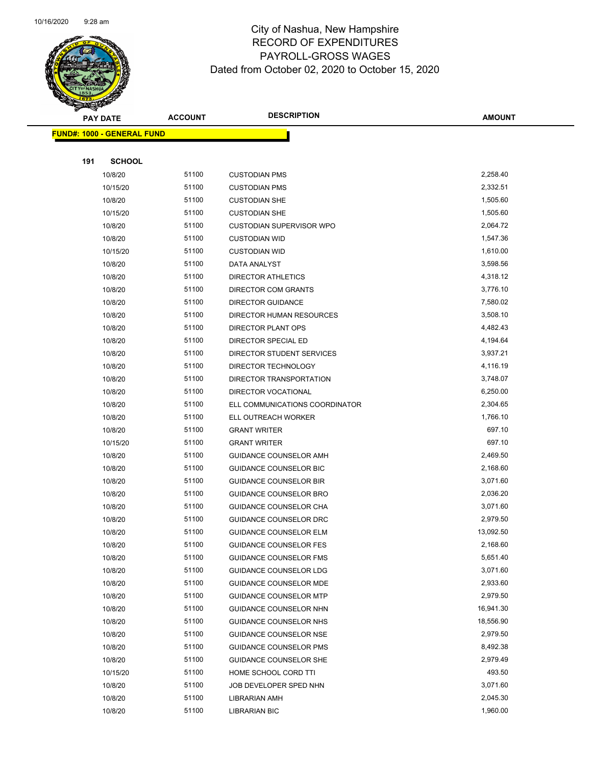City of Nashua, New Hampshire
RECORD OF EXPENDITURES
PAYROLL-GROSS WAGES
Dated from October 02, 2020 to October 15, 2020

| PAY DATE | ACCOUNT | DESCRIPTION | AMOUNT |
|---|---|---|---|
| **FUND#: 1000 - GENERAL FUND** | | | |
| **191 SCHOOL** | | | |
| 10/8/20 | 51100 | CUSTODIAN PMS | 2,258.40 |
| 10/15/20 | 51100 | CUSTODIAN PMS | 2,332.51 |
| 10/8/20 | 51100 | CUSTODIAN SHE | 1,505.60 |
| 10/15/20 | 51100 | CUSTODIAN SHE | 1,505.60 |
| 10/8/20 | 51100 | CUSTODIAN SUPERVISOR WPO | 2,064.72 |
| 10/8/20 | 51100 | CUSTODIAN WID | 1,547.36 |
| 10/15/20 | 51100 | CUSTODIAN WID | 1,610.00 |
| 10/8/20 | 51100 | DATA ANALYST | 3,598.56 |
| 10/8/20 | 51100 | DIRECTOR ATHLETICS | 4,318.12 |
| 10/8/20 | 51100 | DIRECTOR COM GRANTS | 3,776.10 |
| 10/8/20 | 51100 | DIRECTOR GUIDANCE | 7,580.02 |
| 10/8/20 | 51100 | DIRECTOR HUMAN RESOURCES | 3,508.10 |
| 10/8/20 | 51100 | DIRECTOR PLANT OPS | 4,482.43 |
| 10/8/20 | 51100 | DIRECTOR SPECIAL ED | 4,194.64 |
| 10/8/20 | 51100 | DIRECTOR STUDENT SERVICES | 3,937.21 |
| 10/8/20 | 51100 | DIRECTOR TECHNOLOGY | 4,116.19 |
| 10/8/20 | 51100 | DIRECTOR TRANSPORTATION | 3,748.07 |
| 10/8/20 | 51100 | DIRECTOR VOCATIONAL | 6,250.00 |
| 10/8/20 | 51100 | ELL COMMUNICATIONS COORDINATOR | 2,304.65 |
| 10/8/20 | 51100 | ELL OUTREACH WORKER | 1,766.10 |
| 10/8/20 | 51100 | GRANT WRITER | 697.10 |
| 10/15/20 | 51100 | GRANT WRITER | 697.10 |
| 10/8/20 | 51100 | GUIDANCE COUNSELOR AMH | 2,469.50 |
| 10/8/20 | 51100 | GUIDANCE COUNSELOR BIC | 2,168.60 |
| 10/8/20 | 51100 | GUIDANCE COUNSELOR BIR | 3,071.60 |
| 10/8/20 | 51100 | GUIDANCE COUNSELOR BRO | 2,036.20 |
| 10/8/20 | 51100 | GUIDANCE COUNSELOR CHA | 3,071.60 |
| 10/8/20 | 51100 | GUIDANCE COUNSELOR DRC | 2,979.50 |
| 10/8/20 | 51100 | GUIDANCE COUNSELOR ELM | 13,092.50 |
| 10/8/20 | 51100 | GUIDANCE COUNSELOR FES | 2,168.60 |
| 10/8/20 | 51100 | GUIDANCE COUNSELOR FMS | 5,651.40 |
| 10/8/20 | 51100 | GUIDANCE COUNSELOR LDG | 3,071.60 |
| 10/8/20 | 51100 | GUIDANCE COUNSELOR MDE | 2,933.60 |
| 10/8/20 | 51100 | GUIDANCE COUNSELOR MTP | 2,979.50 |
| 10/8/20 | 51100 | GUIDANCE COUNSELOR NHN | 16,941.30 |
| 10/8/20 | 51100 | GUIDANCE COUNSELOR NHS | 18,556.90 |
| 10/8/20 | 51100 | GUIDANCE COUNSELOR NSE | 2,979.50 |
| 10/8/20 | 51100 | GUIDANCE COUNSELOR PMS | 8,492.38 |
| 10/8/20 | 51100 | GUIDANCE COUNSELOR SHE | 2,979.49 |
| 10/15/20 | 51100 | HOME SCHOOL CORD TTI | 493.50 |
| 10/8/20 | 51100 | JOB DEVELOPER SPED NHN | 3,071.60 |
| 10/8/20 | 51100 | LIBRARIAN AMH | 2,045.30 |
| 10/8/20 | 51100 | LIBRARIAN BIC | 1,960.00 |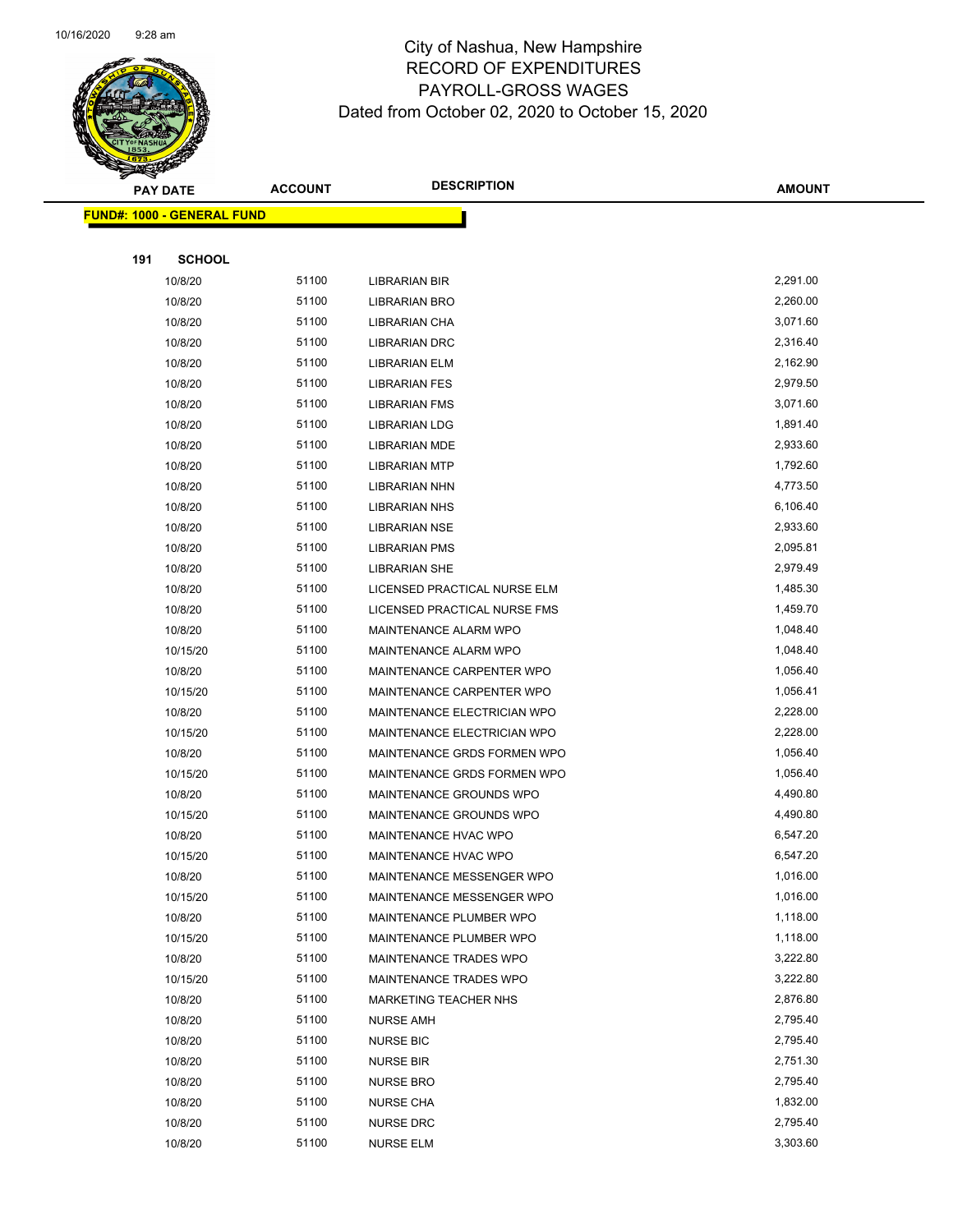City of Nashua, New Hampshire
RECORD OF EXPENDITURES
PAYROLL-GROSS WAGES
Dated from October 02, 2020 to October 15, 2020

| PAY DATE | ACCOUNT | DESCRIPTION | AMOUNT |
|---|---|---|---|

**FUND#: 1000 - GENERAL FUND**

**191 SCHOOL**

| PAY DATE | ACCOUNT | DESCRIPTION | AMOUNT |
|---|---|---|---|
| 10/8/20 | 51100 | LIBRARIAN BIR | 2,291.00 |
| 10/8/20 | 51100 | LIBRARIAN BRO | 2,260.00 |
| 10/8/20 | 51100 | LIBRARIAN CHA | 3,071.60 |
| 10/8/20 | 51100 | LIBRARIAN DRC | 2,316.40 |
| 10/8/20 | 51100 | LIBRARIAN ELM | 2,162.90 |
| 10/8/20 | 51100 | LIBRARIAN FES | 2,979.50 |
| 10/8/20 | 51100 | LIBRARIAN FMS | 3,071.60 |
| 10/8/20 | 51100 | LIBRARIAN LDG | 1,891.40 |
| 10/8/20 | 51100 | LIBRARIAN MDE | 2,933.60 |
| 10/8/20 | 51100 | LIBRARIAN MTP | 1,792.60 |
| 10/8/20 | 51100 | LIBRARIAN NHN | 4,773.50 |
| 10/8/20 | 51100 | LIBRARIAN NHS | 6,106.40 |
| 10/8/20 | 51100 | LIBRARIAN NSE | 2,933.60 |
| 10/8/20 | 51100 | LIBRARIAN PMS | 2,095.81 |
| 10/8/20 | 51100 | LIBRARIAN SHE | 2,979.49 |
| 10/8/20 | 51100 | LICENSED PRACTICAL NURSE ELM | 1,485.30 |
| 10/8/20 | 51100 | LICENSED PRACTICAL NURSE FMS | 1,459.70 |
| 10/8/20 | 51100 | MAINTENANCE ALARM WPO | 1,048.40 |
| 10/15/20 | 51100 | MAINTENANCE ALARM WPO | 1,048.40 |
| 10/8/20 | 51100 | MAINTENANCE CARPENTER WPO | 1,056.40 |
| 10/15/20 | 51100 | MAINTENANCE CARPENTER WPO | 1,056.41 |
| 10/8/20 | 51100 | MAINTENANCE ELECTRICIAN WPO | 2,228.00 |
| 10/15/20 | 51100 | MAINTENANCE ELECTRICIAN WPO | 2,228.00 |
| 10/8/20 | 51100 | MAINTENANCE GRDS FORMEN WPO | 1,056.40 |
| 10/15/20 | 51100 | MAINTENANCE GRDS FORMEN WPO | 1,056.40 |
| 10/8/20 | 51100 | MAINTENANCE GROUNDS WPO | 4,490.80 |
| 10/15/20 | 51100 | MAINTENANCE GROUNDS WPO | 4,490.80 |
| 10/8/20 | 51100 | MAINTENANCE HVAC WPO | 6,547.20 |
| 10/15/20 | 51100 | MAINTENANCE HVAC WPO | 6,547.20 |
| 10/8/20 | 51100 | MAINTENANCE MESSENGER WPO | 1,016.00 |
| 10/15/20 | 51100 | MAINTENANCE MESSENGER WPO | 1,016.00 |
| 10/8/20 | 51100 | MAINTENANCE PLUMBER WPO | 1,118.00 |
| 10/15/20 | 51100 | MAINTENANCE PLUMBER WPO | 1,118.00 |
| 10/8/20 | 51100 | MAINTENANCE TRADES WPO | 3,222.80 |
| 10/15/20 | 51100 | MAINTENANCE TRADES WPO | 3,222.80 |
| 10/8/20 | 51100 | MARKETING TEACHER NHS | 2,876.80 |
| 10/8/20 | 51100 | NURSE AMH | 2,795.40 |
| 10/8/20 | 51100 | NURSE BIC | 2,795.40 |
| 10/8/20 | 51100 | NURSE BIR | 2,751.30 |
| 10/8/20 | 51100 | NURSE BRO | 2,795.40 |
| 10/8/20 | 51100 | NURSE CHA | 1,832.00 |
| 10/8/20 | 51100 | NURSE DRC | 2,795.40 |
| 10/8/20 | 51100 | NURSE ELM | 3,303.60 |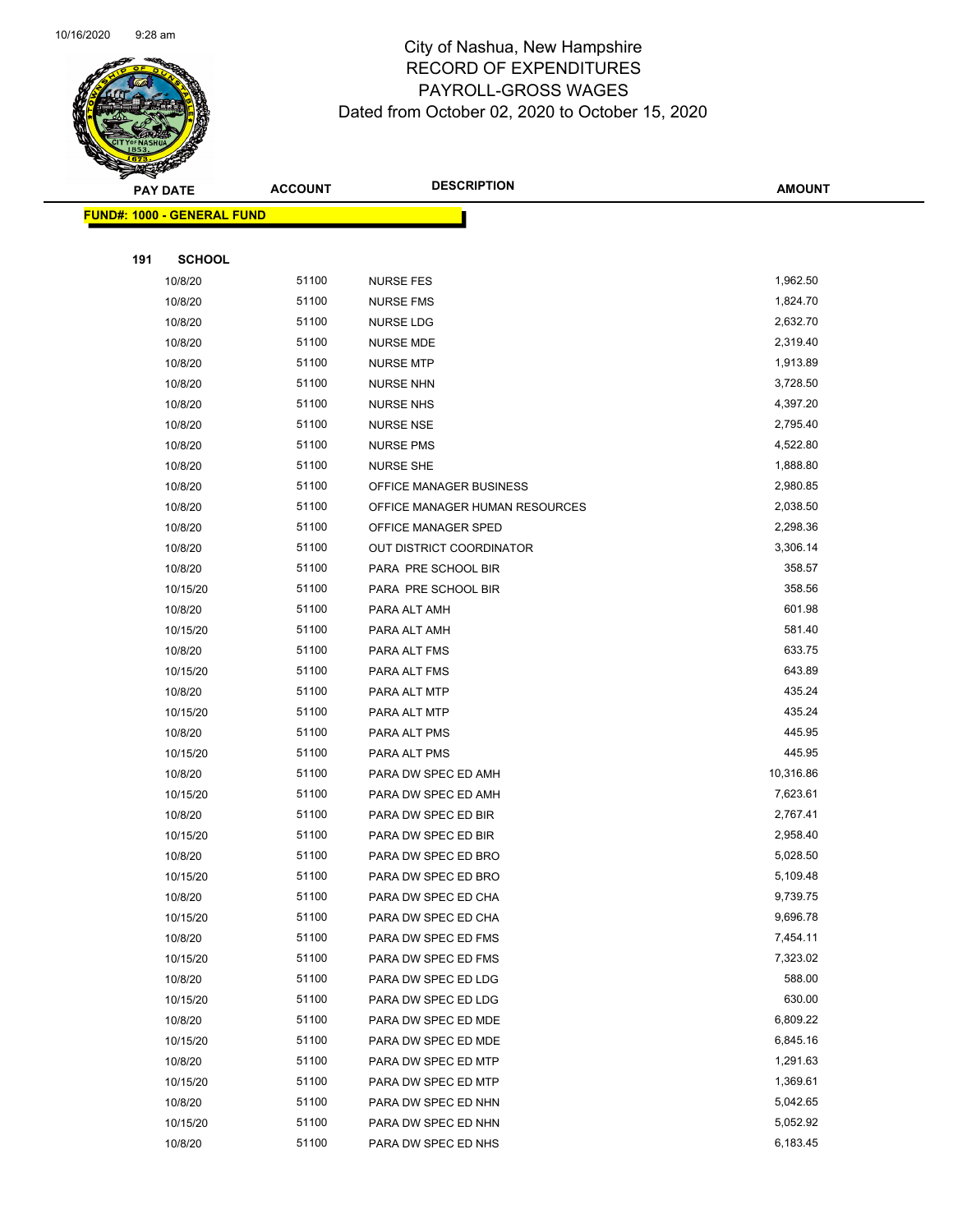# City of Nashua, New Hampshire
## RECORD OF EXPENDITURES
## PAYROLL-GROSS WAGES
## Dated from October 02, 2020 to October 15, 2020

| PAY DATE | ACCOUNT | DESCRIPTION | AMOUNT |
|---|---|---|---|

**FUND#: 1000 - GENERAL FUND**

**191 SCHOOL**

| PAY DATE | ACCOUNT | DESCRIPTION | AMOUNT |
|---|---|---|---|
| 10/8/20 | 51100 | NURSE FES | 1,962.50 |
| 10/8/20 | 51100 | NURSE FMS | 1,824.70 |
| 10/8/20 | 51100 | NURSE LDG | 2,632.70 |
| 10/8/20 | 51100 | NURSE MDE | 2,319.40 |
| 10/8/20 | 51100 | NURSE MTP | 1,913.89 |
| 10/8/20 | 51100 | NURSE NHN | 3,728.50 |
| 10/8/20 | 51100 | NURSE NHS | 4,397.20 |
| 10/8/20 | 51100 | NURSE NSE | 2,795.40 |
| 10/8/20 | 51100 | NURSE PMS | 4,522.80 |
| 10/8/20 | 51100 | NURSE SHE | 1,888.80 |
| 10/8/20 | 51100 | OFFICE MANAGER BUSINESS | 2,980.85 |
| 10/8/20 | 51100 | OFFICE MANAGER HUMAN RESOURCES | 2,038.50 |
| 10/8/20 | 51100 | OFFICE MANAGER SPED | 2,298.36 |
| 10/8/20 | 51100 | OUT DISTRICT COORDINATOR | 3,306.14 |
| 10/8/20 | 51100 | PARA PRE SCHOOL BIR | 358.57 |
| 10/15/20 | 51100 | PARA PRE SCHOOL BIR | 358.56 |
| 10/8/20 | 51100 | PARA ALT AMH | 601.98 |
| 10/15/20 | 51100 | PARA ALT AMH | 581.40 |
| 10/8/20 | 51100 | PARA ALT FMS | 633.75 |
| 10/15/20 | 51100 | PARA ALT FMS | 643.89 |
| 10/8/20 | 51100 | PARA ALT MTP | 435.24 |
| 10/15/20 | 51100 | PARA ALT MTP | 435.24 |
| 10/8/20 | 51100 | PARA ALT PMS | 445.95 |
| 10/15/20 | 51100 | PARA ALT PMS | 445.95 |
| 10/8/20 | 51100 | PARA DW SPEC ED AMH | 10,316.86 |
| 10/15/20 | 51100 | PARA DW SPEC ED AMH | 7,623.61 |
| 10/8/20 | 51100 | PARA DW SPEC ED BIR | 2,767.41 |
| 10/15/20 | 51100 | PARA DW SPEC ED BIR | 2,958.40 |
| 10/8/20 | 51100 | PARA DW SPEC ED BRO | 5,028.50 |
| 10/15/20 | 51100 | PARA DW SPEC ED BRO | 5,109.48 |
| 10/8/20 | 51100 | PARA DW SPEC ED CHA | 9,739.75 |
| 10/15/20 | 51100 | PARA DW SPEC ED CHA | 9,696.78 |
| 10/8/20 | 51100 | PARA DW SPEC ED FMS | 7,454.11 |
| 10/15/20 | 51100 | PARA DW SPEC ED FMS | 7,323.02 |
| 10/8/20 | 51100 | PARA DW SPEC ED LDG | 588.00 |
| 10/15/20 | 51100 | PARA DW SPEC ED LDG | 630.00 |
| 10/8/20 | 51100 | PARA DW SPEC ED MDE | 6,809.22 |
| 10/15/20 | 51100 | PARA DW SPEC ED MDE | 6,845.16 |
| 10/8/20 | 51100 | PARA DW SPEC ED MTP | 1,291.63 |
| 10/15/20 | 51100 | PARA DW SPEC ED MTP | 1,369.61 |
| 10/8/20 | 51100 | PARA DW SPEC ED NHN | 5,042.65 |
| 10/15/20 | 51100 | PARA DW SPEC ED NHN | 5,052.92 |
| 10/8/20 | 51100 | PARA DW SPEC ED NHS | 6,183.45 |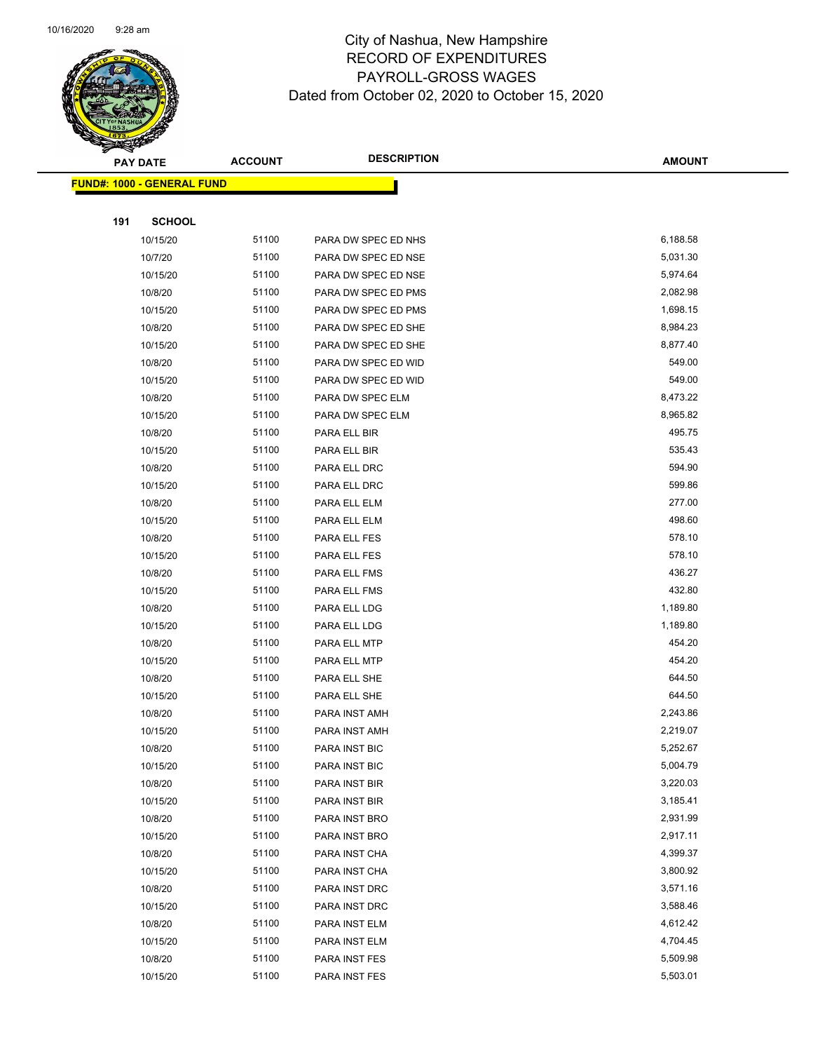# City of Nashua, New Hampshire
## RECORD OF EXPENDITURES
## PAYROLL-GROSS WAGES
### Dated from October 02, 2020 to October 15, 2020

**FUND#: 1000 - GENERAL FUND**

**191 SCHOOL**

| PAY DATE | ACCOUNT | DESCRIPTION | AMOUNT |
|---|---|---|---|
| 10/15/20 | 51100 | PARA DW SPEC ED NHS | 6,188.58 |
| 10/7/20 | 51100 | PARA DW SPEC ED NSE | 5,031.30 |
| 10/15/20 | 51100 | PARA DW SPEC ED NSE | 5,974.64 |
| 10/8/20 | 51100 | PARA DW SPEC ED PMS | 2,082.98 |
| 10/15/20 | 51100 | PARA DW SPEC ED PMS | 1,698.15 |
| 10/8/20 | 51100 | PARA DW SPEC ED SHE | 8,984.23 |
| 10/15/20 | 51100 | PARA DW SPEC ED SHE | 8,877.40 |
| 10/8/20 | 51100 | PARA DW SPEC ED WID | 549.00 |
| 10/15/20 | 51100 | PARA DW SPEC ED WID | 549.00 |
| 10/8/20 | 51100 | PARA DW SPEC ELM | 8,473.22 |
| 10/15/20 | 51100 | PARA DW SPEC ELM | 8,965.82 |
| 10/8/20 | 51100 | PARA ELL BIR | 495.75 |
| 10/15/20 | 51100 | PARA ELL BIR | 535.43 |
| 10/8/20 | 51100 | PARA ELL DRC | 594.90 |
| 10/15/20 | 51100 | PARA ELL DRC | 599.86 |
| 10/8/20 | 51100 | PARA ELL ELM | 277.00 |
| 10/15/20 | 51100 | PARA ELL ELM | 498.60 |
| 10/8/20 | 51100 | PARA ELL FES | 578.10 |
| 10/15/20 | 51100 | PARA ELL FES | 578.10 |
| 10/8/20 | 51100 | PARA ELL FMS | 436.27 |
| 10/15/20 | 51100 | PARA ELL FMS | 432.80 |
| 10/8/20 | 51100 | PARA ELL LDG | 1,189.80 |
| 10/15/20 | 51100 | PARA ELL LDG | 1,189.80 |
| 10/8/20 | 51100 | PARA ELL MTP | 454.20 |
| 10/15/20 | 51100 | PARA ELL MTP | 454.20 |
| 10/8/20 | 51100 | PARA ELL SHE | 644.50 |
| 10/15/20 | 51100 | PARA ELL SHE | 644.50 |
| 10/8/20 | 51100 | PARA INST AMH | 2,243.86 |
| 10/15/20 | 51100 | PARA INST AMH | 2,219.07 |
| 10/8/20 | 51100 | PARA INST BIC | 5,252.67 |
| 10/15/20 | 51100 | PARA INST BIC | 5,004.79 |
| 10/8/20 | 51100 | PARA INST BIR | 3,220.03 |
| 10/15/20 | 51100 | PARA INST BIR | 3,185.41 |
| 10/8/20 | 51100 | PARA INST BRO | 2,931.99 |
| 10/15/20 | 51100 | PARA INST BRO | 2,917.11 |
| 10/8/20 | 51100 | PARA INST CHA | 4,399.37 |
| 10/15/20 | 51100 | PARA INST CHA | 3,800.92 |
| 10/8/20 | 51100 | PARA INST DRC | 3,571.16 |
| 10/15/20 | 51100 | PARA INST DRC | 3,588.46 |
| 10/8/20 | 51100 | PARA INST ELM | 4,612.42 |
| 10/15/20 | 51100 | PARA INST ELM | 4,704.45 |
| 10/8/20 | 51100 | PARA INST FES | 5,509.98 |
| 10/15/20 | 51100 | PARA INST FES | 5,503.01 |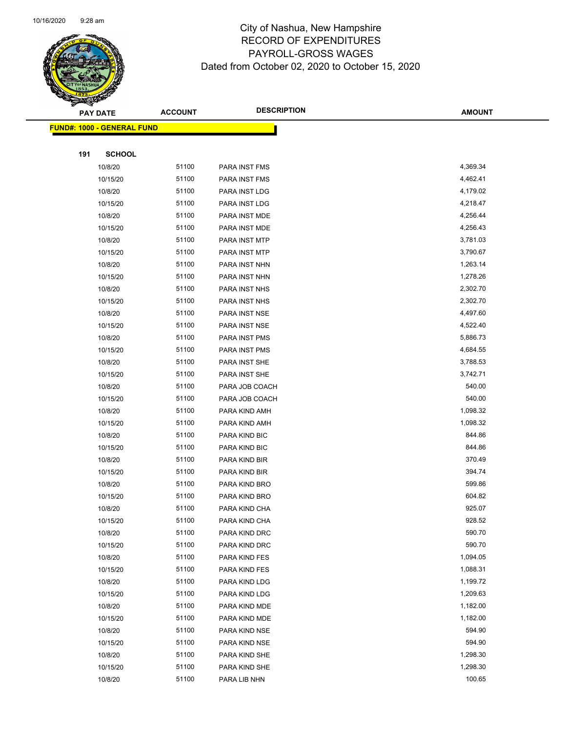# City of Nashua, New Hampshire
## RECORD OF EXPENDITURES
## PAYROLL-GROSS WAGES
Dated from October 02, 2020 to October 15, 2020

| PAY DATE | ACCOUNT | DESCRIPTION | AMOUNT |
|---|---|---|---|
| **FUND#: 1000 - GENERAL FUND** | | | |
| **191 SCHOOL** | | | |
| 10/8/20 | 51100 | PARA INST FMS | 4,369.34 |
| 10/15/20 | 51100 | PARA INST FMS | 4,462.41 |
| 10/8/20 | 51100 | PARA INST LDG | 4,179.02 |
| 10/15/20 | 51100 | PARA INST LDG | 4,218.47 |
| 10/8/20 | 51100 | PARA INST MDE | 4,256.44 |
| 10/15/20 | 51100 | PARA INST MDE | 4,256.43 |
| 10/8/20 | 51100 | PARA INST MTP | 3,781.03 |
| 10/15/20 | 51100 | PARA INST MTP | 3,790.67 |
| 10/8/20 | 51100 | PARA INST NHN | 1,263.14 |
| 10/15/20 | 51100 | PARA INST NHN | 1,278.26 |
| 10/8/20 | 51100 | PARA INST NHS | 2,302.70 |
| 10/15/20 | 51100 | PARA INST NHS | 2,302.70 |
| 10/8/20 | 51100 | PARA INST NSE | 4,497.60 |
| 10/15/20 | 51100 | PARA INST NSE | 4,522.40 |
| 10/8/20 | 51100 | PARA INST PMS | 5,886.73 |
| 10/15/20 | 51100 | PARA INST PMS | 4,684.55 |
| 10/8/20 | 51100 | PARA INST SHE | 3,788.53 |
| 10/15/20 | 51100 | PARA INST SHE | 3,742.71 |
| 10/8/20 | 51100 | PARA JOB COACH | 540.00 |
| 10/15/20 | 51100 | PARA JOB COACH | 540.00 |
| 10/8/20 | 51100 | PARA KIND AMH | 1,098.32 |
| 10/15/20 | 51100 | PARA KIND AMH | 1,098.32 |
| 10/8/20 | 51100 | PARA KIND BIC | 844.86 |
| 10/15/20 | 51100 | PARA KIND BIC | 844.86 |
| 10/8/20 | 51100 | PARA KIND BIR | 370.49 |
| 10/15/20 | 51100 | PARA KIND BIR | 394.74 |
| 10/8/20 | 51100 | PARA KIND BRO | 599.86 |
| 10/15/20 | 51100 | PARA KIND BRO | 604.82 |
| 10/8/20 | 51100 | PARA KIND CHA | 925.07 |
| 10/15/20 | 51100 | PARA KIND CHA | 928.52 |
| 10/8/20 | 51100 | PARA KIND DRC | 590.70 |
| 10/15/20 | 51100 | PARA KIND DRC | 590.70 |
| 10/8/20 | 51100 | PARA KIND FES | 1,094.05 |
| 10/15/20 | 51100 | PARA KIND FES | 1,088.31 |
| 10/8/20 | 51100 | PARA KIND LDG | 1,199.72 |
| 10/15/20 | 51100 | PARA KIND LDG | 1,209.63 |
| 10/8/20 | 51100 | PARA KIND MDE | 1,182.00 |
| 10/15/20 | 51100 | PARA KIND MDE | 1,182.00 |
| 10/8/20 | 51100 | PARA KIND NSE | 594.90 |
| 10/15/20 | 51100 | PARA KIND NSE | 594.90 |
| 10/8/20 | 51100 | PARA KIND SHE | 1,298.30 |
| 10/15/20 | 51100 | PARA KIND SHE | 1,298.30 |
| 10/8/20 | 51100 | PARA LIB NHN | 100.65 |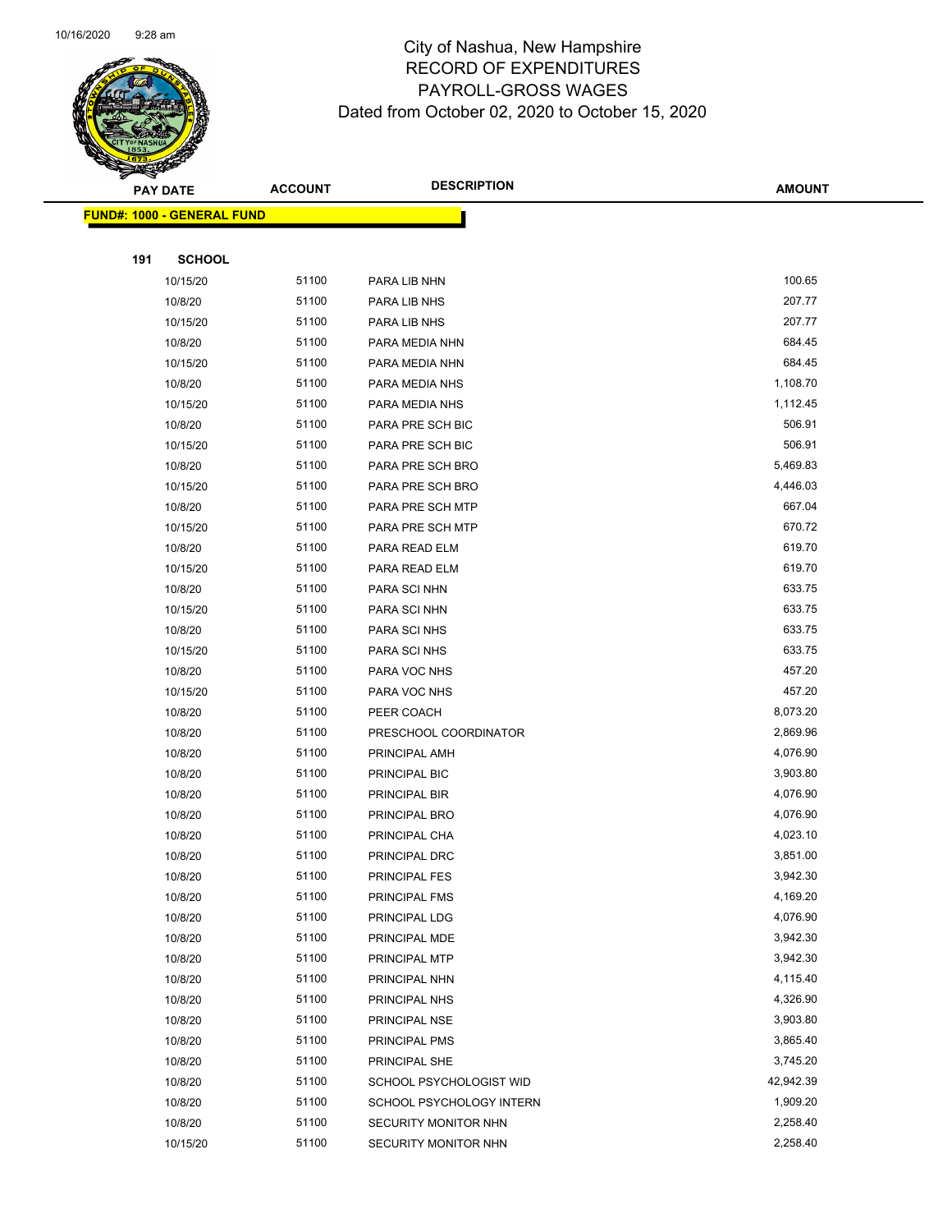# City of Nashua, New Hampshire
## RECORD OF EXPENDITURES
## PAYROLL-GROSS WAGES
### Dated from October 02, 2020 to October 15, 2020

**FUND#: 1000 - GENERAL FUND**

**191 SCHOOL**

| PAY DATE | ACCOUNT | DESCRIPTION | AMOUNT |
|---|---|---|---|
| 10/15/20 | 51100 | PARA LIB NHN | 100.65 |
| 10/8/20 | 51100 | PARA LIB NHS | 207.77 |
| 10/15/20 | 51100 | PARA LIB NHS | 207.77 |
| 10/8/20 | 51100 | PARA MEDIA NHN | 684.45 |
| 10/15/20 | 51100 | PARA MEDIA NHN | 684.45 |
| 10/8/20 | 51100 | PARA MEDIA NHS | 1,108.70 |
| 10/15/20 | 51100 | PARA MEDIA NHS | 1,112.45 |
| 10/8/20 | 51100 | PARA PRE SCH BIC | 506.91 |
| 10/15/20 | 51100 | PARA PRE SCH BIC | 506.91 |
| 10/8/20 | 51100 | PARA PRE SCH BRO | 5,469.83 |
| 10/15/20 | 51100 | PARA PRE SCH BRO | 4,446.03 |
| 10/8/20 | 51100 | PARA PRE SCH MTP | 667.04 |
| 10/15/20 | 51100 | PARA PRE SCH MTP | 670.72 |
| 10/8/20 | 51100 | PARA READ ELM | 619.70 |
| 10/15/20 | 51100 | PARA READ ELM | 619.70 |
| 10/8/20 | 51100 | PARA SCI NHN | 633.75 |
| 10/15/20 | 51100 | PARA SCI NHN | 633.75 |
| 10/8/20 | 51100 | PARA SCI NHS | 633.75 |
| 10/15/20 | 51100 | PARA SCI NHS | 633.75 |
| 10/8/20 | 51100 | PARA VOC NHS | 457.20 |
| 10/15/20 | 51100 | PARA VOC NHS | 457.20 |
| 10/8/20 | 51100 | PEER COACH | 8,073.20 |
| 10/8/20 | 51100 | PRESCHOOL COORDINATOR | 2,869.96 |
| 10/8/20 | 51100 | PRINCIPAL AMH | 4,076.90 |
| 10/8/20 | 51100 | PRINCIPAL BIC | 3,903.80 |
| 10/8/20 | 51100 | PRINCIPAL BIR | 4,076.90 |
| 10/8/20 | 51100 | PRINCIPAL BRO | 4,076.90 |
| 10/8/20 | 51100 | PRINCIPAL CHA | 4,023.10 |
| 10/8/20 | 51100 | PRINCIPAL DRC | 3,851.00 |
| 10/8/20 | 51100 | PRINCIPAL FES | 3,942.30 |
| 10/8/20 | 51100 | PRINCIPAL FMS | 4,169.20 |
| 10/8/20 | 51100 | PRINCIPAL LDG | 4,076.90 |
| 10/8/20 | 51100 | PRINCIPAL MDE | 3,942.30 |
| 10/8/20 | 51100 | PRINCIPAL MTP | 3,942.30 |
| 10/8/20 | 51100 | PRINCIPAL NHN | 4,115.40 |
| 10/8/20 | 51100 | PRINCIPAL NHS | 4,326.90 |
| 10/8/20 | 51100 | PRINCIPAL NSE | 3,903.80 |
| 10/8/20 | 51100 | PRINCIPAL PMS | 3,865.40 |
| 10/8/20 | 51100 | PRINCIPAL SHE | 3,745.20 |
| 10/8/20 | 51100 | SCHOOL PSYCHOLOGIST WID | 42,942.39 |
| 10/8/20 | 51100 | SCHOOL PSYCHOLOGY INTERN | 1,909.20 |
| 10/8/20 | 51100 | SECURITY MONITOR NHN | 2,258.40 |
| 10/15/20 | 51100 | SECURITY MONITOR NHN | 2,258.40 |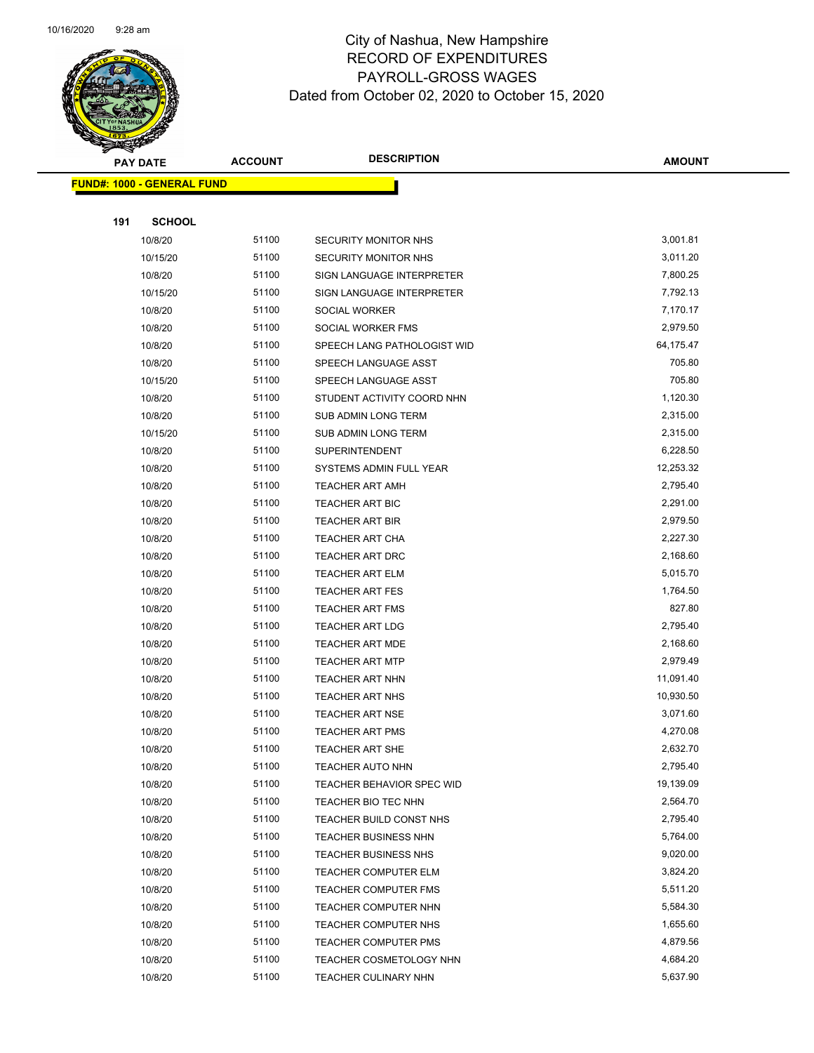# City of Nashua, New Hampshire
## RECORD OF EXPENDITURES
## PAYROLL-GROSS WAGES
### Dated from October 02, 2020 to October 15, 2020

| PAY DATE | ACCOUNT | DESCRIPTION | AMOUNT |
|---|---|---|---|

**FUND#: 1000 - GENERAL FUND**

**191 SCHOOL**

| PAY DATE | ACCOUNT | DESCRIPTION | AMOUNT |
|---|---|---|---|
| 10/8/20 | 51100 | SECURITY MONITOR NHS | 3,001.81 |
| 10/15/20 | 51100 | SECURITY MONITOR NHS | 3,011.20 |
| 10/8/20 | 51100 | SIGN LANGUAGE INTERPRETER | 7,800.25 |
| 10/15/20 | 51100 | SIGN LANGUAGE INTERPRETER | 7,792.13 |
| 10/8/20 | 51100 | SOCIAL WORKER | 7,170.17 |
| 10/8/20 | 51100 | SOCIAL WORKER FMS | 2,979.50 |
| 10/8/20 | 51100 | SPEECH LANG PATHOLOGIST WID | 64,175.47 |
| 10/8/20 | 51100 | SPEECH LANGUAGE ASST | 705.80 |
| 10/15/20 | 51100 | SPEECH LANGUAGE ASST | 705.80 |
| 10/8/20 | 51100 | STUDENT ACTIVITY COORD NHN | 1,120.30 |
| 10/8/20 | 51100 | SUB ADMIN LONG TERM | 2,315.00 |
| 10/15/20 | 51100 | SUB ADMIN LONG TERM | 2,315.00 |
| 10/8/20 | 51100 | SUPERINTENDENT | 6,228.50 |
| 10/8/20 | 51100 | SYSTEMS ADMIN FULL YEAR | 12,253.32 |
| 10/8/20 | 51100 | TEACHER ART AMH | 2,795.40 |
| 10/8/20 | 51100 | TEACHER ART BIC | 2,291.00 |
| 10/8/20 | 51100 | TEACHER ART BIR | 2,979.50 |
| 10/8/20 | 51100 | TEACHER ART CHA | 2,227.30 |
| 10/8/20 | 51100 | TEACHER ART DRC | 2,168.60 |
| 10/8/20 | 51100 | TEACHER ART ELM | 5,015.70 |
| 10/8/20 | 51100 | TEACHER ART FES | 1,764.50 |
| 10/8/20 | 51100 | TEACHER ART FMS | 827.80 |
| 10/8/20 | 51100 | TEACHER ART LDG | 2,795.40 |
| 10/8/20 | 51100 | TEACHER ART MDE | 2,168.60 |
| 10/8/20 | 51100 | TEACHER ART MTP | 2,979.49 |
| 10/8/20 | 51100 | TEACHER ART NHN | 11,091.40 |
| 10/8/20 | 51100 | TEACHER ART NHS | 10,930.50 |
| 10/8/20 | 51100 | TEACHER ART NSE | 3,071.60 |
| 10/8/20 | 51100 | TEACHER ART PMS | 4,270.08 |
| 10/8/20 | 51100 | TEACHER ART SHE | 2,632.70 |
| 10/8/20 | 51100 | TEACHER AUTO NHN | 2,795.40 |
| 10/8/20 | 51100 | TEACHER BEHAVIOR SPEC WID | 19,139.09 |
| 10/8/20 | 51100 | TEACHER BIO TEC NHN | 2,564.70 |
| 10/8/20 | 51100 | TEACHER BUILD CONST NHS | 2,795.40 |
| 10/8/20 | 51100 | TEACHER BUSINESS NHN | 5,764.00 |
| 10/8/20 | 51100 | TEACHER BUSINESS NHS | 9,020.00 |
| 10/8/20 | 51100 | TEACHER COMPUTER ELM | 3,824.20 |
| 10/8/20 | 51100 | TEACHER COMPUTER FMS | 5,511.20 |
| 10/8/20 | 51100 | TEACHER COMPUTER NHN | 5,584.30 |
| 10/8/20 | 51100 | TEACHER COMPUTER NHS | 1,655.60 |
| 10/8/20 | 51100 | TEACHER COMPUTER PMS | 4,879.56 |
| 10/8/20 | 51100 | TEACHER COSMETOLOGY NHN | 4,684.20 |
| 10/8/20 | 51100 | TEACHER CULINARY NHN | 5,637.90 |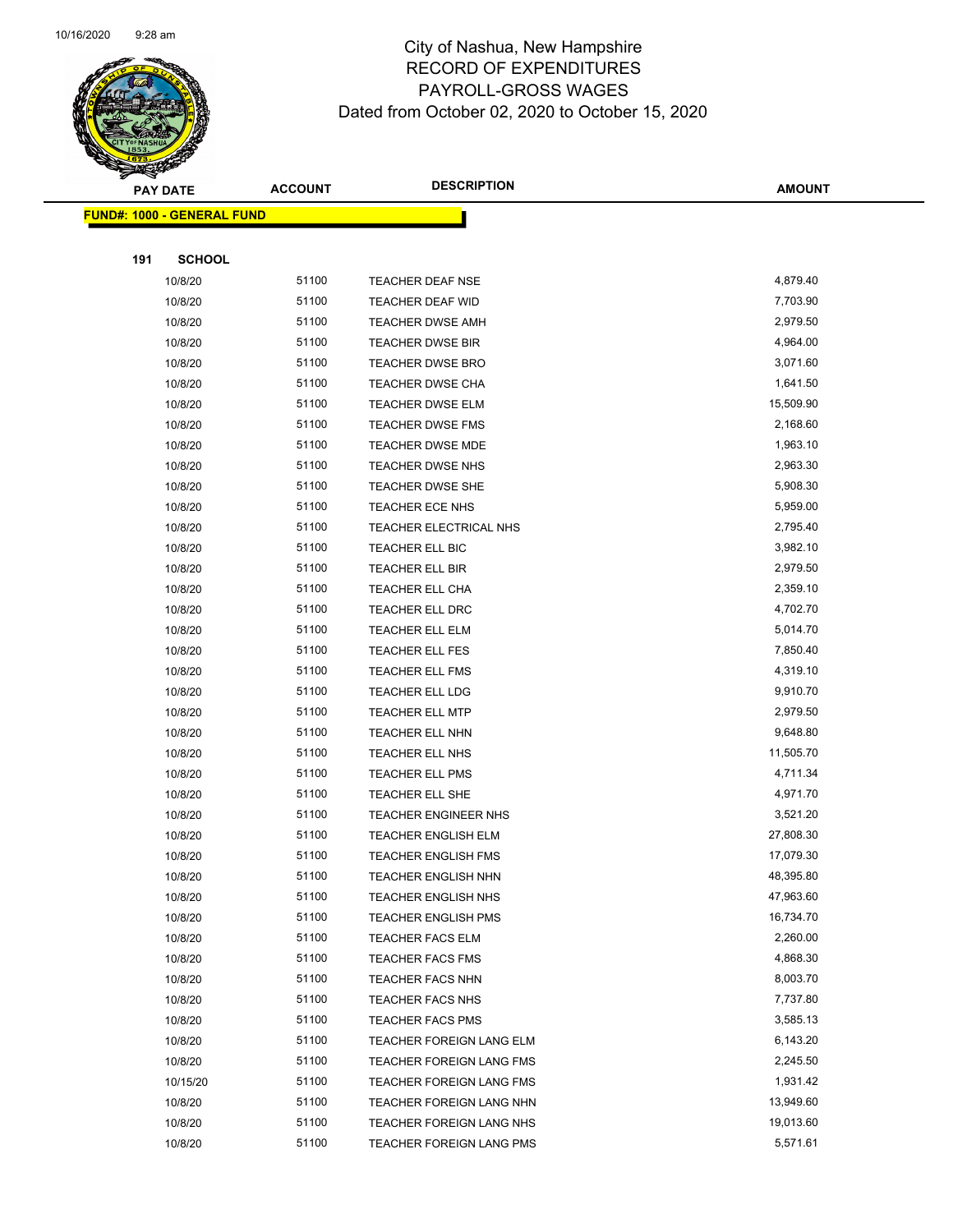# City of Nashua, New Hampshire
## RECORD OF EXPENDITURES
## PAYROLL-GROSS WAGES
Dated from October 02, 2020 to October 15, 2020

| PAY DATE | ACCOUNT | DESCRIPTION | AMOUNT |
|---|---|---|---|
| **FUND#: 1000 - GENERAL FUND** | | | |
| **191 SCHOOL** | | | |
| 10/8/20 | 51100 | TEACHER DEAF NSE | 4,879.40 |
| 10/8/20 | 51100 | TEACHER DEAF WID | 7,703.90 |
| 10/8/20 | 51100 | TEACHER DWSE AMH | 2,979.50 |
| 10/8/20 | 51100 | TEACHER DWSE BIR | 4,964.00 |
| 10/8/20 | 51100 | TEACHER DWSE BRO | 3,071.60 |
| 10/8/20 | 51100 | TEACHER DWSE CHA | 1,641.50 |
| 10/8/20 | 51100 | TEACHER DWSE ELM | 15,509.90 |
| 10/8/20 | 51100 | TEACHER DWSE FMS | 2,168.60 |
| 10/8/20 | 51100 | TEACHER DWSE MDE | 1,963.10 |
| 10/8/20 | 51100 | TEACHER DWSE NHS | 2,963.30 |
| 10/8/20 | 51100 | TEACHER DWSE SHE | 5,908.30 |
| 10/8/20 | 51100 | TEACHER ECE NHS | 5,959.00 |
| 10/8/20 | 51100 | TEACHER ELECTRICAL NHS | 2,795.40 |
| 10/8/20 | 51100 | TEACHER ELL BIC | 3,982.10 |
| 10/8/20 | 51100 | TEACHER ELL BIR | 2,979.50 |
| 10/8/20 | 51100 | TEACHER ELL CHA | 2,359.10 |
| 10/8/20 | 51100 | TEACHER ELL DRC | 4,702.70 |
| 10/8/20 | 51100 | TEACHER ELL ELM | 5,014.70 |
| 10/8/20 | 51100 | TEACHER ELL FES | 7,850.40 |
| 10/8/20 | 51100 | TEACHER ELL FMS | 4,319.10 |
| 10/8/20 | 51100 | TEACHER ELL LDG | 9,910.70 |
| 10/8/20 | 51100 | TEACHER ELL MTP | 2,979.50 |
| 10/8/20 | 51100 | TEACHER ELL NHN | 9,648.80 |
| 10/8/20 | 51100 | TEACHER ELL NHS | 11,505.70 |
| 10/8/20 | 51100 | TEACHER ELL PMS | 4,711.34 |
| 10/8/20 | 51100 | TEACHER ELL SHE | 4,971.70 |
| 10/8/20 | 51100 | TEACHER ENGINEER NHS | 3,521.20 |
| 10/8/20 | 51100 | TEACHER ENGLISH ELM | 27,808.30 |
| 10/8/20 | 51100 | TEACHER ENGLISH FMS | 17,079.30 |
| 10/8/20 | 51100 | TEACHER ENGLISH NHN | 48,395.80 |
| 10/8/20 | 51100 | TEACHER ENGLISH NHS | 47,963.60 |
| 10/8/20 | 51100 | TEACHER ENGLISH PMS | 16,734.70 |
| 10/8/20 | 51100 | TEACHER FACS ELM | 2,260.00 |
| 10/8/20 | 51100 | TEACHER FACS FMS | 4,868.30 |
| 10/8/20 | 51100 | TEACHER FACS NHN | 8,003.70 |
| 10/8/20 | 51100 | TEACHER FACS NHS | 7,737.80 |
| 10/8/20 | 51100 | TEACHER FACS PMS | 3,585.13 |
| 10/8/20 | 51100 | TEACHER FOREIGN LANG ELM | 6,143.20 |
| 10/8/20 | 51100 | TEACHER FOREIGN LANG FMS | 2,245.50 |
| 10/15/20 | 51100 | TEACHER FOREIGN LANG FMS | 1,931.42 |
| 10/8/20 | 51100 | TEACHER FOREIGN LANG NHN | 13,949.60 |
| 10/8/20 | 51100 | TEACHER FOREIGN LANG NHS | 19,013.60 |
| 10/8/20 | 51100 | TEACHER FOREIGN LANG PMS | 5,571.61 |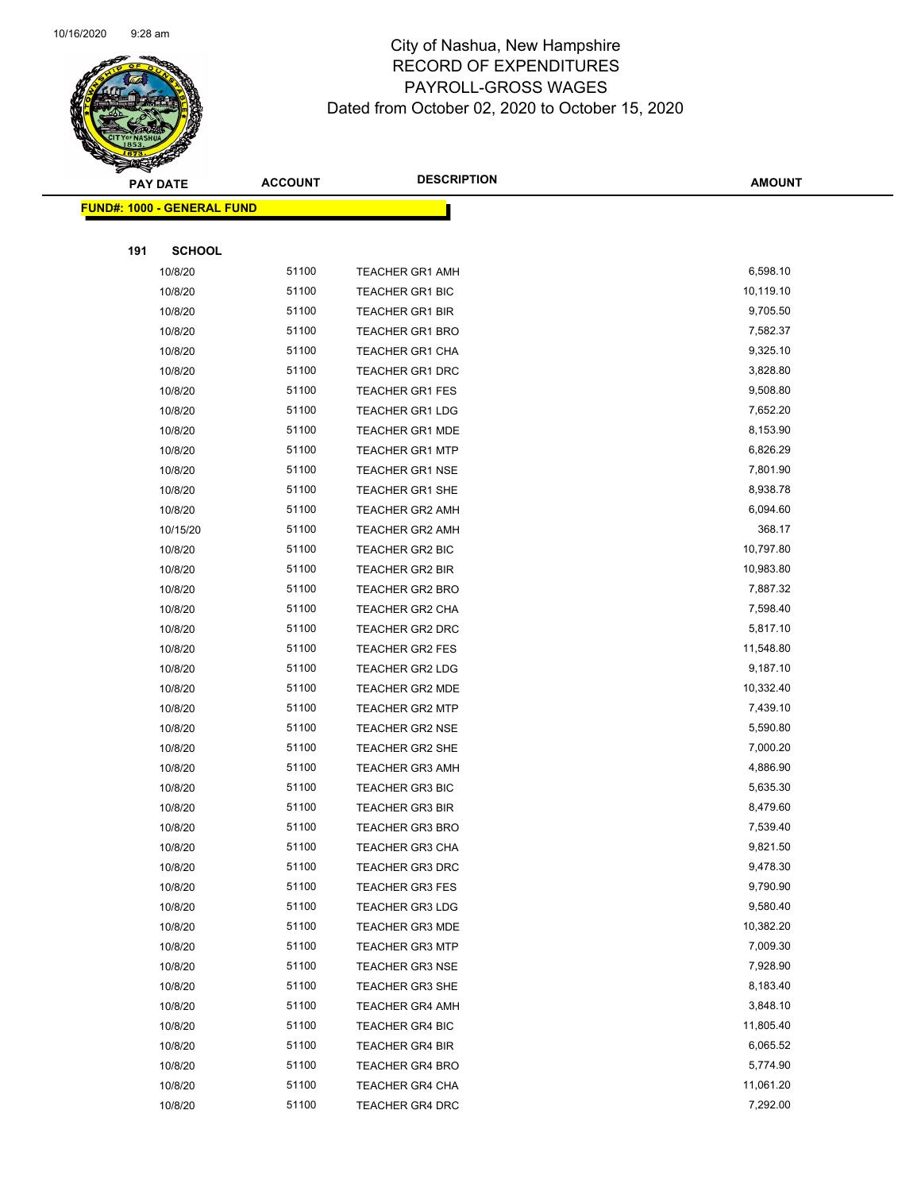# City of Nashua, New Hampshire
# RECORD OF EXPENDITURES
# PAYROLL-GROSS WAGES
# Dated from October 02, 2020 to October 15, 2020

| PAY DATE | ACCOUNT | DESCRIPTION | AMOUNT |
|---|---|---|---|
| **FUND#: 1000 - GENERAL FUND** | | | |
| **191 SCHOOL** | | | |
| 10/8/20 | 51100 | TEACHER GR1 AMH | 6,598.10 |
| 10/8/20 | 51100 | TEACHER GR1 BIC | 10,119.10 |
| 10/8/20 | 51100 | TEACHER GR1 BIR | 9,705.50 |
| 10/8/20 | 51100 | TEACHER GR1 BRO | 7,582.37 |
| 10/8/20 | 51100 | TEACHER GR1 CHA | 9,325.10 |
| 10/8/20 | 51100 | TEACHER GR1 DRC | 3,828.80 |
| 10/8/20 | 51100 | TEACHER GR1 FES | 9,508.80 |
| 10/8/20 | 51100 | TEACHER GR1 LDG | 7,652.20 |
| 10/8/20 | 51100 | TEACHER GR1 MDE | 8,153.90 |
| 10/8/20 | 51100 | TEACHER GR1 MTP | 6,826.29 |
| 10/8/20 | 51100 | TEACHER GR1 NSE | 7,801.90 |
| 10/8/20 | 51100 | TEACHER GR1 SHE | 8,938.78 |
| 10/8/20 | 51100 | TEACHER GR2 AMH | 6,094.60 |
| 10/15/20 | 51100 | TEACHER GR2 AMH | 368.17 |
| 10/8/20 | 51100 | TEACHER GR2 BIC | 10,797.80 |
| 10/8/20 | 51100 | TEACHER GR2 BIR | 10,983.80 |
| 10/8/20 | 51100 | TEACHER GR2 BRO | 7,887.32 |
| 10/8/20 | 51100 | TEACHER GR2 CHA | 7,598.40 |
| 10/8/20 | 51100 | TEACHER GR2 DRC | 5,817.10 |
| 10/8/20 | 51100 | TEACHER GR2 FES | 11,548.80 |
| 10/8/20 | 51100 | TEACHER GR2 LDG | 9,187.10 |
| 10/8/20 | 51100 | TEACHER GR2 MDE | 10,332.40 |
| 10/8/20 | 51100 | TEACHER GR2 MTP | 7,439.10 |
| 10/8/20 | 51100 | TEACHER GR2 NSE | 5,590.80 |
| 10/8/20 | 51100 | TEACHER GR2 SHE | 7,000.20 |
| 10/8/20 | 51100 | TEACHER GR3 AMH | 4,886.90 |
| 10/8/20 | 51100 | TEACHER GR3 BIC | 5,635.30 |
| 10/8/20 | 51100 | TEACHER GR3 BIR | 8,479.60 |
| 10/8/20 | 51100 | TEACHER GR3 BRO | 7,539.40 |
| 10/8/20 | 51100 | TEACHER GR3 CHA | 9,821.50 |
| 10/8/20 | 51100 | TEACHER GR3 DRC | 9,478.30 |
| 10/8/20 | 51100 | TEACHER GR3 FES | 9,790.90 |
| 10/8/20 | 51100 | TEACHER GR3 LDG | 9,580.40 |
| 10/8/20 | 51100 | TEACHER GR3 MDE | 10,382.20 |
| 10/8/20 | 51100 | TEACHER GR3 MTP | 7,009.30 |
| 10/8/20 | 51100 | TEACHER GR3 NSE | 7,928.90 |
| 10/8/20 | 51100 | TEACHER GR3 SHE | 8,183.40 |
| 10/8/20 | 51100 | TEACHER GR4 AMH | 3,848.10 |
| 10/8/20 | 51100 | TEACHER GR4 BIC | 11,805.40 |
| 10/8/20 | 51100 | TEACHER GR4 BIR | 6,065.52 |
| 10/8/20 | 51100 | TEACHER GR4 BRO | 5,774.90 |
| 10/8/20 | 51100 | TEACHER GR4 CHA | 11,061.20 |
| 10/8/20 | 51100 | TEACHER GR4 DRC | 7,292.00 |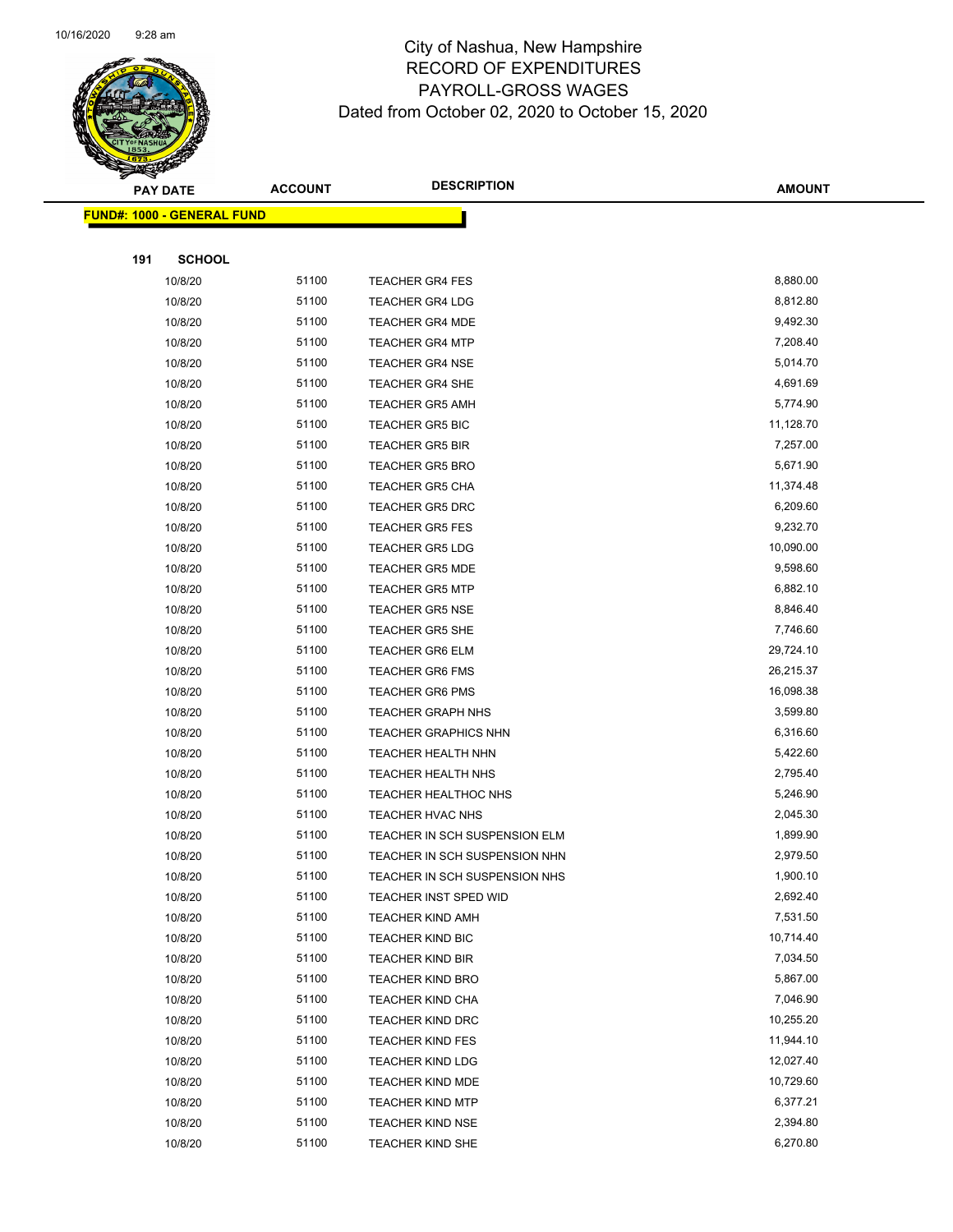City of Nashua, New Hampshire
RECORD OF EXPENDITURES
PAYROLL-GROSS WAGES
Dated from October 02, 2020 to October 15, 2020

| PAY DATE | ACCOUNT | DESCRIPTION | AMOUNT |
|---|---|---|---|
| **FUND#: 1000 - GENERAL FUND** | | | |
| **191 SCHOOL** | | | |
| 10/8/20 | 51100 | TEACHER GR4 FES | 8,880.00 |
| 10/8/20 | 51100 | TEACHER GR4 LDG | 8,812.80 |
| 10/8/20 | 51100 | TEACHER GR4 MDE | 9,492.30 |
| 10/8/20 | 51100 | TEACHER GR4 MTP | 7,208.40 |
| 10/8/20 | 51100 | TEACHER GR4 NSE | 5,014.70 |
| 10/8/20 | 51100 | TEACHER GR4 SHE | 4,691.69 |
| 10/8/20 | 51100 | TEACHER GR5 AMH | 5,774.90 |
| 10/8/20 | 51100 | TEACHER GR5 BIC | 11,128.70 |
| 10/8/20 | 51100 | TEACHER GR5 BIR | 7,257.00 |
| 10/8/20 | 51100 | TEACHER GR5 BRO | 5,671.90 |
| 10/8/20 | 51100 | TEACHER GR5 CHA | 11,374.48 |
| 10/8/20 | 51100 | TEACHER GR5 DRC | 6,209.60 |
| 10/8/20 | 51100 | TEACHER GR5 FES | 9,232.70 |
| 10/8/20 | 51100 | TEACHER GR5 LDG | 10,090.00 |
| 10/8/20 | 51100 | TEACHER GR5 MDE | 9,598.60 |
| 10/8/20 | 51100 | TEACHER GR5 MTP | 6,882.10 |
| 10/8/20 | 51100 | TEACHER GR5 NSE | 8,846.40 |
| 10/8/20 | 51100 | TEACHER GR5 SHE | 7,746.60 |
| 10/8/20 | 51100 | TEACHER GR6 ELM | 29,724.10 |
| 10/8/20 | 51100 | TEACHER GR6 FMS | 26,215.37 |
| 10/8/20 | 51100 | TEACHER GR6 PMS | 16,098.38 |
| 10/8/20 | 51100 | TEACHER GRAPH NHS | 3,599.80 |
| 10/8/20 | 51100 | TEACHER GRAPHICS NHN | 6,316.60 |
| 10/8/20 | 51100 | TEACHER HEALTH NHN | 5,422.60 |
| 10/8/20 | 51100 | TEACHER HEALTH NHS | 2,795.40 |
| 10/8/20 | 51100 | TEACHER HEALTHOC NHS | 5,246.90 |
| 10/8/20 | 51100 | TEACHER HVAC NHS | 2,045.30 |
| 10/8/20 | 51100 | TEACHER IN SCH SUSPENSION ELM | 1,899.90 |
| 10/8/20 | 51100 | TEACHER IN SCH SUSPENSION NHN | 2,979.50 |
| 10/8/20 | 51100 | TEACHER IN SCH SUSPENSION NHS | 1,900.10 |
| 10/8/20 | 51100 | TEACHER INST SPED WID | 2,692.40 |
| 10/8/20 | 51100 | TEACHER KIND AMH | 7,531.50 |
| 10/8/20 | 51100 | TEACHER KIND BIC | 10,714.40 |
| 10/8/20 | 51100 | TEACHER KIND BIR | 7,034.50 |
| 10/8/20 | 51100 | TEACHER KIND BRO | 5,867.00 |
| 10/8/20 | 51100 | TEACHER KIND CHA | 7,046.90 |
| 10/8/20 | 51100 | TEACHER KIND DRC | 10,255.20 |
| 10/8/20 | 51100 | TEACHER KIND FES | 11,944.10 |
| 10/8/20 | 51100 | TEACHER KIND LDG | 12,027.40 |
| 10/8/20 | 51100 | TEACHER KIND MDE | 10,729.60 |
| 10/8/20 | 51100 | TEACHER KIND MTP | 6,377.21 |
| 10/8/20 | 51100 | TEACHER KIND NSE | 2,394.80 |
| 10/8/20 | 51100 | TEACHER KIND SHE | 6,270.80 |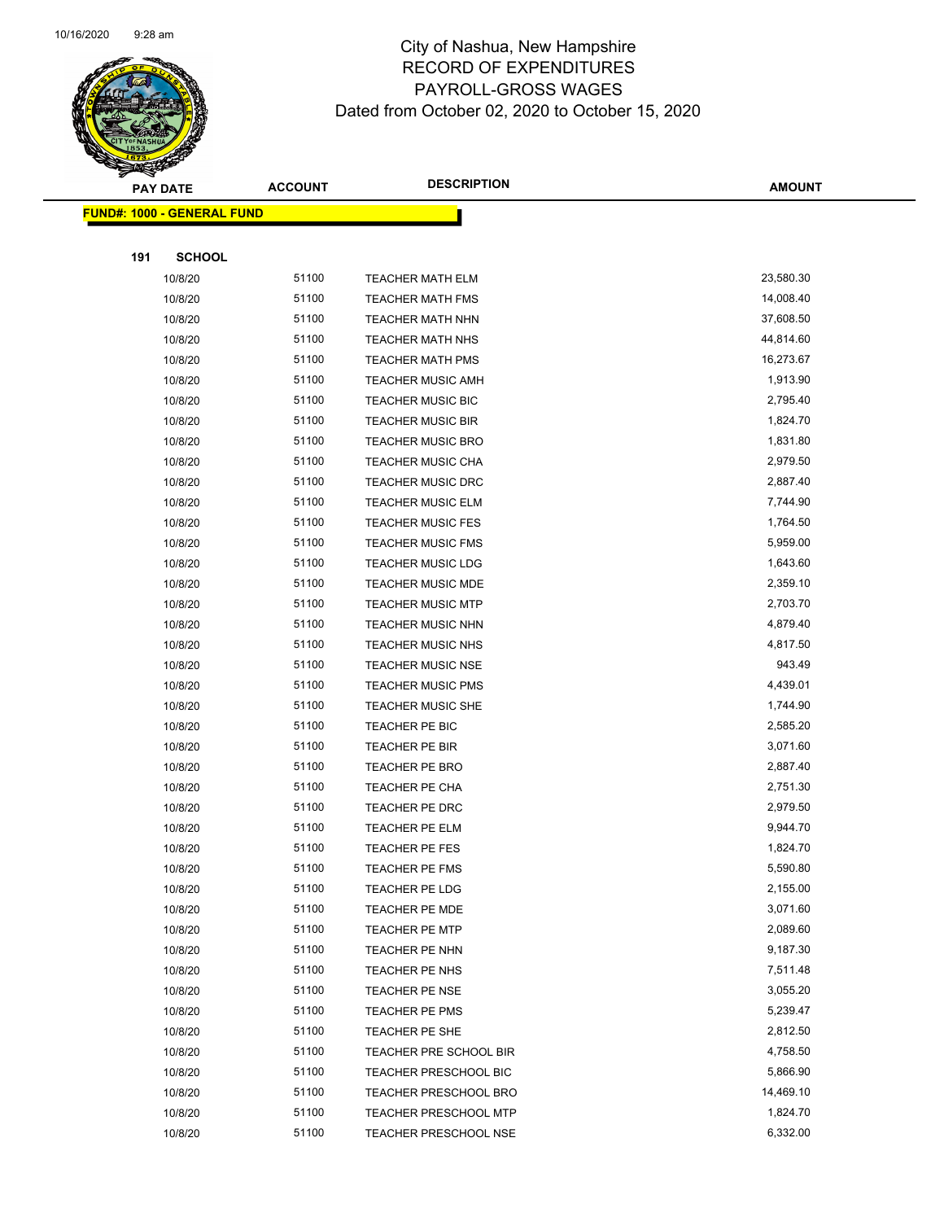# City of Nashua, New Hampshire
## RECORD OF EXPENDITURES
## PAYROLL-GROSS WAGES
### Dated from October 02, 2020 to October 15, 2020

| PAY DATE | ACCOUNT | DESCRIPTION | AMOUNT |
|---|---|---|---|

**FUND#: 1000 - GENERAL FUND**

**191 SCHOOL**

| PAY DATE | ACCOUNT | DESCRIPTION | AMOUNT |
|---|---|---|---|
| 10/8/20 | 51100 | TEACHER MATH ELM | 23,580.30 |
| 10/8/20 | 51100 | TEACHER MATH FMS | 14,008.40 |
| 10/8/20 | 51100 | TEACHER MATH NHN | 37,608.50 |
| 10/8/20 | 51100 | TEACHER MATH NHS | 44,814.60 |
| 10/8/20 | 51100 | TEACHER MATH PMS | 16,273.67 |
| 10/8/20 | 51100 | TEACHER MUSIC AMH | 1,913.90 |
| 10/8/20 | 51100 | TEACHER MUSIC BIC | 2,795.40 |
| 10/8/20 | 51100 | TEACHER MUSIC BIR | 1,824.70 |
| 10/8/20 | 51100 | TEACHER MUSIC BRO | 1,831.80 |
| 10/8/20 | 51100 | TEACHER MUSIC CHA | 2,979.50 |
| 10/8/20 | 51100 | TEACHER MUSIC DRC | 2,887.40 |
| 10/8/20 | 51100 | TEACHER MUSIC ELM | 7,744.90 |
| 10/8/20 | 51100 | TEACHER MUSIC FES | 1,764.50 |
| 10/8/20 | 51100 | TEACHER MUSIC FMS | 5,959.00 |
| 10/8/20 | 51100 | TEACHER MUSIC LDG | 1,643.60 |
| 10/8/20 | 51100 | TEACHER MUSIC MDE | 2,359.10 |
| 10/8/20 | 51100 | TEACHER MUSIC MTP | 2,703.70 |
| 10/8/20 | 51100 | TEACHER MUSIC NHN | 4,879.40 |
| 10/8/20 | 51100 | TEACHER MUSIC NHS | 4,817.50 |
| 10/8/20 | 51100 | TEACHER MUSIC NSE | 943.49 |
| 10/8/20 | 51100 | TEACHER MUSIC PMS | 4,439.01 |
| 10/8/20 | 51100 | TEACHER MUSIC SHE | 1,744.90 |
| 10/8/20 | 51100 | TEACHER PE BIC | 2,585.20 |
| 10/8/20 | 51100 | TEACHER PE BIR | 3,071.60 |
| 10/8/20 | 51100 | TEACHER PE BRO | 2,887.40 |
| 10/8/20 | 51100 | TEACHER PE CHA | 2,751.30 |
| 10/8/20 | 51100 | TEACHER PE DRC | 2,979.50 |
| 10/8/20 | 51100 | TEACHER PE ELM | 9,944.70 |
| 10/8/20 | 51100 | TEACHER PE FES | 1,824.70 |
| 10/8/20 | 51100 | TEACHER PE FMS | 5,590.80 |
| 10/8/20 | 51100 | TEACHER PE LDG | 2,155.00 |
| 10/8/20 | 51100 | TEACHER PE MDE | 3,071.60 |
| 10/8/20 | 51100 | TEACHER PE MTP | 2,089.60 |
| 10/8/20 | 51100 | TEACHER PE NHN | 9,187.30 |
| 10/8/20 | 51100 | TEACHER PE NHS | 7,511.48 |
| 10/8/20 | 51100 | TEACHER PE NSE | 3,055.20 |
| 10/8/20 | 51100 | TEACHER PE PMS | 5,239.47 |
| 10/8/20 | 51100 | TEACHER PE SHE | 2,812.50 |
| 10/8/20 | 51100 | TEACHER PRE SCHOOL BIR | 4,758.50 |
| 10/8/20 | 51100 | TEACHER PRESCHOOL BIC | 5,866.90 |
| 10/8/20 | 51100 | TEACHER PRESCHOOL BRO | 14,469.10 |
| 10/8/20 | 51100 | TEACHER PRESCHOOL MTP | 1,824.70 |
| 10/8/20 | 51100 | TEACHER PRESCHOOL NSE | 6,332.00 |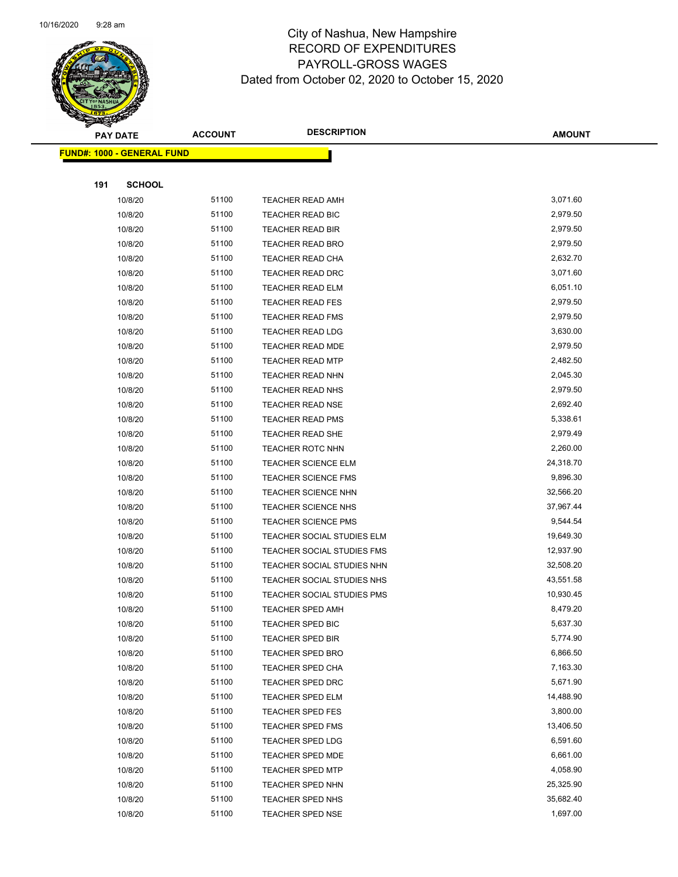# City of Nashua, New Hampshire
## RECORD OF EXPENDITURES
## PAYROLL-GROSS WAGES
### Dated from October 02, 2020 to October 15, 2020

**FUND#: 1000 - GENERAL FUND**

**191 SCHOOL**

| PAY DATE | ACCOUNT | DESCRIPTION | AMOUNT |
|---|---|---|---|
| 10/8/20 | 51100 | TEACHER READ AMH | 3,071.60 |
| 10/8/20 | 51100 | TEACHER READ BIC | 2,979.50 |
| 10/8/20 | 51100 | TEACHER READ BIR | 2,979.50 |
| 10/8/20 | 51100 | TEACHER READ BRO | 2,979.50 |
| 10/8/20 | 51100 | TEACHER READ CHA | 2,632.70 |
| 10/8/20 | 51100 | TEACHER READ DRC | 3,071.60 |
| 10/8/20 | 51100 | TEACHER READ ELM | 6,051.10 |
| 10/8/20 | 51100 | TEACHER READ FES | 2,979.50 |
| 10/8/20 | 51100 | TEACHER READ FMS | 2,979.50 |
| 10/8/20 | 51100 | TEACHER READ LDG | 3,630.00 |
| 10/8/20 | 51100 | TEACHER READ MDE | 2,979.50 |
| 10/8/20 | 51100 | TEACHER READ MTP | 2,482.50 |
| 10/8/20 | 51100 | TEACHER READ NHN | 2,045.30 |
| 10/8/20 | 51100 | TEACHER READ NHS | 2,979.50 |
| 10/8/20 | 51100 | TEACHER READ NSE | 2,692.40 |
| 10/8/20 | 51100 | TEACHER READ PMS | 5,338.61 |
| 10/8/20 | 51100 | TEACHER READ SHE | 2,979.49 |
| 10/8/20 | 51100 | TEACHER ROTC NHN | 2,260.00 |
| 10/8/20 | 51100 | TEACHER SCIENCE ELM | 24,318.70 |
| 10/8/20 | 51100 | TEACHER SCIENCE FMS | 9,896.30 |
| 10/8/20 | 51100 | TEACHER SCIENCE NHN | 32,566.20 |
| 10/8/20 | 51100 | TEACHER SCIENCE NHS | 37,967.44 |
| 10/8/20 | 51100 | TEACHER SCIENCE PMS | 9,544.54 |
| 10/8/20 | 51100 | TEACHER SOCIAL STUDIES ELM | 19,649.30 |
| 10/8/20 | 51100 | TEACHER SOCIAL STUDIES FMS | 12,937.90 |
| 10/8/20 | 51100 | TEACHER SOCIAL STUDIES NHN | 32,508.20 |
| 10/8/20 | 51100 | TEACHER SOCIAL STUDIES NHS | 43,551.58 |
| 10/8/20 | 51100 | TEACHER SOCIAL STUDIES PMS | 10,930.45 |
| 10/8/20 | 51100 | TEACHER SPED AMH | 8,479.20 |
| 10/8/20 | 51100 | TEACHER SPED BIC | 5,637.30 |
| 10/8/20 | 51100 | TEACHER SPED BIR | 5,774.90 |
| 10/8/20 | 51100 | TEACHER SPED BRO | 6,866.50 |
| 10/8/20 | 51100 | TEACHER SPED CHA | 7,163.30 |
| 10/8/20 | 51100 | TEACHER SPED DRC | 5,671.90 |
| 10/8/20 | 51100 | TEACHER SPED ELM | 14,488.90 |
| 10/8/20 | 51100 | TEACHER SPED FES | 3,800.00 |
| 10/8/20 | 51100 | TEACHER SPED FMS | 13,406.50 |
| 10/8/20 | 51100 | TEACHER SPED LDG | 6,591.60 |
| 10/8/20 | 51100 | TEACHER SPED MDE | 6,661.00 |
| 10/8/20 | 51100 | TEACHER SPED MTP | 4,058.90 |
| 10/8/20 | 51100 | TEACHER SPED NHN | 25,325.90 |
| 10/8/20 | 51100 | TEACHER SPED NHS | 35,682.40 |
| 10/8/20 | 51100 | TEACHER SPED NSE | 1,697.00 |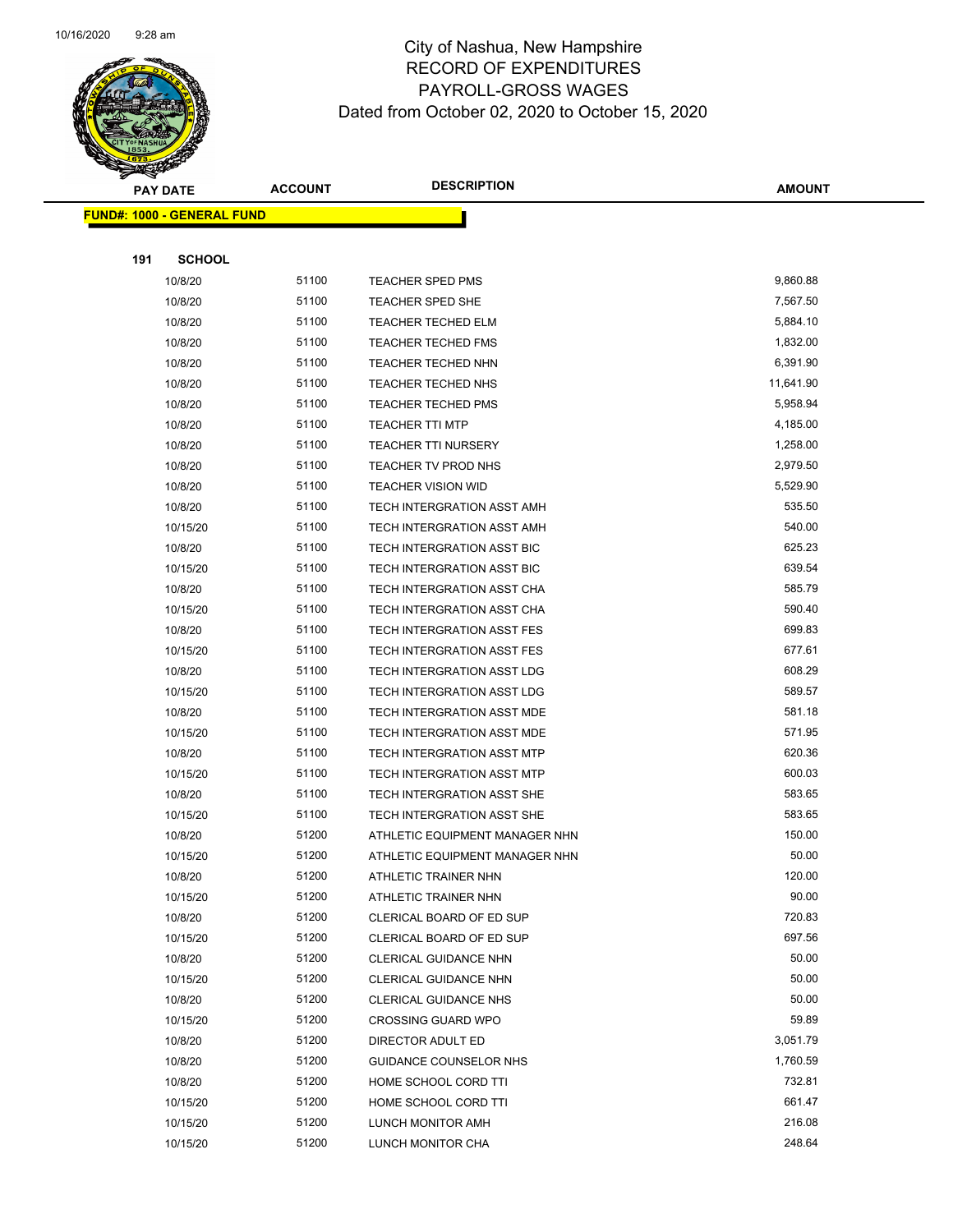# City of Nashua, New Hampshire
## RECORD OF EXPENDITURES
## PAYROLL-GROSS WAGES
### Dated from October 02, 2020 to October 15, 2020

| PAY DATE | ACCOUNT | DESCRIPTION | AMOUNT |
|---|---|---|---|

**FUND#: 1000 - GENERAL FUND**

**191 SCHOOL**

| PAY DATE | ACCOUNT | DESCRIPTION | AMOUNT |
|---|---|---|---|
| 10/8/20 | 51100 | TEACHER SPED PMS | 9,860.88 |
| 10/8/20 | 51100 | TEACHER SPED SHE | 7,567.50 |
| 10/8/20 | 51100 | TEACHER TECHED ELM | 5,884.10 |
| 10/8/20 | 51100 | TEACHER TECHED FMS | 1,832.00 |
| 10/8/20 | 51100 | TEACHER TECHED NHN | 6,391.90 |
| 10/8/20 | 51100 | TEACHER TECHED NHS | 11,641.90 |
| 10/8/20 | 51100 | TEACHER TECHED PMS | 5,958.94 |
| 10/8/20 | 51100 | TEACHER TTI MTP | 4,185.00 |
| 10/8/20 | 51100 | TEACHER TTI NURSERY | 1,258.00 |
| 10/8/20 | 51100 | TEACHER TV PROD NHS | 2,979.50 |
| 10/8/20 | 51100 | TEACHER VISION WID | 5,529.90 |
| 10/8/20 | 51100 | TECH INTERGRATION ASST AMH | 535.50 |
| 10/15/20 | 51100 | TECH INTERGRATION ASST AMH | 540.00 |
| 10/8/20 | 51100 | TECH INTERGRATION ASST BIC | 625.23 |
| 10/15/20 | 51100 | TECH INTERGRATION ASST BIC | 639.54 |
| 10/8/20 | 51100 | TECH INTERGRATION ASST CHA | 585.79 |
| 10/15/20 | 51100 | TECH INTERGRATION ASST CHA | 590.40 |
| 10/8/20 | 51100 | TECH INTERGRATION ASST FES | 699.83 |
| 10/15/20 | 51100 | TECH INTERGRATION ASST FES | 677.61 |
| 10/8/20 | 51100 | TECH INTERGRATION ASST LDG | 608.29 |
| 10/15/20 | 51100 | TECH INTERGRATION ASST LDG | 589.57 |
| 10/8/20 | 51100 | TECH INTERGRATION ASST MDE | 581.18 |
| 10/15/20 | 51100 | TECH INTERGRATION ASST MDE | 571.95 |
| 10/8/20 | 51100 | TECH INTERGRATION ASST MTP | 620.36 |
| 10/15/20 | 51100 | TECH INTERGRATION ASST MTP | 600.03 |
| 10/8/20 | 51100 | TECH INTERGRATION ASST SHE | 583.65 |
| 10/15/20 | 51100 | TECH INTERGRATION ASST SHE | 583.65 |
| 10/8/20 | 51200 | ATHLETIC EQUIPMENT MANAGER NHN | 150.00 |
| 10/15/20 | 51200 | ATHLETIC EQUIPMENT MANAGER NHN | 50.00 |
| 10/8/20 | 51200 | ATHLETIC TRAINER NHN | 120.00 |
| 10/15/20 | 51200 | ATHLETIC TRAINER NHN | 90.00 |
| 10/8/20 | 51200 | CLERICAL BOARD OF ED SUP | 720.83 |
| 10/15/20 | 51200 | CLERICAL BOARD OF ED SUP | 697.56 |
| 10/8/20 | 51200 | CLERICAL GUIDANCE NHN | 50.00 |
| 10/15/20 | 51200 | CLERICAL GUIDANCE NHN | 50.00 |
| 10/8/20 | 51200 | CLERICAL GUIDANCE NHS | 50.00 |
| 10/15/20 | 51200 | CROSSING GUARD WPO | 59.89 |
| 10/8/20 | 51200 | DIRECTOR ADULT ED | 3,051.79 |
| 10/8/20 | 51200 | GUIDANCE COUNSELOR NHS | 1,760.59 |
| 10/8/20 | 51200 | HOME SCHOOL CORD TTI | 732.81 |
| 10/15/20 | 51200 | HOME SCHOOL CORD TTI | 661.47 |
| 10/15/20 | 51200 | LUNCH MONITOR AMH | 216.08 |
| 10/15/20 | 51200 | LUNCH MONITOR CHA | 248.64 |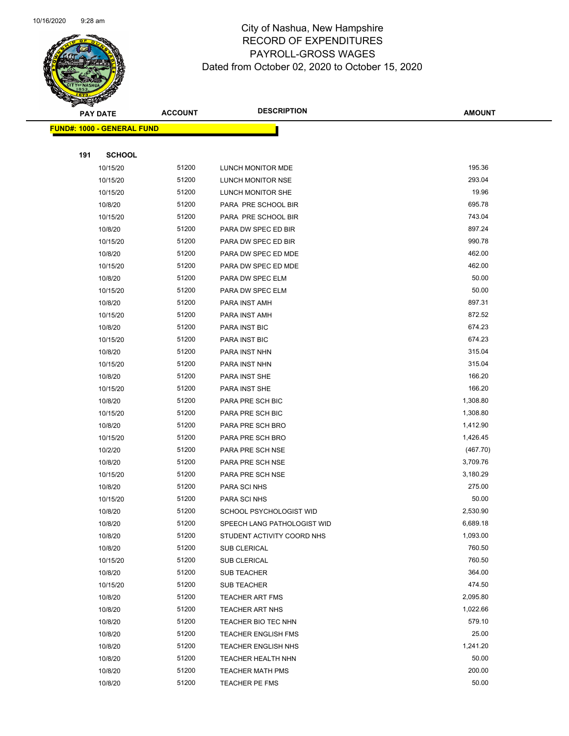# City of Nashua, New Hampshire
## RECORD OF EXPENDITURES
## PAYROLL-GROSS WAGES
### Dated from October 02, 2020 to October 15, 2020

**FUND#: 1000 - GENERAL FUND**

**191 SCHOOL**

| PAY DATE | ACCOUNT | DESCRIPTION | AMOUNT |
|---|---|---|---|
| 10/15/20 | 51200 | LUNCH MONITOR MDE | 195.36 |
| 10/15/20 | 51200 | LUNCH MONITOR NSE | 293.04 |
| 10/15/20 | 51200 | LUNCH MONITOR SHE | 19.96 |
| 10/8/20 | 51200 | PARA PRE SCHOOL BIR | 695.78 |
| 10/15/20 | 51200 | PARA PRE SCHOOL BIR | 743.04 |
| 10/8/20 | 51200 | PARA DW SPEC ED BIR | 897.24 |
| 10/15/20 | 51200 | PARA DW SPEC ED BIR | 990.78 |
| 10/8/20 | 51200 | PARA DW SPEC ED MDE | 462.00 |
| 10/15/20 | 51200 | PARA DW SPEC ED MDE | 462.00 |
| 10/8/20 | 51200 | PARA DW SPEC ELM | 50.00 |
| 10/15/20 | 51200 | PARA DW SPEC ELM | 50.00 |
| 10/8/20 | 51200 | PARA INST AMH | 897.31 |
| 10/15/20 | 51200 | PARA INST AMH | 872.52 |
| 10/8/20 | 51200 | PARA INST BIC | 674.23 |
| 10/15/20 | 51200 | PARA INST BIC | 674.23 |
| 10/8/20 | 51200 | PARA INST NHN | 315.04 |
| 10/15/20 | 51200 | PARA INST NHN | 315.04 |
| 10/8/20 | 51200 | PARA INST SHE | 166.20 |
| 10/15/20 | 51200 | PARA INST SHE | 166.20 |
| 10/8/20 | 51200 | PARA PRE SCH BIC | 1,308.80 |
| 10/15/20 | 51200 | PARA PRE SCH BIC | 1,308.80 |
| 10/8/20 | 51200 | PARA PRE SCH BRO | 1,412.90 |
| 10/15/20 | 51200 | PARA PRE SCH BRO | 1,426.45 |
| 10/2/20 | 51200 | PARA PRE SCH NSE | (467.70) |
| 10/8/20 | 51200 | PARA PRE SCH NSE | 3,709.76 |
| 10/15/20 | 51200 | PARA PRE SCH NSE | 3,180.29 |
| 10/8/20 | 51200 | PARA SCI NHS | 275.00 |
| 10/15/20 | 51200 | PARA SCI NHS | 50.00 |
| 10/8/20 | 51200 | SCHOOL PSYCHOLOGIST WID | 2,530.90 |
| 10/8/20 | 51200 | SPEECH LANG PATHOLOGIST WID | 6,689.18 |
| 10/8/20 | 51200 | STUDENT ACTIVITY COORD NHS | 1,093.00 |
| 10/8/20 | 51200 | SUB CLERICAL | 760.50 |
| 10/15/20 | 51200 | SUB CLERICAL | 760.50 |
| 10/8/20 | 51200 | SUB TEACHER | 364.00 |
| 10/15/20 | 51200 | SUB TEACHER | 474.50 |
| 10/8/20 | 51200 | TEACHER ART FMS | 2,095.80 |
| 10/8/20 | 51200 | TEACHER ART NHS | 1,022.66 |
| 10/8/20 | 51200 | TEACHER BIO TEC NHN | 579.10 |
| 10/8/20 | 51200 | TEACHER ENGLISH FMS | 25.00 |
| 10/8/20 | 51200 | TEACHER ENGLISH NHS | 1,241.20 |
| 10/8/20 | 51200 | TEACHER HEALTH NHN | 50.00 |
| 10/8/20 | 51200 | TEACHER MATH PMS | 200.00 |
| 10/8/20 | 51200 | TEACHER PE FMS | 50.00 |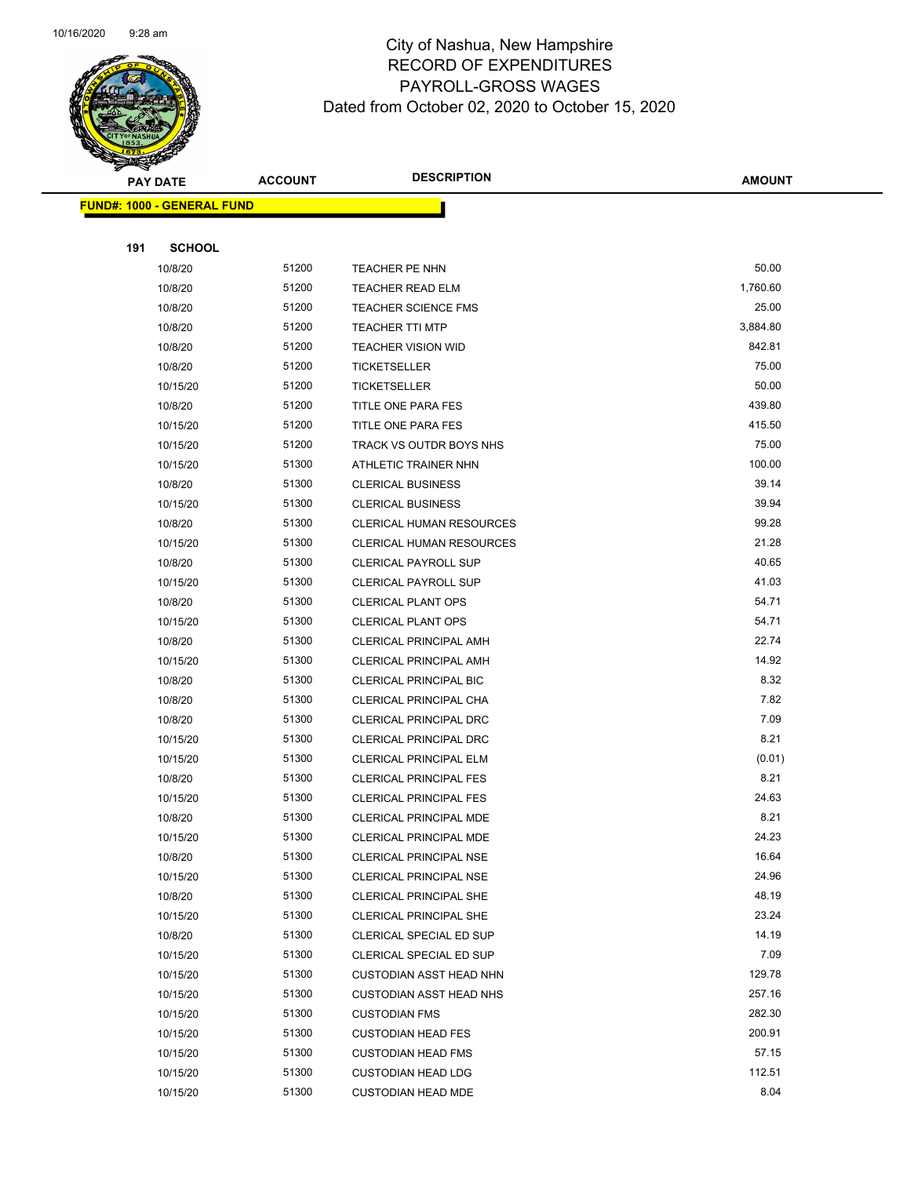# City of Nashua, New Hampshire
## RECORD OF EXPENDITURES
## PAYROLL-GROSS WAGES
### Dated from October 02, 2020 to October 15, 2020

| PAY DATE | ACCOUNT | DESCRIPTION | AMOUNT |
|---|---|---|---|

**FUND#: 1000 - GENERAL FUND**

**191 SCHOOL**

| PAY DATE | ACCOUNT | DESCRIPTION | AMOUNT |
|---|---|---|---|
| 10/8/20 | 51200 | TEACHER PE NHN | 50.00 |
| 10/8/20 | 51200 | TEACHER READ ELM | 1,760.60 |
| 10/8/20 | 51200 | TEACHER SCIENCE FMS | 25.00 |
| 10/8/20 | 51200 | TEACHER TTI MTP | 3,884.80 |
| 10/8/20 | 51200 | TEACHER VISION WID | 842.81 |
| 10/8/20 | 51200 | TICKETSELLER | 75.00 |
| 10/15/20 | 51200 | TICKETSELLER | 50.00 |
| 10/8/20 | 51200 | TITLE ONE PARA FES | 439.80 |
| 10/15/20 | 51200 | TITLE ONE PARA FES | 415.50 |
| 10/15/20 | 51200 | TRACK VS OUTDR BOYS NHS | 75.00 |
| 10/15/20 | 51300 | ATHLETIC TRAINER NHN | 100.00 |
| 10/8/20 | 51300 | CLERICAL BUSINESS | 39.14 |
| 10/15/20 | 51300 | CLERICAL BUSINESS | 39.94 |
| 10/8/20 | 51300 | CLERICAL HUMAN RESOURCES | 99.28 |
| 10/15/20 | 51300 | CLERICAL HUMAN RESOURCES | 21.28 |
| 10/8/20 | 51300 | CLERICAL PAYROLL SUP | 40.65 |
| 10/15/20 | 51300 | CLERICAL PAYROLL SUP | 41.03 |
| 10/8/20 | 51300 | CLERICAL PLANT OPS | 54.71 |
| 10/15/20 | 51300 | CLERICAL PLANT OPS | 54.71 |
| 10/8/20 | 51300 | CLERICAL PRINCIPAL AMH | 22.74 |
| 10/15/20 | 51300 | CLERICAL PRINCIPAL AMH | 14.92 |
| 10/8/20 | 51300 | CLERICAL PRINCIPAL BIC | 8.32 |
| 10/8/20 | 51300 | CLERICAL PRINCIPAL CHA | 7.82 |
| 10/8/20 | 51300 | CLERICAL PRINCIPAL DRC | 7.09 |
| 10/15/20 | 51300 | CLERICAL PRINCIPAL DRC | 8.21 |
| 10/15/20 | 51300 | CLERICAL PRINCIPAL ELM | (0.01) |
| 10/8/20 | 51300 | CLERICAL PRINCIPAL FES | 8.21 |
| 10/15/20 | 51300 | CLERICAL PRINCIPAL FES | 24.63 |
| 10/8/20 | 51300 | CLERICAL PRINCIPAL MDE | 8.21 |
| 10/15/20 | 51300 | CLERICAL PRINCIPAL MDE | 24.23 |
| 10/8/20 | 51300 | CLERICAL PRINCIPAL NSE | 16.64 |
| 10/15/20 | 51300 | CLERICAL PRINCIPAL NSE | 24.96 |
| 10/8/20 | 51300 | CLERICAL PRINCIPAL SHE | 48.19 |
| 10/15/20 | 51300 | CLERICAL PRINCIPAL SHE | 23.24 |
| 10/8/20 | 51300 | CLERICAL SPECIAL ED SUP | 14.19 |
| 10/15/20 | 51300 | CLERICAL SPECIAL ED SUP | 7.09 |
| 10/15/20 | 51300 | CUSTODIAN ASST HEAD NHN | 129.78 |
| 10/15/20 | 51300 | CUSTODIAN ASST HEAD NHS | 257.16 |
| 10/15/20 | 51300 | CUSTODIAN FMS | 282.30 |
| 10/15/20 | 51300 | CUSTODIAN HEAD FES | 200.91 |
| 10/15/20 | 51300 | CUSTODIAN HEAD FMS | 57.15 |
| 10/15/20 | 51300 | CUSTODIAN HEAD LDG | 112.51 |
| 10/15/20 | 51300 | CUSTODIAN HEAD MDE | 8.04 |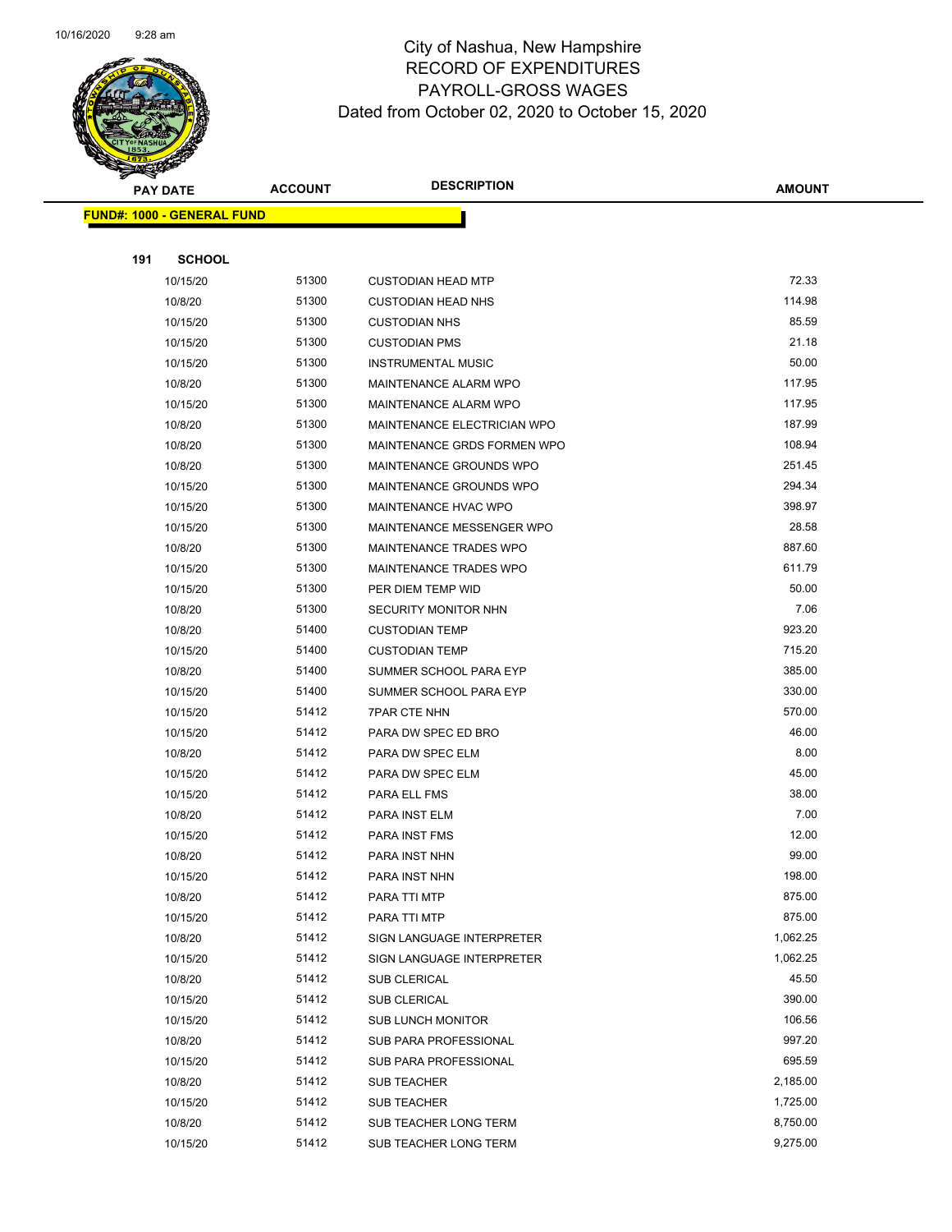# City of Nashua, New Hampshire
## RECORD OF EXPENDITURES
## PAYROLL-GROSS WAGES
## Dated from October 02, 2020 to October 15, 2020

**FUND#: 1000 - GENERAL FUND**

**191 SCHOOL**

| PAY DATE | ACCOUNT | DESCRIPTION | AMOUNT |
|---|---|---|---|
| 10/15/20 | 51300 | CUSTODIAN HEAD MTP | 72.33 |
| 10/8/20 | 51300 | CUSTODIAN HEAD NHS | 114.98 |
| 10/15/20 | 51300 | CUSTODIAN NHS | 85.59 |
| 10/15/20 | 51300 | CUSTODIAN PMS | 21.18 |
| 10/15/20 | 51300 | INSTRUMENTAL MUSIC | 50.00 |
| 10/8/20 | 51300 | MAINTENANCE ALARM WPO | 117.95 |
| 10/15/20 | 51300 | MAINTENANCE ALARM WPO | 117.95 |
| 10/8/20 | 51300 | MAINTENANCE ELECTRICIAN WPO | 187.99 |
| 10/8/20 | 51300 | MAINTENANCE GRDS FORMEN WPO | 108.94 |
| 10/8/20 | 51300 | MAINTENANCE GROUNDS WPO | 251.45 |
| 10/15/20 | 51300 | MAINTENANCE GROUNDS WPO | 294.34 |
| 10/15/20 | 51300 | MAINTENANCE HVAC WPO | 398.97 |
| 10/15/20 | 51300 | MAINTENANCE MESSENGER WPO | 28.58 |
| 10/8/20 | 51300 | MAINTENANCE TRADES WPO | 887.60 |
| 10/15/20 | 51300 | MAINTENANCE TRADES WPO | 611.79 |
| 10/15/20 | 51300 | PER DIEM TEMP WID | 50.00 |
| 10/8/20 | 51300 | SECURITY MONITOR NHN | 7.06 |
| 10/8/20 | 51400 | CUSTODIAN TEMP | 923.20 |
| 10/15/20 | 51400 | CUSTODIAN TEMP | 715.20 |
| 10/8/20 | 51400 | SUMMER SCHOOL PARA EYP | 385.00 |
| 10/15/20 | 51400 | SUMMER SCHOOL PARA EYP | 330.00 |
| 10/15/20 | 51412 | 7PAR CTE NHN | 570.00 |
| 10/15/20 | 51412 | PARA DW SPEC ED BRO | 46.00 |
| 10/8/20 | 51412 | PARA DW SPEC ELM | 8.00 |
| 10/15/20 | 51412 | PARA DW SPEC ELM | 45.00 |
| 10/15/20 | 51412 | PARA ELL FMS | 38.00 |
| 10/8/20 | 51412 | PARA INST ELM | 7.00 |
| 10/15/20 | 51412 | PARA INST FMS | 12.00 |
| 10/8/20 | 51412 | PARA INST NHN | 99.00 |
| 10/15/20 | 51412 | PARA INST NHN | 198.00 |
| 10/8/20 | 51412 | PARA TTI MTP | 875.00 |
| 10/15/20 | 51412 | PARA TTI MTP | 875.00 |
| 10/8/20 | 51412 | SIGN LANGUAGE INTERPRETER | 1,062.25 |
| 10/15/20 | 51412 | SIGN LANGUAGE INTERPRETER | 1,062.25 |
| 10/8/20 | 51412 | SUB CLERICAL | 45.50 |
| 10/15/20 | 51412 | SUB CLERICAL | 390.00 |
| 10/15/20 | 51412 | SUB LUNCH MONITOR | 106.56 |
| 10/8/20 | 51412 | SUB PARA PROFESSIONAL | 997.20 |
| 10/15/20 | 51412 | SUB PARA PROFESSIONAL | 695.59 |
| 10/8/20 | 51412 | SUB TEACHER | 2,185.00 |
| 10/15/20 | 51412 | SUB TEACHER | 1,725.00 |
| 10/8/20 | 51412 | SUB TEACHER LONG TERM | 8,750.00 |
| 10/15/20 | 51412 | SUB TEACHER LONG TERM | 9,275.00 |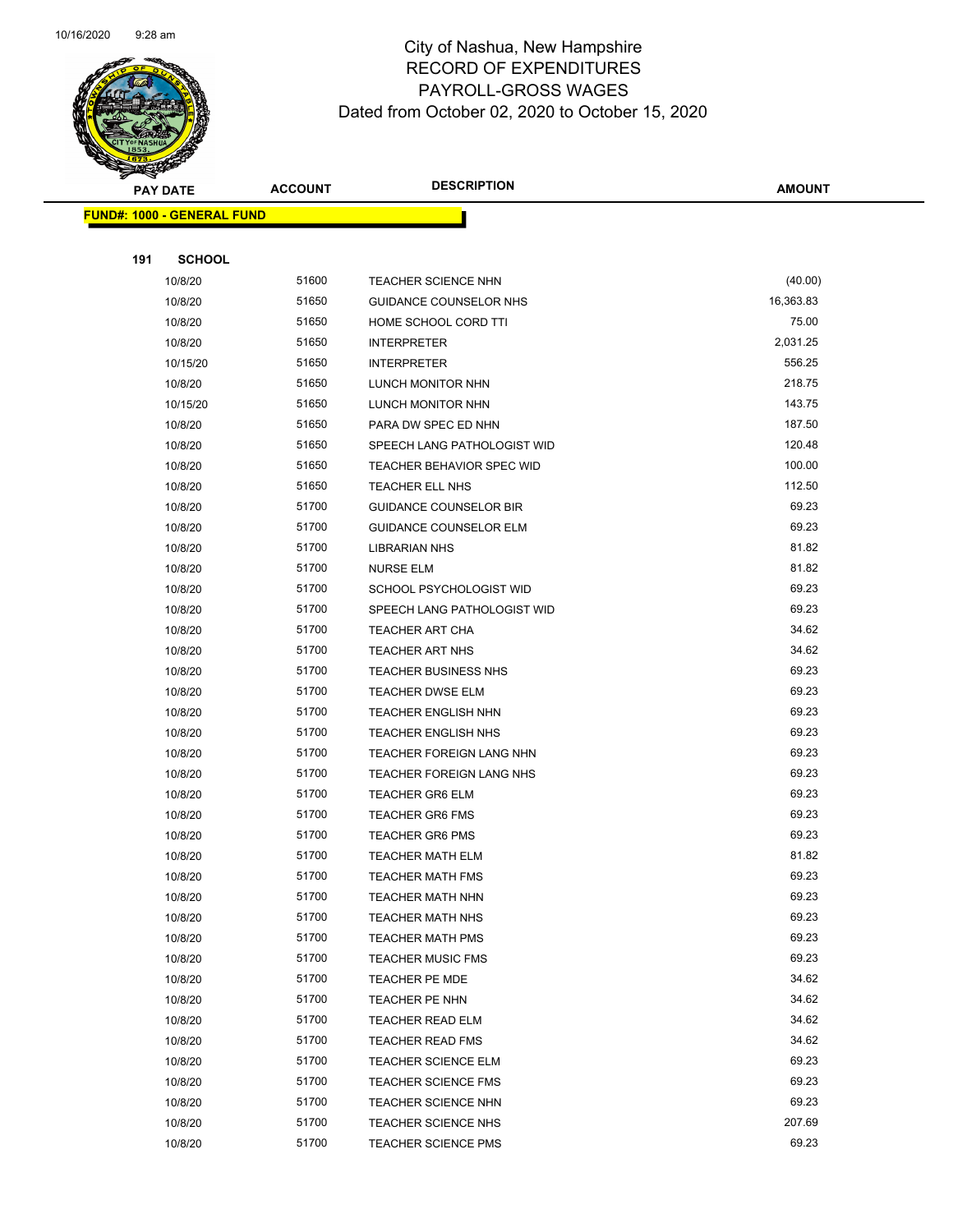# City of Nashua, New Hampshire
## RECORD OF EXPENDITURES
## PAYROLL-GROSS WAGES
### Dated from October 02, 2020 to October 15, 2020

| PAY DATE | ACCOUNT | DESCRIPTION | AMOUNT |
|---|---|---|---|
| **FUND#: 1000 - GENERAL FUND** | | | |
| **191 SCHOOL** | | | |
| 10/8/20 | 51600 | TEACHER SCIENCE NHN | (40.00) |
| 10/8/20 | 51650 | GUIDANCE COUNSELOR NHS | 16,363.83 |
| 10/8/20 | 51650 | HOME SCHOOL CORD TTI | 75.00 |
| 10/8/20 | 51650 | INTERPRETER | 2,031.25 |
| 10/15/20 | 51650 | INTERPRETER | 556.25 |
| 10/8/20 | 51650 | LUNCH MONITOR NHN | 218.75 |
| 10/15/20 | 51650 | LUNCH MONITOR NHN | 143.75 |
| 10/8/20 | 51650 | PARA DW SPEC ED NHN | 187.50 |
| 10/8/20 | 51650 | SPEECH LANG PATHOLOGIST WID | 120.48 |
| 10/8/20 | 51650 | TEACHER BEHAVIOR SPEC WID | 100.00 |
| 10/8/20 | 51650 | TEACHER ELL NHS | 112.50 |
| 10/8/20 | 51700 | GUIDANCE COUNSELOR BIR | 69.23 |
| 10/8/20 | 51700 | GUIDANCE COUNSELOR ELM | 69.23 |
| 10/8/20 | 51700 | LIBRARIAN NHS | 81.82 |
| 10/8/20 | 51700 | NURSE ELM | 81.82 |
| 10/8/20 | 51700 | SCHOOL PSYCHOLOGIST WID | 69.23 |
| 10/8/20 | 51700 | SPEECH LANG PATHOLOGIST WID | 69.23 |
| 10/8/20 | 51700 | TEACHER ART CHA | 34.62 |
| 10/8/20 | 51700 | TEACHER ART NHS | 34.62 |
| 10/8/20 | 51700 | TEACHER BUSINESS NHS | 69.23 |
| 10/8/20 | 51700 | TEACHER DWSE ELM | 69.23 |
| 10/8/20 | 51700 | TEACHER ENGLISH NHN | 69.23 |
| 10/8/20 | 51700 | TEACHER ENGLISH NHS | 69.23 |
| 10/8/20 | 51700 | TEACHER FOREIGN LANG NHN | 69.23 |
| 10/8/20 | 51700 | TEACHER FOREIGN LANG NHS | 69.23 |
| 10/8/20 | 51700 | TEACHER GR6 ELM | 69.23 |
| 10/8/20 | 51700 | TEACHER GR6 FMS | 69.23 |
| 10/8/20 | 51700 | TEACHER GR6 PMS | 69.23 |
| 10/8/20 | 51700 | TEACHER MATH ELM | 81.82 |
| 10/8/20 | 51700 | TEACHER MATH FMS | 69.23 |
| 10/8/20 | 51700 | TEACHER MATH NHN | 69.23 |
| 10/8/20 | 51700 | TEACHER MATH NHS | 69.23 |
| 10/8/20 | 51700 | TEACHER MATH PMS | 69.23 |
| 10/8/20 | 51700 | TEACHER MUSIC FMS | 69.23 |
| 10/8/20 | 51700 | TEACHER PE MDE | 34.62 |
| 10/8/20 | 51700 | TEACHER PE NHN | 34.62 |
| 10/8/20 | 51700 | TEACHER READ ELM | 34.62 |
| 10/8/20 | 51700 | TEACHER READ FMS | 34.62 |
| 10/8/20 | 51700 | TEACHER SCIENCE ELM | 69.23 |
| 10/8/20 | 51700 | TEACHER SCIENCE FMS | 69.23 |
| 10/8/20 | 51700 | TEACHER SCIENCE NHN | 69.23 |
| 10/8/20 | 51700 | TEACHER SCIENCE NHS | 207.69 |
| 10/8/20 | 51700 | TEACHER SCIENCE PMS | 69.23 |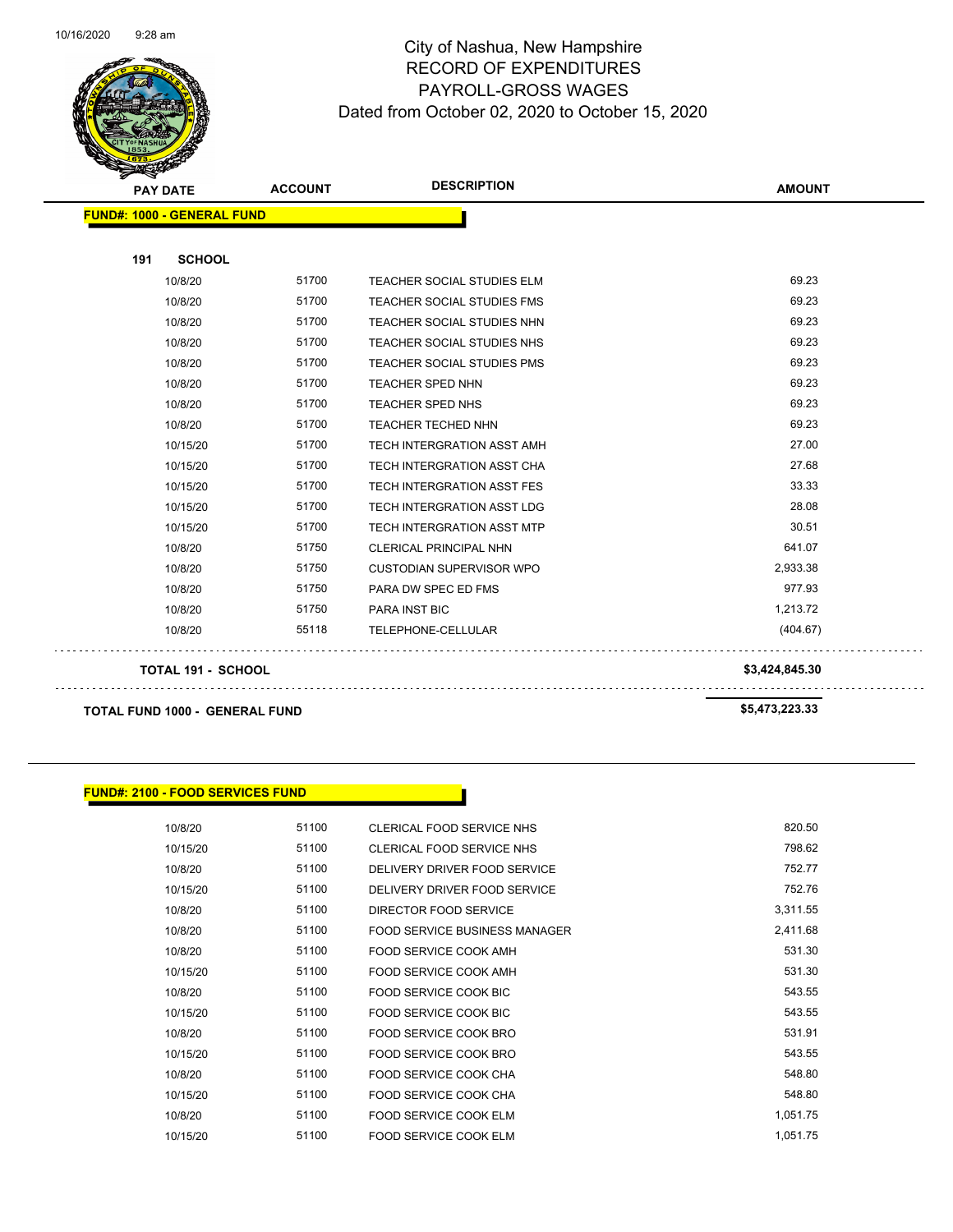# City of Nashua, New Hampshire
## RECORD OF EXPENDITURES
## PAYROLL-GROSS WAGES
### Dated from October 02, 2020 to October 15, 2020

**FUND#: 1000 - GENERAL FUND**

**191 SCHOOL**

| PAY DATE | ACCOUNT | DESCRIPTION | AMOUNT |
|---|---|---|---|
| 10/8/20 | 51700 | TEACHER SOCIAL STUDIES ELM | 69.23 |
| 10/8/20 | 51700 | TEACHER SOCIAL STUDIES FMS | 69.23 |
| 10/8/20 | 51700 | TEACHER SOCIAL STUDIES NHN | 69.23 |
| 10/8/20 | 51700 | TEACHER SOCIAL STUDIES NHS | 69.23 |
| 10/8/20 | 51700 | TEACHER SOCIAL STUDIES PMS | 69.23 |
| 10/8/20 | 51700 | TEACHER SPED NHN | 69.23 |
| 10/8/20 | 51700 | TEACHER SPED NHS | 69.23 |
| 10/8/20 | 51700 | TEACHER TECHED NHN | 69.23 |
| 10/15/20 | 51700 | TECH INTERGRATION ASST AMH | 27.00 |
| 10/15/20 | 51700 | TECH INTERGRATION ASST CHA | 27.68 |
| 10/15/20 | 51700 | TECH INTERGRATION ASST FES | 33.33 |
| 10/15/20 | 51700 | TECH INTERGRATION ASST LDG | 28.08 |
| 10/15/20 | 51700 | TECH INTERGRATION ASST MTP | 30.51 |
| 10/8/20 | 51750 | CLERICAL PRINCIPAL NHN | 641.07 |
| 10/8/20 | 51750 | CUSTODIAN SUPERVISOR WPO | 2,933.38 |
| 10/8/20 | 51750 | PARA DW SPEC ED FMS | 977.93 |
| 10/8/20 | 51750 | PARA INST BIC | 1,213.72 |
| 10/8/20 | 55118 | TELEPHONE-CELLULAR | (404.67) |

**TOTAL 191 - SCHOOL** **$3,424,845.30**

**TOTAL FUND 1000 - GENERAL FUND** **$5,473,223.33**

**FUND#: 2100 - FOOD SERVICES FUND**

| PAY DATE | ACCOUNT | DESCRIPTION | AMOUNT |
|---|---|---|---|
| 10/8/20 | 51100 | CLERICAL FOOD SERVICE NHS | 820.50 |
| 10/15/20 | 51100 | CLERICAL FOOD SERVICE NHS | 798.62 |
| 10/8/20 | 51100 | DELIVERY DRIVER FOOD SERVICE | 752.77 |
| 10/15/20 | 51100 | DELIVERY DRIVER FOOD SERVICE | 752.76 |
| 10/8/20 | 51100 | DIRECTOR FOOD SERVICE | 3,311.55 |
| 10/8/20 | 51100 | FOOD SERVICE BUSINESS MANAGER | 2,411.68 |
| 10/8/20 | 51100 | FOOD SERVICE COOK AMH | 531.30 |
| 10/15/20 | 51100 | FOOD SERVICE COOK AMH | 531.30 |
| 10/8/20 | 51100 | FOOD SERVICE COOK BIC | 543.55 |
| 10/15/20 | 51100 | FOOD SERVICE COOK BIC | 543.55 |
| 10/8/20 | 51100 | FOOD SERVICE COOK BRO | 531.91 |
| 10/15/20 | 51100 | FOOD SERVICE COOK BRO | 543.55 |
| 10/8/20 | 51100 | FOOD SERVICE COOK CHA | 548.80 |
| 10/15/20 | 51100 | FOOD SERVICE COOK CHA | 548.80 |
| 10/8/20 | 51100 | FOOD SERVICE COOK ELM | 1,051.75 |
| 10/15/20 | 51100 | FOOD SERVICE COOK ELM | 1,051.75 |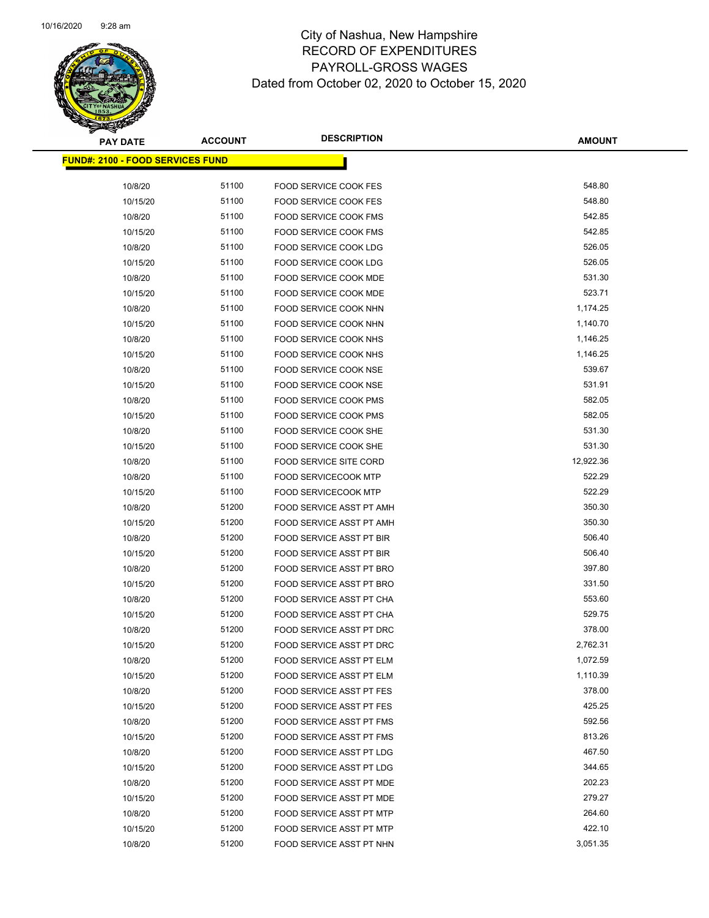# City of Nashua, New Hampshire
## RECORD OF EXPENDITURES
## PAYROLL-GROSS WAGES
### Dated from October 02, 2020 to October 15, 2020

| PAY DATE | ACCOUNT | DESCRIPTION | AMOUNT |
|---|---|---|---|
| **FUND#: 2100 - FOOD SERVICES FUND** | | | |
| 10/8/20 | 51100 | FOOD SERVICE COOK FES | 548.80 |
| 10/15/20 | 51100 | FOOD SERVICE COOK FES | 548.80 |
| 10/8/20 | 51100 | FOOD SERVICE COOK FMS | 542.85 |
| 10/15/20 | 51100 | FOOD SERVICE COOK FMS | 542.85 |
| 10/8/20 | 51100 | FOOD SERVICE COOK LDG | 526.05 |
| 10/15/20 | 51100 | FOOD SERVICE COOK LDG | 526.05 |
| 10/8/20 | 51100 | FOOD SERVICE COOK MDE | 531.30 |
| 10/15/20 | 51100 | FOOD SERVICE COOK MDE | 523.71 |
| 10/8/20 | 51100 | FOOD SERVICE COOK NHN | 1,174.25 |
| 10/15/20 | 51100 | FOOD SERVICE COOK NHN | 1,140.70 |
| 10/8/20 | 51100 | FOOD SERVICE COOK NHS | 1,146.25 |
| 10/15/20 | 51100 | FOOD SERVICE COOK NHS | 1,146.25 |
| 10/8/20 | 51100 | FOOD SERVICE COOK NSE | 539.67 |
| 10/15/20 | 51100 | FOOD SERVICE COOK NSE | 531.91 |
| 10/8/20 | 51100 | FOOD SERVICE COOK PMS | 582.05 |
| 10/15/20 | 51100 | FOOD SERVICE COOK PMS | 582.05 |
| 10/8/20 | 51100 | FOOD SERVICE COOK SHE | 531.30 |
| 10/15/20 | 51100 | FOOD SERVICE COOK SHE | 531.30 |
| 10/8/20 | 51100 | FOOD SERVICE SITE CORD | 12,922.36 |
| 10/8/20 | 51100 | FOOD SERVICECOOK MTP | 522.29 |
| 10/15/20 | 51100 | FOOD SERVICECOOK MTP | 522.29 |
| 10/8/20 | 51200 | FOOD SERVICE ASST PT AMH | 350.30 |
| 10/15/20 | 51200 | FOOD SERVICE ASST PT AMH | 350.30 |
| 10/8/20 | 51200 | FOOD SERVICE ASST PT BIR | 506.40 |
| 10/15/20 | 51200 | FOOD SERVICE ASST PT BIR | 506.40 |
| 10/8/20 | 51200 | FOOD SERVICE ASST PT BRO | 397.80 |
| 10/15/20 | 51200 | FOOD SERVICE ASST PT BRO | 331.50 |
| 10/8/20 | 51200 | FOOD SERVICE ASST PT CHA | 553.60 |
| 10/15/20 | 51200 | FOOD SERVICE ASST PT CHA | 529.75 |
| 10/8/20 | 51200 | FOOD SERVICE ASST PT DRC | 378.00 |
| 10/15/20 | 51200 | FOOD SERVICE ASST PT DRC | 2,762.31 |
| 10/8/20 | 51200 | FOOD SERVICE ASST PT ELM | 1,072.59 |
| 10/15/20 | 51200 | FOOD SERVICE ASST PT ELM | 1,110.39 |
| 10/8/20 | 51200 | FOOD SERVICE ASST PT FES | 378.00 |
| 10/15/20 | 51200 | FOOD SERVICE ASST PT FES | 425.25 |
| 10/8/20 | 51200 | FOOD SERVICE ASST PT FMS | 592.56 |
| 10/15/20 | 51200 | FOOD SERVICE ASST PT FMS | 813.26 |
| 10/8/20 | 51200 | FOOD SERVICE ASST PT LDG | 467.50 |
| 10/15/20 | 51200 | FOOD SERVICE ASST PT LDG | 344.65 |
| 10/8/20 | 51200 | FOOD SERVICE ASST PT MDE | 202.23 |
| 10/15/20 | 51200 | FOOD SERVICE ASST PT MDE | 279.27 |
| 10/8/20 | 51200 | FOOD SERVICE ASST PT MTP | 264.60 |
| 10/15/20 | 51200 | FOOD SERVICE ASST PT MTP | 422.10 |
| 10/8/20 | 51200 | FOOD SERVICE ASST PT NHN | 3,051.35 |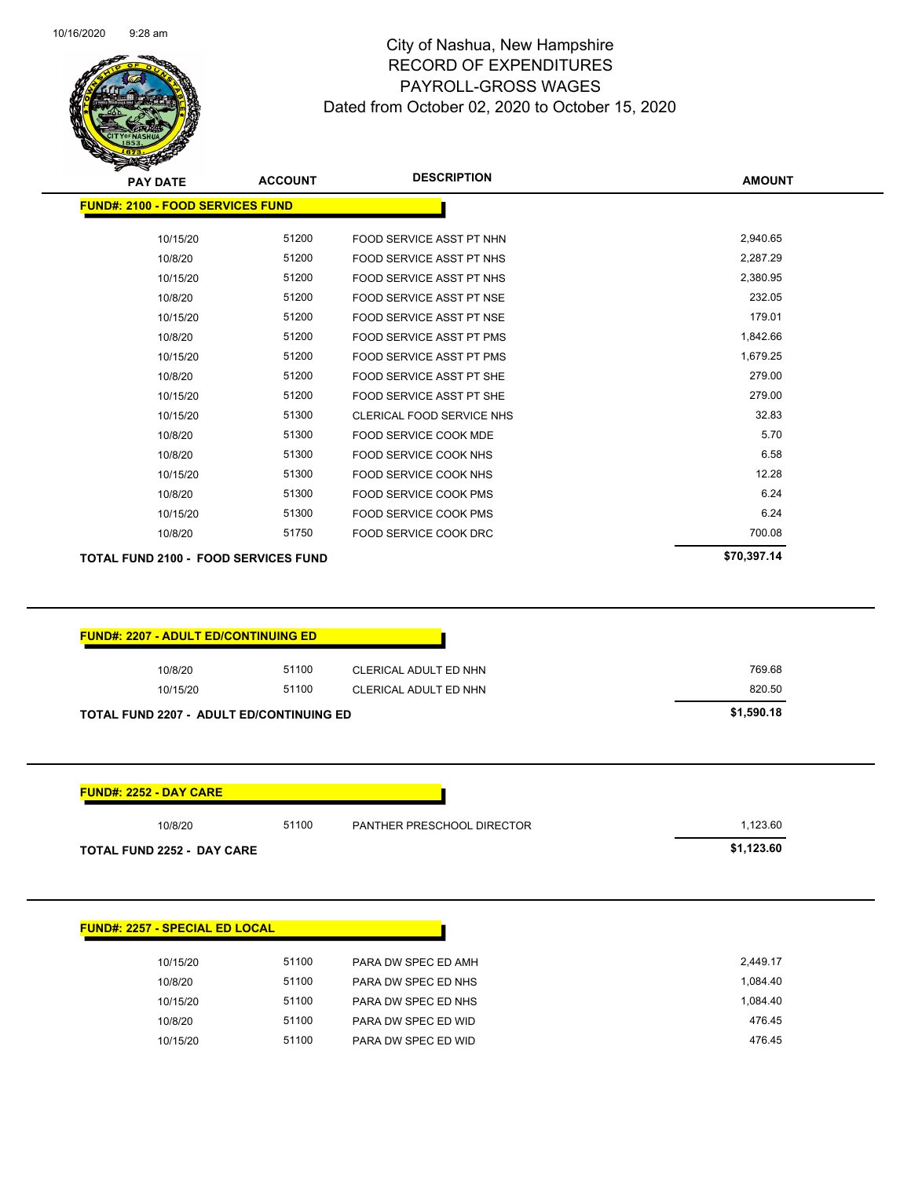# City of Nashua, New Hampshire
## RECORD OF EXPENDITURES
## PAYROLL-GROSS WAGES
### Dated from October 02, 2020 to October 15, 2020

| PAY DATE | ACCOUNT | DESCRIPTION | AMOUNT |
|---|---|---|---|
| **FUND#: 2100 - FOOD SERVICES FUND** | | | |
| 10/15/20 | 51200 | FOOD SERVICE ASST PT NHN | 2,940.65 |
| 10/8/20 | 51200 | FOOD SERVICE ASST PT NHS | 2,287.29 |
| 10/15/20 | 51200 | FOOD SERVICE ASST PT NHS | 2,380.95 |
| 10/8/20 | 51200 | FOOD SERVICE ASST PT NSE | 232.05 |
| 10/15/20 | 51200 | FOOD SERVICE ASST PT NSE | 179.01 |
| 10/8/20 | 51200 | FOOD SERVICE ASST PT PMS | 1,842.66 |
| 10/15/20 | 51200 | FOOD SERVICE ASST PT PMS | 1,679.25 |
| 10/8/20 | 51200 | FOOD SERVICE ASST PT SHE | 279.00 |
| 10/15/20 | 51200 | FOOD SERVICE ASST PT SHE | 279.00 |
| 10/15/20 | 51300 | CLERICAL FOOD SERVICE NHS | 32.83 |
| 10/8/20 | 51300 | FOOD SERVICE COOK MDE | 5.70 |
| 10/8/20 | 51300 | FOOD SERVICE COOK NHS | 6.58 |
| 10/15/20 | 51300 | FOOD SERVICE COOK NHS | 12.28 |
| 10/8/20 | 51300 | FOOD SERVICE COOK PMS | 6.24 |
| 10/15/20 | 51300 | FOOD SERVICE COOK PMS | 6.24 |
| 10/8/20 | 51750 | FOOD SERVICE COOK DRC | 700.08 |
| **TOTAL FUND 2100 - FOOD SERVICES FUND** | | | **$70,397.14** |

| PAY DATE | ACCOUNT | DESCRIPTION | AMOUNT |
|---|---|---|---|
| **FUND#: 2207 - ADULT ED/CONTINUING ED** | | | |
| 10/8/20 | 51100 | CLERICAL ADULT ED NHN | 769.68 |
| 10/15/20 | 51100 | CLERICAL ADULT ED NHN | 820.50 |
| **TOTAL FUND 2207 - ADULT ED/CONTINUING ED** | | | **$1,590.18** |

| PAY DATE | ACCOUNT | DESCRIPTION | AMOUNT |
|---|---|---|---|
| **FUND#: 2252 - DAY CARE** | | | |
| 10/8/20 | 51100 | PANTHER PRESCHOOL DIRECTOR | 1,123.60 |
| **TOTAL FUND 2252 - DAY CARE** | | | **$1,123.60** |

| PAY DATE | ACCOUNT | DESCRIPTION | AMOUNT |
|---|---|---|---|
| **FUND#: 2257 - SPECIAL ED LOCAL** | | | |
| 10/15/20 | 51100 | PARA DW SPEC ED AMH | 2,449.17 |
| 10/8/20 | 51100 | PARA DW SPEC ED NHS | 1,084.40 |
| 10/15/20 | 51100 | PARA DW SPEC ED NHS | 1,084.40 |
| 10/8/20 | 51100 | PARA DW SPEC ED WID | 476.45 |
| 10/15/20 | 51100 | PARA DW SPEC ED WID | 476.45 |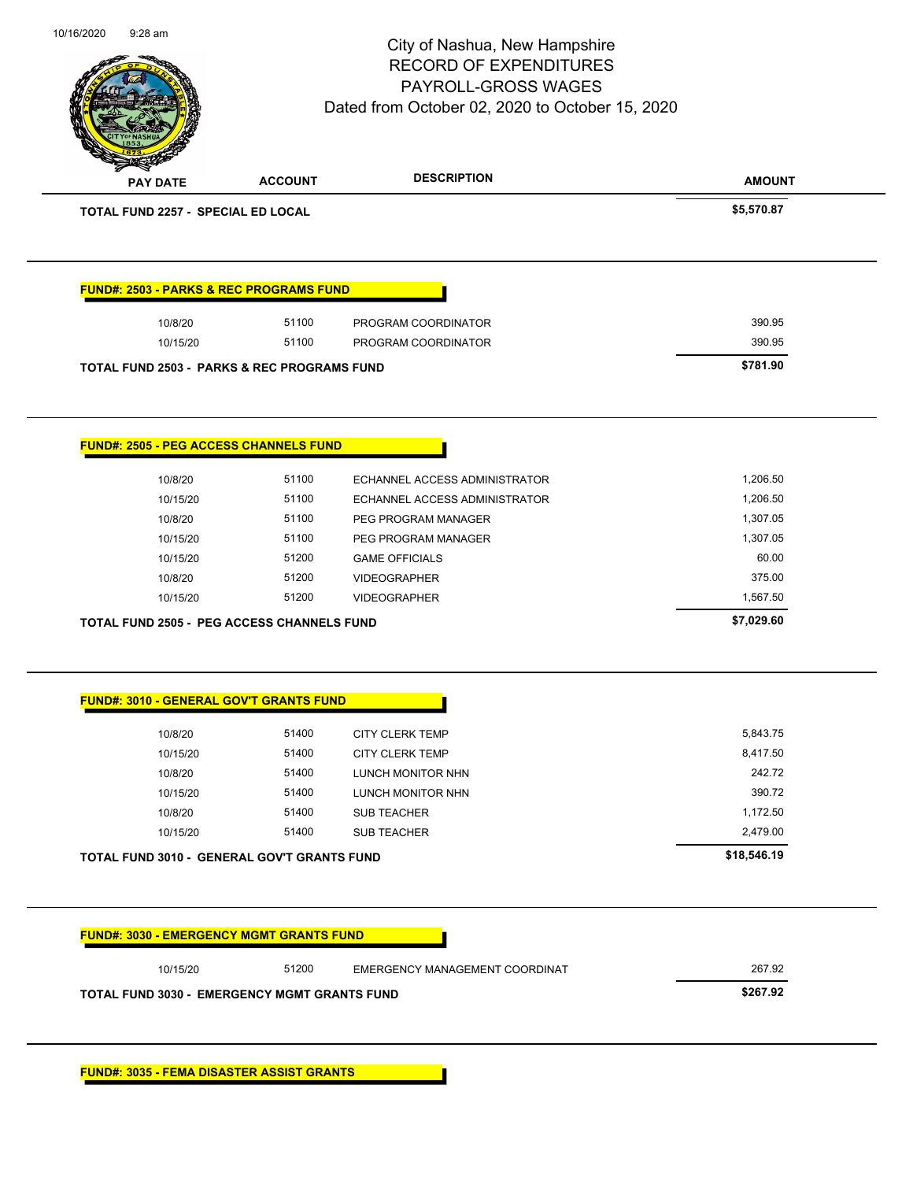| PAY DATE | ACCOUNT | DESCRIPTION | AMOUNT |
|---|---|---|---|
| **TOTAL FUND 2257 - SPECIAL ED LOCAL** | | | **$5,570.87** |

**FUND#: 2503 - PARKS & REC PROGRAMS FUND**

| PAY DATE | ACCOUNT | DESCRIPTION | AMOUNT |
|---|---|---|---|
| 10/8/20 | 51100 | PROGRAM COORDINATOR | 390.95 |
| 10/15/20 | 51100 | PROGRAM COORDINATOR | 390.95 |
| **TOTAL FUND 2503 - PARKS & REC PROGRAMS FUND** | | | **$781.90** |

**FUND#: 2505 - PEG ACCESS CHANNELS FUND**

| PAY DATE | ACCOUNT | DESCRIPTION | AMOUNT |
|---|---|---|---|
| 10/8/20 | 51100 | ECHANNEL ACCESS ADMINISTRATOR | 1,206.50 |
| 10/15/20 | 51100 | ECHANNEL ACCESS ADMINISTRATOR | 1,206.50 |
| 10/8/20 | 51100 | PEG PROGRAM MANAGER | 1,307.05 |
| 10/15/20 | 51100 | PEG PROGRAM MANAGER | 1,307.05 |
| 10/15/20 | 51200 | GAME OFFICIALS | 60.00 |
| 10/8/20 | 51200 | VIDEOGRAPHER | 375.00 |
| 10/15/20 | 51200 | VIDEOGRAPHER | 1,567.50 |
| **TOTAL FUND 2505 - PEG ACCESS CHANNELS FUND** | | | **$7,029.60** |

**FUND#: 3010 - GENERAL GOV'T GRANTS FUND**

| PAY DATE | ACCOUNT | DESCRIPTION | AMOUNT |
|---|---|---|---|
| 10/8/20 | 51400 | CITY CLERK TEMP | 5,843.75 |
| 10/15/20 | 51400 | CITY CLERK TEMP | 8,417.50 |
| 10/8/20 | 51400 | LUNCH MONITOR NHN | 242.72 |
| 10/15/20 | 51400 | LUNCH MONITOR NHN | 390.72 |
| 10/8/20 | 51400 | SUB TEACHER | 1,172.50 |
| 10/15/20 | 51400 | SUB TEACHER | 2,479.00 |
| **TOTAL FUND 3010 - GENERAL GOV'T GRANTS FUND** | | | **$18,546.19** |

**FUND#: 3030 - EMERGENCY MGMT GRANTS FUND**

| PAY DATE | ACCOUNT | DESCRIPTION | AMOUNT |
|---|---|---|---|
| 10/15/20 | 51200 | EMERGENCY MANAGEMENT COORDINAT | 267.92 |
| **TOTAL FUND 3030 - EMERGENCY MGMT GRANTS FUND** | | | **$267.92** |

**FUND#: 3035 - FEMA DISASTER ASSIST GRANTS**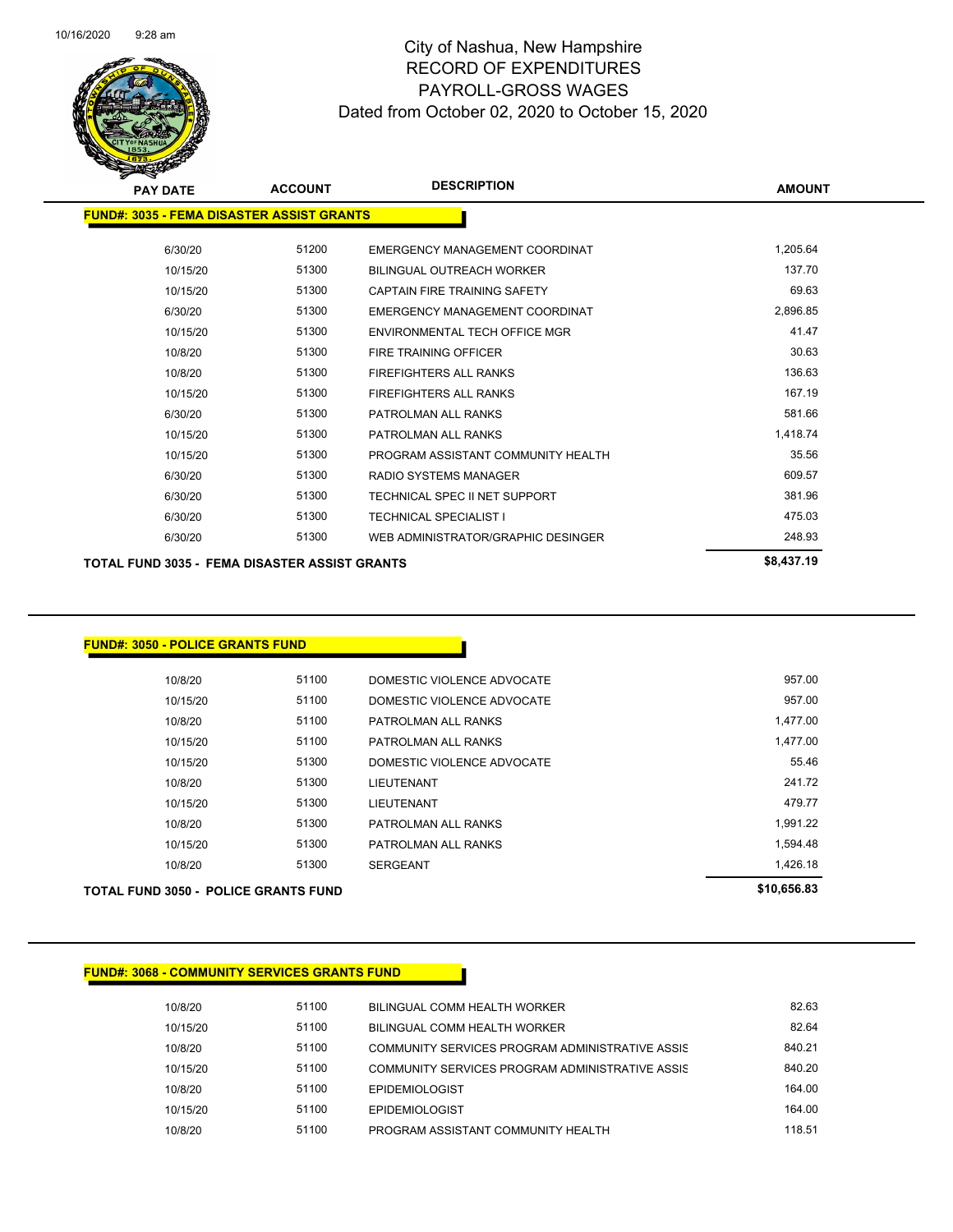# City of Nashua, New Hampshire
## RECORD OF EXPENDITURES
## PAYROLL-GROSS WAGES
## Dated from October 02, 2020 to October 15, 2020

**FUND#: 3035 - FEMA DISASTER ASSIST GRANTS**

| PAY DATE | ACCOUNT | DESCRIPTION | AMOUNT |
|---|---|---|---|
| 6/30/20 | 51200 | EMERGENCY MANAGEMENT COORDINAT | 1,205.64 |
| 10/15/20 | 51300 | BILINGUAL OUTREACH WORKER | 137.70 |
| 10/15/20 | 51300 | CAPTAIN FIRE TRAINING SAFETY | 69.63 |
| 6/30/20 | 51300 | EMERGENCY MANAGEMENT COORDINAT | 2,896.85 |
| 10/15/20 | 51300 | ENVIRONMENTAL TECH OFFICE MGR | 41.47 |
| 10/8/20 | 51300 | FIRE TRAINING OFFICER | 30.63 |
| 10/8/20 | 51300 | FIREFIGHTERS ALL RANKS | 136.63 |
| 10/15/20 | 51300 | FIREFIGHTERS ALL RANKS | 167.19 |
| 6/30/20 | 51300 | PATROLMAN ALL RANKS | 581.66 |
| 10/15/20 | 51300 | PATROLMAN ALL RANKS | 1,418.74 |
| 10/15/20 | 51300 | PROGRAM ASSISTANT COMMUNITY HEALTH | 35.56 |
| 6/30/20 | 51300 | RADIO SYSTEMS MANAGER | 609.57 |
| 6/30/20 | 51300 | TECHNICAL SPEC II NET SUPPORT | 381.96 |
| 6/30/20 | 51300 | TECHNICAL SPECIALIST I | 475.03 |
| 6/30/20 | 51300 | WEB ADMINISTRATOR/GRAPHIC DESINGER | 248.93 |
| **TOTAL FUND 3035 - FEMA DISASTER ASSIST GRANTS** | | | **$8,437.19** |

**FUND#: 3050 - POLICE GRANTS FUND**

| PAY DATE | ACCOUNT | DESCRIPTION | AMOUNT |
|---|---|---|---|
| 10/8/20 | 51100 | DOMESTIC VIOLENCE ADVOCATE | 957.00 |
| 10/15/20 | 51100 | DOMESTIC VIOLENCE ADVOCATE | 957.00 |
| 10/8/20 | 51100 | PATROLMAN ALL RANKS | 1,477.00 |
| 10/15/20 | 51100 | PATROLMAN ALL RANKS | 1,477.00 |
| 10/15/20 | 51300 | DOMESTIC VIOLENCE ADVOCATE | 55.46 |
| 10/8/20 | 51300 | LIEUTENANT | 241.72 |
| 10/15/20 | 51300 | LIEUTENANT | 479.77 |
| 10/8/20 | 51300 | PATROLMAN ALL RANKS | 1,991.22 |
| 10/15/20 | 51300 | PATROLMAN ALL RANKS | 1,594.48 |
| 10/8/20 | 51300 | SERGEANT | 1,426.18 |
| **TOTAL FUND 3050 - POLICE GRANTS FUND** | | | **$10,656.83** |

**FUND#: 3068 - COMMUNITY SERVICES GRANTS FUND**

| PAY DATE | ACCOUNT | DESCRIPTION | AMOUNT |
|---|---|---|---|
| 10/8/20 | 51100 | BILINGUAL COMM HEALTH WORKER | 82.63 |
| 10/15/20 | 51100 | BILINGUAL COMM HEALTH WORKER | 82.64 |
| 10/8/20 | 51100 | COMMUNITY SERVICES PROGRAM ADMINISTRATIVE ASSIS | 840.21 |
| 10/15/20 | 51100 | COMMUNITY SERVICES PROGRAM ADMINISTRATIVE ASSIS | 840.20 |
| 10/8/20 | 51100 | EPIDEMIOLOGIST | 164.00 |
| 10/15/20 | 51100 | EPIDEMIOLOGIST | 164.00 |
| 10/8/20 | 51100 | PROGRAM ASSISTANT COMMUNITY HEALTH | 118.51 |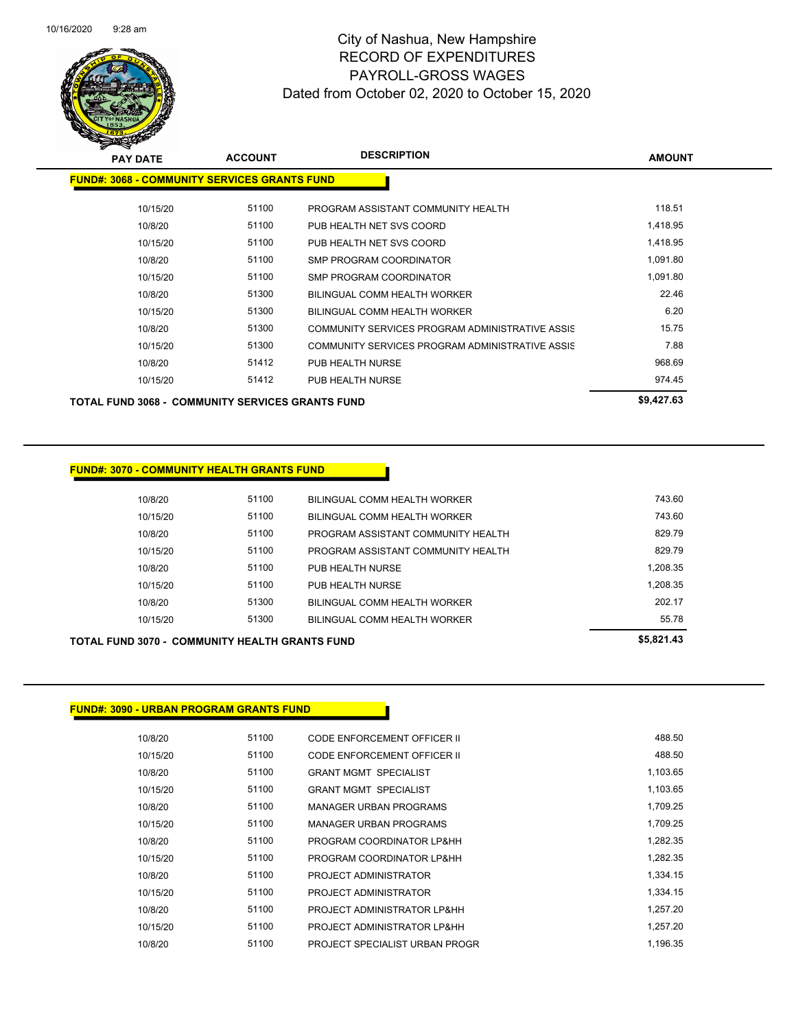# City of Nashua, New Hampshire
## RECORD OF EXPENDITURES
## PAYROLL-GROSS WAGES
### Dated from October 02, 2020 to October 15, 2020

**FUND#: 3068 - COMMUNITY SERVICES GRANTS FUND**

| PAY DATE | ACCOUNT | DESCRIPTION | AMOUNT |
|---|---|---|---|
| 10/15/20 | 51100 | PROGRAM ASSISTANT COMMUNITY HEALTH | 118.51 |
| 10/8/20 | 51100 | PUB HEALTH NET SVS COORD | 1,418.95 |
| 10/15/20 | 51100 | PUB HEALTH NET SVS COORD | 1,418.95 |
| 10/8/20 | 51100 | SMP PROGRAM COORDINATOR | 1,091.80 |
| 10/15/20 | 51100 | SMP PROGRAM COORDINATOR | 1,091.80 |
| 10/8/20 | 51300 | BILINGUAL COMM HEALTH WORKER | 22.46 |
| 10/15/20 | 51300 | BILINGUAL COMM HEALTH WORKER | 6.20 |
| 10/8/20 | 51300 | COMMUNITY SERVICES PROGRAM ADMINISTRATIVE ASSIS | 15.75 |
| 10/15/20 | 51300 | COMMUNITY SERVICES PROGRAM ADMINISTRATIVE ASSIS | 7.88 |
| 10/8/20 | 51412 | PUB HEALTH NURSE | 968.69 |
| 10/15/20 | 51412 | PUB HEALTH NURSE | 974.45 |
| **TOTAL FUND 3068 - COMMUNITY SERVICES GRANTS FUND** | | | **$9,427.63** |

**FUND#: 3070 - COMMUNITY HEALTH GRANTS FUND**

| PAY DATE | ACCOUNT | DESCRIPTION | AMOUNT |
|---|---|---|---|
| 10/8/20 | 51100 | BILINGUAL COMM HEALTH WORKER | 743.60 |
| 10/15/20 | 51100 | BILINGUAL COMM HEALTH WORKER | 743.60 |
| 10/8/20 | 51100 | PROGRAM ASSISTANT COMMUNITY HEALTH | 829.79 |
| 10/15/20 | 51100 | PROGRAM ASSISTANT COMMUNITY HEALTH | 829.79 |
| 10/8/20 | 51100 | PUB HEALTH NURSE | 1,208.35 |
| 10/15/20 | 51100 | PUB HEALTH NURSE | 1,208.35 |
| 10/8/20 | 51300 | BILINGUAL COMM HEALTH WORKER | 202.17 |
| 10/15/20 | 51300 | BILINGUAL COMM HEALTH WORKER | 55.78 |
| **TOTAL FUND 3070 - COMMUNITY HEALTH GRANTS FUND** | | | **$5,821.43** |

**FUND#: 3090 - URBAN PROGRAM GRANTS FUND**

| PAY DATE | ACCOUNT | DESCRIPTION | AMOUNT |
|---|---|---|---|
| 10/8/20 | 51100 | CODE ENFORCEMENT OFFICER II | 488.50 |
| 10/15/20 | 51100 | CODE ENFORCEMENT OFFICER II | 488.50 |
| 10/8/20 | 51100 | GRANT MGMT SPECIALIST | 1,103.65 |
| 10/15/20 | 51100 | GRANT MGMT SPECIALIST | 1,103.65 |
| 10/8/20 | 51100 | MANAGER URBAN PROGRAMS | 1,709.25 |
| 10/15/20 | 51100 | MANAGER URBAN PROGRAMS | 1,709.25 |
| 10/8/20 | 51100 | PROGRAM COORDINATOR LP&HH | 1,282.35 |
| 10/15/20 | 51100 | PROGRAM COORDINATOR LP&HH | 1,282.35 |
| 10/8/20 | 51100 | PROJECT ADMINISTRATOR | 1,334.15 |
| 10/15/20 | 51100 | PROJECT ADMINISTRATOR | 1,334.15 |
| 10/8/20 | 51100 | PROJECT ADMINISTRATOR LP&HH | 1,257.20 |
| 10/15/20 | 51100 | PROJECT ADMINISTRATOR LP&HH | 1,257.20 |
| 10/8/20 | 51100 | PROJECT SPECIALIST URBAN PROGR | 1,196.35 |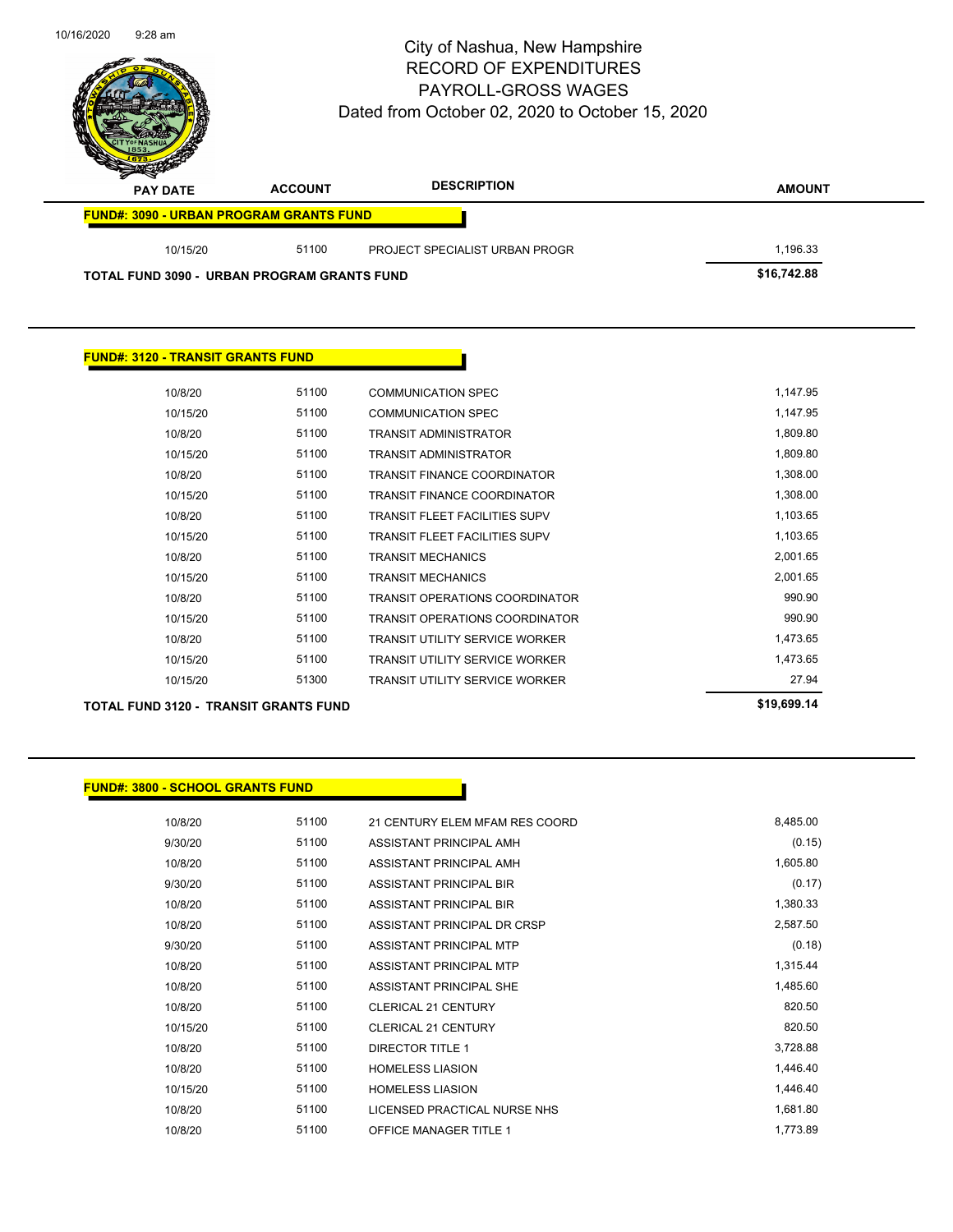# City of Nashua, New Hampshire
# RECORD OF EXPENDITURES
# PAYROLL-GROSS WAGES
# Dated from October 02, 2020 to October 15, 2020

| PAY DATE | ACCOUNT | DESCRIPTION | AMOUNT |
|---|---|---|---|
| **FUND#: 3090 - URBAN PROGRAM GRANTS FUND** | | | |
| 10/15/20 | 51100 | PROJECT SPECIALIST URBAN PROGR | 1,196.33 |
| **TOTAL FUND 3090 - URBAN PROGRAM GRANTS FUND** | | | **$16,742.88** |

**FUND#: 3120 - TRANSIT GRANTS FUND**

| PAY DATE | ACCOUNT | DESCRIPTION | AMOUNT |
|---|---|---|---|
| 10/8/20 | 51100 | COMMUNICATION SPEC | 1,147.95 |
| 10/15/20 | 51100 | COMMUNICATION SPEC | 1,147.95 |
| 10/8/20 | 51100 | TRANSIT ADMINISTRATOR | 1,809.80 |
| 10/15/20 | 51100 | TRANSIT ADMINISTRATOR | 1,809.80 |
| 10/8/20 | 51100 | TRANSIT FINANCE COORDINATOR | 1,308.00 |
| 10/15/20 | 51100 | TRANSIT FINANCE COORDINATOR | 1,308.00 |
| 10/8/20 | 51100 | TRANSIT FLEET FACILITIES SUPV | 1,103.65 |
| 10/15/20 | 51100 | TRANSIT FLEET FACILITIES SUPV | 1,103.65 |
| 10/8/20 | 51100 | TRANSIT MECHANICS | 2,001.65 |
| 10/15/20 | 51100 | TRANSIT MECHANICS | 2,001.65 |
| 10/8/20 | 51100 | TRANSIT OPERATIONS COORDINATOR | 990.90 |
| 10/15/20 | 51100 | TRANSIT OPERATIONS COORDINATOR | 990.90 |
| 10/8/20 | 51100 | TRANSIT UTILITY SERVICE WORKER | 1,473.65 |
| 10/15/20 | 51100 | TRANSIT UTILITY SERVICE WORKER | 1,473.65 |
| 10/15/20 | 51300 | TRANSIT UTILITY SERVICE WORKER | 27.94 |
| **TOTAL FUND 3120 - TRANSIT GRANTS FUND** | | | **$19,699.14** |

**FUND#: 3800 - SCHOOL GRANTS FUND**

| PAY DATE | ACCOUNT | DESCRIPTION | AMOUNT |
|---|---|---|---|
| 10/8/20 | 51100 | 21 CENTURY ELEM MFAM RES COORD | 8,485.00 |
| 9/30/20 | 51100 | ASSISTANT PRINCIPAL AMH | (0.15) |
| 10/8/20 | 51100 | ASSISTANT PRINCIPAL AMH | 1,605.80 |
| 9/30/20 | 51100 | ASSISTANT PRINCIPAL BIR | (0.17) |
| 10/8/20 | 51100 | ASSISTANT PRINCIPAL BIR | 1,380.33 |
| 10/8/20 | 51100 | ASSISTANT PRINCIPAL DR CRSP | 2,587.50 |
| 9/30/20 | 51100 | ASSISTANT PRINCIPAL MTP | (0.18) |
| 10/8/20 | 51100 | ASSISTANT PRINCIPAL MTP | 1,315.44 |
| 10/8/20 | 51100 | ASSISTANT PRINCIPAL SHE | 1,485.60 |
| 10/8/20 | 51100 | CLERICAL 21 CENTURY | 820.50 |
| 10/15/20 | 51100 | CLERICAL 21 CENTURY | 820.50 |
| 10/8/20 | 51100 | DIRECTOR TITLE 1 | 3,728.88 |
| 10/8/20 | 51100 | HOMELESS LIASION | 1,446.40 |
| 10/15/20 | 51100 | HOMELESS LIASION | 1,446.40 |
| 10/8/20 | 51100 | LICENSED PRACTICAL NURSE NHS | 1,681.80 |
| 10/8/20 | 51100 | OFFICE MANAGER TITLE 1 | 1,773.89 |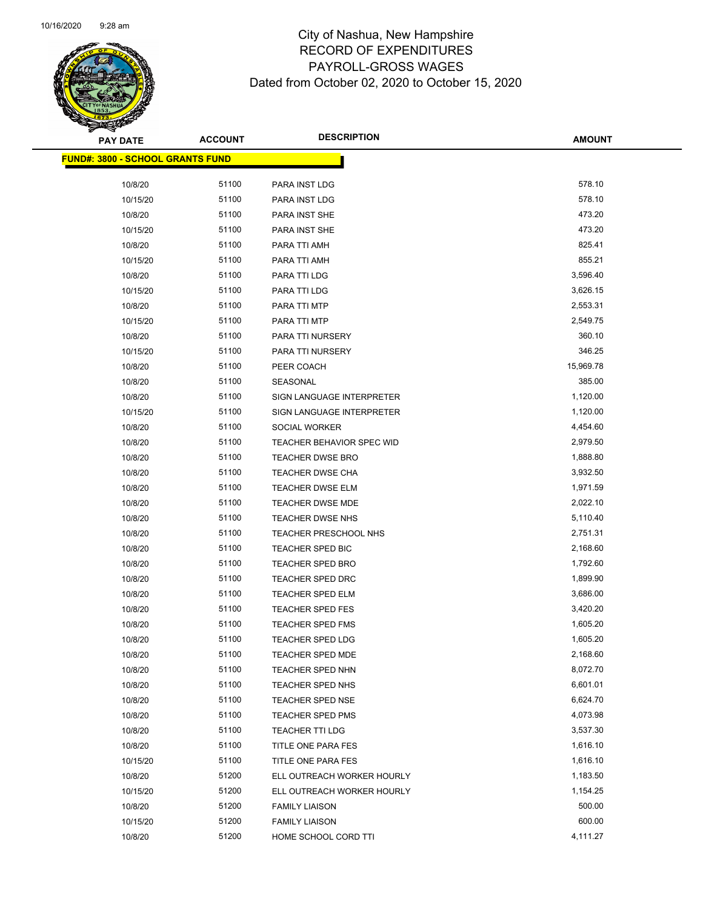# City of Nashua, New Hampshire
## RECORD OF EXPENDITURES
## PAYROLL-GROSS WAGES
## Dated from October 02, 2020 to October 15, 2020

| PAY DATE | ACCOUNT | DESCRIPTION | AMOUNT |
|---|---|---|---|
| **FUND#: 3800 - SCHOOL GRANTS FUND** | | | |
| 10/8/20 | 51100 | PARA INST LDG | 578.10 |
| 10/15/20 | 51100 | PARA INST LDG | 578.10 |
| 10/8/20 | 51100 | PARA INST SHE | 473.20 |
| 10/15/20 | 51100 | PARA INST SHE | 473.20 |
| 10/8/20 | 51100 | PARA TTI AMH | 825.41 |
| 10/15/20 | 51100 | PARA TTI AMH | 855.21 |
| 10/8/20 | 51100 | PARA TTI LDG | 3,596.40 |
| 10/15/20 | 51100 | PARA TTI LDG | 3,626.15 |
| 10/8/20 | 51100 | PARA TTI MTP | 2,553.31 |
| 10/15/20 | 51100 | PARA TTI MTP | 2,549.75 |
| 10/8/20 | 51100 | PARA TTI NURSERY | 360.10 |
| 10/15/20 | 51100 | PARA TTI NURSERY | 346.25 |
| 10/8/20 | 51100 | PEER COACH | 15,969.78 |
| 10/8/20 | 51100 | SEASONAL | 385.00 |
| 10/8/20 | 51100 | SIGN LANGUAGE INTERPRETER | 1,120.00 |
| 10/15/20 | 51100 | SIGN LANGUAGE INTERPRETER | 1,120.00 |
| 10/8/20 | 51100 | SOCIAL WORKER | 4,454.60 |
| 10/8/20 | 51100 | TEACHER BEHAVIOR SPEC WID | 2,979.50 |
| 10/8/20 | 51100 | TEACHER DWSE BRO | 1,888.80 |
| 10/8/20 | 51100 | TEACHER DWSE CHA | 3,932.50 |
| 10/8/20 | 51100 | TEACHER DWSE ELM | 1,971.59 |
| 10/8/20 | 51100 | TEACHER DWSE MDE | 2,022.10 |
| 10/8/20 | 51100 | TEACHER DWSE NHS | 5,110.40 |
| 10/8/20 | 51100 | TEACHER PRESCHOOL NHS | 2,751.31 |
| 10/8/20 | 51100 | TEACHER SPED BIC | 2,168.60 |
| 10/8/20 | 51100 | TEACHER SPED BRO | 1,792.60 |
| 10/8/20 | 51100 | TEACHER SPED DRC | 1,899.90 |
| 10/8/20 | 51100 | TEACHER SPED ELM | 3,686.00 |
| 10/8/20 | 51100 | TEACHER SPED FES | 3,420.20 |
| 10/8/20 | 51100 | TEACHER SPED FMS | 1,605.20 |
| 10/8/20 | 51100 | TEACHER SPED LDG | 1,605.20 |
| 10/8/20 | 51100 | TEACHER SPED MDE | 2,168.60 |
| 10/8/20 | 51100 | TEACHER SPED NHN | 8,072.70 |
| 10/8/20 | 51100 | TEACHER SPED NHS | 6,601.01 |
| 10/8/20 | 51100 | TEACHER SPED NSE | 6,624.70 |
| 10/8/20 | 51100 | TEACHER SPED PMS | 4,073.98 |
| 10/8/20 | 51100 | TEACHER TTI LDG | 3,537.30 |
| 10/8/20 | 51100 | TITLE ONE PARA FES | 1,616.10 |
| 10/15/20 | 51100 | TITLE ONE PARA FES | 1,616.10 |
| 10/8/20 | 51200 | ELL OUTREACH WORKER HOURLY | 1,183.50 |
| 10/15/20 | 51200 | ELL OUTREACH WORKER HOURLY | 1,154.25 |
| 10/8/20 | 51200 | FAMILY LIAISON | 500.00 |
| 10/15/20 | 51200 | FAMILY LIAISON | 600.00 |
| 10/8/20 | 51200 | HOME SCHOOL CORD TTI | 4,111.27 |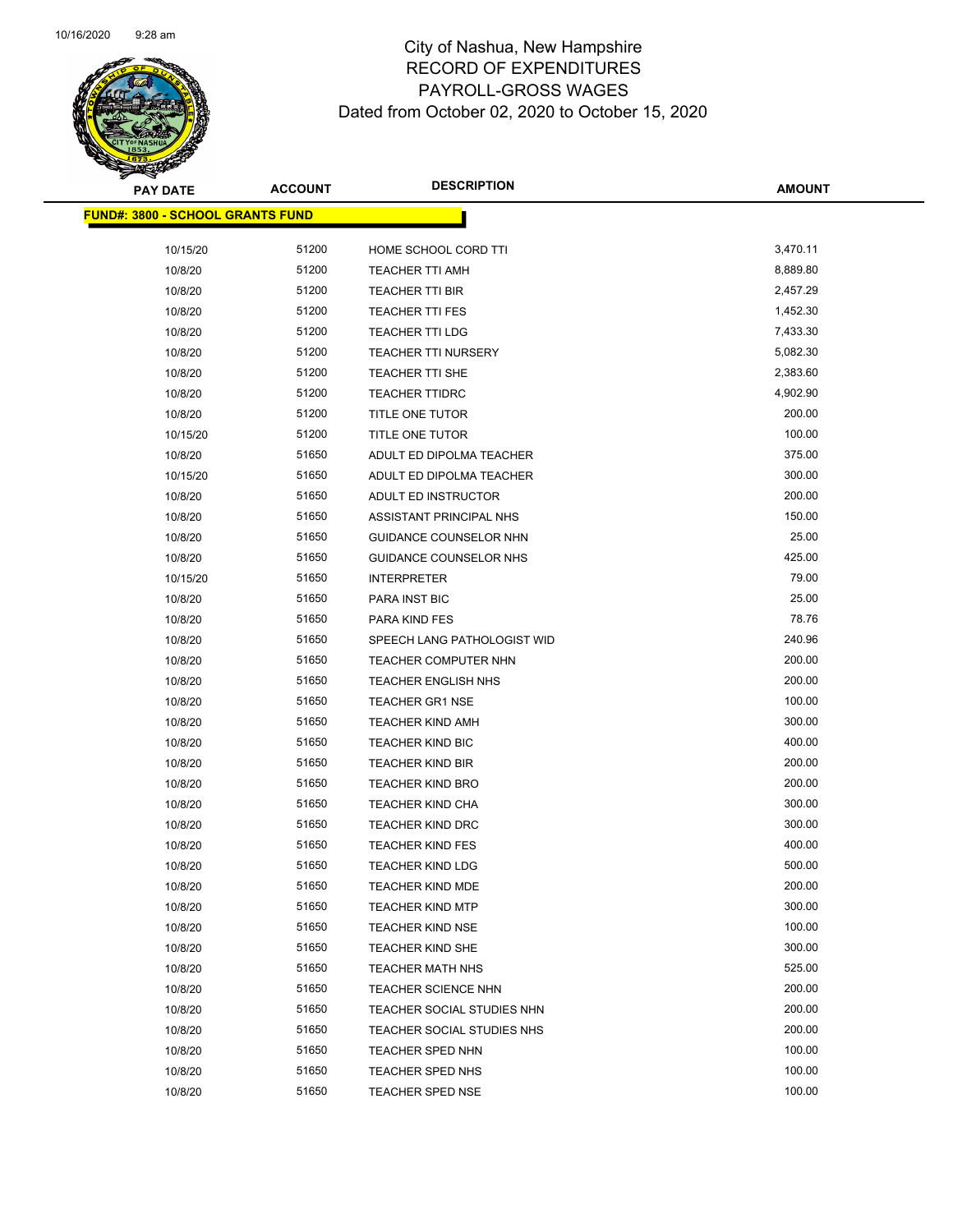# City of Nashua, New Hampshire
## RECORD OF EXPENDITURES
## PAYROLL-GROSS WAGES
## Dated from October 02, 2020 to October 15, 2020

**FUND#: 3800 - SCHOOL GRANTS FUND**

| PAY DATE | ACCOUNT | DESCRIPTION | AMOUNT |
|---|---|---|---|
| 10/15/20 | 51200 | HOME SCHOOL CORD TTI | 3,470.11 |
| 10/8/20 | 51200 | TEACHER TTI AMH | 8,889.80 |
| 10/8/20 | 51200 | TEACHER TTI BIR | 2,457.29 |
| 10/8/20 | 51200 | TEACHER TTI FES | 1,452.30 |
| 10/8/20 | 51200 | TEACHER TTI LDG | 7,433.30 |
| 10/8/20 | 51200 | TEACHER TTI NURSERY | 5,082.30 |
| 10/8/20 | 51200 | TEACHER TTI SHE | 2,383.60 |
| 10/8/20 | 51200 | TEACHER TTIDRC | 4,902.90 |
| 10/8/20 | 51200 | TITLE ONE TUTOR | 200.00 |
| 10/15/20 | 51200 | TITLE ONE TUTOR | 100.00 |
| 10/8/20 | 51650 | ADULT ED DIPOLMA TEACHER | 375.00 |
| 10/15/20 | 51650 | ADULT ED DIPOLMA TEACHER | 300.00 |
| 10/8/20 | 51650 | ADULT ED INSTRUCTOR | 200.00 |
| 10/8/20 | 51650 | ASSISTANT PRINCIPAL NHS | 150.00 |
| 10/8/20 | 51650 | GUIDANCE COUNSELOR NHN | 25.00 |
| 10/8/20 | 51650 | GUIDANCE COUNSELOR NHS | 425.00 |
| 10/15/20 | 51650 | INTERPRETER | 79.00 |
| 10/8/20 | 51650 | PARA INST BIC | 25.00 |
| 10/8/20 | 51650 | PARA KIND FES | 78.76 |
| 10/8/20 | 51650 | SPEECH LANG PATHOLOGIST WID | 240.96 |
| 10/8/20 | 51650 | TEACHER COMPUTER NHN | 200.00 |
| 10/8/20 | 51650 | TEACHER ENGLISH NHS | 200.00 |
| 10/8/20 | 51650 | TEACHER GR1 NSE | 100.00 |
| 10/8/20 | 51650 | TEACHER KIND AMH | 300.00 |
| 10/8/20 | 51650 | TEACHER KIND BIC | 400.00 |
| 10/8/20 | 51650 | TEACHER KIND BIR | 200.00 |
| 10/8/20 | 51650 | TEACHER KIND BRO | 200.00 |
| 10/8/20 | 51650 | TEACHER KIND CHA | 300.00 |
| 10/8/20 | 51650 | TEACHER KIND DRC | 300.00 |
| 10/8/20 | 51650 | TEACHER KIND FES | 400.00 |
| 10/8/20 | 51650 | TEACHER KIND LDG | 500.00 |
| 10/8/20 | 51650 | TEACHER KIND MDE | 200.00 |
| 10/8/20 | 51650 | TEACHER KIND MTP | 300.00 |
| 10/8/20 | 51650 | TEACHER KIND NSE | 100.00 |
| 10/8/20 | 51650 | TEACHER KIND SHE | 300.00 |
| 10/8/20 | 51650 | TEACHER MATH NHS | 525.00 |
| 10/8/20 | 51650 | TEACHER SCIENCE NHN | 200.00 |
| 10/8/20 | 51650 | TEACHER SOCIAL STUDIES NHN | 200.00 |
| 10/8/20 | 51650 | TEACHER SOCIAL STUDIES NHS | 200.00 |
| 10/8/20 | 51650 | TEACHER SPED NHN | 100.00 |
| 10/8/20 | 51650 | TEACHER SPED NHS | 100.00 |
| 10/8/20 | 51650 | TEACHER SPED NSE | 100.00 |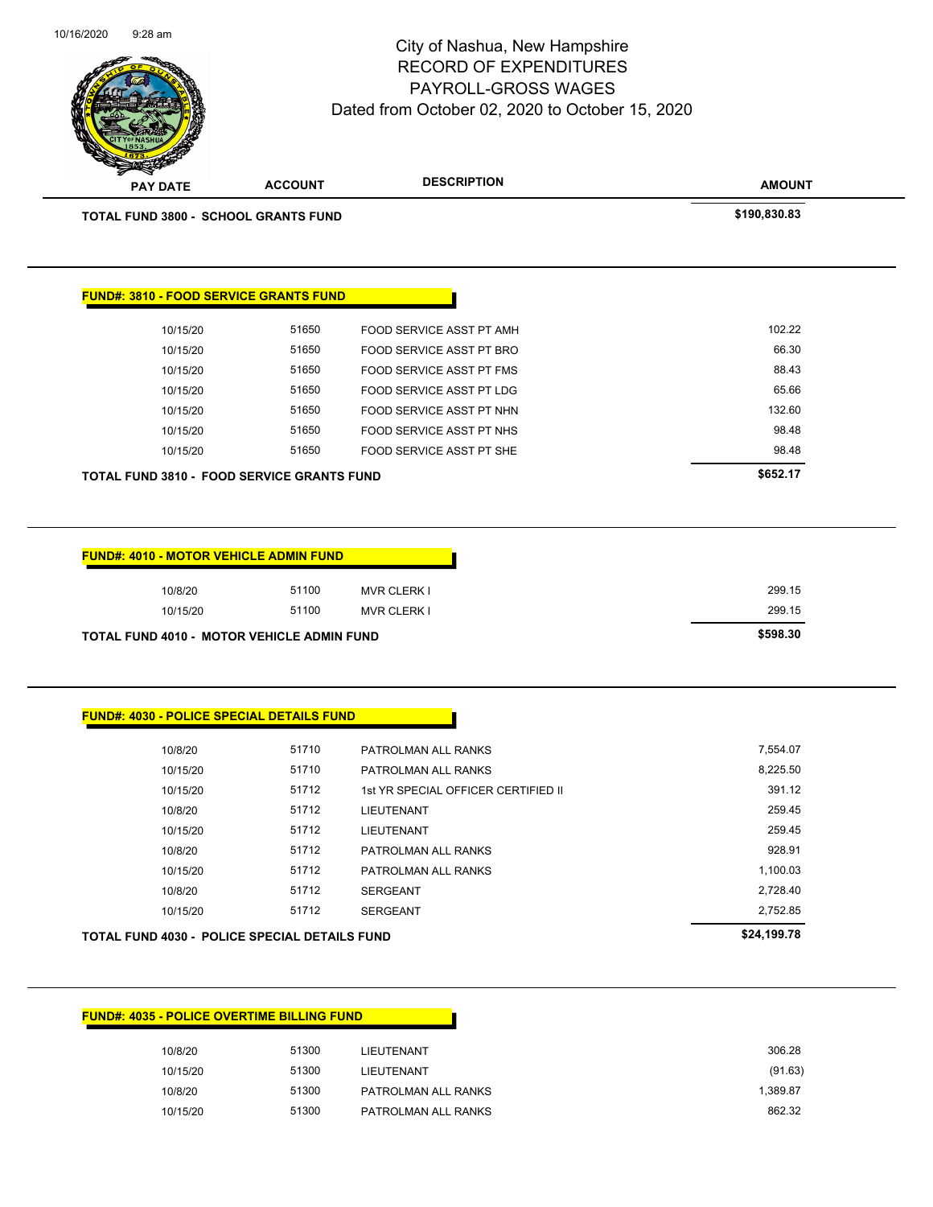# City of Nashua, New Hampshire
## RECORD OF EXPENDITURES
## PAYROLL-GROSS WAGES
### Dated from October 02, 2020 to October 15, 2020

| PAY DATE | ACCOUNT | DESCRIPTION | AMOUNT |
|---|---|---|---|
| **TOTAL FUND 3800 - SCHOOL GRANTS FUND** | | | **$190,830.83** |

**FUND#: 3810 - FOOD SERVICE GRANTS FUND**

| PAY DATE | ACCOUNT | DESCRIPTION | AMOUNT |
|---|---|---|---|
| 10/15/20 | 51650 | FOOD SERVICE ASST PT AMH | 102.22 |
| 10/15/20 | 51650 | FOOD SERVICE ASST PT BRO | 66.30 |
| 10/15/20 | 51650 | FOOD SERVICE ASST PT FMS | 88.43 |
| 10/15/20 | 51650 | FOOD SERVICE ASST PT LDG | 65.66 |
| 10/15/20 | 51650 | FOOD SERVICE ASST PT NHN | 132.60 |
| 10/15/20 | 51650 | FOOD SERVICE ASST PT NHS | 98.48 |
| 10/15/20 | 51650 | FOOD SERVICE ASST PT SHE | 98.48 |
| **TOTAL FUND 3810 - FOOD SERVICE GRANTS FUND** | | | **$652.17** |

**FUND#: 4010 - MOTOR VEHICLE ADMIN FUND**

| PAY DATE | ACCOUNT | DESCRIPTION | AMOUNT |
|---|---|---|---|
| 10/8/20 | 51100 | MVR CLERK I | 299.15 |
| 10/15/20 | 51100 | MVR CLERK I | 299.15 |
| **TOTAL FUND 4010 - MOTOR VEHICLE ADMIN FUND** | | | **$598.30** |

**FUND#: 4030 - POLICE SPECIAL DETAILS FUND**

| PAY DATE | ACCOUNT | DESCRIPTION | AMOUNT |
|---|---|---|---|
| 10/8/20 | 51710 | PATROLMAN ALL RANKS | 7,554.07 |
| 10/15/20 | 51710 | PATROLMAN ALL RANKS | 8,225.50 |
| 10/15/20 | 51712 | 1st YR SPECIAL OFFICER CERTIFIED II | 391.12 |
| 10/8/20 | 51712 | LIEUTENANT | 259.45 |
| 10/15/20 | 51712 | LIEUTENANT | 259.45 |
| 10/8/20 | 51712 | PATROLMAN ALL RANKS | 928.91 |
| 10/15/20 | 51712 | PATROLMAN ALL RANKS | 1,100.03 |
| 10/8/20 | 51712 | SERGEANT | 2,728.40 |
| 10/15/20 | 51712 | SERGEANT | 2,752.85 |
| **TOTAL FUND 4030 - POLICE SPECIAL DETAILS FUND** | | | **$24,199.78** |

**FUND#: 4035 - POLICE OVERTIME BILLING FUND**

| PAY DATE | ACCOUNT | DESCRIPTION | AMOUNT |
|---|---|---|---|
| 10/8/20 | 51300 | LIEUTENANT | 306.28 |
| 10/15/20 | 51300 | LIEUTENANT | (91.63) |
| 10/8/20 | 51300 | PATROLMAN ALL RANKS | 1,389.87 |
| 10/15/20 | 51300 | PATROLMAN ALL RANKS | 862.32 |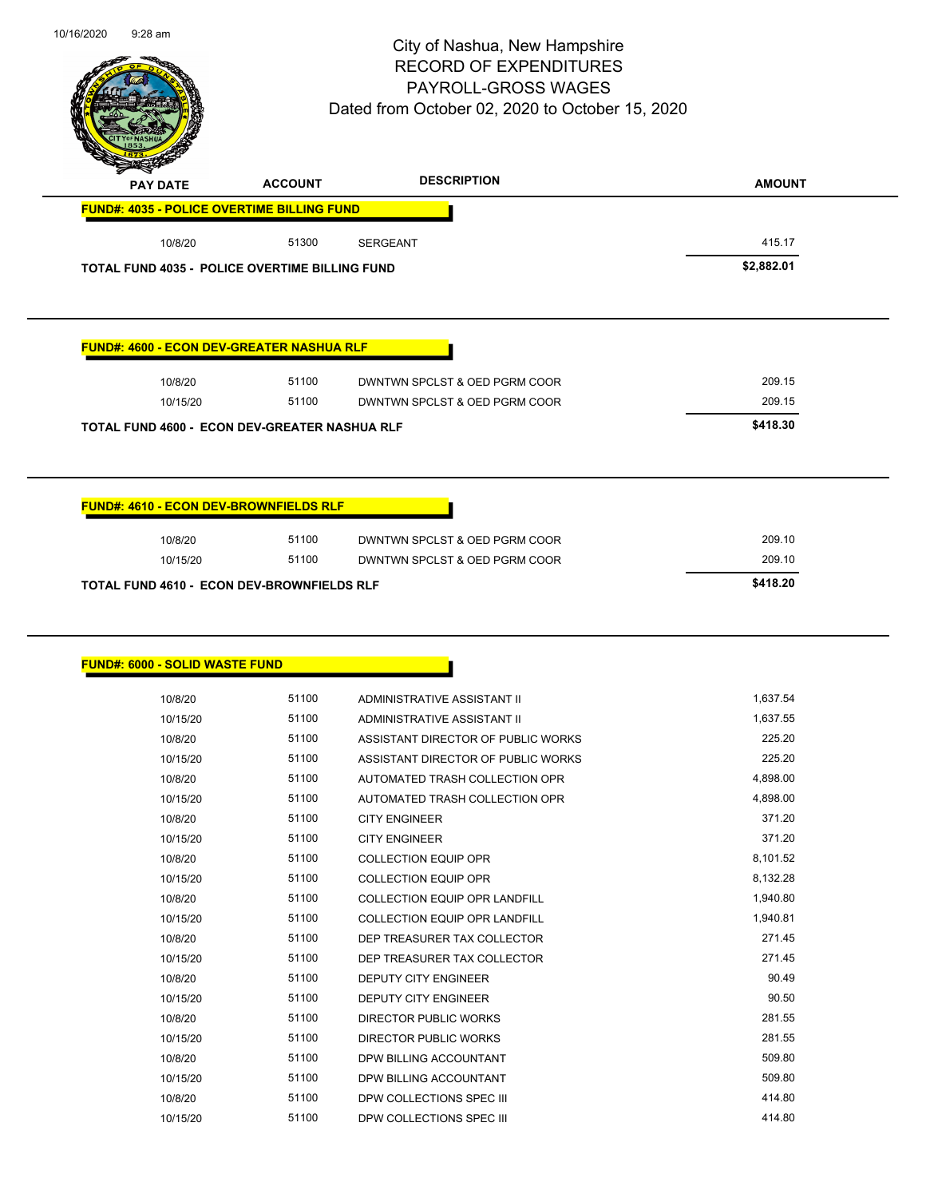# City of Nashua, New Hampshire
## RECORD OF EXPENDITURES
## PAYROLL-GROSS WAGES
### Dated from October 02, 2020 to October 15, 2020

| PAY DATE | ACCOUNT | DESCRIPTION | AMOUNT |
|---|---|---|---|
| **FUND#: 4035 - POLICE OVERTIME BILLING FUND** | | | |
| 10/8/20 | 51300 | SERGEANT | 415.17 |
| **TOTAL FUND 4035 - POLICE OVERTIME BILLING FUND** | | | **$2,882.01** |

| PAY DATE | ACCOUNT | DESCRIPTION | AMOUNT |
|---|---|---|---|
| **FUND#: 4600 - ECON DEV-GREATER NASHUA RLF** | | | |
| 10/8/20 | 51100 | DWNTWN SPCLST & OED PGRM COOR | 209.15 |
| 10/15/20 | 51100 | DWNTWN SPCLST & OED PGRM COOR | 209.15 |
| **TOTAL FUND 4600 - ECON DEV-GREATER NASHUA RLF** | | | **$418.30** |

| PAY DATE | ACCOUNT | DESCRIPTION | AMOUNT |
|---|---|---|---|
| **FUND#: 4610 - ECON DEV-BROWNFIELDS RLF** | | | |
| 10/8/20 | 51100 | DWNTWN SPCLST & OED PGRM COOR | 209.10 |
| 10/15/20 | 51100 | DWNTWN SPCLST & OED PGRM COOR | 209.10 |
| **TOTAL FUND 4610 - ECON DEV-BROWNFIELDS RLF** | | | **$418.20** |

| PAY DATE | ACCOUNT | DESCRIPTION | AMOUNT |
|---|---|---|---|
| **FUND#: 6000 - SOLID WASTE FUND** | | | |
| 10/8/20 | 51100 | ADMINISTRATIVE ASSISTANT II | 1,637.54 |
| 10/15/20 | 51100 | ADMINISTRATIVE ASSISTANT II | 1,637.55 |
| 10/8/20 | 51100 | ASSISTANT DIRECTOR OF PUBLIC WORKS | 225.20 |
| 10/15/20 | 51100 | ASSISTANT DIRECTOR OF PUBLIC WORKS | 225.20 |
| 10/8/20 | 51100 | AUTOMATED TRASH COLLECTION OPR | 4,898.00 |
| 10/15/20 | 51100 | AUTOMATED TRASH COLLECTION OPR | 4,898.00 |
| 10/8/20 | 51100 | CITY ENGINEER | 371.20 |
| 10/15/20 | 51100 | CITY ENGINEER | 371.20 |
| 10/8/20 | 51100 | COLLECTION EQUIP OPR | 8,101.52 |
| 10/15/20 | 51100 | COLLECTION EQUIP OPR | 8,132.28 |
| 10/8/20 | 51100 | COLLECTION EQUIP OPR LANDFILL | 1,940.80 |
| 10/15/20 | 51100 | COLLECTION EQUIP OPR LANDFILL | 1,940.81 |
| 10/8/20 | 51100 | DEP TREASURER TAX COLLECTOR | 271.45 |
| 10/15/20 | 51100 | DEP TREASURER TAX COLLECTOR | 271.45 |
| 10/8/20 | 51100 | DEPUTY CITY ENGINEER | 90.49 |
| 10/15/20 | 51100 | DEPUTY CITY ENGINEER | 90.50 |
| 10/8/20 | 51100 | DIRECTOR PUBLIC WORKS | 281.55 |
| 10/15/20 | 51100 | DIRECTOR PUBLIC WORKS | 281.55 |
| 10/8/20 | 51100 | DPW BILLING ACCOUNTANT | 509.80 |
| 10/15/20 | 51100 | DPW BILLING ACCOUNTANT | 509.80 |
| 10/8/20 | 51100 | DPW COLLECTIONS SPEC III | 414.80 |
| 10/15/20 | 51100 | DPW COLLECTIONS SPEC III | 414.80 |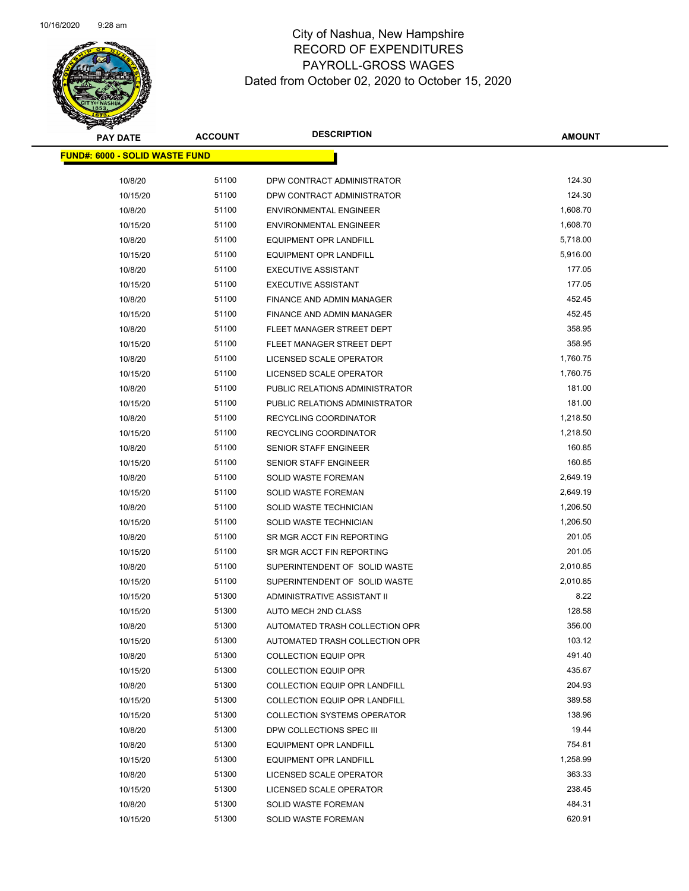# City of Nashua, New Hampshire
## RECORD OF EXPENDITURES
## PAYROLL-GROSS WAGES
## Dated from October 02, 2020 to October 15, 2020

| PAY DATE | ACCOUNT | DESCRIPTION | AMOUNT |
|---|---|---|---|
| **FUND#: 6000 - SOLID WASTE FUND** | | | |
| 10/8/20 | 51100 | DPW CONTRACT ADMINISTRATOR | 124.30 |
| 10/15/20 | 51100 | DPW CONTRACT ADMINISTRATOR | 124.30 |
| 10/8/20 | 51100 | ENVIRONMENTAL ENGINEER | 1,608.70 |
| 10/15/20 | 51100 | ENVIRONMENTAL ENGINEER | 1,608.70 |
| 10/8/20 | 51100 | EQUIPMENT OPR LANDFILL | 5,718.00 |
| 10/15/20 | 51100 | EQUIPMENT OPR LANDFILL | 5,916.00 |
| 10/8/20 | 51100 | EXECUTIVE ASSISTANT | 177.05 |
| 10/15/20 | 51100 | EXECUTIVE ASSISTANT | 177.05 |
| 10/8/20 | 51100 | FINANCE AND ADMIN MANAGER | 452.45 |
| 10/15/20 | 51100 | FINANCE AND ADMIN MANAGER | 452.45 |
| 10/8/20 | 51100 | FLEET MANAGER STREET DEPT | 358.95 |
| 10/15/20 | 51100 | FLEET MANAGER STREET DEPT | 358.95 |
| 10/8/20 | 51100 | LICENSED SCALE OPERATOR | 1,760.75 |
| 10/15/20 | 51100 | LICENSED SCALE OPERATOR | 1,760.75 |
| 10/8/20 | 51100 | PUBLIC RELATIONS ADMINISTRATOR | 181.00 |
| 10/15/20 | 51100 | PUBLIC RELATIONS ADMINISTRATOR | 181.00 |
| 10/8/20 | 51100 | RECYCLING COORDINATOR | 1,218.50 |
| 10/15/20 | 51100 | RECYCLING COORDINATOR | 1,218.50 |
| 10/8/20 | 51100 | SENIOR STAFF ENGINEER | 160.85 |
| 10/15/20 | 51100 | SENIOR STAFF ENGINEER | 160.85 |
| 10/8/20 | 51100 | SOLID WASTE FOREMAN | 2,649.19 |
| 10/15/20 | 51100 | SOLID WASTE FOREMAN | 2,649.19 |
| 10/8/20 | 51100 | SOLID WASTE TECHNICIAN | 1,206.50 |
| 10/15/20 | 51100 | SOLID WASTE TECHNICIAN | 1,206.50 |
| 10/8/20 | 51100 | SR MGR ACCT FIN REPORTING | 201.05 |
| 10/15/20 | 51100 | SR MGR ACCT FIN REPORTING | 201.05 |
| 10/8/20 | 51100 | SUPERINTENDENT OF SOLID WASTE | 2,010.85 |
| 10/15/20 | 51100 | SUPERINTENDENT OF SOLID WASTE | 2,010.85 |
| 10/15/20 | 51300 | ADMINISTRATIVE ASSISTANT II | 8.22 |
| 10/15/20 | 51300 | AUTO MECH 2ND CLASS | 128.58 |
| 10/8/20 | 51300 | AUTOMATED TRASH COLLECTION OPR | 356.00 |
| 10/15/20 | 51300 | AUTOMATED TRASH COLLECTION OPR | 103.12 |
| 10/8/20 | 51300 | COLLECTION EQUIP OPR | 491.40 |
| 10/15/20 | 51300 | COLLECTION EQUIP OPR | 435.67 |
| 10/8/20 | 51300 | COLLECTION EQUIP OPR LANDFILL | 204.93 |
| 10/15/20 | 51300 | COLLECTION EQUIP OPR LANDFILL | 389.58 |
| 10/15/20 | 51300 | COLLECTION SYSTEMS OPERATOR | 138.96 |
| 10/8/20 | 51300 | DPW COLLECTIONS SPEC III | 19.44 |
| 10/8/20 | 51300 | EQUIPMENT OPR LANDFILL | 754.81 |
| 10/15/20 | 51300 | EQUIPMENT OPR LANDFILL | 1,258.99 |
| 10/8/20 | 51300 | LICENSED SCALE OPERATOR | 363.33 |
| 10/15/20 | 51300 | LICENSED SCALE OPERATOR | 238.45 |
| 10/8/20 | 51300 | SOLID WASTE FOREMAN | 484.31 |
| 10/15/20 | 51300 | SOLID WASTE FOREMAN | 620.91 |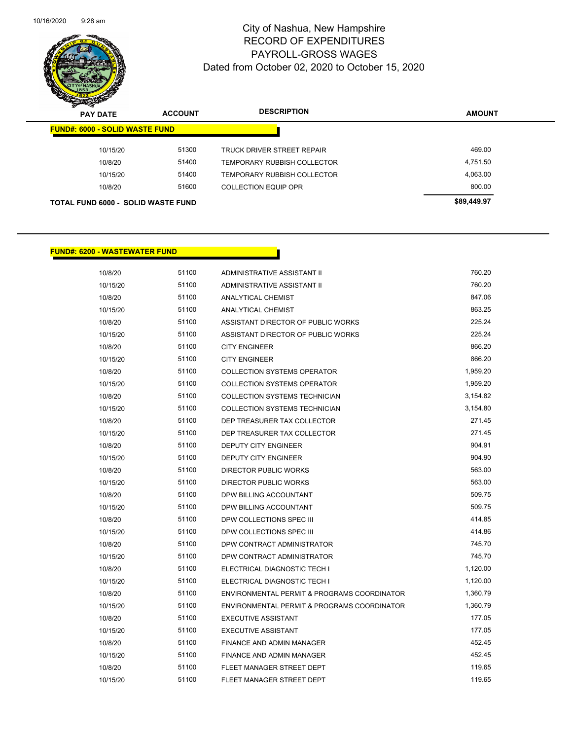# City of Nashua, New Hampshire
## RECORD OF EXPENDITURES
## PAYROLL-GROSS WAGES
### Dated from October 02, 2020 to October 15, 2020

| PAY DATE | ACCOUNT | DESCRIPTION | AMOUNT |
|---|---|---|---|
| **FUND#: 6000 - SOLID WASTE FUND** | | | |
| 10/15/20 | 51300 | TRUCK DRIVER STREET REPAIR | 469.00 |
| 10/8/20 | 51400 | TEMPORARY RUBBISH COLLECTOR | 4,751.50 |
| 10/15/20 | 51400 | TEMPORARY RUBBISH COLLECTOR | 4,063.00 |
| 10/8/20 | 51600 | COLLECTION EQUIP OPR | 800.00 |
| **TOTAL FUND 6000 - SOLID WASTE FUND** | | | **$89,449.97** |

| PAY DATE | ACCOUNT | DESCRIPTION | AMOUNT |
|---|---|---|---|
| **FUND#: 6200 - WASTEWATER FUND** | | | |
| 10/8/20 | 51100 | ADMINISTRATIVE ASSISTANT II | 760.20 |
| 10/15/20 | 51100 | ADMINISTRATIVE ASSISTANT II | 760.20 |
| 10/8/20 | 51100 | ANALYTICAL CHEMIST | 847.06 |
| 10/15/20 | 51100 | ANALYTICAL CHEMIST | 863.25 |
| 10/8/20 | 51100 | ASSISTANT DIRECTOR OF PUBLIC WORKS | 225.24 |
| 10/15/20 | 51100 | ASSISTANT DIRECTOR OF PUBLIC WORKS | 225.24 |
| 10/8/20 | 51100 | CITY ENGINEER | 866.20 |
| 10/15/20 | 51100 | CITY ENGINEER | 866.20 |
| 10/8/20 | 51100 | COLLECTION SYSTEMS OPERATOR | 1,959.20 |
| 10/15/20 | 51100 | COLLECTION SYSTEMS OPERATOR | 1,959.20 |
| 10/8/20 | 51100 | COLLECTION SYSTEMS TECHNICIAN | 3,154.82 |
| 10/15/20 | 51100 | COLLECTION SYSTEMS TECHNICIAN | 3,154.80 |
| 10/8/20 | 51100 | DEP TREASURER TAX COLLECTOR | 271.45 |
| 10/15/20 | 51100 | DEP TREASURER TAX COLLECTOR | 271.45 |
| 10/8/20 | 51100 | DEPUTY CITY ENGINEER | 904.91 |
| 10/15/20 | 51100 | DEPUTY CITY ENGINEER | 904.90 |
| 10/8/20 | 51100 | DIRECTOR PUBLIC WORKS | 563.00 |
| 10/15/20 | 51100 | DIRECTOR PUBLIC WORKS | 563.00 |
| 10/8/20 | 51100 | DPW BILLING ACCOUNTANT | 509.75 |
| 10/15/20 | 51100 | DPW BILLING ACCOUNTANT | 509.75 |
| 10/8/20 | 51100 | DPW COLLECTIONS SPEC III | 414.85 |
| 10/15/20 | 51100 | DPW COLLECTIONS SPEC III | 414.86 |
| 10/8/20 | 51100 | DPW CONTRACT ADMINISTRATOR | 745.70 |
| 10/15/20 | 51100 | DPW CONTRACT ADMINISTRATOR | 745.70 |
| 10/8/20 | 51100 | ELECTRICAL DIAGNOSTIC TECH I | 1,120.00 |
| 10/15/20 | 51100 | ELECTRICAL DIAGNOSTIC TECH I | 1,120.00 |
| 10/8/20 | 51100 | ENVIRONMENTAL PERMIT & PROGRAMS COORDINATOR | 1,360.79 |
| 10/15/20 | 51100 | ENVIRONMENTAL PERMIT & PROGRAMS COORDINATOR | 1,360.79 |
| 10/8/20 | 51100 | EXECUTIVE ASSISTANT | 177.05 |
| 10/15/20 | 51100 | EXECUTIVE ASSISTANT | 177.05 |
| 10/8/20 | 51100 | FINANCE AND ADMIN MANAGER | 452.45 |
| 10/15/20 | 51100 | FINANCE AND ADMIN MANAGER | 452.45 |
| 10/8/20 | 51100 | FLEET MANAGER STREET DEPT | 119.65 |
| 10/15/20 | 51100 | FLEET MANAGER STREET DEPT | 119.65 |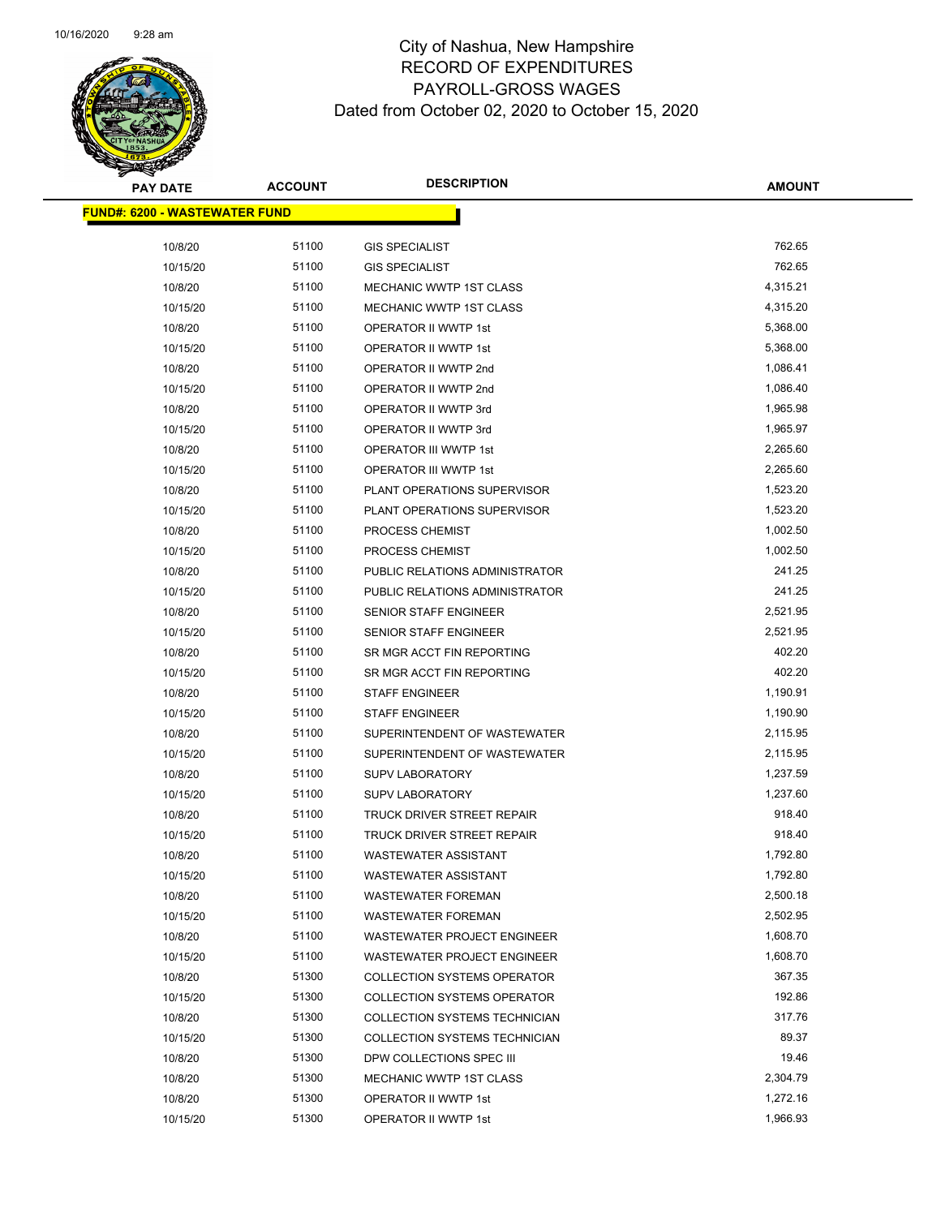# City of Nashua, New Hampshire
# RECORD OF EXPENDITURES
# PAYROLL-GROSS WAGES
# Dated from October 02, 2020 to October 15, 2020

**FUND#: 6200 - WASTEWATER FUND**

| PAY DATE | ACCOUNT | DESCRIPTION | AMOUNT |
|---|---|---|---|
| 10/8/20 | 51100 | GIS SPECIALIST | 762.65 |
| 10/15/20 | 51100 | GIS SPECIALIST | 762.65 |
| 10/8/20 | 51100 | MECHANIC WWTP 1ST CLASS | 4,315.21 |
| 10/15/20 | 51100 | MECHANIC WWTP 1ST CLASS | 4,315.20 |
| 10/8/20 | 51100 | OPERATOR II WWTP 1st | 5,368.00 |
| 10/15/20 | 51100 | OPERATOR II WWTP 1st | 5,368.00 |
| 10/8/20 | 51100 | OPERATOR II WWTP 2nd | 1,086.41 |
| 10/15/20 | 51100 | OPERATOR II WWTP 2nd | 1,086.40 |
| 10/8/20 | 51100 | OPERATOR II WWTP 3rd | 1,965.98 |
| 10/15/20 | 51100 | OPERATOR II WWTP 3rd | 1,965.97 |
| 10/8/20 | 51100 | OPERATOR III WWTP 1st | 2,265.60 |
| 10/15/20 | 51100 | OPERATOR III WWTP 1st | 2,265.60 |
| 10/8/20 | 51100 | PLANT OPERATIONS SUPERVISOR | 1,523.20 |
| 10/15/20 | 51100 | PLANT OPERATIONS SUPERVISOR | 1,523.20 |
| 10/8/20 | 51100 | PROCESS CHEMIST | 1,002.50 |
| 10/15/20 | 51100 | PROCESS CHEMIST | 1,002.50 |
| 10/8/20 | 51100 | PUBLIC RELATIONS ADMINISTRATOR | 241.25 |
| 10/15/20 | 51100 | PUBLIC RELATIONS ADMINISTRATOR | 241.25 |
| 10/8/20 | 51100 | SENIOR STAFF ENGINEER | 2,521.95 |
| 10/15/20 | 51100 | SENIOR STAFF ENGINEER | 2,521.95 |
| 10/8/20 | 51100 | SR MGR ACCT FIN REPORTING | 402.20 |
| 10/15/20 | 51100 | SR MGR ACCT FIN REPORTING | 402.20 |
| 10/8/20 | 51100 | STAFF ENGINEER | 1,190.91 |
| 10/15/20 | 51100 | STAFF ENGINEER | 1,190.90 |
| 10/8/20 | 51100 | SUPERINTENDENT OF WASTEWATER | 2,115.95 |
| 10/15/20 | 51100 | SUPERINTENDENT OF WASTEWATER | 2,115.95 |
| 10/8/20 | 51100 | SUPV LABORATORY | 1,237.59 |
| 10/15/20 | 51100 | SUPV LABORATORY | 1,237.60 |
| 10/8/20 | 51100 | TRUCK DRIVER STREET REPAIR | 918.40 |
| 10/15/20 | 51100 | TRUCK DRIVER STREET REPAIR | 918.40 |
| 10/8/20 | 51100 | WASTEWATER ASSISTANT | 1,792.80 |
| 10/15/20 | 51100 | WASTEWATER ASSISTANT | 1,792.80 |
| 10/8/20 | 51100 | WASTEWATER FOREMAN | 2,500.18 |
| 10/15/20 | 51100 | WASTEWATER FOREMAN | 2,502.95 |
| 10/8/20 | 51100 | WASTEWATER PROJECT ENGINEER | 1,608.70 |
| 10/15/20 | 51100 | WASTEWATER PROJECT ENGINEER | 1,608.70 |
| 10/8/20 | 51300 | COLLECTION SYSTEMS OPERATOR | 367.35 |
| 10/15/20 | 51300 | COLLECTION SYSTEMS OPERATOR | 192.86 |
| 10/8/20 | 51300 | COLLECTION SYSTEMS TECHNICIAN | 317.76 |
| 10/15/20 | 51300 | COLLECTION SYSTEMS TECHNICIAN | 89.37 |
| 10/8/20 | 51300 | DPW COLLECTIONS SPEC III | 19.46 |
| 10/8/20 | 51300 | MECHANIC WWTP 1ST CLASS | 2,304.79 |
| 10/8/20 | 51300 | OPERATOR II WWTP 1st | 1,272.16 |
| 10/15/20 | 51300 | OPERATOR II WWTP 1st | 1,966.93 |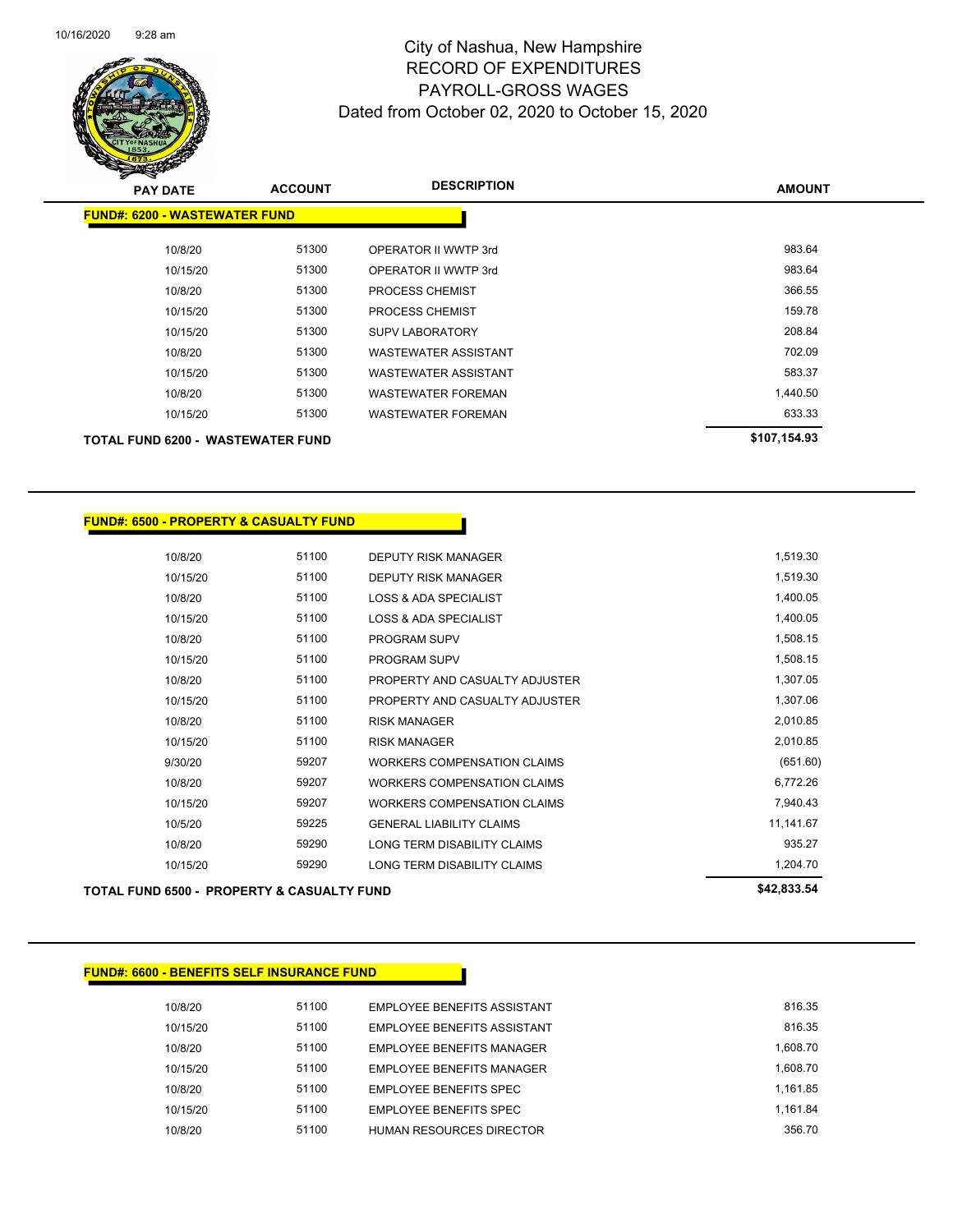# City of Nashua, New Hampshire
## RECORD OF EXPENDITURES
## PAYROLL-GROSS WAGES
## Dated from October 02, 2020 to October 15, 2020

| PAY DATE | ACCOUNT | DESCRIPTION | AMOUNT |
|---|---|---|---|
| **FUND#: 6200 - WASTEWATER FUND** | | | |
| 10/8/20 | 51300 | OPERATOR II WWTP 3rd | 983.64 |
| 10/15/20 | 51300 | OPERATOR II WWTP 3rd | 983.64 |
| 10/8/20 | 51300 | PROCESS CHEMIST | 366.55 |
| 10/15/20 | 51300 | PROCESS CHEMIST | 159.78 |
| 10/15/20 | 51300 | SUPV LABORATORY | 208.84 |
| 10/8/20 | 51300 | WASTEWATER ASSISTANT | 702.09 |
| 10/15/20 | 51300 | WASTEWATER ASSISTANT | 583.37 |
| 10/8/20 | 51300 | WASTEWATER FOREMAN | 1,440.50 |
| 10/15/20 | 51300 | WASTEWATER FOREMAN | 633.33 |
| **TOTAL FUND 6200 - WASTEWATER FUND** | | | **$107,154.93** |

| PAY DATE | ACCOUNT | DESCRIPTION | AMOUNT |
|---|---|---|---|
| **FUND#: 6500 - PROPERTY & CASUALTY FUND** | | | |
| 10/8/20 | 51100 | DEPUTY RISK MANAGER | 1,519.30 |
| 10/15/20 | 51100 | DEPUTY RISK MANAGER | 1,519.30 |
| 10/8/20 | 51100 | LOSS & ADA SPECIALIST | 1,400.05 |
| 10/15/20 | 51100 | LOSS & ADA SPECIALIST | 1,400.05 |
| 10/8/20 | 51100 | PROGRAM SUPV | 1,508.15 |
| 10/15/20 | 51100 | PROGRAM SUPV | 1,508.15 |
| 10/8/20 | 51100 | PROPERTY AND CASUALTY ADJUSTER | 1,307.05 |
| 10/15/20 | 51100 | PROPERTY AND CASUALTY ADJUSTER | 1,307.06 |
| 10/8/20 | 51100 | RISK MANAGER | 2,010.85 |
| 10/15/20 | 51100 | RISK MANAGER | 2,010.85 |
| 9/30/20 | 59207 | WORKERS COMPENSATION CLAIMS | (651.60) |
| 10/8/20 | 59207 | WORKERS COMPENSATION CLAIMS | 6,772.26 |
| 10/15/20 | 59207 | WORKERS COMPENSATION CLAIMS | 7,940.43 |
| 10/5/20 | 59225 | GENERAL LIABILITY CLAIMS | 11,141.67 |
| 10/8/20 | 59290 | LONG TERM DISABILITY CLAIMS | 935.27 |
| 10/15/20 | 59290 | LONG TERM DISABILITY CLAIMS | 1,204.70 |
| **TOTAL FUND 6500 - PROPERTY & CASUALTY FUND** | | | **$42,833.54** |

| PAY DATE | ACCOUNT | DESCRIPTION | AMOUNT |
|---|---|---|---|
| **FUND#: 6600 - BENEFITS SELF INSURANCE FUND** | | | |
| 10/8/20 | 51100 | EMPLOYEE BENEFITS ASSISTANT | 816.35 |
| 10/15/20 | 51100 | EMPLOYEE BENEFITS ASSISTANT | 816.35 |
| 10/8/20 | 51100 | EMPLOYEE BENEFITS MANAGER | 1,608.70 |
| 10/15/20 | 51100 | EMPLOYEE BENEFITS MANAGER | 1,608.70 |
| 10/8/20 | 51100 | EMPLOYEE BENEFITS SPEC | 1,161.85 |
| 10/15/20 | 51100 | EMPLOYEE BENEFITS SPEC | 1,161.84 |
| 10/8/20 | 51100 | HUMAN RESOURCES DIRECTOR | 356.70 |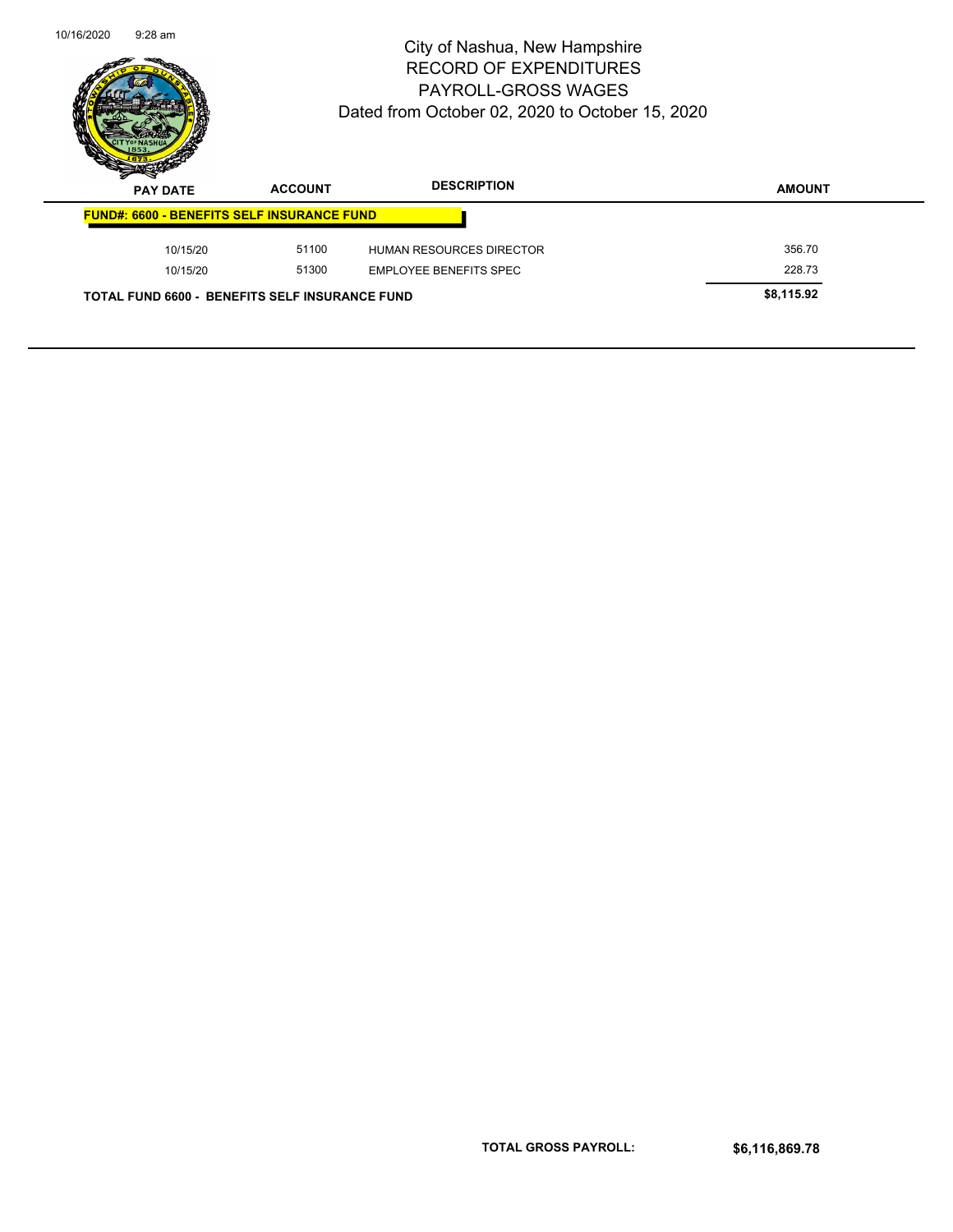City of Nashua, New Hampshire
RECORD OF EXPENDITURES
PAYROLL-GROSS WAGES
Dated from October 02, 2020 to October 15, 2020

| PAY DATE | ACCOUNT | DESCRIPTION | AMOUNT |
|---|---|---|---|
| **FUND#: 6600 - BENEFITS SELF INSURANCE FUND** | | | |
| 10/15/20 | 51100 | HUMAN RESOURCES DIRECTOR | 356.70 |
| 10/15/20 | 51300 | EMPLOYEE BENEFITS SPEC | 228.73 |
| **TOTAL FUND 6600 - BENEFITS SELF INSURANCE FUND** | | | **$8,115.92** |

**TOTAL GROSS PAYROLL:** **$6,116,869.78**